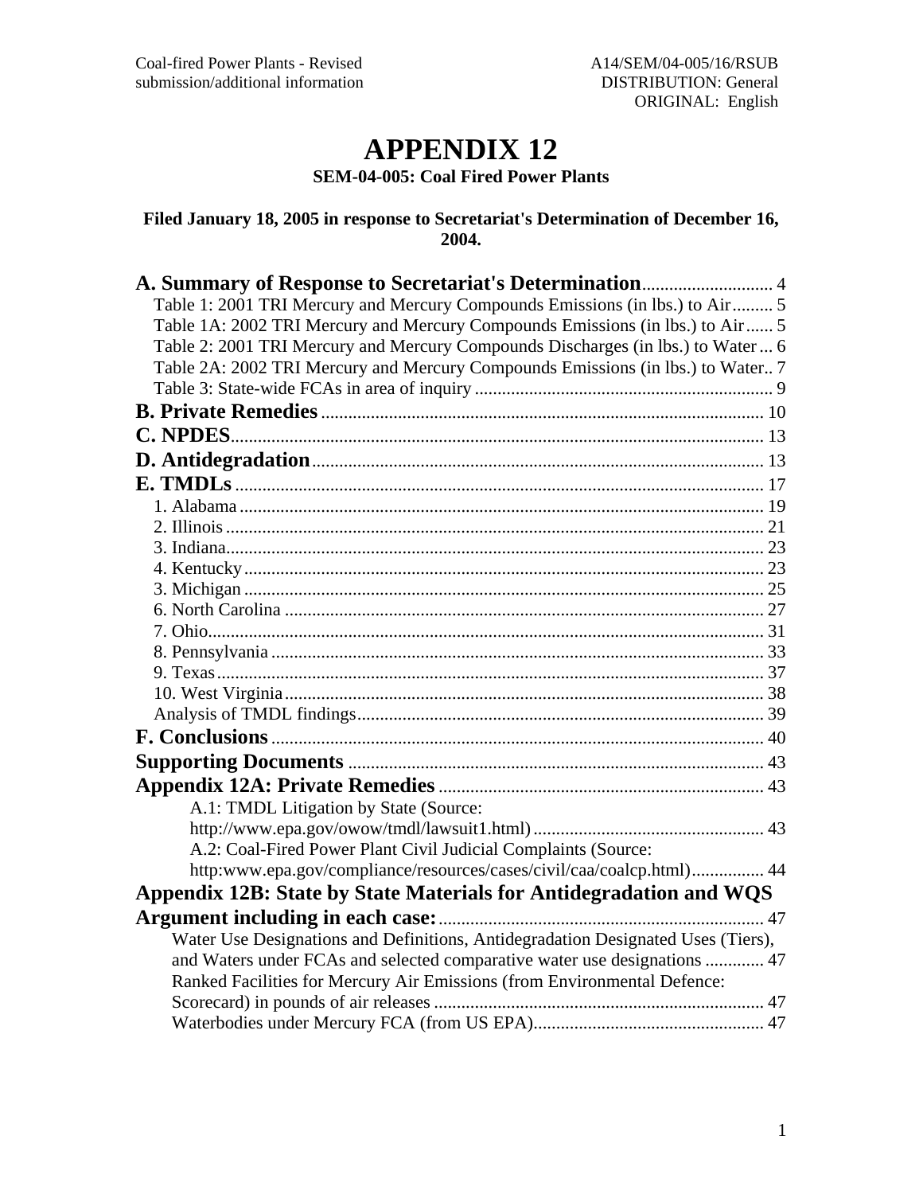Coal-fired Power Plants - Revised submission/additional information

A14/SEM/04-005/16/RSUB
DISTRIBUTION: General
ORIGINAL: English

# APPENDIX 12

### SEM-04-005: Coal Fired Power Plants

**Filed January 18, 2005 in response to Secretariat's Determination of December 16, 2004.**

**A. Summary of Response to Secretariat's Determination** ... 4
- Table 1: 2001 TRI Mercury and Mercury Compounds Emissions (in lbs.) to Air ... 5
- Table 1A: 2002 TRI Mercury and Mercury Compounds Emissions (in lbs.) to Air ... 5
- Table 2: 2001 TRI Mercury and Mercury Compounds Discharges (in lbs.) to Water ... 6
- Table 2A: 2002 TRI Mercury and Mercury Compounds Emissions (in lbs.) to Water .. 7
- Table 3: State-wide FCAs in area of inquiry ... 9

**B. Private Remedies** ... 10

**C. NPDES** ... 13

**D. Antidegradation** ... 13

**E. TMDLs** ... 17
- 1. Alabama ... 19
- 2. Illinois ... 21
- 3. Indiana ... 23
- 4. Kentucky ... 23
- 3. Michigan ... 25
- 6. North Carolina ... 27
- 7. Ohio ... 31
- 8. Pennsylvania ... 33
- 9. Texas ... 37
- 10. West Virginia ... 38
- Analysis of TMDL findings ... 39

**F. Conclusions** ... 40

**Supporting Documents** ... 43

**Appendix 12A: Private Remedies** ... 43
- A.1: TMDL Litigation by State (Source: http://www.epa.gov/owow/tmdl/lawsuit1.html) ... 43
- A.2: Coal-Fired Power Plant Civil Judicial Complaints (Source: http:www.epa.gov/compliance/resources/cases/civil/caa/coalcp.html) ... 44

**Appendix 12B: State by State Materials for Antidegradation and WQS Argument including in each case:** ... 47
- Water Use Designations and Definitions, Antidegradation Designated Uses (Tiers), and Waters under FCAs and selected comparative water use designations ... 47
- Ranked Facilities for Mercury Air Emissions (from Environmental Defence: Scorecard) in pounds of air releases ... 47
- Waterbodies under Mercury FCA (from US EPA) ... 47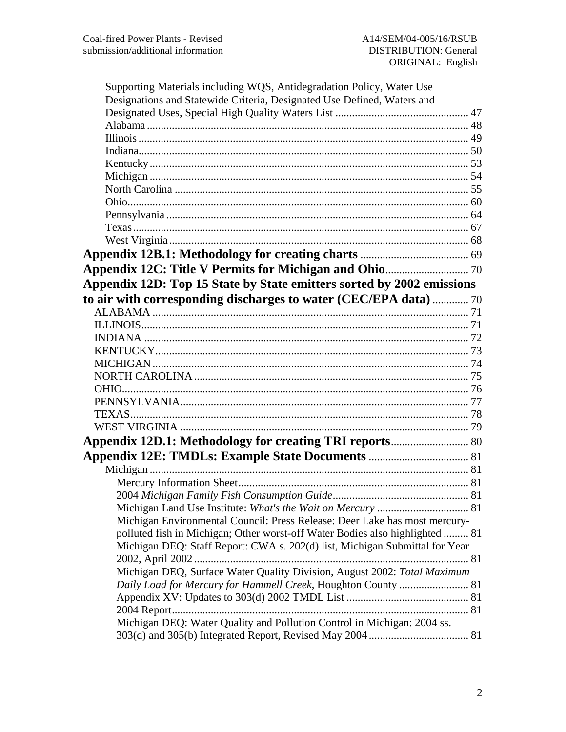Supporting Materials including WQS, Antidegradation Policy, Water Use Designations and Statewide Criteria, Designated Use Defined, Waters and Designated Uses, Special High Quality Waters List ..... 47
Alabama ..... 48
Illinois ..... 49
Indiana ..... 50
Kentucky ..... 53
Michigan ..... 54
North Carolina ..... 55
Ohio ..... 60
Pennsylvania ..... 64
Texas ..... 67
West Virginia ..... 68

**Appendix 12B.1: Methodology for creating charts** ..... 69

**Appendix 12C: Title V Permits for Michigan and Ohio** ..... 70

**Appendix 12D: Top 15 State by State emitters sorted by 2002 emissions to air with corresponding discharges to water (CEC/EPA data)** ..... 70

ALABAMA ..... 71
ILLINOIS ..... 71
INDIANA ..... 72
KENTUCKY ..... 73
MICHIGAN ..... 74
NORTH CAROLINA ..... 75
OHIO ..... 76
PENNSYLVANIA ..... 77
TEXAS ..... 78
WEST VIRGINIA ..... 79

**Appendix 12D.1: Methodology for creating TRI reports** ..... 80

**Appendix 12E: TMDLs: Example State Documents** ..... 81

Michigan ..... 81
- Mercury Information Sheet ..... 81
- 2004 *Michigan Family Fish Consumption Guide* ..... 81
- Michigan Land Use Institute: *What's the Wait on Mercury* ..... 81
- Michigan Environmental Council: Press Release: Deer Lake has most mercury-polluted fish in Michigan; Other worst-off Water Bodies also highlighted ..... 81
- Michigan DEQ: Staff Report: CWA s. 202(d) list, Michigan Submittal for Year 2002, April 2002 ..... 81
- Michigan DEQ, Surface Water Quality Division, August 2002: *Total Maximum Daily Load for Mercury for Hammell Creek*, Houghton County ..... 81
- Appendix XV: Updates to 303(d) 2002 TMDL List ..... 81
- 2004 Report ..... 81
- Michigan DEQ: Water Quality and Pollution Control in Michigan: 2004 ss. 303(d) and 305(b) Integrated Report, Revised May 2004 ..... 81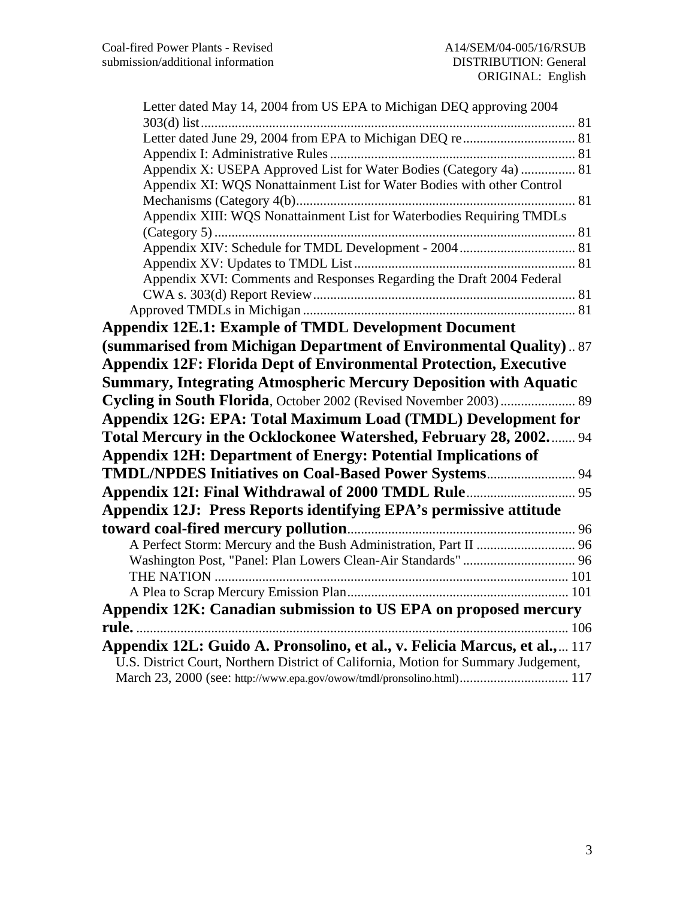Letter dated May 14, 2004 from US EPA to Michigan DEQ approving 2004 303(d) list ........ 81
Letter dated June 29, 2004 from EPA to Michigan DEQ re ........ 81
Appendix I: Administrative Rules ........ 81
Appendix X: USEPA Approved List for Water Bodies (Category 4a) ........ 81
Appendix XI: WQS Nonattainment List for Water Bodies with other Control Mechanisms (Category 4(b) ........ 81
Appendix XIII: WQS Nonattainment List for Waterbodies Requiring TMDLs (Category 5) ........ 81
Appendix XIV: Schedule for TMDL Development - 2004 ........ 81
Appendix XV: Updates to TMDL List ........ 81
Appendix XVI: Comments and Responses Regarding the Draft 2004 Federal CWA s. 303(d) Report Review ........ 81
Approved TMDLs in Michigan ........ 81

**Appendix 12E.1: Example of TMDL Development Document (summarised from Michigan Department of Environmental Quality)** .. 87

**Appendix 12F: Florida Dept of Environmental Protection, Executive Summary, Integrating Atmospheric Mercury Deposition with Aquatic Cycling in South Florida**, October 2002 (Revised November 2003) ........ 89

**Appendix 12G: EPA: Total Maximum Load (TMDL) Development for Total Mercury in the Ocklockonee Watershed, February 28, 2002.** ........ 94

**Appendix 12H: Department of Energy: Potential Implications of TMDL/NPDES Initiatives on Coal-Based Power Systems** ........ 94

**Appendix 12I: Final Withdrawal of 2000 TMDL Rule** ........ 95

**Appendix 12J: Press Reports identifying EPA's permissive attitude toward coal-fired mercury pollution** ........ 96

A Perfect Storm: Mercury and the Bush Administration, Part II ........ 96
Washington Post, "Panel: Plan Lowers Clean-Air Standards" ........ 96
THE NATION ........ 101
A Plea to Scrap Mercury Emission Plan ........ 101

**Appendix 12K: Canadian submission to US EPA on proposed mercury rule.** ........ 106

**Appendix 12L: Guido A. Pronsolino, et al., v. Felicia Marcus, et al.,** ... 117

U.S. District Court, Northern District of California, Motion for Summary Judgement, March 23, 2000 (see: http://www.epa.gov/owow/tmdl/pronsolino.html) ........ 117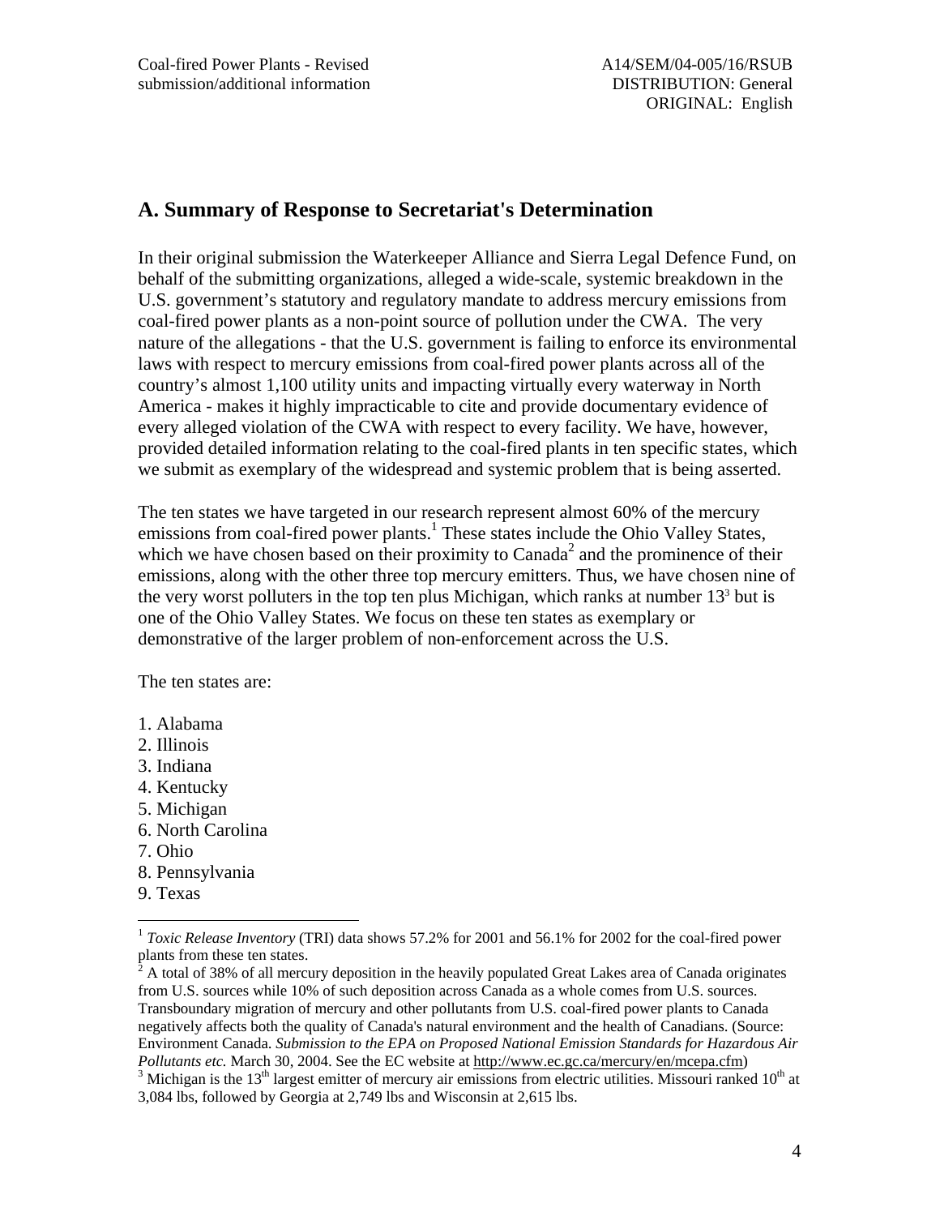## A. Summary of Response to Secretariat's Determination

In their original submission the Waterkeeper Alliance and Sierra Legal Defence Fund, on behalf of the submitting organizations, alleged a wide-scale, systemic breakdown in the U.S. government's statutory and regulatory mandate to address mercury emissions from coal-fired power plants as a non-point source of pollution under the CWA. The very nature of the allegations - that the U.S. government is failing to enforce its environmental laws with respect to mercury emissions from coal-fired power plants across all of the country's almost 1,100 utility units and impacting virtually every waterway in North America - makes it highly impracticable to cite and provide documentary evidence of every alleged violation of the CWA with respect to every facility. We have, however, provided detailed information relating to the coal-fired plants in ten specific states, which we submit as exemplary of the widespread and systemic problem that is being asserted.

The ten states we have targeted in our research represent almost 60% of the mercury emissions from coal-fired power plants.[1] These states include the Ohio Valley States, which we have chosen based on their proximity to Canada[2] and the prominence of their emissions, along with the other three top mercury emitters. Thus, we have chosen nine of the very worst polluters in the top ten plus Michigan, which ranks at number 13[3] but is one of the Ohio Valley States. We focus on these ten states as exemplary or demonstrative of the larger problem of non-enforcement across the U.S.

The ten states are:

1. Alabama
2. Illinois
3. Indiana
4. Kentucky
5. Michigan
6. North Carolina
7. Ohio
8. Pennsylvania
9. Texas

---

[1] *Toxic Release Inventory* (TRI) data shows 57.2% for 2001 and 56.1% for 2002 for the coal-fired power plants from these ten states.

[2] A total of 38% of all mercury deposition in the heavily populated Great Lakes area of Canada originates from U.S. sources while 10% of such deposition across Canada as a whole comes from U.S. sources. Transboundary migration of mercury and other pollutants from U.S. coal-fired power plants to Canada negatively affects both the quality of Canada's natural environment and the health of Canadians. (Source: Environment Canada. *Submission to the EPA on Proposed National Emission Standards for Hazardous Air Pollutants etc.* March 30, 2004. See the EC website at http://www.ec.gc.ca/mercury/en/mcepa.cfm)

[3] Michigan is the 13th largest emitter of mercury air emissions from electric utilities. Missouri ranked 10th at 3,084 lbs, followed by Georgia at 2,749 lbs and Wisconsin at 2,615 lbs.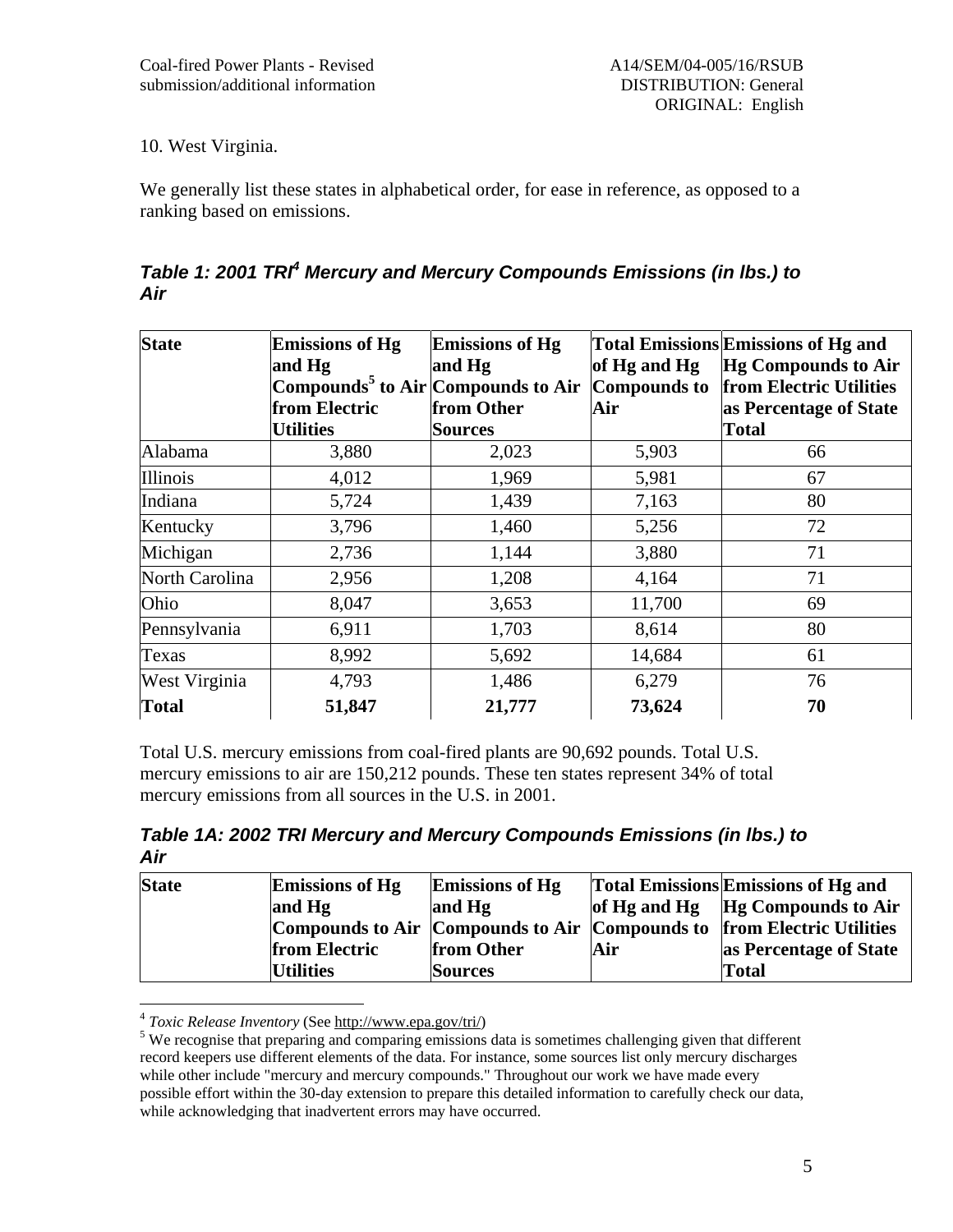10. West Virginia.

We generally list these states in alphabetical order, for ease in reference, as opposed to a ranking based on emissions.

***Table 1: 2001 TRI[4] Mercury and Mercury Compounds Emissions (in lbs.) to Air***

| State | Emissions of Hg and Hg Compounds[5] to Air from Electric Utilities | Emissions of Hg and Hg Compounds to Air from Other Sources | Total Emissions of Hg and Hg Compounds to Air | Emissions of Hg and Hg Compounds to Air from Electric Utilities as Percentage of State Total |
|---|---|---|---|---|
| Alabama | 3,880 | 2,023 | 5,903 | 66 |
| Illinois | 4,012 | 1,969 | 5,981 | 67 |
| Indiana | 5,724 | 1,439 | 7,163 | 80 |
| Kentucky | 3,796 | 1,460 | 5,256 | 72 |
| Michigan | 2,736 | 1,144 | 3,880 | 71 |
| North Carolina | 2,956 | 1,208 | 4,164 | 71 |
| Ohio | 8,047 | 3,653 | 11,700 | 69 |
| Pennsylvania | 6,911 | 1,703 | 8,614 | 80 |
| Texas | 8,992 | 5,692 | 14,684 | 61 |
| West Virginia | 4,793 | 1,486 | 6,279 | 76 |
| **Total** | **51,847** | **21,777** | **73,624** | **70** |

Total U.S. mercury emissions from coal-fired plants are 90,692 pounds. Total U.S. mercury emissions to air are 150,212 pounds. These ten states represent 34% of total mercury emissions from all sources in the U.S. in 2001.

***Table 1A: 2002 TRI Mercury and Mercury Compounds Emissions (in lbs.) to Air***

| State | Emissions of Hg and Hg Compounds to Air from Electric Utilities | Emissions of Hg and Hg Compounds to Air from Other Sources | Total Emissions of Hg and Hg Compounds to Air | Emissions of Hg and Hg Compounds to Air from Electric Utilities as Percentage of State Total |
|---|---|---|---|---|

[4] *Toxic Release Inventory* (See http://www.epa.gov/tri/)

[5] We recognise that preparing and comparing emissions data is sometimes challenging given that different record keepers use different elements of the data. For instance, some sources list only mercury discharges while other include "mercury and mercury compounds." Throughout our work we have made every possible effort within the 30-day extension to prepare this detailed information to carefully check our data, while acknowledging that inadvertent errors may have occurred.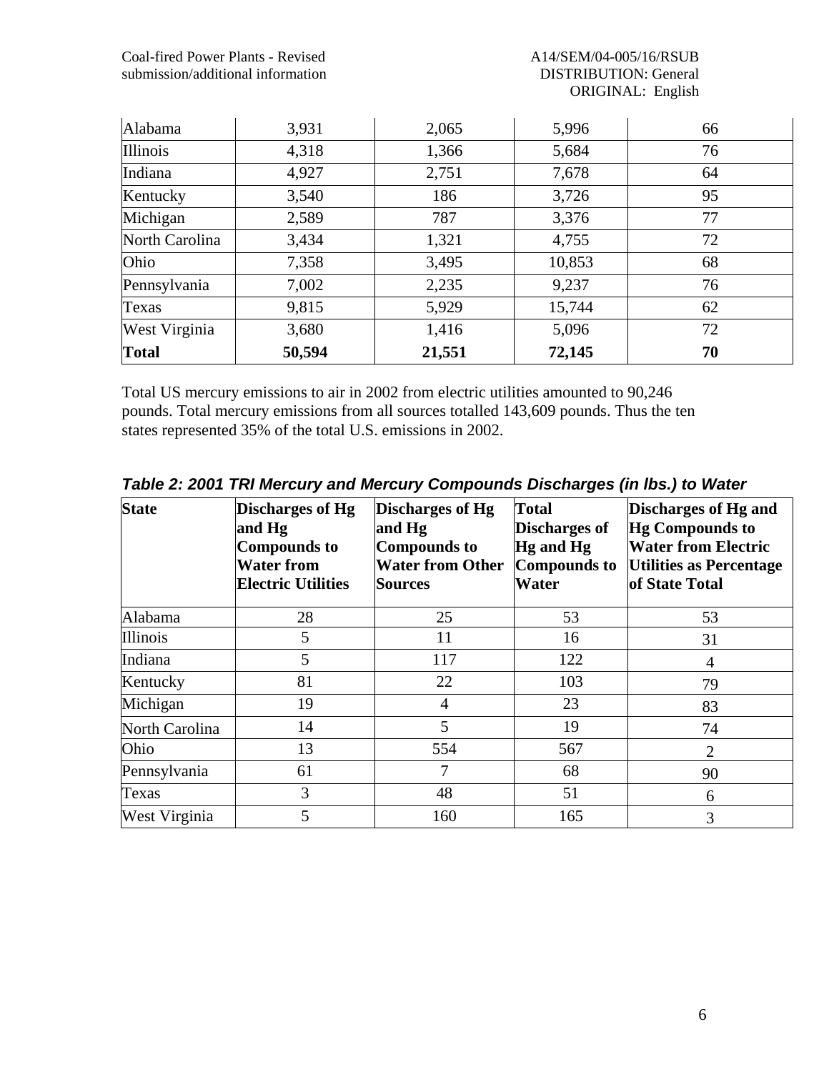| | | | | |
|---|---|---|---|---|
| Alabama | 3,931 | 2,065 | 5,996 | 66 |
| Illinois | 4,318 | 1,366 | 5,684 | 76 |
| Indiana | 4,927 | 2,751 | 7,678 | 64 |
| Kentucky | 3,540 | 186 | 3,726 | 95 |
| Michigan | 2,589 | 787 | 3,376 | 77 |
| North Carolina | 3,434 | 1,321 | 4,755 | 72 |
| Ohio | 7,358 | 3,495 | 10,853 | 68 |
| Pennsylvania | 7,002 | 2,235 | 9,237 | 76 |
| Texas | 9,815 | 5,929 | 15,744 | 62 |
| West Virginia | 3,680 | 1,416 | 5,096 | 72 |
| **Total** | **50,594** | **21,551** | **72,145** | **70** |

Total US mercury emissions to air in 2002 from electric utilities amounted to 90,246 pounds. Total mercury emissions from all sources totalled 143,609 pounds. Thus the ten states represented 35% of the total U.S. emissions in 2002.

***Table 2: 2001 TRI Mercury and Mercury Compounds Discharges (in lbs.) to Water***

| State | Discharges of Hg and Hg Compounds to Water from Electric Utilities | Discharges of Hg and Hg Compounds to Water from Other Sources | Total Discharges of Hg and Hg Compounds to Water | Discharges of Hg and Hg Compounds to Water from Electric Utilities as Percentage of State Total |
|---|---|---|---|---|
| Alabama | 28 | 25 | 53 | 53 |
| Illinois | 5 | 11 | 16 | 31 |
| Indiana | 5 | 117 | 122 | 4 |
| Kentucky | 81 | 22 | 103 | 79 |
| Michigan | 19 | 4 | 23 | 83 |
| North Carolina | 14 | 5 | 19 | 74 |
| Ohio | 13 | 554 | 567 | 2 |
| Pennsylvania | 61 | 7 | 68 | 90 |
| Texas | 3 | 48 | 51 | 6 |
| West Virginia | 5 | 160 | 165 | 3 |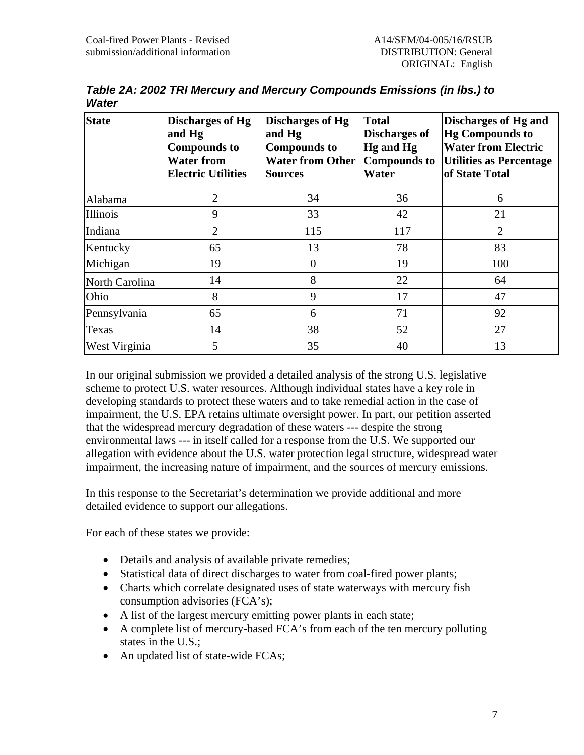*Table 2A: 2002 TRI Mercury and Mercury Compounds Emissions (in lbs.) to Water*

| State | Discharges of Hg and Hg Compounds to Water from Electric Utilities | Discharges of Hg and Hg Compounds to Water from Other Sources | Total Discharges of Hg and Hg Compounds to Water | Discharges of Hg and Hg Compounds to Water from Electric Utilities as Percentage of State Total |
|---|---|---|---|---|
| Alabama | 2 | 34 | 36 | 6 |
| Illinois | 9 | 33 | 42 | 21 |
| Indiana | 2 | 115 | 117 | 2 |
| Kentucky | 65 | 13 | 78 | 83 |
| Michigan | 19 | 0 | 19 | 100 |
| North Carolina | 14 | 8 | 22 | 64 |
| Ohio | 8 | 9 | 17 | 47 |
| Pennsylvania | 65 | 6 | 71 | 92 |
| Texas | 14 | 38 | 52 | 27 |
| West Virginia | 5 | 35 | 40 | 13 |

In our original submission we provided a detailed analysis of the strong U.S. legislative scheme to protect U.S. water resources. Although individual states have a key role in developing standards to protect these waters and to take remedial action in the case of impairment, the U.S. EPA retains ultimate oversight power. In part, our petition asserted that the widespread mercury degradation of these waters --- despite the strong environmental laws --- in itself called for a response from the U.S. We supported our allegation with evidence about the U.S. water protection legal structure, widespread water impairment, the increasing nature of impairment, and the sources of mercury emissions.

In this response to the Secretariat's determination we provide additional and more detailed evidence to support our allegations.

For each of these states we provide:

- Details and analysis of available private remedies;
- Statistical data of direct discharges to water from coal-fired power plants;
- Charts which correlate designated uses of state waterways with mercury fish consumption advisories (FCA's);
- A list of the largest mercury emitting power plants in each state;
- A complete list of mercury-based FCA's from each of the ten mercury polluting states in the U.S.;
- An updated list of state-wide FCAs;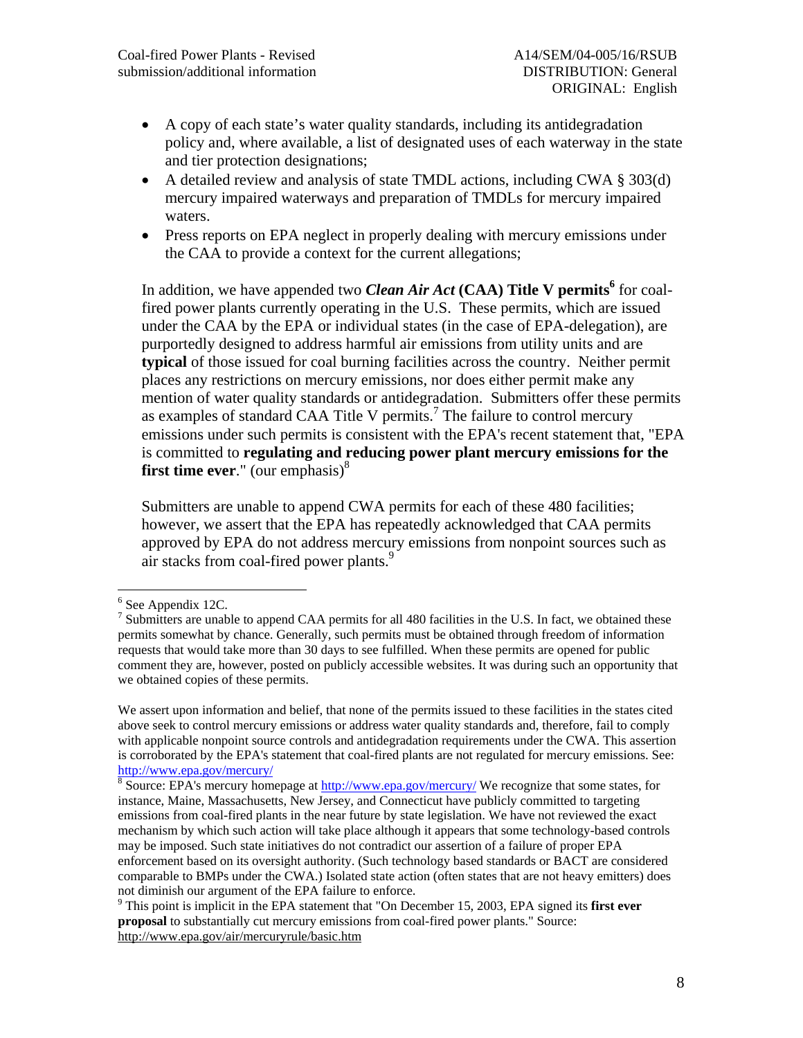- A copy of each state's water quality standards, including its antidegradation policy and, where available, a list of designated uses of each waterway in the state and tier protection designations;
- A detailed review and analysis of state TMDL actions, including CWA § 303(d) mercury impaired waterways and preparation of TMDLs for mercury impaired waters.
- Press reports on EPA neglect in properly dealing with mercury emissions under the CAA to provide a context for the current allegations;

In addition, we have appended two ***Clean Air Act*** **(CAA) Title V permits**[6] for coal-fired power plants currently operating in the U.S. These permits, which are issued under the CAA by the EPA or individual states (in the case of EPA-delegation), are purportedly designed to address harmful air emissions from utility units and are **typical** of those issued for coal burning facilities across the country. Neither permit places any restrictions on mercury emissions, nor does either permit make any mention of water quality standards or antidegradation. Submitters offer these permits as examples of standard CAA Title V permits.[7] The failure to control mercury emissions under such permits is consistent with the EPA's recent statement that, "EPA is committed to **regulating and reducing power plant mercury emissions for the first time ever**." (our emphasis)[8]

Submitters are unable to append CWA permits for each of these 480 facilities; however, we assert that the EPA has repeatedly acknowledged that CAA permits approved by EPA do not address mercury emissions from nonpoint sources such as air stacks from coal-fired power plants.[9]

---

[6] See Appendix 12C.

[7] Submitters are unable to append CAA permits for all 480 facilities in the U.S. In fact, we obtained these permits somewhat by chance. Generally, such permits must be obtained through freedom of information requests that would take more than 30 days to see fulfilled. When these permits are opened for public comment they are, however, posted on publicly accessible websites. It was during such an opportunity that we obtained copies of these permits.

We assert upon information and belief, that none of the permits issued to these facilities in the states cited above seek to control mercury emissions or address water quality standards and, therefore, fail to comply with applicable nonpoint source controls and antidegradation requirements under the CWA. This assertion is corroborated by the EPA's statement that coal-fired plants are not regulated for mercury emissions. See: http://www.epa.gov/mercury/

[8] Source: EPA's mercury homepage at http://www.epa.gov/mercury/ We recognize that some states, for instance, Maine, Massachusetts, New Jersey, and Connecticut have publicly committed to targeting emissions from coal-fired plants in the near future by state legislation. We have not reviewed the exact mechanism by which such action will take place although it appears that some technology-based controls may be imposed. Such state initiatives do not contradict our assertion of a failure of proper EPA enforcement based on its oversight authority. (Such technology based standards or BACT are considered comparable to BMPs under the CWA.) Isolated state action (often states that are not heavy emitters) does not diminish our argument of the EPA failure to enforce.

[9] This point is implicit in the EPA statement that "On December 15, 2003, EPA signed its **first ever proposal** to substantially cut mercury emissions from coal-fired power plants." Source: http://www.epa.gov/air/mercuryrule/basic.htm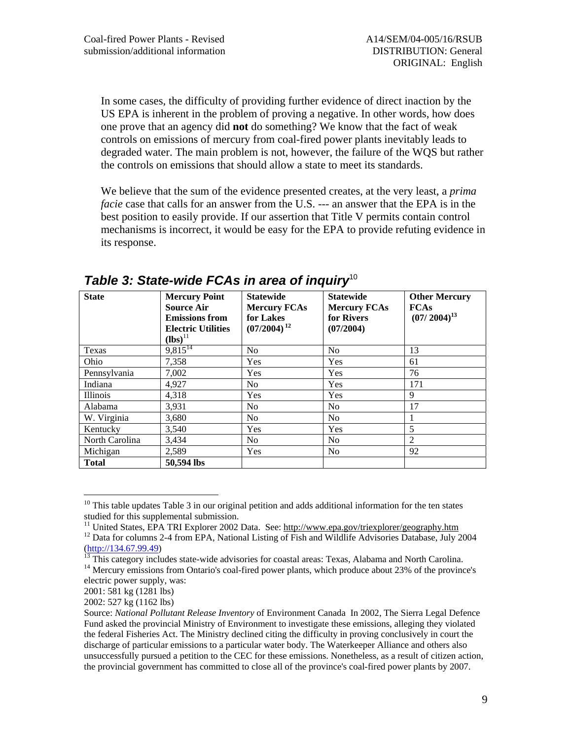In some cases, the difficulty of providing further evidence of direct inaction by the US EPA is inherent in the problem of proving a negative. In other words, how does one prove that an agency did **not** do something? We know that the fact of weak controls on emissions of mercury from coal-fired power plants inevitably leads to degraded water. The main problem is not, however, the failure of the WQS but rather the controls on emissions that should allow a state to meet its standards.

We believe that the sum of the evidence presented creates, at the very least, a *prima facie* case that calls for an answer from the U.S. --- an answer that the EPA is in the best position to easily provide. If our assertion that Title V permits contain control mechanisms is incorrect, it would be easy for the EPA to provide refuting evidence in its response.

### *Table 3: State-wide FCAs in area of inquiry*[10]

| **State** | **Mercury Point Source Air Emissions from Electric Utilities (lbs)**[11] | **Statewide Mercury FCAs for Lakes (07/2004)**[12] | **Statewide Mercury FCAs for Rivers (07/2004)** | **Other Mercury FCAs (07/ 2004)**[13] |
|---|---|---|---|---|
| Texas | 9,815[14] | No | No | 13 |
| Ohio | 7,358 | Yes | Yes | 61 |
| Pennsylvania | 7,002 | Yes | Yes | 76 |
| Indiana | 4,927 | No | Yes | 171 |
| Illinois | 4,318 | Yes | Yes | 9 |
| Alabama | 3,931 | No | No | 17 |
| W. Virginia | 3,680 | No | No | 1 |
| Kentucky | 3,540 | Yes | Yes | 5 |
| North Carolina | 3,434 | No | No | 2 |
| Michigan | 2,589 | Yes | No | 92 |
| **Total** | **50,594 lbs** | | | |

---

[10] This table updates Table 3 in our original petition and adds additional information for the ten states studied for this supplemental submission.

[11] United States, EPA TRI Explorer 2002 Data. See: http://www.epa.gov/triexplorer/geography.htm

[12] Data for columns 2-4 from EPA, National Listing of Fish and Wildlife Advisories Database, July 2004 (http://134.67.99.49)

[13] This category includes state-wide advisories for coastal areas: Texas, Alabama and North Carolina.

[14] Mercury emissions from Ontario's coal-fired power plants, which produce about 23% of the province's electric power supply, was:

2001: 581 kg (1281 lbs)

2002: 527 kg (1162 lbs)

Source: *National Pollutant Release Inventory* of Environment Canada In 2002, The Sierra Legal Defence Fund asked the provincial Ministry of Environment to investigate these emissions, alleging they violated the federal Fisheries Act. The Ministry declined citing the difficulty in proving conclusively in court the discharge of particular emissions to a particular water body. The Waterkeeper Alliance and others also unsuccessfully pursued a petition to the CEC for these emissions. Nonetheless, as a result of citizen action, the provincial government has committed to close all of the province's coal-fired power plants by 2007.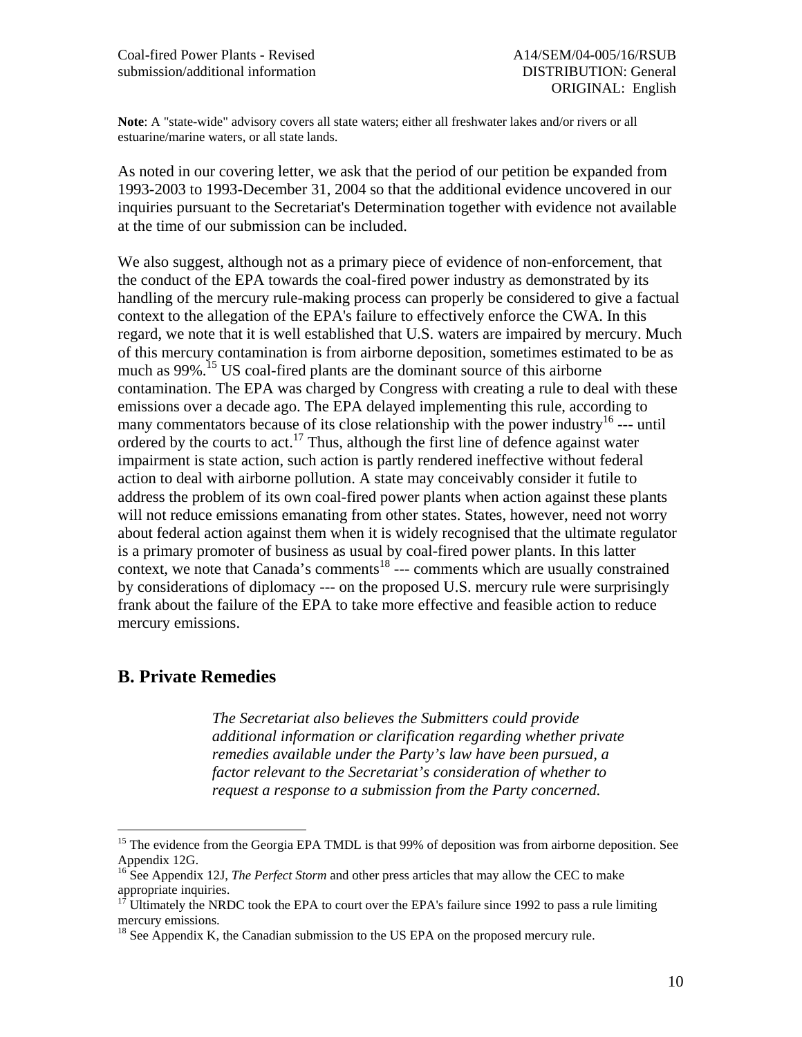**Note**: A "state-wide" advisory covers all state waters; either all freshwater lakes and/or rivers or all estuarine/marine waters, or all state lands.

As noted in our covering letter, we ask that the period of our petition be expanded from 1993-2003 to 1993-December 31, 2004 so that the additional evidence uncovered in our inquiries pursuant to the Secretariat's Determination together with evidence not available at the time of our submission can be included.

We also suggest, although not as a primary piece of evidence of non-enforcement, that the conduct of the EPA towards the coal-fired power industry as demonstrated by its handling of the mercury rule-making process can properly be considered to give a factual context to the allegation of the EPA's failure to effectively enforce the CWA. In this regard, we note that it is well established that U.S. waters are impaired by mercury. Much of this mercury contamination is from airborne deposition, sometimes estimated to be as much as 99%.[15] US coal-fired plants are the dominant source of this airborne contamination. The EPA was charged by Congress with creating a rule to deal with these emissions over a decade ago. The EPA delayed implementing this rule, according to many commentators because of its close relationship with the power industry[16] --- until ordered by the courts to act.[17] Thus, although the first line of defence against water impairment is state action, such action is partly rendered ineffective without federal action to deal with airborne pollution. A state may conceivably consider it futile to address the problem of its own coal-fired power plants when action against these plants will not reduce emissions emanating from other states. States, however, need not worry about federal action against them when it is widely recognised that the ultimate regulator is a primary promoter of business as usual by coal-fired power plants. In this latter context, we note that Canada's comments[18] --- comments which are usually constrained by considerations of diplomacy --- on the proposed U.S. mercury rule were surprisingly frank about the failure of the EPA to take more effective and feasible action to reduce mercury emissions.

## B. Private Remedies

> *The Secretariat also believes the Submitters could provide additional information or clarification regarding whether private remedies available under the Party's law have been pursued, a factor relevant to the Secretariat's consideration of whether to request a response to a submission from the Party concerned.*

---

[15] The evidence from the Georgia EPA TMDL is that 99% of deposition was from airborne deposition. See Appendix 12G.

[16] See Appendix 12J, *The Perfect Storm* and other press articles that may allow the CEC to make appropriate inquiries.

[17] Ultimately the NRDC took the EPA to court over the EPA's failure since 1992 to pass a rule limiting mercury emissions.

[18] See Appendix K, the Canadian submission to the US EPA on the proposed mercury rule.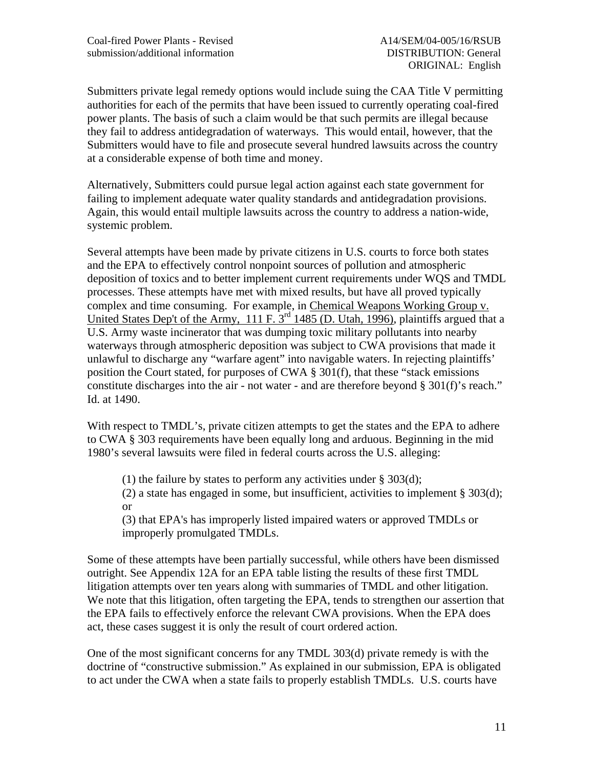Submitters private legal remedy options would include suing the CAA Title V permitting authorities for each of the permits that have been issued to currently operating coal-fired power plants. The basis of such a claim would be that such permits are illegal because they fail to address antidegradation of waterways. This would entail, however, that the Submitters would have to file and prosecute several hundred lawsuits across the country at a considerable expense of both time and money.

Alternatively, Submitters could pursue legal action against each state government for failing to implement adequate water quality standards and antidegradation provisions. Again, this would entail multiple lawsuits across the country to address a nation-wide, systemic problem.

Several attempts have been made by private citizens in U.S. courts to force both states and the EPA to effectively control nonpoint sources of pollution and atmospheric deposition of toxics and to better implement current requirements under WQS and TMDL processes. These attempts have met with mixed results, but have all proved typically complex and time consuming. For example, in Chemical Weapons Working Group v. United States Dep't of the Army, 111 F. 3rd 1485 (D. Utah, 1996), plaintiffs argued that a U.S. Army waste incinerator that was dumping toxic military pollutants into nearby waterways through atmospheric deposition was subject to CWA provisions that made it unlawful to discharge any "warfare agent" into navigable waters. In rejecting plaintiffs' position the Court stated, for purposes of CWA § 301(f), that these "stack emissions constitute discharges into the air - not water - and are therefore beyond § 301(f)'s reach." Id. at 1490.

With respect to TMDL's, private citizen attempts to get the states and the EPA to adhere to CWA § 303 requirements have been equally long and arduous. Beginning in the mid 1980's several lawsuits were filed in federal courts across the U.S. alleging:

> (1) the failure by states to perform any activities under § 303(d);
> (2) a state has engaged in some, but insufficient, activities to implement § 303(d); or
> (3) that EPA's has improperly listed impaired waters or approved TMDLs or improperly promulgated TMDLs.

Some of these attempts have been partially successful, while others have been dismissed outright. See Appendix 12A for an EPA table listing the results of these first TMDL litigation attempts over ten years along with summaries of TMDL and other litigation. We note that this litigation, often targeting the EPA, tends to strengthen our assertion that the EPA fails to effectively enforce the relevant CWA provisions. When the EPA does act, these cases suggest it is only the result of court ordered action.

One of the most significant concerns for any TMDL 303(d) private remedy is with the doctrine of "constructive submission." As explained in our submission, EPA is obligated to act under the CWA when a state fails to properly establish TMDLs. U.S. courts have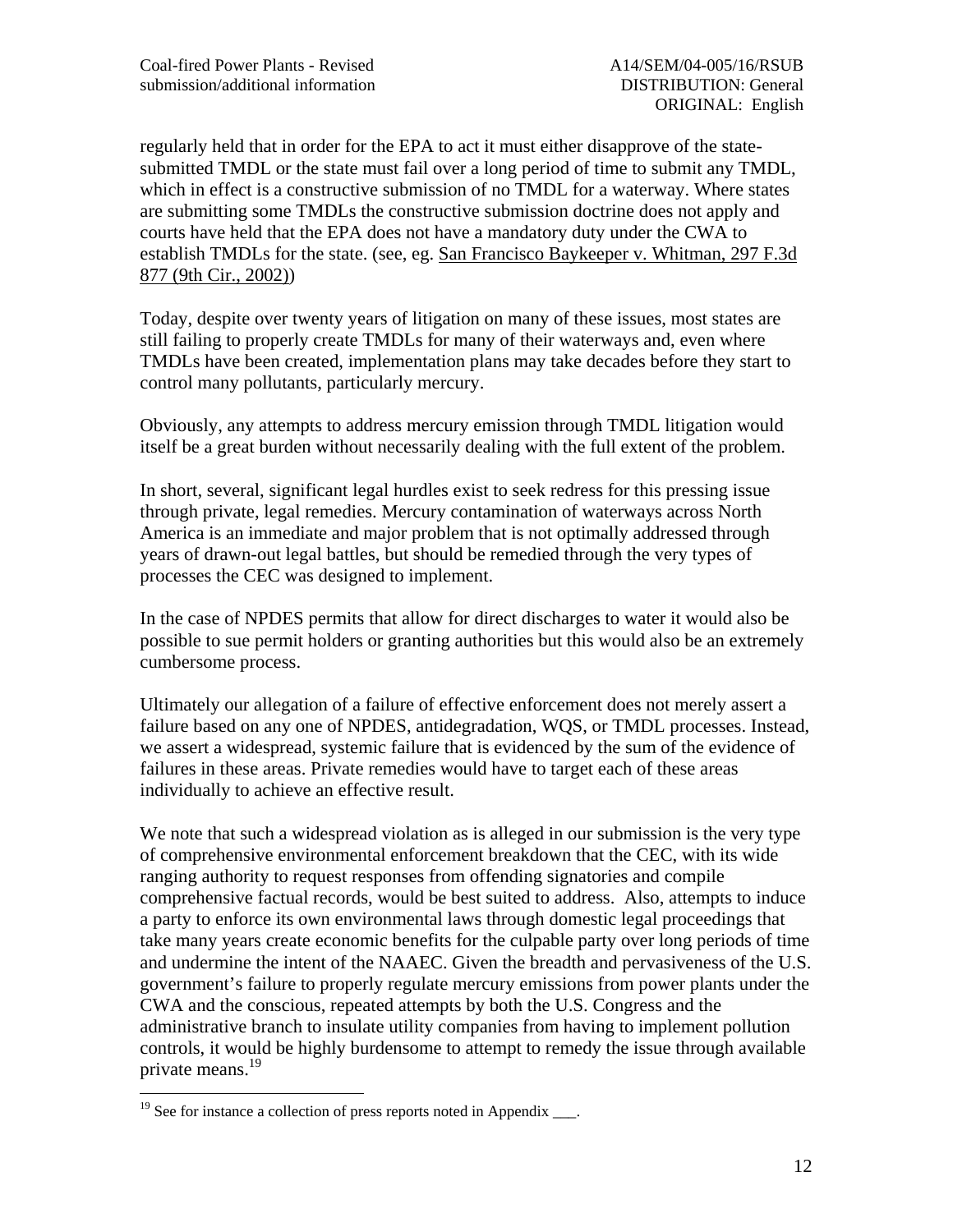regularly held that in order for the EPA to act it must either disapprove of the state-submitted TMDL or the state must fail over a long period of time to submit any TMDL, which in effect is a constructive submission of no TMDL for a waterway. Where states are submitting some TMDLs the constructive submission doctrine does not apply and courts have held that the EPA does not have a mandatory duty under the CWA to establish TMDLs for the state. (see, eg. San Francisco Baykeeper v. Whitman, 297 F.3d 877 (9th Cir., 2002))

Today, despite over twenty years of litigation on many of these issues, most states are still failing to properly create TMDLs for many of their waterways and, even where TMDLs have been created, implementation plans may take decades before they start to control many pollutants, particularly mercury.

Obviously, any attempts to address mercury emission through TMDL litigation would itself be a great burden without necessarily dealing with the full extent of the problem.

In short, several, significant legal hurdles exist to seek redress for this pressing issue through private, legal remedies. Mercury contamination of waterways across North America is an immediate and major problem that is not optimally addressed through years of drawn-out legal battles, but should be remedied through the very types of processes the CEC was designed to implement.

In the case of NPDES permits that allow for direct discharges to water it would also be possible to sue permit holders or granting authorities but this would also be an extremely cumbersome process.

Ultimately our allegation of a failure of effective enforcement does not merely assert a failure based on any one of NPDES, antidegradation, WQS, or TMDL processes. Instead, we assert a widespread, systemic failure that is evidenced by the sum of the evidence of failures in these areas. Private remedies would have to target each of these areas individually to achieve an effective result.

We note that such a widespread violation as is alleged in our submission is the very type of comprehensive environmental enforcement breakdown that the CEC, with its wide ranging authority to request responses from offending signatories and compile comprehensive factual records, would be best suited to address. Also, attempts to induce a party to enforce its own environmental laws through domestic legal proceedings that take many years create economic benefits for the culpable party over long periods of time and undermine the intent of the NAAEC. Given the breadth and pervasiveness of the U.S. government's failure to properly regulate mercury emissions from power plants under the CWA and the conscious, repeated attempts by both the U.S. Congress and the administrative branch to insulate utility companies from having to implement pollution controls, it would be highly burdensome to attempt to remedy the issue through available private means.[19]

---

[19] See for instance a collection of press reports noted in Appendix ___.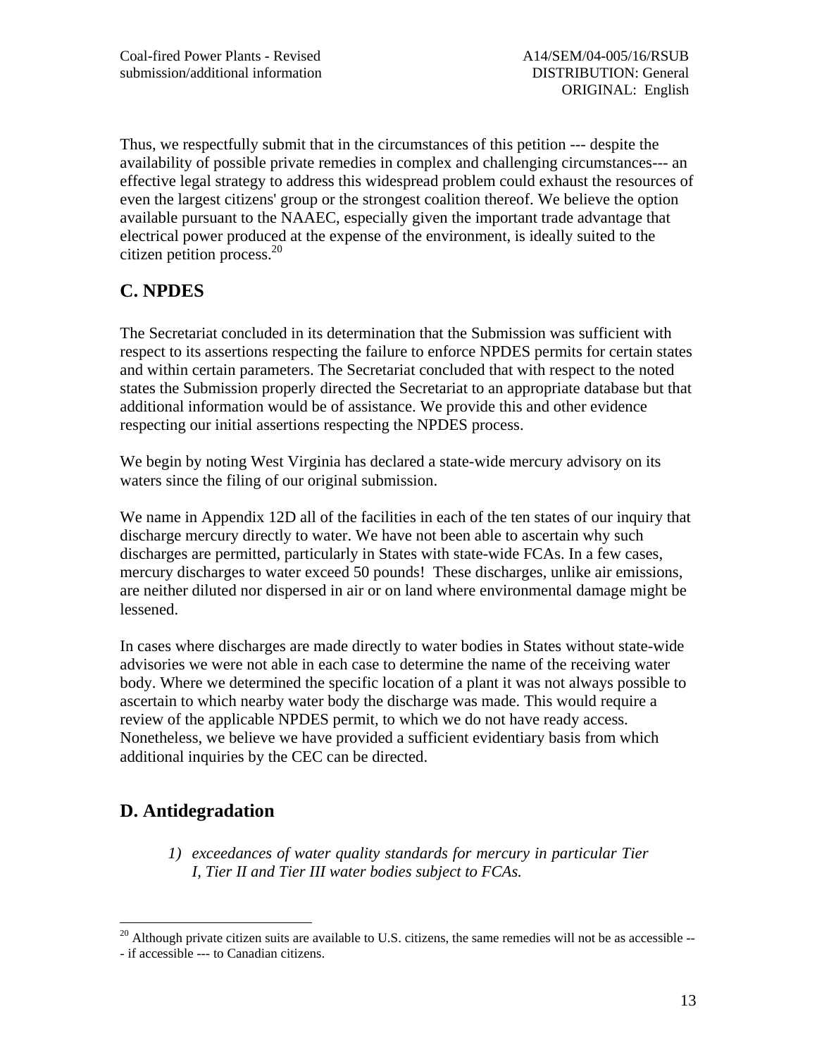Thus, we respectfully submit that in the circumstances of this petition --- despite the availability of possible private remedies in complex and challenging circumstances--- an effective legal strategy to address this widespread problem could exhaust the resources of even the largest citizens' group or the strongest coalition thereof. We believe the option available pursuant to the NAAEC, especially given the important trade advantage that electrical power produced at the expense of the environment, is ideally suited to the citizen petition process.[20]

## C. NPDES

The Secretariat concluded in its determination that the Submission was sufficient with respect to its assertions respecting the failure to enforce NPDES permits for certain states and within certain parameters. The Secretariat concluded that with respect to the noted states the Submission properly directed the Secretariat to an appropriate database but that additional information would be of assistance. We provide this and other evidence respecting our initial assertions respecting the NPDES process.

We begin by noting West Virginia has declared a state-wide mercury advisory on its waters since the filing of our original submission.

We name in Appendix 12D all of the facilities in each of the ten states of our inquiry that discharge mercury directly to water. We have not been able to ascertain why such discharges are permitted, particularly in States with state-wide FCAs. In a few cases, mercury discharges to water exceed 50 pounds! These discharges, unlike air emissions, are neither diluted nor dispersed in air or on land where environmental damage might be lessened.

In cases where discharges are made directly to water bodies in States without state-wide advisories we were not able in each case to determine the name of the receiving water body. Where we determined the specific location of a plant it was not always possible to ascertain to which nearby water body the discharge was made. This would require a review of the applicable NPDES permit, to which we do not have ready access. Nonetheless, we believe we have provided a sufficient evidentiary basis from which additional inquiries by the CEC can be directed.

## D. Antidegradation

1) *exceedances of water quality standards for mercury in particular Tier I, Tier II and Tier III water bodies subject to FCAs.*

---

[20] Although private citizen suits are available to U.S. citizens, the same remedies will not be as accessible --- if accessible --- to Canadian citizens.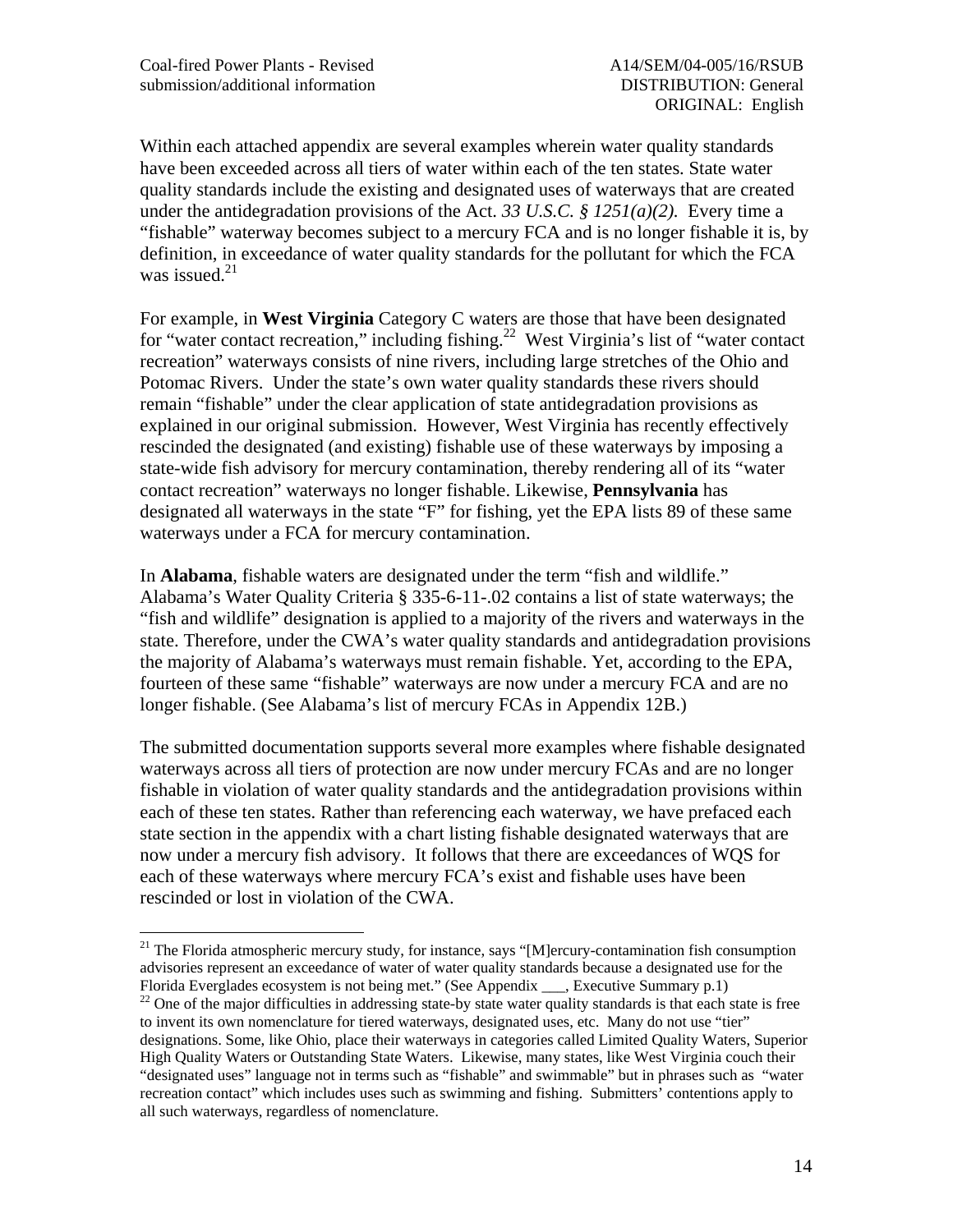Within each attached appendix are several examples wherein water quality standards have been exceeded across all tiers of water within each of the ten states. State water quality standards include the existing and designated uses of waterways that are created under the antidegradation provisions of the Act. *33 U.S.C. § 1251(a)(2).* Every time a "fishable" waterway becomes subject to a mercury FCA and is no longer fishable it is, by definition, in exceedance of water quality standards for the pollutant for which the FCA was issued.[21]

For example, in **West Virginia** Category C waters are those that have been designated for "water contact recreation," including fishing.[22] West Virginia's list of "water contact recreation" waterways consists of nine rivers, including large stretches of the Ohio and Potomac Rivers. Under the state's own water quality standards these rivers should remain "fishable" under the clear application of state antidegradation provisions as explained in our original submission. However, West Virginia has recently effectively rescinded the designated (and existing) fishable use of these waterways by imposing a state-wide fish advisory for mercury contamination, thereby rendering all of its "water contact recreation" waterways no longer fishable. Likewise, **Pennsylvania** has designated all waterways in the state "F" for fishing, yet the EPA lists 89 of these same waterways under a FCA for mercury contamination.

In **Alabama**, fishable waters are designated under the term "fish and wildlife." Alabama's Water Quality Criteria § 335-6-11-.02 contains a list of state waterways; the "fish and wildlife" designation is applied to a majority of the rivers and waterways in the state. Therefore, under the CWA's water quality standards and antidegradation provisions the majority of Alabama's waterways must remain fishable. Yet, according to the EPA, fourteen of these same "fishable" waterways are now under a mercury FCA and are no longer fishable. (See Alabama's list of mercury FCAs in Appendix 12B.)

The submitted documentation supports several more examples where fishable designated waterways across all tiers of protection are now under mercury FCAs and are no longer fishable in violation of water quality standards and the antidegradation provisions within each of these ten states. Rather than referencing each waterway, we have prefaced each state section in the appendix with a chart listing fishable designated waterways that are now under a mercury fish advisory. It follows that there are exceedances of WQS for each of these waterways where mercury FCA's exist and fishable uses have been rescinded or lost in violation of the CWA.

---

[21] The Florida atmospheric mercury study, for instance, says "[M]ercury-contamination fish consumption advisories represent an exceedance of water of water quality standards because a designated use for the Florida Everglades ecosystem is not being met." (See Appendix ___, Executive Summary p.1)

[22] One of the major difficulties in addressing state-by state water quality standards is that each state is free to invent its own nomenclature for tiered waterways, designated uses, etc. Many do not use "tier" designations. Some, like Ohio, place their waterways in categories called Limited Quality Waters, Superior High Quality Waters or Outstanding State Waters. Likewise, many states, like West Virginia couch their "designated uses" language not in terms such as "fishable" and swimmable" but in phrases such as "water recreation contact" which includes uses such as swimming and fishing. Submitters' contentions apply to all such waterways, regardless of nomenclature.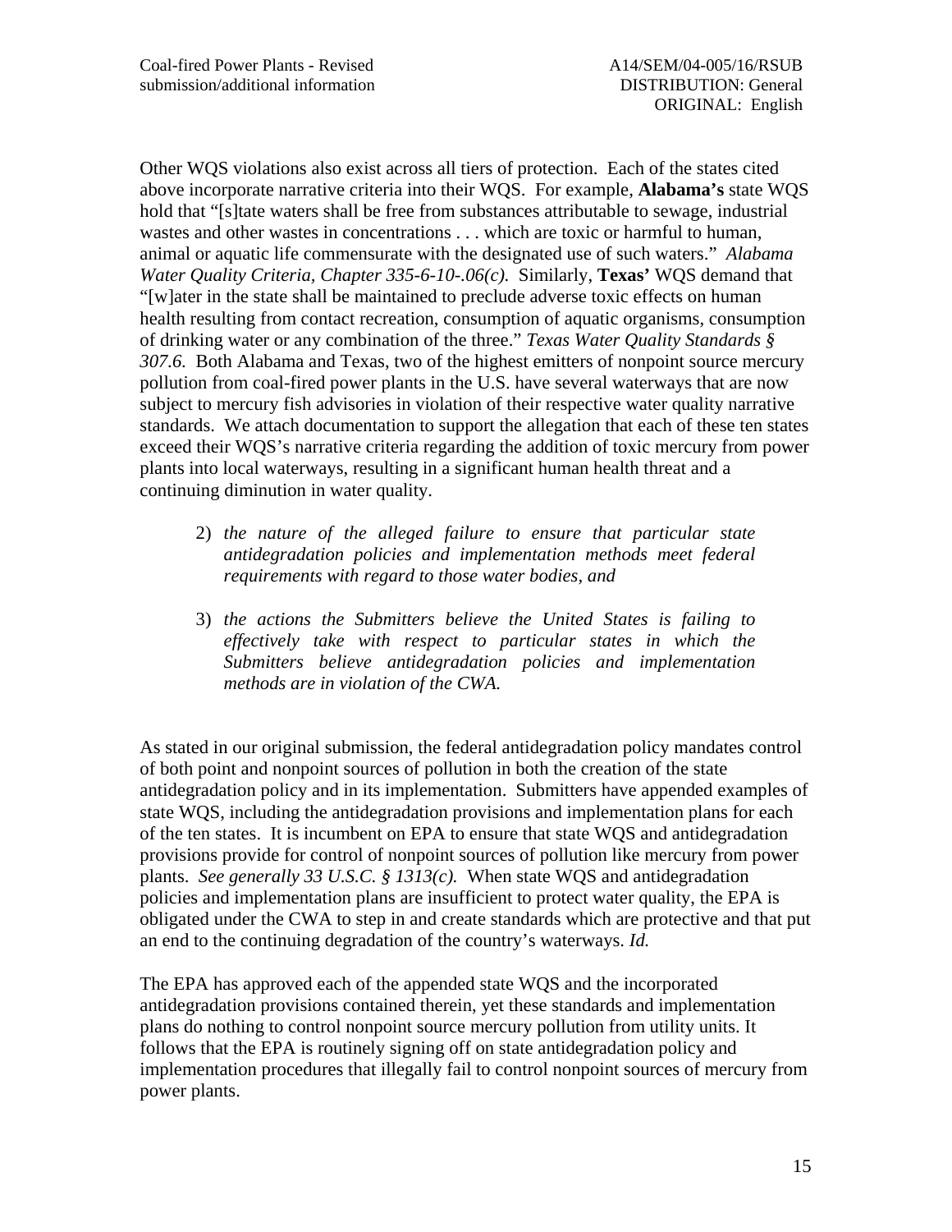Other WQS violations also exist across all tiers of protection. Each of the states cited above incorporate narrative criteria into their WQS. For example, **Alabama's** state WQS hold that "[s]tate waters shall be free from substances attributable to sewage, industrial wastes and other wastes in concentrations . . . which are toxic or harmful to human, animal or aquatic life commensurate with the designated use of such waters." *Alabama Water Quality Criteria, Chapter 335-6-10-.06(c).* Similarly, **Texas'** WQS demand that "[w]ater in the state shall be maintained to preclude adverse toxic effects on human health resulting from contact recreation, consumption of aquatic organisms, consumption of drinking water or any combination of the three." *Texas Water Quality Standards § 307.6.* Both Alabama and Texas, two of the highest emitters of nonpoint source mercury pollution from coal-fired power plants in the U.S. have several waterways that are now subject to mercury fish advisories in violation of their respective water quality narrative standards. We attach documentation to support the allegation that each of these ten states exceed their WQS's narrative criteria regarding the addition of toxic mercury from power plants into local waterways, resulting in a significant human health threat and a continuing diminution in water quality.

2) *the nature of the alleged failure to ensure that particular state antidegradation policies and implementation methods meet federal requirements with regard to those water bodies, and*

3) *the actions the Submitters believe the United States is failing to effectively take with respect to particular states in which the Submitters believe antidegradation policies and implementation methods are in violation of the CWA.*

As stated in our original submission, the federal antidegradation policy mandates control of both point and nonpoint sources of pollution in both the creation of the state antidegradation policy and in its implementation. Submitters have appended examples of state WQS, including the antidegradation provisions and implementation plans for each of the ten states. It is incumbent on EPA to ensure that state WQS and antidegradation provisions provide for control of nonpoint sources of pollution like mercury from power plants. *See generally 33 U.S.C. § 1313(c).* When state WQS and antidegradation policies and implementation plans are insufficient to protect water quality, the EPA is obligated under the CWA to step in and create standards which are protective and that put an end to the continuing degradation of the country's waterways. *Id.*

The EPA has approved each of the appended state WQS and the incorporated antidegradation provisions contained therein, yet these standards and implementation plans do nothing to control nonpoint source mercury pollution from utility units. It follows that the EPA is routinely signing off on state antidegradation policy and implementation procedures that illegally fail to control nonpoint sources of mercury from power plants.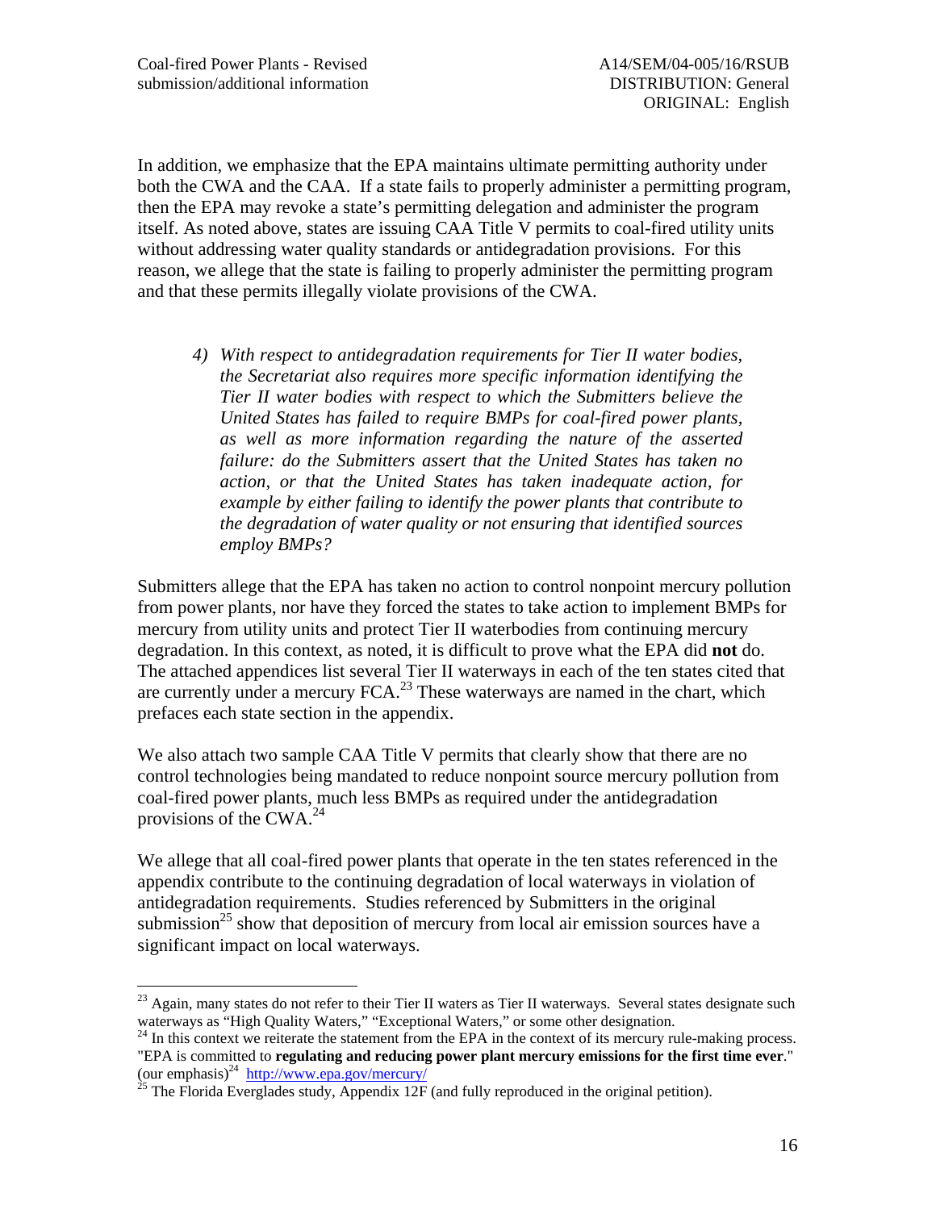In addition, we emphasize that the EPA maintains ultimate permitting authority under both the CWA and the CAA. If a state fails to properly administer a permitting program, then the EPA may revoke a state's permitting delegation and administer the program itself. As noted above, states are issuing CAA Title V permits to coal-fired utility units without addressing water quality standards or antidegradation provisions. For this reason, we allege that the state is failing to properly administer the permitting program and that these permits illegally violate provisions of the CWA.

> *4) With respect to antidegradation requirements for Tier II water bodies, the Secretariat also requires more specific information identifying the Tier II water bodies with respect to which the Submitters believe the United States has failed to require BMPs for coal-fired power plants, as well as more information regarding the nature of the asserted failure: do the Submitters assert that the United States has taken no action, or that the United States has taken inadequate action, for example by either failing to identify the power plants that contribute to the degradation of water quality or not ensuring that identified sources employ BMPs?*

Submitters allege that the EPA has taken no action to control nonpoint mercury pollution from power plants, nor have they forced the states to take action to implement BMPs for mercury from utility units and protect Tier II waterbodies from continuing mercury degradation. In this context, as noted, it is difficult to prove what the EPA did **not** do. The attached appendices list several Tier II waterways in each of the ten states cited that are currently under a mercury FCA.[23] These waterways are named in the chart, which prefaces each state section in the appendix.

We also attach two sample CAA Title V permits that clearly show that there are no control technologies being mandated to reduce nonpoint source mercury pollution from coal-fired power plants, much less BMPs as required under the antidegradation provisions of the CWA.[24]

We allege that all coal-fired power plants that operate in the ten states referenced in the appendix contribute to the continuing degradation of local waterways in violation of antidegradation requirements. Studies referenced by Submitters in the original submission[25] show that deposition of mercury from local air emission sources have a significant impact on local waterways.

---

[23] Again, many states do not refer to their Tier II waters as Tier II waterways. Several states designate such waterways as "High Quality Waters," "Exceptional Waters," or some other designation.

[24] In this context we reiterate the statement from the EPA in the context of its mercury rule-making process. "EPA is committed to **regulating and reducing power plant mercury emissions for the first time ever**." (our emphasis)[24] http://www.epa.gov/mercury/

[25] The Florida Everglades study, Appendix 12F (and fully reproduced in the original petition).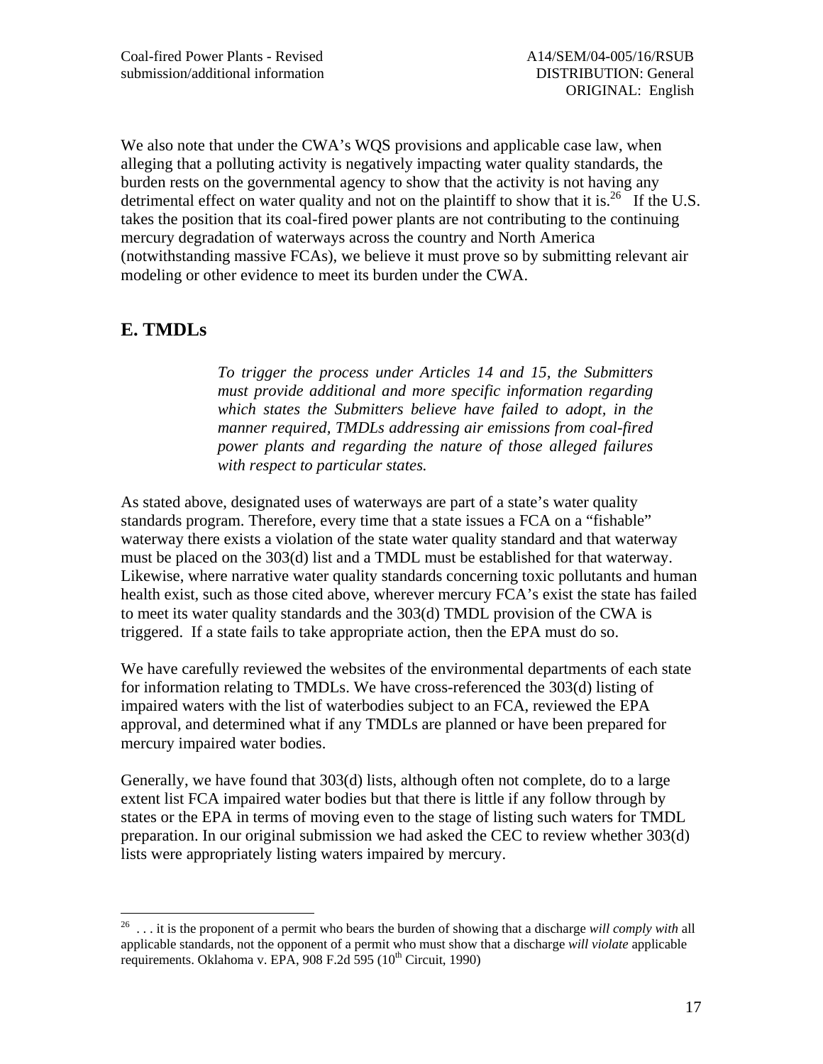We also note that under the CWA's WQS provisions and applicable case law, when alleging that a polluting activity is negatively impacting water quality standards, the burden rests on the governmental agency to show that the activity is not having any detrimental effect on water quality and not on the plaintiff to show that it is.[26] If the U.S. takes the position that its coal-fired power plants are not contributing to the continuing mercury degradation of waterways across the country and North America (notwithstanding massive FCAs), we believe it must prove so by submitting relevant air modeling or other evidence to meet its burden under the CWA.

## E. TMDLs

> *To trigger the process under Articles 14 and 15, the Submitters must provide additional and more specific information regarding which states the Submitters believe have failed to adopt, in the manner required, TMDLs addressing air emissions from coal-fired power plants and regarding the nature of those alleged failures with respect to particular states.*

As stated above, designated uses of waterways are part of a state's water quality standards program. Therefore, every time that a state issues a FCA on a "fishable" waterway there exists a violation of the state water quality standard and that waterway must be placed on the 303(d) list and a TMDL must be established for that waterway. Likewise, where narrative water quality standards concerning toxic pollutants and human health exist, such as those cited above, wherever mercury FCA's exist the state has failed to meet its water quality standards and the 303(d) TMDL provision of the CWA is triggered. If a state fails to take appropriate action, then the EPA must do so.

We have carefully reviewed the websites of the environmental departments of each state for information relating to TMDLs. We have cross-referenced the 303(d) listing of impaired waters with the list of waterbodies subject to an FCA, reviewed the EPA approval, and determined what if any TMDLs are planned or have been prepared for mercury impaired water bodies.

Generally, we have found that 303(d) lists, although often not complete, do to a large extent list FCA impaired water bodies but that there is little if any follow through by states or the EPA in terms of moving even to the stage of listing such waters for TMDL preparation. In our original submission we had asked the CEC to review whether 303(d) lists were appropriately listing waters impaired by mercury.

---

[26] . . . it is the proponent of a permit who bears the burden of showing that a discharge *will comply with* all applicable standards, not the opponent of a permit who must show that a discharge *will violate* applicable requirements. Oklahoma v. EPA, 908 F.2d 595 (10th Circuit, 1990)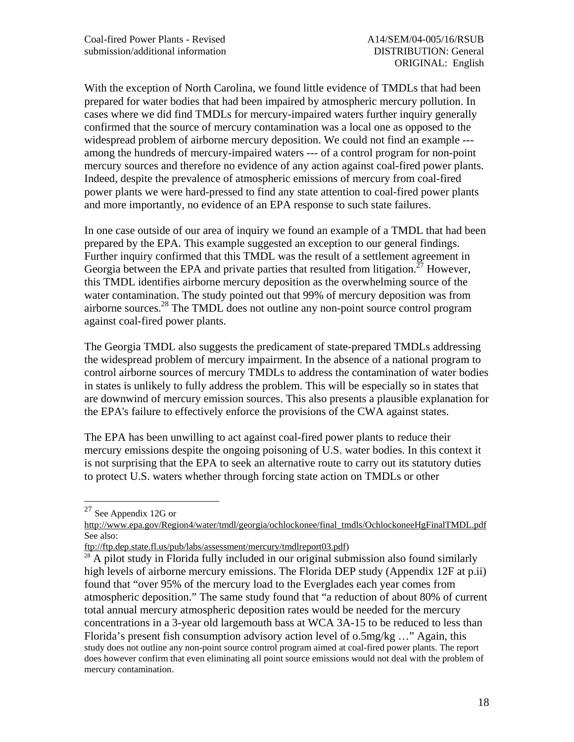With the exception of North Carolina, we found little evidence of TMDLs that had been prepared for water bodies that had been impaired by atmospheric mercury pollution. In cases where we did find TMDLs for mercury-impaired waters further inquiry generally confirmed that the source of mercury contamination was a local one as opposed to the widespread problem of airborne mercury deposition. We could not find an example --- among the hundreds of mercury-impaired waters --- of a control program for non-point mercury sources and therefore no evidence of any action against coal-fired power plants. Indeed, despite the prevalence of atmospheric emissions of mercury from coal-fired power plants we were hard-pressed to find any state attention to coal-fired power plants and more importantly, no evidence of an EPA response to such state failures.

In one case outside of our area of inquiry we found an example of a TMDL that had been prepared by the EPA. This example suggested an exception to our general findings. Further inquiry confirmed that this TMDL was the result of a settlement agreement in Georgia between the EPA and private parties that resulted from litigation.[27] However, this TMDL identifies airborne mercury deposition as the overwhelming source of the water contamination. The study pointed out that 99% of mercury deposition was from airborne sources.[28] The TMDL does not outline any non-point source control program against coal-fired power plants.

The Georgia TMDL also suggests the predicament of state-prepared TMDLs addressing the widespread problem of mercury impairment. In the absence of a national program to control airborne sources of mercury TMDLs to address the contamination of water bodies in states is unlikely to fully address the problem. This will be especially so in states that are downwind of mercury emission sources. This also presents a plausible explanation for the EPA's failure to effectively enforce the provisions of the CWA against states.

The EPA has been unwilling to act against coal-fired power plants to reduce their mercury emissions despite the ongoing poisoning of U.S. water bodies. In this context it is not surprising that the EPA to seek an alternative route to carry out its statutory duties to protect U.S. waters whether through forcing state action on TMDLs or other

---

[27] See Appendix 12G or
http://www.epa.gov/Region4/water/tmdl/georgia/ochlockonee/final_tmdls/OchlockoneeHgFinalTMDL.pdf
See also:
ftp://ftp.dep.state.fl.us/pub/labs/assessment/mercury/tmdlreport03.pdf)

[28] A pilot study in Florida fully included in our original submission also found similarly high levels of airborne mercury emissions. The Florida DEP study (Appendix 12F at p.ii) found that "over 95% of the mercury load to the Everglades each year comes from atmospheric deposition." The same study found that "a reduction of about 80% of current total annual mercury atmospheric deposition rates would be needed for the mercury concentrations in a 3-year old largemouth bass at WCA 3A-15 to be reduced to less than Florida's present fish consumption advisory action level of o.5mg/kg …" Again, this study does not outline any non-point source control program aimed at coal-fired power plants. The report does however confirm that even eliminating all point source emissions would not deal with the problem of mercury contamination.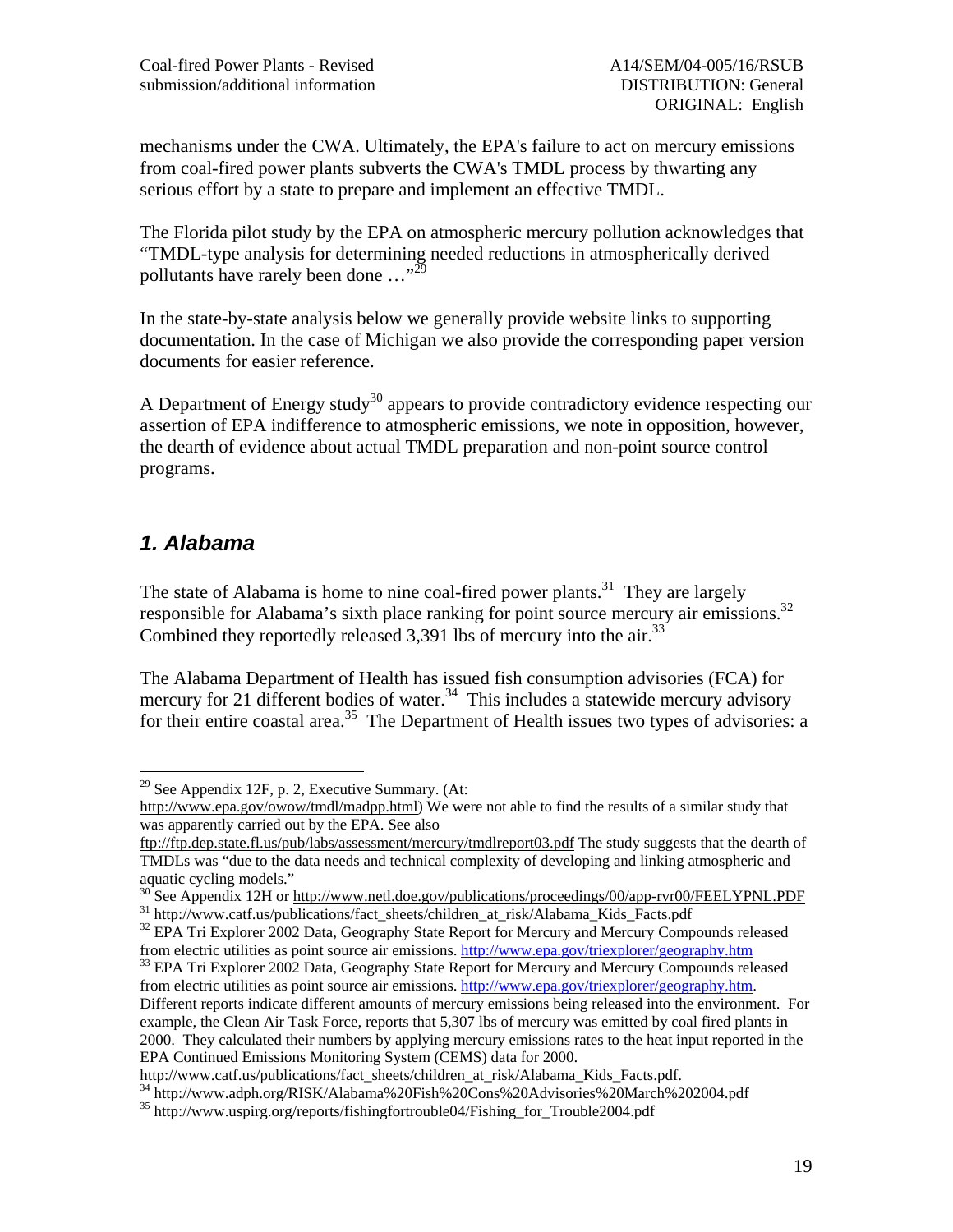mechanisms under the CWA. Ultimately, the EPA's failure to act on mercury emissions from coal-fired power plants subverts the CWA's TMDL process by thwarting any serious effort by a state to prepare and implement an effective TMDL.

The Florida pilot study by the EPA on atmospheric mercury pollution acknowledges that "TMDL-type analysis for determining needed reductions in atmospherically derived pollutants have rarely been done …"[29]

In the state-by-state analysis below we generally provide website links to supporting documentation. In the case of Michigan we also provide the corresponding paper version documents for easier reference.

A Department of Energy study[30] appears to provide contradictory evidence respecting our assertion of EPA indifference to atmospheric emissions, we note in opposition, however, the dearth of evidence about actual TMDL preparation and non-point source control programs.

## *1. Alabama*

The state of Alabama is home to nine coal-fired power plants.[31] They are largely responsible for Alabama's sixth place ranking for point source mercury air emissions.[32] Combined they reportedly released 3,391 lbs of mercury into the air.[33]

The Alabama Department of Health has issued fish consumption advisories (FCA) for mercury for 21 different bodies of water.[34] This includes a statewide mercury advisory for their entire coastal area.[35] The Department of Health issues two types of advisories: a

---

[29] See Appendix 12F, p. 2, Executive Summary. (At: http://www.epa.gov/owow/tmdl/madpp.html) We were not able to find the results of a similar study that was apparently carried out by the EPA. See also ftp://ftp.dep.state.fl.us/pub/labs/assessment/mercury/tmdlreport03.pdf The study suggests that the dearth of TMDLs was "due to the data needs and technical complexity of developing and linking atmospheric and aquatic cycling models."

[30] See Appendix 12H or http://www.netl.doe.gov/publications/proceedings/00/app-rvr00/FEELYPNL.PDF

[31] http://www.catf.us/publications/fact_sheets/children_at_risk/Alabama_Kids_Facts.pdf

[32] EPA Tri Explorer 2002 Data, Geography State Report for Mercury and Mercury Compounds released from electric utilities as point source air emissions. http://www.epa.gov/triexplorer/geography.htm

[33] EPA Tri Explorer 2002 Data, Geography State Report for Mercury and Mercury Compounds released from electric utilities as point source air emissions. http://www.epa.gov/triexplorer/geography.htm. Different reports indicate different amounts of mercury emissions being released into the environment. For example, the Clean Air Task Force, reports that 5,307 lbs of mercury was emitted by coal fired plants in 2000. They calculated their numbers by applying mercury emissions rates to the heat input reported in the EPA Continued Emissions Monitoring System (CEMS) data for 2000. http://www.catf.us/publications/fact_sheets/children_at_risk/Alabama_Kids_Facts.pdf.

[34] http://www.adph.org/RISK/Alabama%20Fish%20Cons%20Advisories%20March%202004.pdf

[35] http://www.uspirg.org/reports/fishingfortrouble04/Fishing_for_Trouble2004.pdf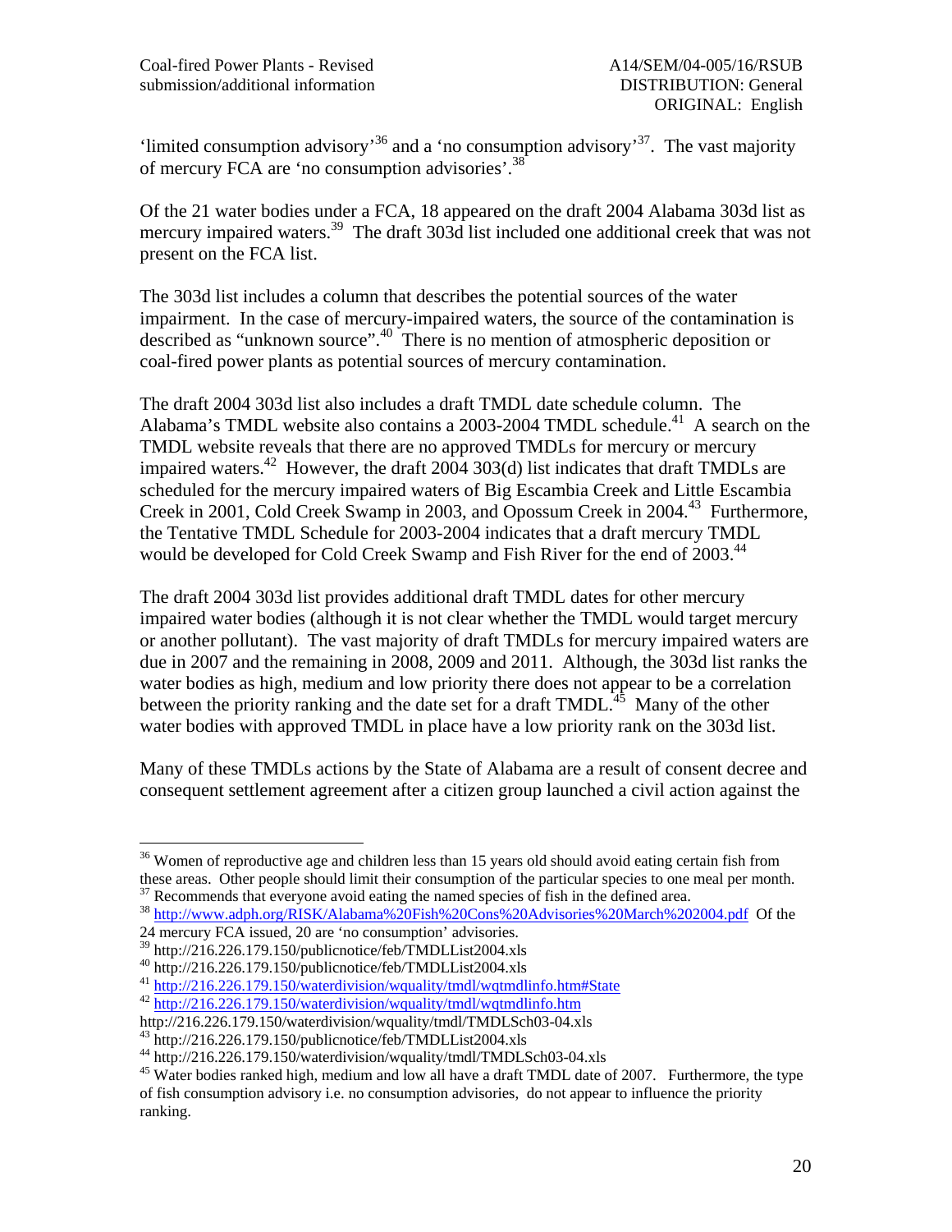'limited consumption advisory'[36] and a 'no consumption advisory'[37]. The vast majority of mercury FCA are 'no consumption advisories'.[38]

Of the 21 water bodies under a FCA, 18 appeared on the draft 2004 Alabama 303d list as mercury impaired waters.[39] The draft 303d list included one additional creek that was not present on the FCA list.

The 303d list includes a column that describes the potential sources of the water impairment. In the case of mercury-impaired waters, the source of the contamination is described as "unknown source".[40] There is no mention of atmospheric deposition or coal-fired power plants as potential sources of mercury contamination.

The draft 2004 303d list also includes a draft TMDL date schedule column. The Alabama's TMDL website also contains a 2003-2004 TMDL schedule.[41] A search on the TMDL website reveals that there are no approved TMDLs for mercury or mercury impaired waters.[42] However, the draft 2004 303(d) list indicates that draft TMDLs are scheduled for the mercury impaired waters of Big Escambia Creek and Little Escambia Creek in 2001, Cold Creek Swamp in 2003, and Opossum Creek in 2004.[43] Furthermore, the Tentative TMDL Schedule for 2003-2004 indicates that a draft mercury TMDL would be developed for Cold Creek Swamp and Fish River for the end of 2003.[44]

The draft 2004 303d list provides additional draft TMDL dates for other mercury impaired water bodies (although it is not clear whether the TMDL would target mercury or another pollutant). The vast majority of draft TMDLs for mercury impaired waters are due in 2007 and the remaining in 2008, 2009 and 2011. Although, the 303d list ranks the water bodies as high, medium and low priority there does not appear to be a correlation between the priority ranking and the date set for a draft TMDL.[45] Many of the other water bodies with approved TMDL in place have a low priority rank on the 303d list.

Many of these TMDLs actions by the State of Alabama are a result of consent decree and consequent settlement agreement after a citizen group launched a civil action against the

---

[36] Women of reproductive age and children less than 15 years old should avoid eating certain fish from these areas. Other people should limit their consumption of the particular species to one meal per month.

[37] Recommends that everyone avoid eating the named species of fish in the defined area.

[38] http://www.adph.org/RISK/Alabama%20Fish%20Cons%20Advisories%20March%202004.pdf Of the 24 mercury FCA issued, 20 are 'no consumption' advisories.

[39] http://216.226.179.150/publicnotice/feb/TMDLList2004.xls

[40] http://216.226.179.150/publicnotice/feb/TMDLList2004.xls

[41] http://216.226.179.150/waterdivision/wquality/tmdl/wqtmdlinfo.htm#State

[42] http://216.226.179.150/waterdivision/wquality/tmdl/wqtmdlinfo.htm http://216.226.179.150/waterdivision/wquality/tmdl/TMDLSch03-04.xls

[43] http://216.226.179.150/publicnotice/feb/TMDLList2004.xls

[44] http://216.226.179.150/waterdivision/wquality/tmdl/TMDLSch03-04.xls

[45] Water bodies ranked high, medium and low all have a draft TMDL date of 2007. Furthermore, the type of fish consumption advisory i.e. no consumption advisories, do not appear to influence the priority ranking.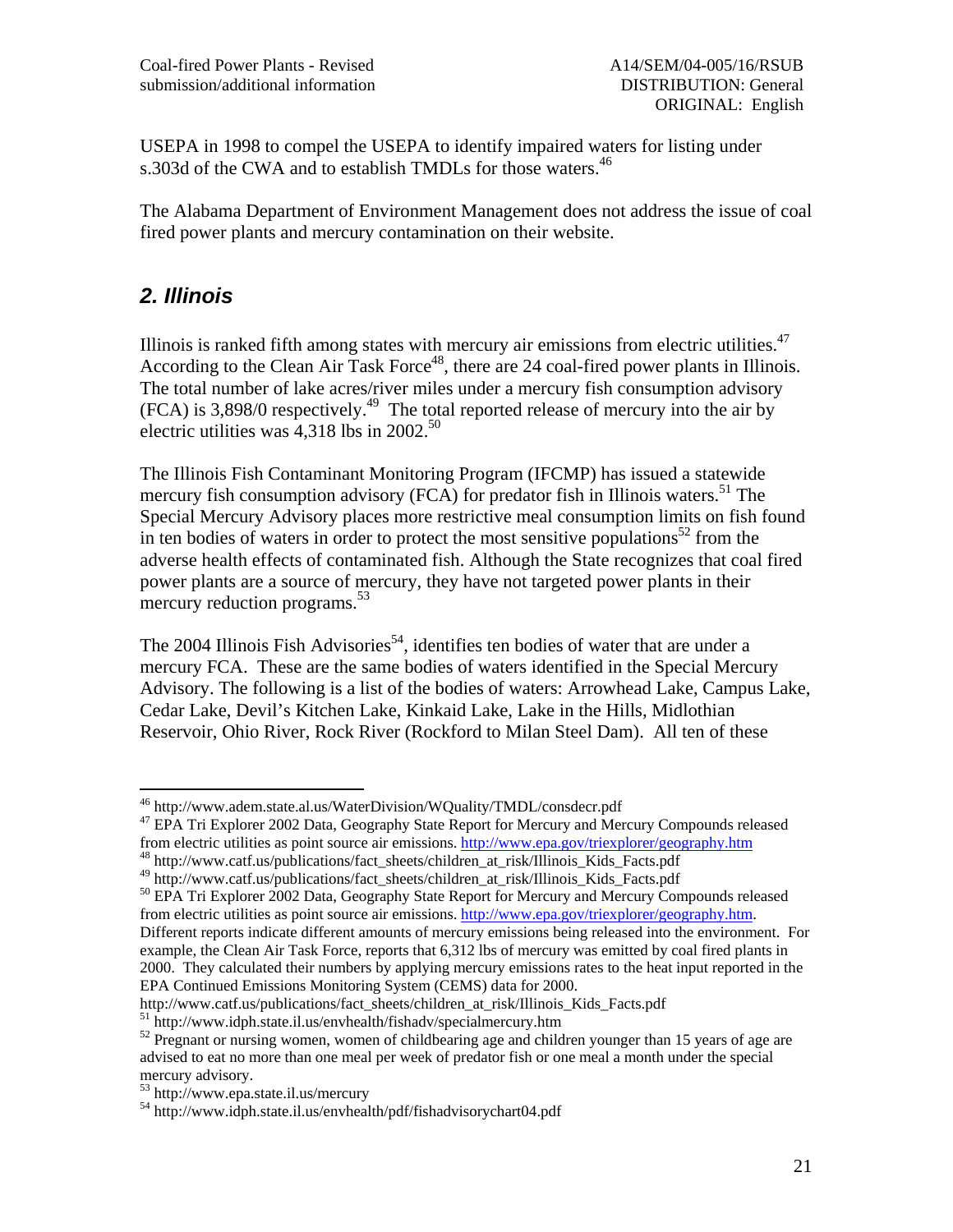USEPA in 1998 to compel the USEPA to identify impaired waters for listing under s.303d of the CWA and to establish TMDLs for those waters.[46]

The Alabama Department of Environment Management does not address the issue of coal fired power plants and mercury contamination on their website.

## *2. Illinois*

Illinois is ranked fifth among states with mercury air emissions from electric utilities.[47] According to the Clean Air Task Force[48], there are 24 coal-fired power plants in Illinois. The total number of lake acres/river miles under a mercury fish consumption advisory (FCA) is 3,898/0 respectively.[49] The total reported release of mercury into the air by electric utilities was 4,318 lbs in 2002.[50]

The Illinois Fish Contaminant Monitoring Program (IFCMP) has issued a statewide mercury fish consumption advisory (FCA) for predator fish in Illinois waters.[51] The Special Mercury Advisory places more restrictive meal consumption limits on fish found in ten bodies of waters in order to protect the most sensitive populations[52] from the adverse health effects of contaminated fish. Although the State recognizes that coal fired power plants are a source of mercury, they have not targeted power plants in their mercury reduction programs.[53]

The 2004 Illinois Fish Advisories[54], identifies ten bodies of water that are under a mercury FCA. These are the same bodies of waters identified in the Special Mercury Advisory. The following is a list of the bodies of waters: Arrowhead Lake, Campus Lake, Cedar Lake, Devil's Kitchen Lake, Kinkaid Lake, Lake in the Hills, Midlothian Reservoir, Ohio River, Rock River (Rockford to Milan Steel Dam). All ten of these

---

[46] http://www.adem.state.al.us/WaterDivision/WQuality/TMDL/consdecr.pdf

[47] EPA Tri Explorer 2002 Data, Geography State Report for Mercury and Mercury Compounds released from electric utilities as point source air emissions. http://www.epa.gov/triexplorer/geography.htm

[48] http://www.catf.us/publications/fact_sheets/children_at_risk/Illinois_Kids_Facts.pdf

[49] http://www.catf.us/publications/fact_sheets/children_at_risk/Illinois_Kids_Facts.pdf

[50] EPA Tri Explorer 2002 Data, Geography State Report for Mercury and Mercury Compounds released from electric utilities as point source air emissions. http://www.epa.gov/triexplorer/geography.htm. Different reports indicate different amounts of mercury emissions being released into the environment. For example, the Clean Air Task Force, reports that 6,312 lbs of mercury was emitted by coal fired plants in 2000. They calculated their numbers by applying mercury emissions rates to the heat input reported in the EPA Continued Emissions Monitoring System (CEMS) data for 2000. http://www.catf.us/publications/fact_sheets/children_at_risk/Illinois_Kids_Facts.pdf

[51] http://www.idph.state.il.us/envhealth/fishadv/specialmercury.htm

[52] Pregnant or nursing women, women of childbearing age and children younger than 15 years of age are advised to eat no more than one meal per week of predator fish or one meal a month under the special mercury advisory.

[53] http://www.epa.state.il.us/mercury

[54] http://www.idph.state.il.us/envhealth/pdf/fishadvisorychart04.pdf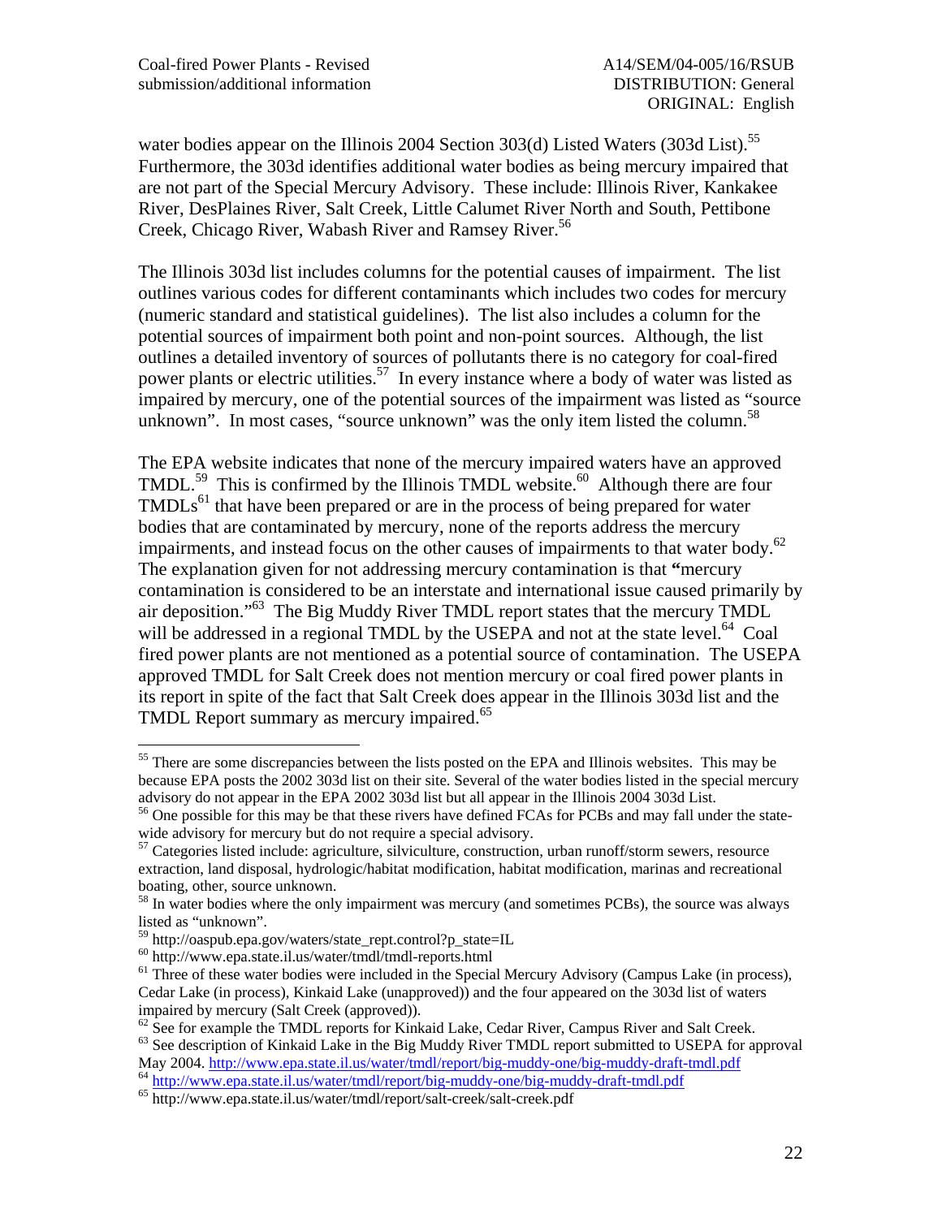water bodies appear on the Illinois 2004 Section 303(d) Listed Waters (303d List).[55] Furthermore, the 303d identifies additional water bodies as being mercury impaired that are not part of the Special Mercury Advisory. These include: Illinois River, Kankakee River, DesPlaines River, Salt Creek, Little Calumet River North and South, Pettibone Creek, Chicago River, Wabash River and Ramsey River.[56]

The Illinois 303d list includes columns for the potential causes of impairment. The list outlines various codes for different contaminants which includes two codes for mercury (numeric standard and statistical guidelines). The list also includes a column for the potential sources of impairment both point and non-point sources. Although, the list outlines a detailed inventory of sources of pollutants there is no category for coal-fired power plants or electric utilities.[57] In every instance where a body of water was listed as impaired by mercury, one of the potential sources of the impairment was listed as "source unknown". In most cases, "source unknown" was the only item listed the column.[58]

The EPA website indicates that none of the mercury impaired waters have an approved TMDL.[59] This is confirmed by the Illinois TMDL website.[60] Although there are four TMDLs[61] that have been prepared or are in the process of being prepared for water bodies that are contaminated by mercury, none of the reports address the mercury impairments, and instead focus on the other causes of impairments to that water body.[62] The explanation given for not addressing mercury contamination is that **"**mercury contamination is considered to be an interstate and international issue caused primarily by air deposition."[63] The Big Muddy River TMDL report states that the mercury TMDL will be addressed in a regional TMDL by the USEPA and not at the state level.[64] Coal fired power plants are not mentioned as a potential source of contamination. The USEPA approved TMDL for Salt Creek does not mention mercury or coal fired power plants in its report in spite of the fact that Salt Creek does appear in the Illinois 303d list and the TMDL Report summary as mercury impaired.[65]

---

[55] There are some discrepancies between the lists posted on the EPA and Illinois websites. This may be because EPA posts the 2002 303d list on their site. Several of the water bodies listed in the special mercury advisory do not appear in the EPA 2002 303d list but all appear in the Illinois 2004 303d List.

[56] One possible for this may be that these rivers have defined FCAs for PCBs and may fall under the state-wide advisory for mercury but do not require a special advisory.

[57] Categories listed include: agriculture, silviculture, construction, urban runoff/storm sewers, resource extraction, land disposal, hydrologic/habitat modification, habitat modification, marinas and recreational boating, other, source unknown.

[58] In water bodies where the only impairment was mercury (and sometimes PCBs), the source was always listed as "unknown".

[59] http://oaspub.epa.gov/waters/state_rept.control?p_state=IL

[60] http://www.epa.state.il.us/water/tmdl/tmdl-reports.html

[61] Three of these water bodies were included in the Special Mercury Advisory (Campus Lake (in process), Cedar Lake (in process), Kinkaid Lake (unapproved)) and the four appeared on the 303d list of waters impaired by mercury (Salt Creek (approved)).

[62] See for example the TMDL reports for Kinkaid Lake, Cedar River, Campus River and Salt Creek.

[63] See description of Kinkaid Lake in the Big Muddy River TMDL report submitted to USEPA for approval May 2004. http://www.epa.state.il.us/water/tmdl/report/big-muddy-one/big-muddy-draft-tmdl.pdf

[64] http://www.epa.state.il.us/water/tmdl/report/big-muddy-one/big-muddy-draft-tmdl.pdf

[65] http://www.epa.state.il.us/water/tmdl/report/salt-creek/salt-creek.pdf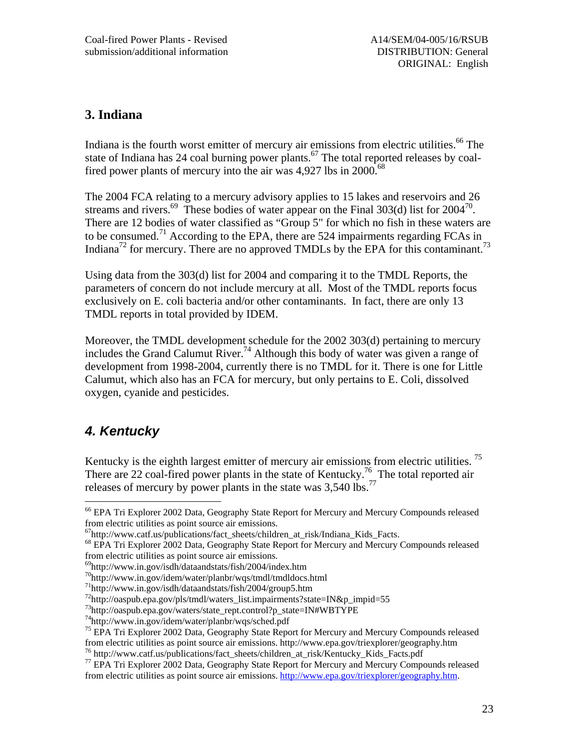## 3. Indiana

Indiana is the fourth worst emitter of mercury air emissions from electric utilities.[66] The state of Indiana has 24 coal burning power plants.[67] The total reported releases by coal-fired power plants of mercury into the air was 4,927 lbs in 2000.[68]

The 2004 FCA relating to a mercury advisory applies to 15 lakes and reservoirs and 26 streams and rivers.[69] These bodies of water appear on the Final 303(d) list for 2004[70]. There are 12 bodies of water classified as "Group 5" for which no fish in these waters are to be consumed.[71] According to the EPA, there are 524 impairments regarding FCAs in Indiana[72] for mercury. There are no approved TMDLs by the EPA for this contaminant.[73]

Using data from the 303(d) list for 2004 and comparing it to the TMDL Reports, the parameters of concern do not include mercury at all. Most of the TMDL reports focus exclusively on E. coli bacteria and/or other contaminants. In fact, there are only 13 TMDL reports in total provided by IDEM.

Moreover, the TMDL development schedule for the 2002 303(d) pertaining to mercury includes the Grand Calumut River.[74] Although this body of water was given a range of development from 1998-2004, currently there is no TMDL for it. There is one for Little Calumut, which also has an FCA for mercury, but only pertains to E. Coli, dissolved oxygen, cyanide and pesticides.

## *4. Kentucky*

Kentucky is the eighth largest emitter of mercury air emissions from electric utilities.[75] There are 22 coal-fired power plants in the state of Kentucky.[76] The total reported air releases of mercury by power plants in the state was 3,540 lbs.[77]

---

[66] EPA Tri Explorer 2002 Data, Geography State Report for Mercury and Mercury Compounds released from electric utilities as point source air emissions.

[67] http://www.catf.us/publications/fact_sheets/children_at_risk/Indiana_Kids_Facts.

[68] EPA Tri Explorer 2002 Data, Geography State Report for Mercury and Mercury Compounds released from electric utilities as point source air emissions.

[69] http://www.in.gov/isdh/dataandstats/fish/2004/index.htm

[70] http://www.in.gov/idem/water/planbr/wqs/tmdl/tmdldocs.html

[71] http://www.in.gov/isdh/dataandstats/fish/2004/group5.htm

[72] http://oaspub.epa.gov/pls/tmdl/waters_list.impairments?state=IN&p_impid=55

[73] http://oaspub.epa.gov/waters/state_rept.control?p_state=IN#WBTYPE

[74] http://www.in.gov/idem/water/planbr/wqs/sched.pdf

[75] EPA Tri Explorer 2002 Data, Geography State Report for Mercury and Mercury Compounds released from electric utilities as point source air emissions. http://www.epa.gov/triexplorer/geography.htm

[76] http://www.catf.us/publications/fact_sheets/children_at_risk/Kentucky_Kids_Facts.pdf

[77] EPA Tri Explorer 2002 Data, Geography State Report for Mercury and Mercury Compounds released from electric utilities as point source air emissions. http://www.epa.gov/triexplorer/geography.htm.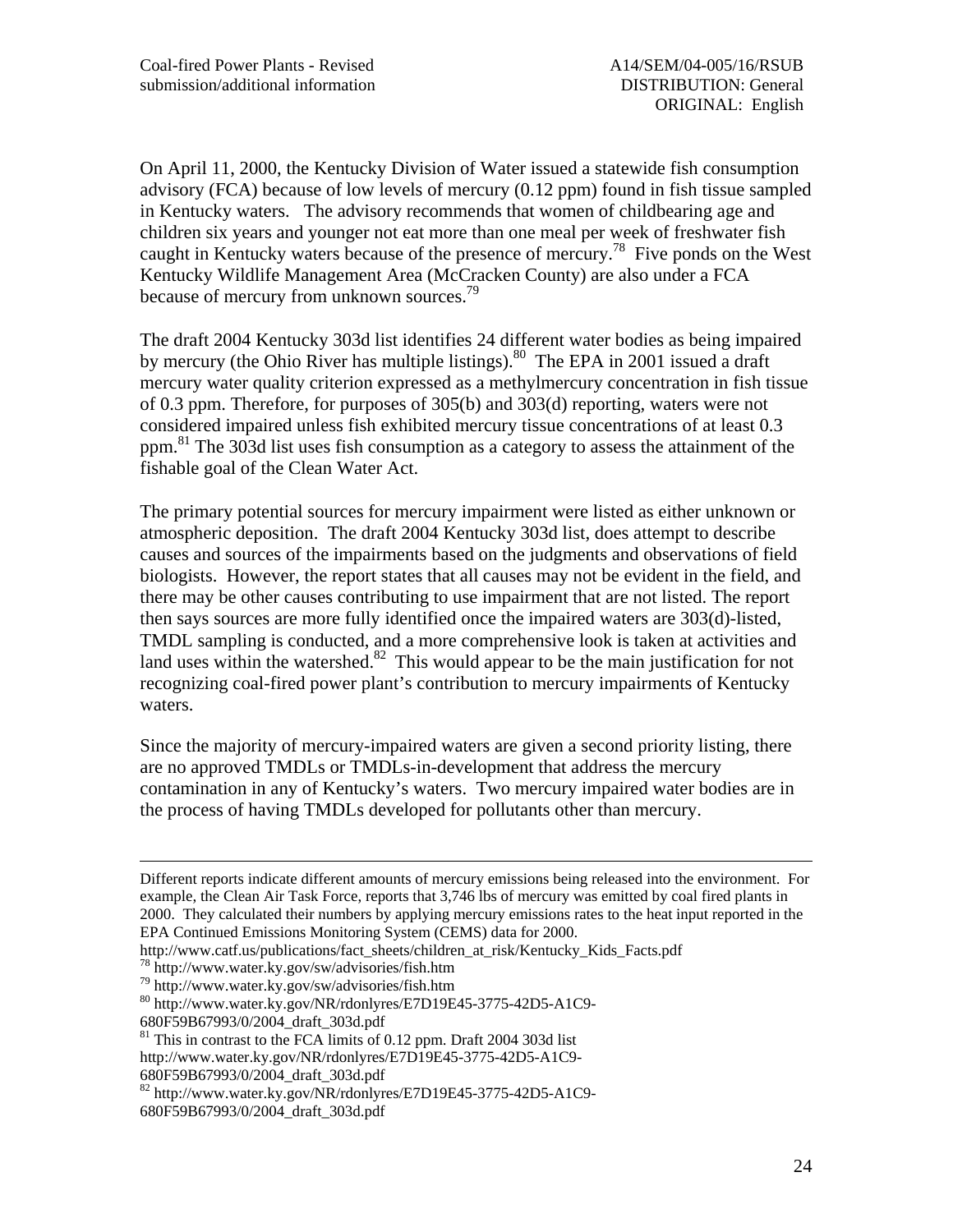On April 11, 2000, the Kentucky Division of Water issued a statewide fish consumption advisory (FCA) because of low levels of mercury (0.12 ppm) found in fish tissue sampled in Kentucky waters. The advisory recommends that women of childbearing age and children six years and younger not eat more than one meal per week of freshwater fish caught in Kentucky waters because of the presence of mercury.[78] Five ponds on the West Kentucky Wildlife Management Area (McCracken County) are also under a FCA because of mercury from unknown sources.[79]

The draft 2004 Kentucky 303d list identifies 24 different water bodies as being impaired by mercury (the Ohio River has multiple listings).[80] The EPA in 2001 issued a draft mercury water quality criterion expressed as a methylmercury concentration in fish tissue of 0.3 ppm. Therefore, for purposes of 305(b) and 303(d) reporting, waters were not considered impaired unless fish exhibited mercury tissue concentrations of at least 0.3 ppm.[81] The 303d list uses fish consumption as a category to assess the attainment of the fishable goal of the Clean Water Act.

The primary potential sources for mercury impairment were listed as either unknown or atmospheric deposition. The draft 2004 Kentucky 303d list, does attempt to describe causes and sources of the impairments based on the judgments and observations of field biologists. However, the report states that all causes may not be evident in the field, and there may be other causes contributing to use impairment that are not listed. The report then says sources are more fully identified once the impaired waters are 303(d)-listed, TMDL sampling is conducted, and a more comprehensive look is taken at activities and land uses within the watershed.[82] This would appear to be the main justification for not recognizing coal-fired power plant's contribution to mercury impairments of Kentucky waters.

Since the majority of mercury-impaired waters are given a second priority listing, there are no approved TMDLs or TMDLs-in-development that address the mercury contamination in any of Kentucky's waters. Two mercury impaired water bodies are in the process of having TMDLs developed for pollutants other than mercury.

---

Different reports indicate different amounts of mercury emissions being released into the environment. For example, the Clean Air Task Force, reports that 3,746 lbs of mercury was emitted by coal fired plants in 2000. They calculated their numbers by applying mercury emissions rates to the heat input reported in the EPA Continued Emissions Monitoring System (CEMS) data for 2000. http://www.catf.us/publications/fact_sheets/children_at_risk/Kentucky_Kids_Facts.pdf

[78] http://www.water.ky.gov/sw/advisories/fish.htm

[79] http://www.water.ky.gov/sw/advisories/fish.htm

[80] http://www.water.ky.gov/NR/rdonlyres/E7D19E45-3775-42D5-A1C9-680F59B67993/0/2004_draft_303d.pdf

[81] This in contrast to the FCA limits of 0.12 ppm. Draft 2004 303d list http://www.water.ky.gov/NR/rdonlyres/E7D19E45-3775-42D5-A1C9-680F59B67993/0/2004_draft_303d.pdf

[82] http://www.water.ky.gov/NR/rdonlyres/E7D19E45-3775-42D5-A1C9-680F59B67993/0/2004_draft_303d.pdf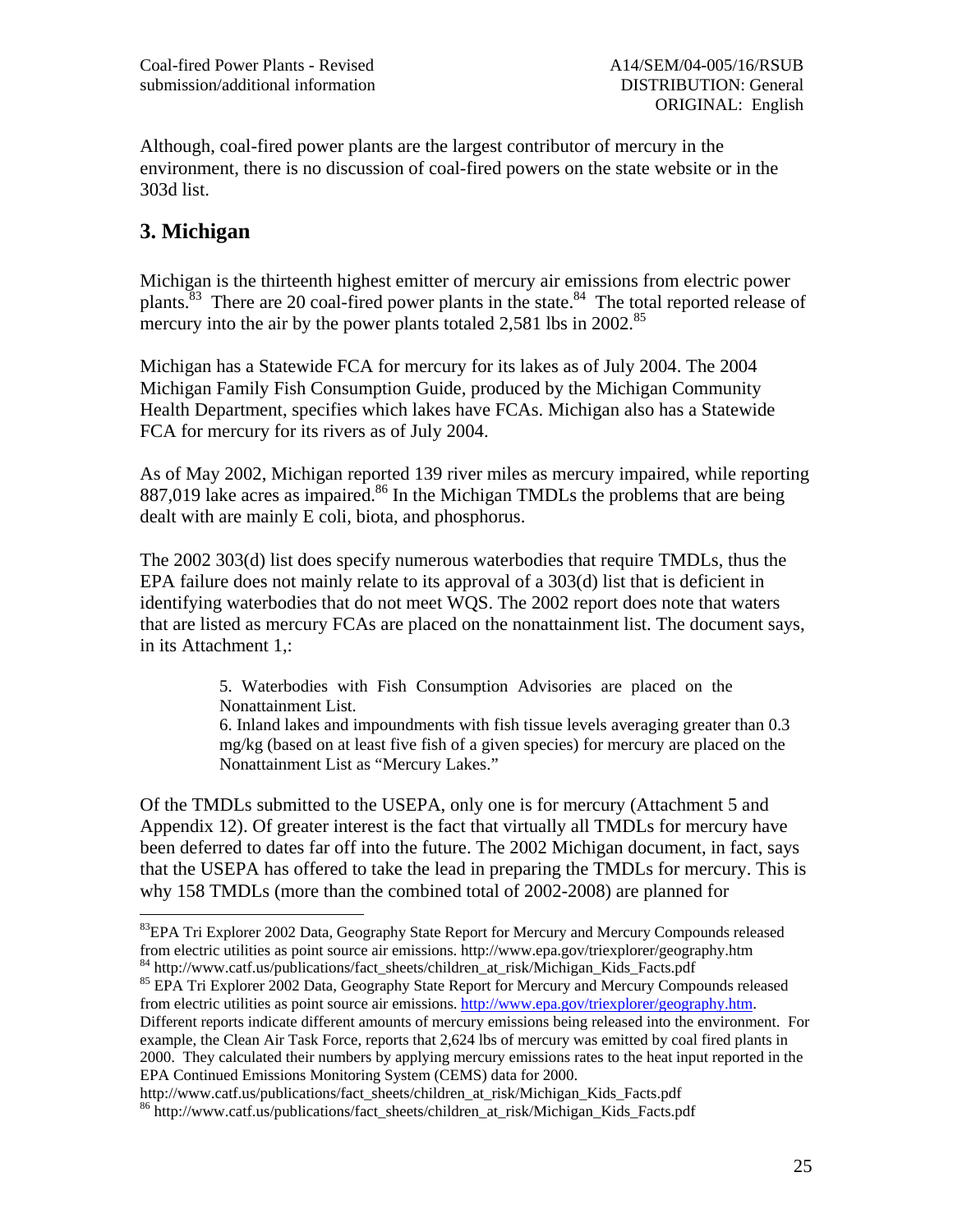Although, coal-fired power plants are the largest contributor of mercury in the environment, there is no discussion of coal-fired powers on the state website or in the 303d list.

## 3. Michigan

Michigan is the thirteenth highest emitter of mercury air emissions from electric power plants.[83] There are 20 coal-fired power plants in the state.[84] The total reported release of mercury into the air by the power plants totaled 2,581 lbs in 2002.[85]

Michigan has a Statewide FCA for mercury for its lakes as of July 2004. The 2004 Michigan Family Fish Consumption Guide, produced by the Michigan Community Health Department, specifies which lakes have FCAs. Michigan also has a Statewide FCA for mercury for its rivers as of July 2004.

As of May 2002, Michigan reported 139 river miles as mercury impaired, while reporting 887,019 lake acres as impaired.[86] In the Michigan TMDLs the problems that are being dealt with are mainly E coli, biota, and phosphorus.

The 2002 303(d) list does specify numerous waterbodies that require TMDLs, thus the EPA failure does not mainly relate to its approval of a 303(d) list that is deficient in identifying waterbodies that do not meet WQS. The 2002 report does note that waters that are listed as mercury FCAs are placed on the nonattainment list. The document says, in its Attachment 1,:

> 5. Waterbodies with Fish Consumption Advisories are placed on the Nonattainment List.
> 6. Inland lakes and impoundments with fish tissue levels averaging greater than 0.3 mg/kg (based on at least five fish of a given species) for mercury are placed on the Nonattainment List as "Mercury Lakes."

Of the TMDLs submitted to the USEPA, only one is for mercury (Attachment 5 and Appendix 12). Of greater interest is the fact that virtually all TMDLs for mercury have been deferred to dates far off into the future. The 2002 Michigan document, in fact, says that the USEPA has offered to take the lead in preparing the TMDLs for mercury. This is why 158 TMDLs (more than the combined total of 2002-2008) are planned for

---

[83] EPA Tri Explorer 2002 Data, Geography State Report for Mercury and Mercury Compounds released from electric utilities as point source air emissions. http://www.epa.gov/triexplorer/geography.htm

[84] http://www.catf.us/publications/fact_sheets/children_at_risk/Michigan_Kids_Facts.pdf

[85] EPA Tri Explorer 2002 Data, Geography State Report for Mercury and Mercury Compounds released from electric utilities as point source air emissions. http://www.epa.gov/triexplorer/geography.htm. Different reports indicate different amounts of mercury emissions being released into the environment. For example, the Clean Air Task Force, reports that 2,624 lbs of mercury was emitted by coal fired plants in 2000. They calculated their numbers by applying mercury emissions rates to the heat input reported in the EPA Continued Emissions Monitoring System (CEMS) data for 2000. http://www.catf.us/publications/fact_sheets/children_at_risk/Michigan_Kids_Facts.pdf

[86] http://www.catf.us/publications/fact_sheets/children_at_risk/Michigan_Kids_Facts.pdf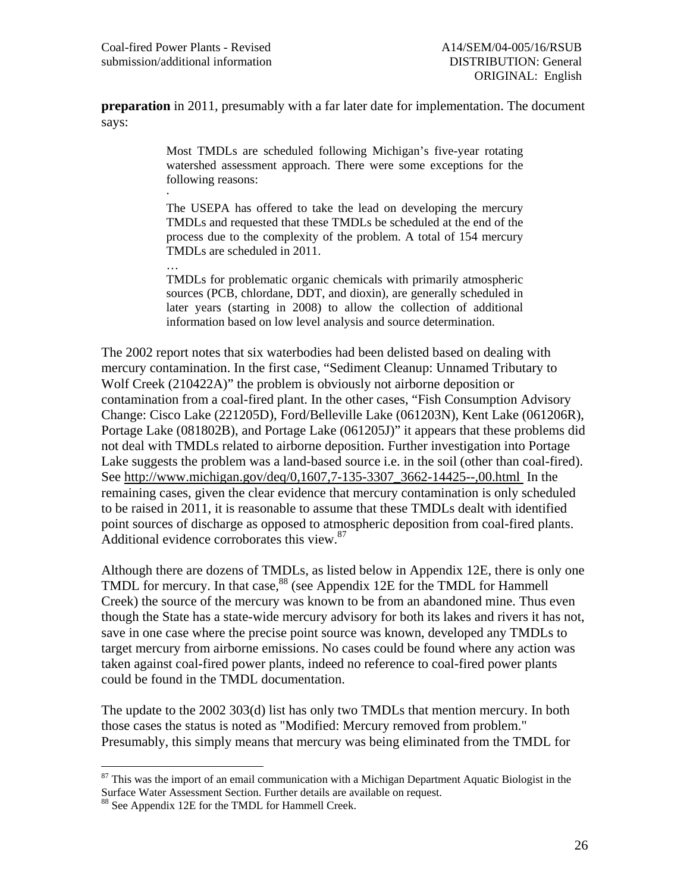**preparation** in 2011, presumably with a far later date for implementation. The document says:

> Most TMDLs are scheduled following Michigan's five-year rotating watershed assessment approach. There were some exceptions for the following reasons:
>
> ·
>
> The USEPA has offered to take the lead on developing the mercury TMDLs and requested that these TMDLs be scheduled at the end of the process due to the complexity of the problem. A total of 154 mercury TMDLs are scheduled in 2011.
>
> …
>
> TMDLs for problematic organic chemicals with primarily atmospheric sources (PCB, chlordane, DDT, and dioxin), are generally scheduled in later years (starting in 2008) to allow the collection of additional information based on low level analysis and source determination.

The 2002 report notes that six waterbodies had been delisted based on dealing with mercury contamination. In the first case, "Sediment Cleanup: Unnamed Tributary to Wolf Creek (210422A)" the problem is obviously not airborne deposition or contamination from a coal-fired plant. In the other cases, "Fish Consumption Advisory Change: Cisco Lake (221205D), Ford/Belleville Lake (061203N), Kent Lake (061206R), Portage Lake (081802B), and Portage Lake (061205J)" it appears that these problems did not deal with TMDLs related to airborne deposition. Further investigation into Portage Lake suggests the problem was a land-based source i.e. in the soil (other than coal-fired). See http://www.michigan.gov/deq/0,1607,7-135-3307_3662-14425--,00.html In the remaining cases, given the clear evidence that mercury contamination is only scheduled to be raised in 2011, it is reasonable to assume that these TMDLs dealt with identified point sources of discharge as opposed to atmospheric deposition from coal-fired plants. Additional evidence corroborates this view.[87]

Although there are dozens of TMDLs, as listed below in Appendix 12E, there is only one TMDL for mercury. In that case,[88] (see Appendix 12E for the TMDL for Hammell Creek) the source of the mercury was known to be from an abandoned mine. Thus even though the State has a state-wide mercury advisory for both its lakes and rivers it has not, save in one case where the precise point source was known, developed any TMDLs to target mercury from airborne emissions. No cases could be found where any action was taken against coal-fired power plants, indeed no reference to coal-fired power plants could be found in the TMDL documentation.

The update to the 2002 303(d) list has only two TMDLs that mention mercury. In both those cases the status is noted as "Modified: Mercury removed from problem." Presumably, this simply means that mercury was being eliminated from the TMDL for

---

[87] This was the import of an email communication with a Michigan Department Aquatic Biologist in the Surface Water Assessment Section. Further details are available on request.

[88] See Appendix 12E for the TMDL for Hammell Creek.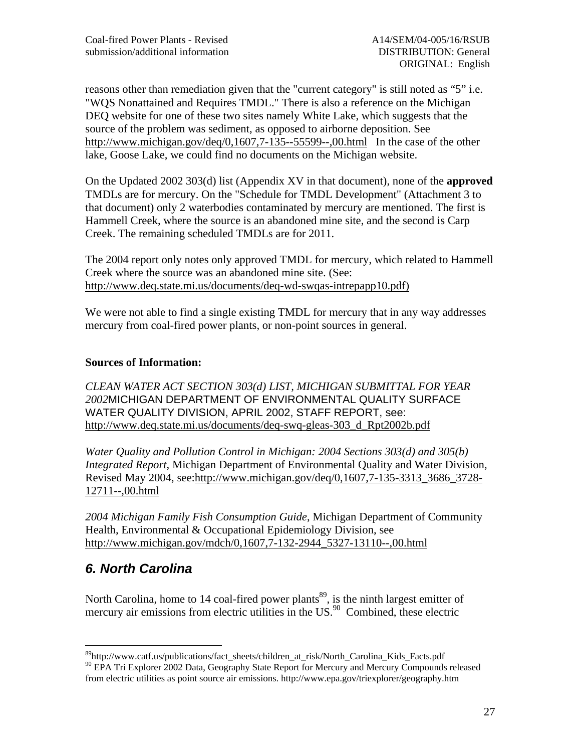reasons other than remediation given that the "current category" is still noted as "5" i.e. "WQS Nonattained and Requires TMDL." There is also a reference on the Michigan DEQ website for one of these two sites namely White Lake, which suggests that the source of the problem was sediment, as opposed to airborne deposition. See http://www.michigan.gov/deq/0,1607,7-135--55599--,00.html In the case of the other lake, Goose Lake, we could find no documents on the Michigan website.

On the Updated 2002 303(d) list (Appendix XV in that document), none of the **approved** TMDLs are for mercury. On the "Schedule for TMDL Development" (Attachment 3 to that document) only 2 waterbodies contaminated by mercury are mentioned. The first is Hammell Creek, where the source is an abandoned mine site, and the second is Carp Creek. The remaining scheduled TMDLs are for 2011.

The 2004 report only notes only approved TMDL for mercury, which related to Hammell Creek where the source was an abandoned mine site. (See: http://www.deq.state.mi.us/documents/deq-wd-swqas-intrepapp10.pdf)

We were not able to find a single existing TMDL for mercury that in any way addresses mercury from coal-fired power plants, or non-point sources in general.

**Sources of Information:**

*CLEAN WATER ACT SECTION 303(d) LIST, MICHIGAN SUBMITTAL FOR YEAR 2002* MICHIGAN DEPARTMENT OF ENVIRONMENTAL QUALITY SURFACE WATER QUALITY DIVISION, APRIL 2002, STAFF REPORT, see: http://www.deq.state.mi.us/documents/deq-swq-gleas-303_d_Rpt2002b.pdf

*Water Quality and Pollution Control in Michigan: 2004 Sections 303(d) and 305(b) Integrated Report*, Michigan Department of Environmental Quality and Water Division, Revised May 2004, see: http://www.michigan.gov/deq/0,1607,7-135-3313_3686_3728-12711--,00.html

*2004 Michigan Family Fish Consumption Guide*, Michigan Department of Community Health, Environmental & Occupational Epidemiology Division, see http://www.michigan.gov/mdch/0,1607,7-132-2944_5327-13110--,00.html

## *6. North Carolina*

North Carolina, home to 14 coal-fired power plants[89], is the ninth largest emitter of mercury air emissions from electric utilities in the US.[90] Combined, these electric

[89] http://www.catf.us/publications/fact_sheets/children_at_risk/North_Carolina_Kids_Facts.pdf

[90] EPA Tri Explorer 2002 Data, Geography State Report for Mercury and Mercury Compounds released from electric utilities as point source air emissions. http://www.epa.gov/triexplorer/geography.htm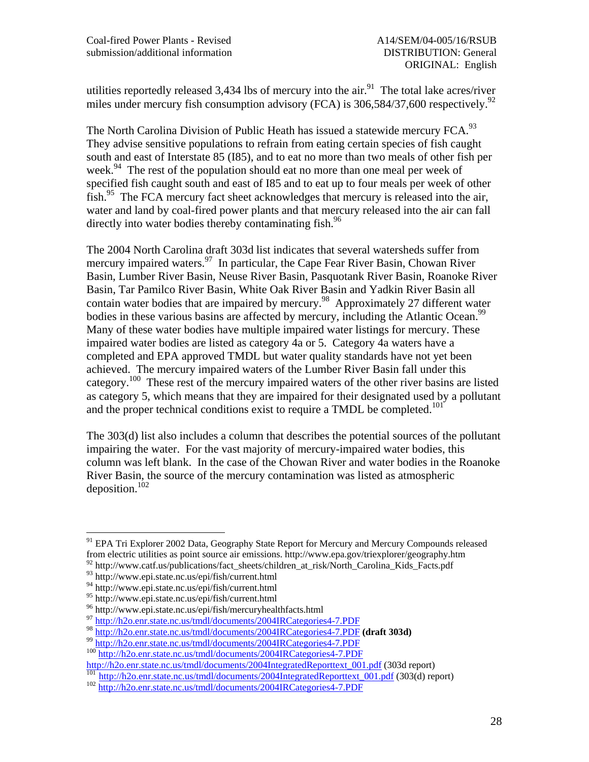utilities reportedly released 3,434 lbs of mercury into the air.[91] The total lake acres/river miles under mercury fish consumption advisory (FCA) is 306,584/37,600 respectively.[92]

The North Carolina Division of Public Heath has issued a statewide mercury FCA.[93] They advise sensitive populations to refrain from eating certain species of fish caught south and east of Interstate 85 (I85), and to eat no more than two meals of other fish per week.[94] The rest of the population should eat no more than one meal per week of specified fish caught south and east of I85 and to eat up to four meals per week of other fish.[95] The FCA mercury fact sheet acknowledges that mercury is released into the air, water and land by coal-fired power plants and that mercury released into the air can fall directly into water bodies thereby contaminating fish.[96]

The 2004 North Carolina draft 303d list indicates that several watersheds suffer from mercury impaired waters.[97] In particular, the Cape Fear River Basin, Chowan River Basin, Lumber River Basin, Neuse River Basin, Pasquotank River Basin, Roanoke River Basin, Tar Pamilco River Basin, White Oak River Basin and Yadkin River Basin all contain water bodies that are impaired by mercury.[98] Approximately 27 different water bodies in these various basins are affected by mercury, including the Atlantic Ocean.[99] Many of these water bodies have multiple impaired water listings for mercury. These impaired water bodies are listed as category 4a or 5. Category 4a waters have a completed and EPA approved TMDL but water quality standards have not yet been achieved. The mercury impaired waters of the Lumber River Basin fall under this category.[100] These rest of the mercury impaired waters of the other river basins are listed as category 5, which means that they are impaired for their designated used by a pollutant and the proper technical conditions exist to require a TMDL be completed.[101]

The 303(d) list also includes a column that describes the potential sources of the pollutant impairing the water. For the vast majority of mercury-impaired water bodies, this column was left blank. In the case of the Chowan River and water bodies in the Roanoke River Basin, the source of the mercury contamination was listed as atmospheric deposition.[102]

---

[91] EPA Tri Explorer 2002 Data, Geography State Report for Mercury and Mercury Compounds released from electric utilities as point source air emissions. http://www.epa.gov/triexplorer/geography.htm
[92] http://www.catf.us/publications/fact_sheets/children_at_risk/North_Carolina_Kids_Facts.pdf
[93] http://www.epi.state.nc.us/epi/fish/current.html
[94] http://www.epi.state.nc.us/epi/fish/current.html
[95] http://www.epi.state.nc.us/epi/fish/current.html
[96] http://www.epi.state.nc.us/epi/fish/mercuryhealthfacts.html
[97] http://h2o.enr.state.nc.us/tmdl/documents/2004IRCategories4-7.PDF
[98] http://h2o.enr.state.nc.us/tmdl/documents/2004IRCategories4-7.PDF **(draft 303d)**
[99] http://h2o.enr.state.nc.us/tmdl/documents/2004IRCategories4-7.PDF
[100] http://h2o.enr.state.nc.us/tmdl/documents/2004IRCategories4-7.PDF
http://h2o.enr.state.nc.us/tmdl/documents/2004IntegratedReporttext_001.pdf (303d report)
[101] http://h2o.enr.state.nc.us/tmdl/documents/2004IntegratedReporttext_001.pdf (303(d) report)
[102] http://h2o.enr.state.nc.us/tmdl/documents/2004IRCategories4-7.PDF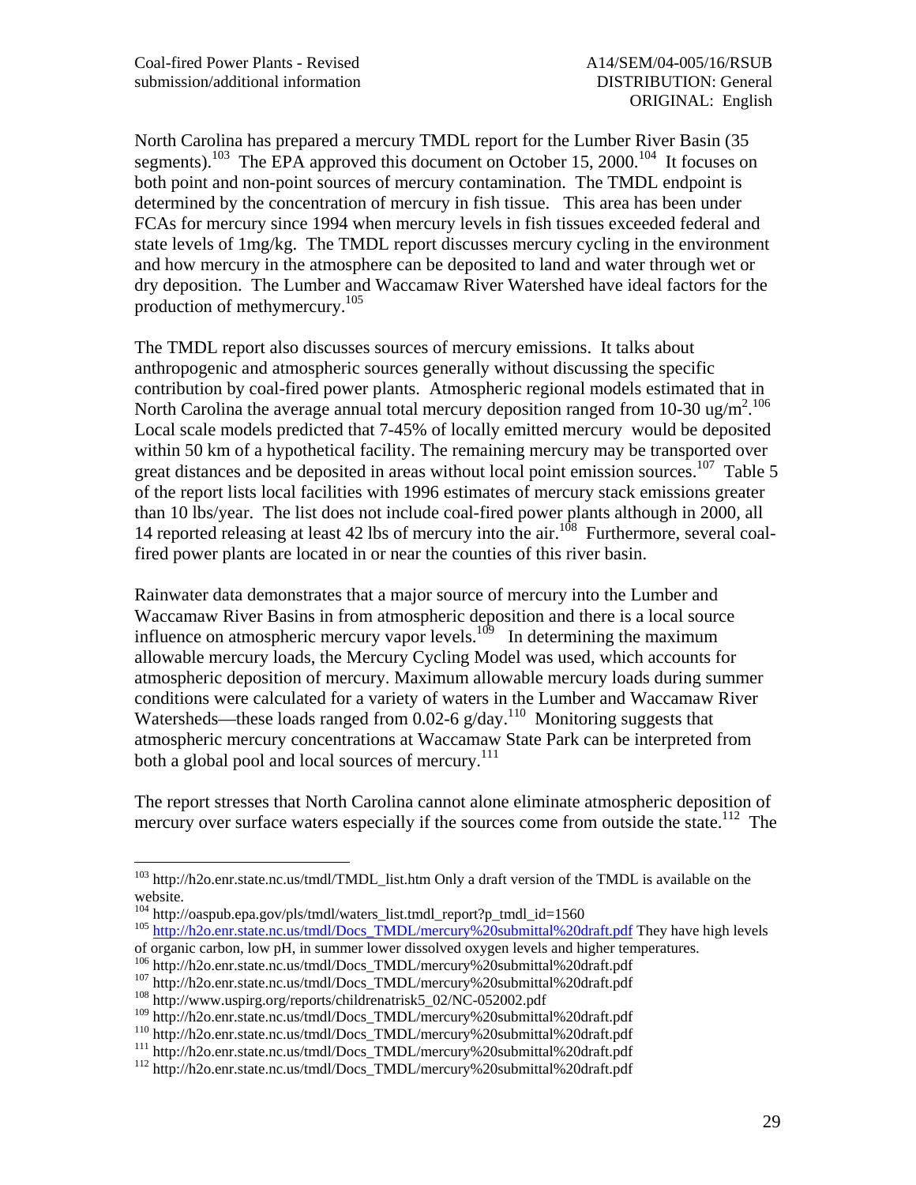North Carolina has prepared a mercury TMDL report for the Lumber River Basin (35 segments).[103] The EPA approved this document on October 15, 2000.[104] It focuses on both point and non-point sources of mercury contamination. The TMDL endpoint is determined by the concentration of mercury in fish tissue. This area has been under FCAs for mercury since 1994 when mercury levels in fish tissues exceeded federal and state levels of 1mg/kg. The TMDL report discusses mercury cycling in the environment and how mercury in the atmosphere can be deposited to land and water through wet or dry deposition. The Lumber and Waccamaw River Watershed have ideal factors for the production of methymercury.[105]

The TMDL report also discusses sources of mercury emissions. It talks about anthropogenic and atmospheric sources generally without discussing the specific contribution by coal-fired power plants. Atmospheric regional models estimated that in North Carolina the average annual total mercury deposition ranged from 10-30 ug/m$^2$.[106] Local scale models predicted that 7-45% of locally emitted mercury would be deposited within 50 km of a hypothetical facility. The remaining mercury may be transported over great distances and be deposited in areas without local point emission sources.[107] Table 5 of the report lists local facilities with 1996 estimates of mercury stack emissions greater than 10 lbs/year. The list does not include coal-fired power plants although in 2000, all 14 reported releasing at least 42 lbs of mercury into the air.[108] Furthermore, several coal-fired power plants are located in or near the counties of this river basin.

Rainwater data demonstrates that a major source of mercury into the Lumber and Waccamaw River Basins in from atmospheric deposition and there is a local source influence on atmospheric mercury vapor levels.[109] In determining the maximum allowable mercury loads, the Mercury Cycling Model was used, which accounts for atmospheric deposition of mercury. Maximum allowable mercury loads during summer conditions were calculated for a variety of waters in the Lumber and Waccamaw River Watersheds—these loads ranged from 0.02-6 g/day.[110] Monitoring suggests that atmospheric mercury concentrations at Waccamaw State Park can be interpreted from both a global pool and local sources of mercury.[111]

The report stresses that North Carolina cannot alone eliminate atmospheric deposition of mercury over surface waters especially if the sources come from outside the state.[112] The

---

[103] http://h2o.enr.state.nc.us/tmdl/TMDL_list.htm Only a draft version of the TMDL is available on the website.

[104] http://oaspub.epa.gov/pls/tmdl/waters_list.tmdl_report?p_tmdl_id=1560

[105] http://h2o.enr.state.nc.us/tmdl/Docs_TMDL/mercury%20submittal%20draft.pdf They have high levels of organic carbon, low pH, in summer lower dissolved oxygen levels and higher temperatures.

[106] http://h2o.enr.state.nc.us/tmdl/Docs_TMDL/mercury%20submittal%20draft.pdf

[107] http://h2o.enr.state.nc.us/tmdl/Docs_TMDL/mercury%20submittal%20draft.pdf

[108] http://www.uspirg.org/reports/childrenatrisk5_02/NC-052002.pdf

[109] http://h2o.enr.state.nc.us/tmdl/Docs_TMDL/mercury%20submittal%20draft.pdf

[110] http://h2o.enr.state.nc.us/tmdl/Docs_TMDL/mercury%20submittal%20draft.pdf

[111] http://h2o.enr.state.nc.us/tmdl/Docs_TMDL/mercury%20submittal%20draft.pdf

[112] http://h2o.enr.state.nc.us/tmdl/Docs_TMDL/mercury%20submittal%20draft.pdf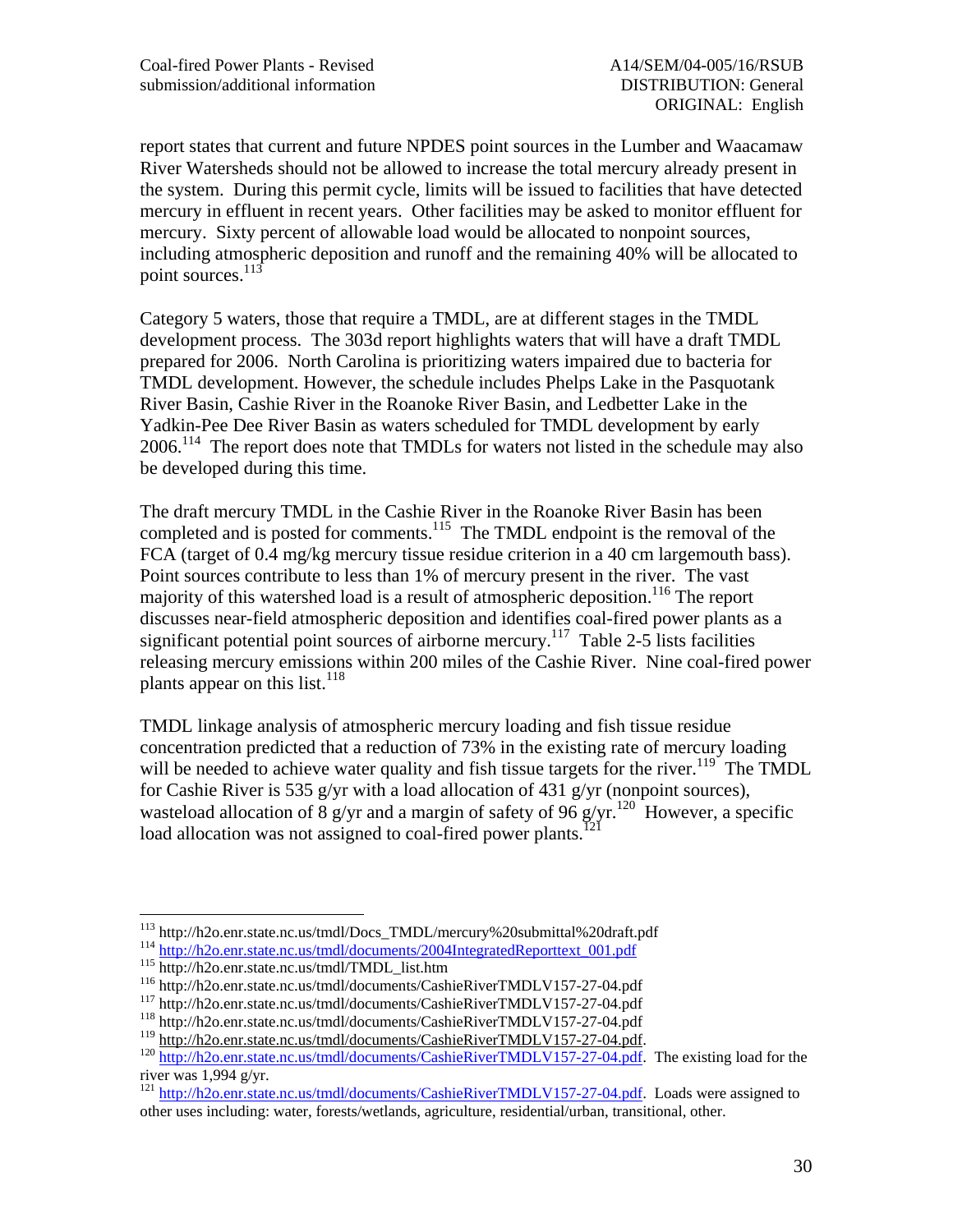report states that current and future NPDES point sources in the Lumber and Waacamaw River Watersheds should not be allowed to increase the total mercury already present in the system. During this permit cycle, limits will be issued to facilities that have detected mercury in effluent in recent years. Other facilities may be asked to monitor effluent for mercury. Sixty percent of allowable load would be allocated to nonpoint sources, including atmospheric deposition and runoff and the remaining 40% will be allocated to point sources.[113]

Category 5 waters, those that require a TMDL, are at different stages in the TMDL development process. The 303d report highlights waters that will have a draft TMDL prepared for 2006. North Carolina is prioritizing waters impaired due to bacteria for TMDL development. However, the schedule includes Phelps Lake in the Pasquotank River Basin, Cashie River in the Roanoke River Basin, and Ledbetter Lake in the Yadkin-Pee Dee River Basin as waters scheduled for TMDL development by early 2006.[114] The report does note that TMDLs for waters not listed in the schedule may also be developed during this time.

The draft mercury TMDL in the Cashie River in the Roanoke River Basin has been completed and is posted for comments.[115] The TMDL endpoint is the removal of the FCA (target of 0.4 mg/kg mercury tissue residue criterion in a 40 cm largemouth bass). Point sources contribute to less than 1% of mercury present in the river. The vast majority of this watershed load is a result of atmospheric deposition.[116] The report discusses near-field atmospheric deposition and identifies coal-fired power plants as a significant potential point sources of airborne mercury.[117] Table 2-5 lists facilities releasing mercury emissions within 200 miles of the Cashie River. Nine coal-fired power plants appear on this list.[118]

TMDL linkage analysis of atmospheric mercury loading and fish tissue residue concentration predicted that a reduction of 73% in the existing rate of mercury loading will be needed to achieve water quality and fish tissue targets for the river.[119] The TMDL for Cashie River is 535 g/yr with a load allocation of 431 g/yr (nonpoint sources), wasteload allocation of 8 g/yr and a margin of safety of 96 g/yr.[120] However, a specific load allocation was not assigned to coal-fired power plants.[121]

---

[113] http://h2o.enr.state.nc.us/tmdl/Docs_TMDL/mercury%20submittal%20draft.pdf
[114] http://h2o.enr.state.nc.us/tmdl/documents/2004IntegratedReporttext_001.pdf
[115] http://h2o.enr.state.nc.us/tmdl/TMDL_list.htm
[116] http://h2o.enr.state.nc.us/tmdl/documents/CashieRiverTMDLV157-27-04.pdf
[117] http://h2o.enr.state.nc.us/tmdl/documents/CashieRiverTMDLV157-27-04.pdf
[118] http://h2o.enr.state.nc.us/tmdl/documents/CashieRiverTMDLV157-27-04.pdf
[119] http://h2o.enr.state.nc.us/tmdl/documents/CashieRiverTMDLV157-27-04.pdf.
[120] http://h2o.enr.state.nc.us/tmdl/documents/CashieRiverTMDLV157-27-04.pdf. The existing load for the river was 1,994 g/yr.
[121] http://h2o.enr.state.nc.us/tmdl/documents/CashieRiverTMDLV157-27-04.pdf. Loads were assigned to other uses including: water, forests/wetlands, agriculture, residential/urban, transitional, other.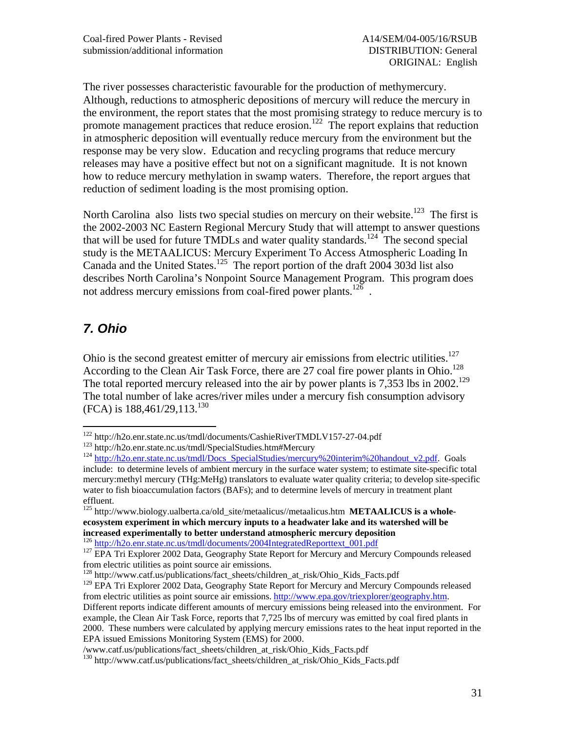The river possesses characteristic favourable for the production of methymercury. Although, reductions to atmospheric depositions of mercury will reduce the mercury in the environment, the report states that the most promising strategy to reduce mercury is to promote management practices that reduce erosion.[122] The report explains that reduction in atmospheric deposition will eventually reduce mercury from the environment but the response may be very slow. Education and recycling programs that reduce mercury releases may have a positive effect but not on a significant magnitude. It is not known how to reduce mercury methylation in swamp waters. Therefore, the report argues that reduction of sediment loading is the most promising option.

North Carolina also lists two special studies on mercury on their website.[123] The first is the 2002-2003 NC Eastern Regional Mercury Study that will attempt to answer questions that will be used for future TMDLs and water quality standards.[124] The second special study is the METAALICUS: Mercury Experiment To Access Atmospheric Loading In Canada and the United States.[125] The report portion of the draft 2004 303d list also describes North Carolina's Nonpoint Source Management Program. This program does not address mercury emissions from coal-fired power plants.[126] .

## *7. Ohio*

Ohio is the second greatest emitter of mercury air emissions from electric utilities.[127] According to the Clean Air Task Force, there are 27 coal fire power plants in Ohio.[128] The total reported mercury released into the air by power plants is 7,353 lbs in 2002.[129] The total number of lake acres/river miles under a mercury fish consumption advisory (FCA) is 188,461/29,113.[130]

---

[122] http://h2o.enr.state.nc.us/tmdl/documents/CashieRiverTMDLV157-27-04.pdf

[123] http://h2o.enr.state.nc.us/tmdl/SpecialStudies.htm#Mercury

[124] http://h2o.enr.state.nc.us/tmdl/Docs_SpecialStudies/mercury%20interim%20handout_v2.pdf. Goals include: to determine levels of ambient mercury in the surface water system; to estimate site-specific total mercury:methyl mercury (THg:MeHg) translators to evaluate water quality criteria; to develop site-specific water to fish bioaccumulation factors (BAFs); and to determine levels of mercury in treatment plant effluent.

[125] http://www.biology.ualberta.ca/old_site/metaalicus//metaalicus.htm **METAALICUS is a whole-ecosystem experiment in which mercury inputs to a headwater lake and its watershed will be increased experimentally to better understand atmospheric mercury deposition**

[126] http://h2o.enr.state.nc.us/tmdl/documents/2004IntegratedReporttext_001.pdf

[127] EPA Tri Explorer 2002 Data, Geography State Report for Mercury and Mercury Compounds released from electric utilities as point source air emissions.

[128] http://www.catf.us/publications/fact_sheets/children_at_risk/Ohio_Kids_Facts.pdf

[129] EPA Tri Explorer 2002 Data, Geography State Report for Mercury and Mercury Compounds released from electric utilities as point source air emissions. http://www.epa.gov/triexplorer/geography.htm. Different reports indicate different amounts of mercury emissions being released into the environment. For example, the Clean Air Task Force, reports that 7,725 lbs of mercury was emitted by coal fired plants in 2000. These numbers were calculated by applying mercury emissions rates to the heat input reported in the EPA issued Emissions Monitoring System (EMS) for 2000. /www.catf.us/publications/fact_sheets/children_at_risk/Ohio_Kids_Facts.pdf

[130] http://www.catf.us/publications/fact_sheets/children_at_risk/Ohio_Kids_Facts.pdf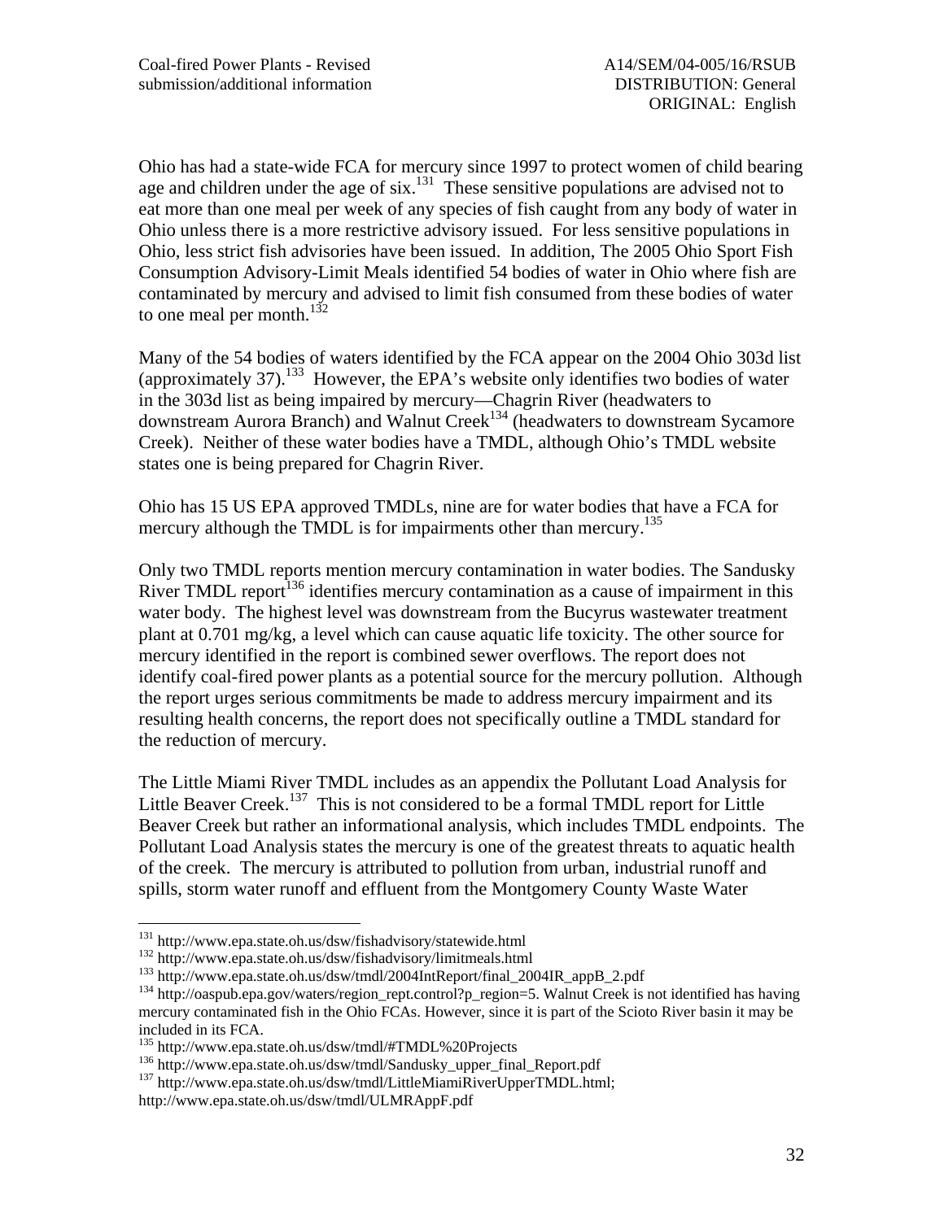Ohio has had a state-wide FCA for mercury since 1997 to protect women of child bearing age and children under the age of six.[131] These sensitive populations are advised not to eat more than one meal per week of any species of fish caught from any body of water in Ohio unless there is a more restrictive advisory issued. For less sensitive populations in Ohio, less strict fish advisories have been issued. In addition, The 2005 Ohio Sport Fish Consumption Advisory-Limit Meals identified 54 bodies of water in Ohio where fish are contaminated by mercury and advised to limit fish consumed from these bodies of water to one meal per month.[132]

Many of the 54 bodies of waters identified by the FCA appear on the 2004 Ohio 303d list (approximately 37).[133] However, the EPA's website only identifies two bodies of water in the 303d list as being impaired by mercury—Chagrin River (headwaters to downstream Aurora Branch) and Walnut Creek[134] (headwaters to downstream Sycamore Creek). Neither of these water bodies have a TMDL, although Ohio's TMDL website states one is being prepared for Chagrin River.

Ohio has 15 US EPA approved TMDLs, nine are for water bodies that have a FCA for mercury although the TMDL is for impairments other than mercury.[135]

Only two TMDL reports mention mercury contamination in water bodies. The Sandusky River TMDL report[136] identifies mercury contamination as a cause of impairment in this water body. The highest level was downstream from the Bucyrus wastewater treatment plant at 0.701 mg/kg, a level which can cause aquatic life toxicity. The other source for mercury identified in the report is combined sewer overflows. The report does not identify coal-fired power plants as a potential source for the mercury pollution. Although the report urges serious commitments be made to address mercury impairment and its resulting health concerns, the report does not specifically outline a TMDL standard for the reduction of mercury.

The Little Miami River TMDL includes as an appendix the Pollutant Load Analysis for Little Beaver Creek.[137] This is not considered to be a formal TMDL report for Little Beaver Creek but rather an informational analysis, which includes TMDL endpoints. The Pollutant Load Analysis states the mercury is one of the greatest threats to aquatic health of the creek. The mercury is attributed to pollution from urban, industrial runoff and spills, storm water runoff and effluent from the Montgomery County Waste Water

---

[131] http://www.epa.state.oh.us/dsw/fishadvisory/statewide.html

[132] http://www.epa.state.oh.us/dsw/fishadvisory/limitmeals.html

[133] http://www.epa.state.oh.us/dsw/tmdl/2004IntReport/final_2004IR_appB_2.pdf

[134] http://oaspub.epa.gov/waters/region_rept.control?p_region=5. Walnut Creek is not identified has having mercury contaminated fish in the Ohio FCAs. However, since it is part of the Scioto River basin it may be included in its FCA.

[135] http://www.epa.state.oh.us/dsw/tmdl/#TMDL%20Projects

[136] http://www.epa.state.oh.us/dsw/tmdl/Sandusky_upper_final_Report.pdf

[137] http://www.epa.state.oh.us/dsw/tmdl/LittleMiamiRiverUpperTMDL.html; http://www.epa.state.oh.us/dsw/tmdl/ULMRAppF.pdf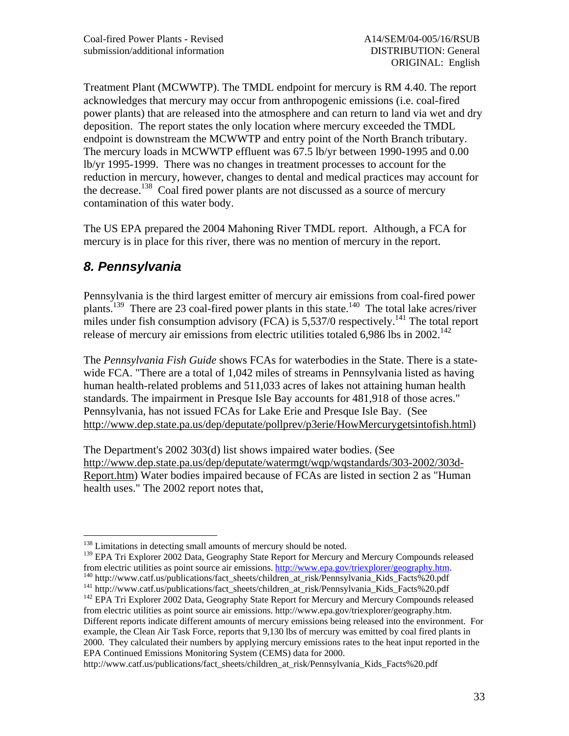Treatment Plant (MCWWTP). The TMDL endpoint for mercury is RM 4.40. The report acknowledges that mercury may occur from anthropogenic emissions (i.e. coal-fired power plants) that are released into the atmosphere and can return to land via wet and dry deposition. The report states the only location where mercury exceeded the TMDL endpoint is downstream the MCWWTP and entry point of the North Branch tributary. The mercury loads in MCWWTP effluent was 67.5 lb/yr between 1990-1995 and 0.00 lb/yr 1995-1999. There was no changes in treatment processes to account for the reduction in mercury, however, changes to dental and medical practices may account for the decrease.[138] Coal fired power plants are not discussed as a source of mercury contamination of this water body.

The US EPA prepared the 2004 Mahoning River TMDL report. Although, a FCA for mercury is in place for this river, there was no mention of mercury in the report.

## *8. Pennsylvania*

Pennsylvania is the third largest emitter of mercury air emissions from coal-fired power plants.[139] There are 23 coal-fired power plants in this state.[140] The total lake acres/river miles under fish consumption advisory (FCA) is 5,537/0 respectively.[141] The total report release of mercury air emissions from electric utilities totaled 6,986 lbs in 2002.[142]

The *Pennsylvania Fish Guide* shows FCAs for waterbodies in the State. There is a state-wide FCA. "There are a total of 1,042 miles of streams in Pennsylvania listed as having human health-related problems and 511,033 acres of lakes not attaining human health standards. The impairment in Presque Isle Bay accounts for 481,918 of those acres." Pennsylvania, has not issued FCAs for Lake Erie and Presque Isle Bay. (See http://www.dep.state.pa.us/dep/deputate/pollprev/p3erie/HowMercurygetsintofish.html)

The Department's 2002 303(d) list shows impaired water bodies. (See http://www.dep.state.pa.us/dep/deputate/watermgt/wqp/wqstandards/303-2002/303d-Report.htm) Water bodies impaired because of FCAs are listed in section 2 as "Human health uses." The 2002 report notes that,

---

[138] Limitations in detecting small amounts of mercury should be noted.

[139] EPA Tri Explorer 2002 Data, Geography State Report for Mercury and Mercury Compounds released from electric utilities as point source air emissions. http://www.epa.gov/triexplorer/geography.htm.

[140] http://www.catf.us/publications/fact_sheets/children_at_risk/Pennsylvania_Kids_Facts%20.pdf

[141] http://www.catf.us/publications/fact_sheets/children_at_risk/Pennsylvania_Kids_Facts%20.pdf

[142] EPA Tri Explorer 2002 Data, Geography State Report for Mercury and Mercury Compounds released from electric utilities as point source air emissions. http://www.epa.gov/triexplorer/geography.htm. Different reports indicate different amounts of mercury emissions being released into the environment. For example, the Clean Air Task Force, reports that 9,130 lbs of mercury was emitted by coal fired plants in 2000. They calculated their numbers by applying mercury emissions rates to the heat input reported in the EPA Continued Emissions Monitoring System (CEMS) data for 2000. http://www.catf.us/publications/fact_sheets/children_at_risk/Pennsylvania_Kids_Facts%20.pdf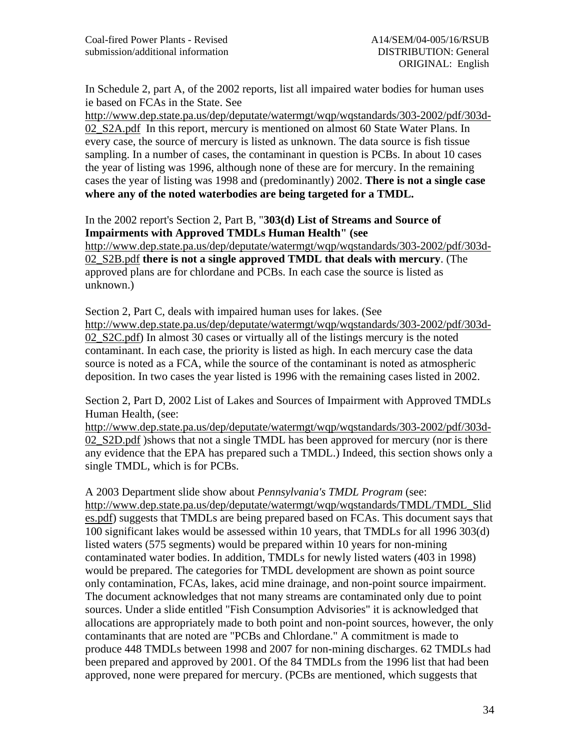In Schedule 2, part A, of the 2002 reports, list all impaired water bodies for human uses ie based on FCAs in the State. See http://www.dep.state.pa.us/dep/deputate/watermgt/wqp/wqstandards/303-2002/pdf/303d-02_S2A.pdf In this report, mercury is mentioned on almost 60 State Water Plans. In every case, the source of mercury is listed as unknown. The data source is fish tissue sampling. In a number of cases, the contaminant in question is PCBs. In about 10 cases the year of listing was 1996, although none of these are for mercury. In the remaining cases the year of listing was 1998 and (predominantly) 2002. **There is not a single case where any of the noted waterbodies are being targeted for a TMDL.**

In the 2002 report's Section 2, Part B, "**303(d) List of Streams and Source of Impairments with Approved TMDLs Human Health" (see** http://www.dep.state.pa.us/dep/deputate/watermgt/wqp/wqstandards/303-2002/pdf/303d-02_S2B.pdf **there is not a single approved TMDL that deals with mercury**. (The approved plans are for chlordane and PCBs. In each case the source is listed as unknown.)

Section 2, Part C, deals with impaired human uses for lakes. (See http://www.dep.state.pa.us/dep/deputate/watermgt/wqp/wqstandards/303-2002/pdf/303d-02_S2C.pdf) In almost 30 cases or virtually all of the listings mercury is the noted contaminant. In each case, the priority is listed as high. In each mercury case the data source is noted as a FCA, while the source of the contaminant is noted as atmospheric deposition. In two cases the year listed is 1996 with the remaining cases listed in 2002.

Section 2, Part D, 2002 List of Lakes and Sources of Impairment with Approved TMDLs Human Health, (see: http://www.dep.state.pa.us/dep/deputate/watermgt/wqp/wqstandards/303-2002/pdf/303d-02_S2D.pdf )shows that not a single TMDL has been approved for mercury (nor is there any evidence that the EPA has prepared such a TMDL.) Indeed, this section shows only a single TMDL, which is for PCBs.

A 2003 Department slide show about *Pennsylvania's TMDL Program* (see: http://www.dep.state.pa.us/dep/deputate/watermgt/wqp/wqstandards/TMDL/TMDL_Slides.pdf) suggests that TMDLs are being prepared based on FCAs. This document says that 100 significant lakes would be assessed within 10 years, that TMDLs for all 1996 303(d) listed waters (575 segments) would be prepared within 10 years for non-mining contaminated water bodies. In addition, TMDLs for newly listed waters (403 in 1998) would be prepared. The categories for TMDL development are shown as point source only contamination, FCAs, lakes, acid mine drainage, and non-point source impairment. The document acknowledges that not many streams are contaminated only due to point sources. Under a slide entitled "Fish Consumption Advisories" it is acknowledged that allocations are appropriately made to both point and non-point sources, however, the only contaminants that are noted are "PCBs and Chlordane." A commitment is made to produce 448 TMDLs between 1998 and 2007 for non-mining discharges. 62 TMDLs had been prepared and approved by 2001. Of the 84 TMDLs from the 1996 list that had been approved, none were prepared for mercury. (PCBs are mentioned, which suggests that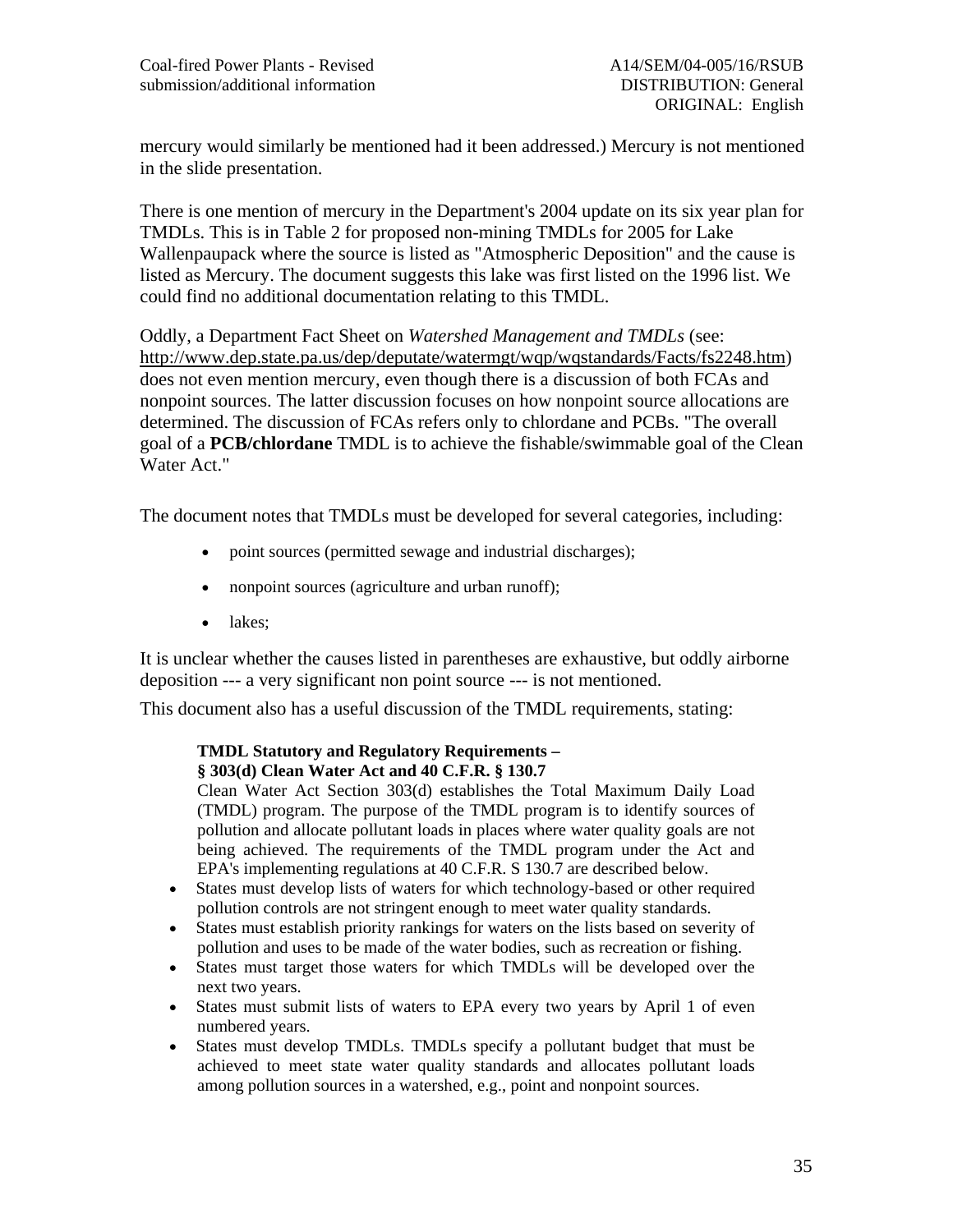mercury would similarly be mentioned had it been addressed.) Mercury is not mentioned in the slide presentation.

There is one mention of mercury in the Department's 2004 update on its six year plan for TMDLs. This is in Table 2 for proposed non-mining TMDLs for 2005 for Lake Wallenpaupack where the source is listed as "Atmospheric Deposition" and the cause is listed as Mercury. The document suggests this lake was first listed on the 1996 list. We could find no additional documentation relating to this TMDL.

Oddly, a Department Fact Sheet on *Watershed Management and TMDLs* (see: http://www.dep.state.pa.us/dep/deputate/watermgt/wqp/wqstandards/Facts/fs2248.htm) does not even mention mercury, even though there is a discussion of both FCAs and nonpoint sources. The latter discussion focuses on how nonpoint source allocations are determined. The discussion of FCAs refers only to chlordane and PCBs. "The overall goal of a **PCB/chlordane** TMDL is to achieve the fishable/swimmable goal of the Clean Water Act."

The document notes that TMDLs must be developed for several categories, including:

- point sources (permitted sewage and industrial discharges);
- nonpoint sources (agriculture and urban runoff);
- lakes;

It is unclear whether the causes listed in parentheses are exhaustive, but oddly airborne deposition --- a very significant non point source --- is not mentioned.

This document also has a useful discussion of the TMDL requirements, stating:

> **TMDL Statutory and Regulatory Requirements –**
> **§ 303(d) Clean Water Act and 40 C.F.R. § 130.7**
> Clean Water Act Section 303(d) establishes the Total Maximum Daily Load (TMDL) program. The purpose of the TMDL program is to identify sources of pollution and allocate pollutant loads in places where water quality goals are not being achieved. The requirements of the TMDL program under the Act and EPA's implementing regulations at 40 C.F.R. S 130.7 are described below.
>
> - States must develop lists of waters for which technology-based or other required pollution controls are not stringent enough to meet water quality standards.
> - States must establish priority rankings for waters on the lists based on severity of pollution and uses to be made of the water bodies, such as recreation or fishing.
> - States must target those waters for which TMDLs will be developed over the next two years.
> - States must submit lists of waters to EPA every two years by April 1 of even numbered years.
> - States must develop TMDLs. TMDLs specify a pollutant budget that must be achieved to meet state water quality standards and allocates pollutant loads among pollution sources in a watershed, e.g., point and nonpoint sources.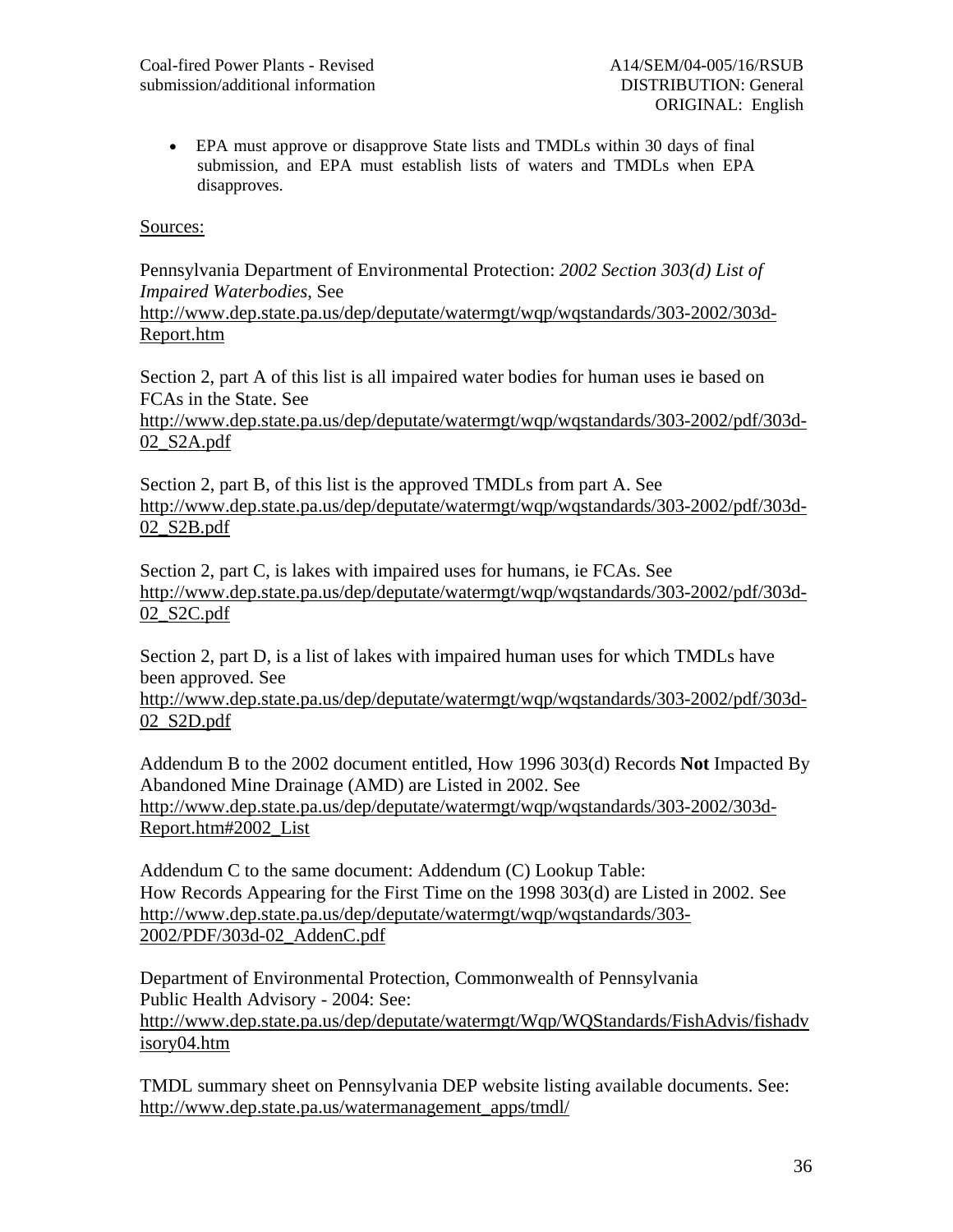- EPA must approve or disapprove State lists and TMDLs within 30 days of final submission, and EPA must establish lists of waters and TMDLs when EPA disapproves.

Sources:

Pennsylvania Department of Environmental Protection: *2002 Section 303(d) List of Impaired Waterbodies*, See http://www.dep.state.pa.us/dep/deputate/watermgt/wqp/wqstandards/303-2002/303d-Report.htm

Section 2, part A of this list is all impaired water bodies for human uses ie based on FCAs in the State. See http://www.dep.state.pa.us/dep/deputate/watermgt/wqp/wqstandards/303-2002/pdf/303d-02_S2A.pdf

Section 2, part B, of this list is the approved TMDLs from part A. See http://www.dep.state.pa.us/dep/deputate/watermgt/wqp/wqstandards/303-2002/pdf/303d-02_S2B.pdf

Section 2, part C, is lakes with impaired uses for humans, ie FCAs. See http://www.dep.state.pa.us/dep/deputate/watermgt/wqp/wqstandards/303-2002/pdf/303d-02_S2C.pdf

Section 2, part D, is a list of lakes with impaired human uses for which TMDLs have been approved. See http://www.dep.state.pa.us/dep/deputate/watermgt/wqp/wqstandards/303-2002/pdf/303d-02_S2D.pdf

Addendum B to the 2002 document entitled, How 1996 303(d) Records **Not** Impacted By Abandoned Mine Drainage (AMD) are Listed in 2002. See http://www.dep.state.pa.us/dep/deputate/watermgt/wqp/wqstandards/303-2002/303d-Report.htm#2002_List

Addendum C to the same document: Addendum (C) Lookup Table:
How Records Appearing for the First Time on the 1998 303(d) are Listed in 2002. See http://www.dep.state.pa.us/dep/deputate/watermgt/wqp/wqstandards/303-2002/PDF/303d-02_AddenC.pdf

Department of Environmental Protection, Commonwealth of Pennsylvania
Public Health Advisory - 2004: See:
http://www.dep.state.pa.us/dep/deputate/watermgt/Wqp/WQStandards/FishAdvis/fishadvisory04.htm

TMDL summary sheet on Pennsylvania DEP website listing available documents. See: http://www.dep.state.pa.us/watermanagement_apps/tmdl/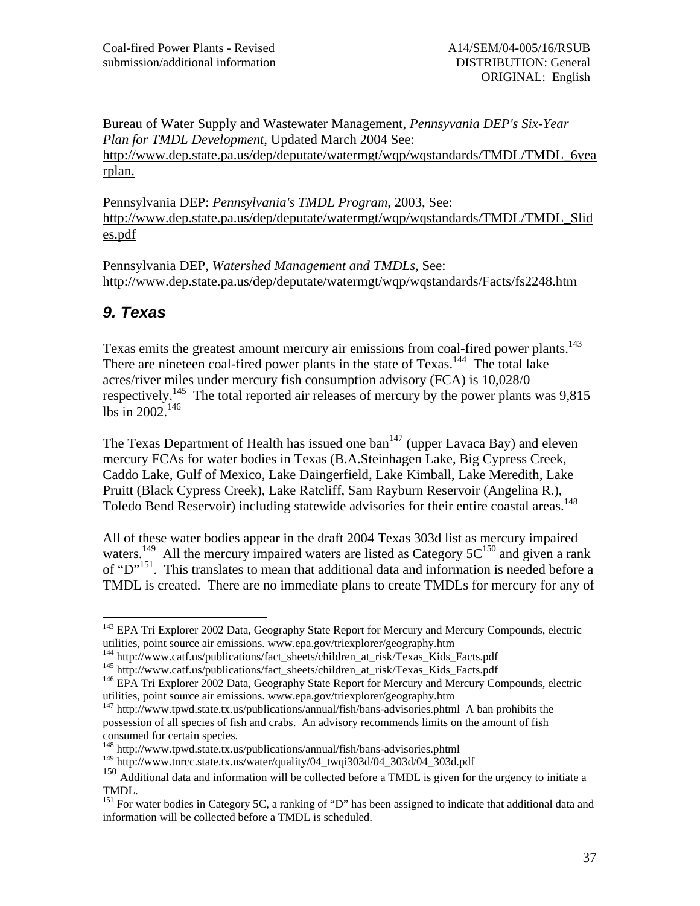Bureau of Water Supply and Wastewater Management, *Pennsyvania DEP's Six-Year Plan for TMDL Development*, Updated March 2004 See: http://www.dep.state.pa.us/dep/deputate/watermgt/wqp/wqstandards/TMDL/TMDL_6yearplan.

Pennsylvania DEP: *Pennsylvania's TMDL Program*, 2003, See: http://www.dep.state.pa.us/dep/deputate/watermgt/wqp/wqstandards/TMDL/TMDL_Slides.pdf

Pennsylvania DEP, *Watershed Management and TMDLs*, See: http://www.dep.state.pa.us/dep/deputate/watermgt/wqp/wqstandards/Facts/fs2248.htm

## *9. Texas*

Texas emits the greatest amount mercury air emissions from coal-fired power plants.[143] There are nineteen coal-fired power plants in the state of Texas.[144] The total lake acres/river miles under mercury fish consumption advisory (FCA) is 10,028/0 respectively.[145] The total reported air releases of mercury by the power plants was 9,815 lbs in 2002.[146]

The Texas Department of Health has issued one ban[147] (upper Lavaca Bay) and eleven mercury FCAs for water bodies in Texas (B.A.Steinhagen Lake, Big Cypress Creek, Caddo Lake, Gulf of Mexico, Lake Daingerfield, Lake Kimball, Lake Meredith, Lake Pruitt (Black Cypress Creek), Lake Ratcliff, Sam Rayburn Reservoir (Angelina R.), Toledo Bend Reservoir) including statewide advisories for their entire coastal areas.[148]

All of these water bodies appear in the draft 2004 Texas 303d list as mercury impaired waters.[149] All the mercury impaired waters are listed as Category 5C[150] and given a rank of "D"[151]. This translates to mean that additional data and information is needed before a TMDL is created. There are no immediate plans to create TMDLs for mercury for any of

---

[143] EPA Tri Explorer 2002 Data, Geography State Report for Mercury and Mercury Compounds, electric utilities, point source air emissions. www.epa.gov/triexplorer/geography.htm

[144] http://www.catf.us/publications/fact_sheets/children_at_risk/Texas_Kids_Facts.pdf

[145] http://www.catf.us/publications/fact_sheets/children_at_risk/Texas_Kids_Facts.pdf

[146] EPA Tri Explorer 2002 Data, Geography State Report for Mercury and Mercury Compounds, electric utilities, point source air emissions. www.epa.gov/triexplorer/geography.htm

[147] http://www.tpwd.state.tx.us/publications/annual/fish/bans-advisories.phtml A ban prohibits the possession of all species of fish and crabs. An advisory recommends limits on the amount of fish consumed for certain species.

[148] http://www.tpwd.state.tx.us/publications/annual/fish/bans-advisories.phtml

[149] http://www.tnrcc.state.tx.us/water/quality/04_twqi303d/04_303d/04_303d.pdf

[150] Additional data and information will be collected before a TMDL is given for the urgency to initiate a TMDL.

[151] For water bodies in Category 5C, a ranking of "D" has been assigned to indicate that additional data and information will be collected before a TMDL is scheduled.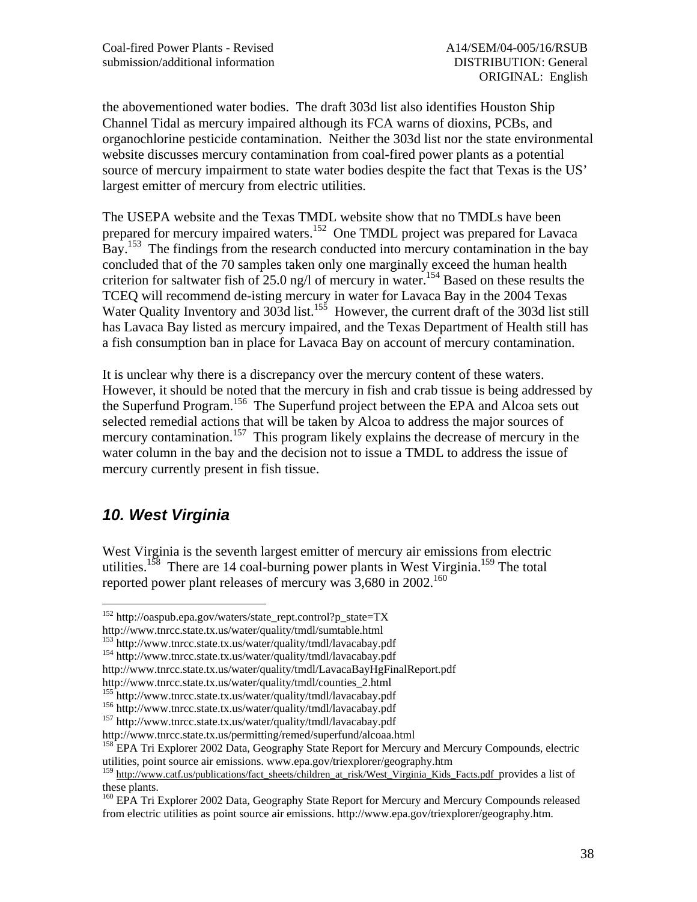the abovementioned water bodies. The draft 303d list also identifies Houston Ship Channel Tidal as mercury impaired although its FCA warns of dioxins, PCBs, and organochlorine pesticide contamination. Neither the 303d list nor the state environmental website discusses mercury contamination from coal-fired power plants as a potential source of mercury impairment to state water bodies despite the fact that Texas is the US' largest emitter of mercury from electric utilities.

The USEPA website and the Texas TMDL website show that no TMDLs have been prepared for mercury impaired waters.[152] One TMDL project was prepared for Lavaca Bay.[153] The findings from the research conducted into mercury contamination in the bay concluded that of the 70 samples taken only one marginally exceed the human health criterion for saltwater fish of 25.0 ng/l of mercury in water.[154] Based on these results the TCEQ will recommend de-isting mercury in water for Lavaca Bay in the 2004 Texas Water Quality Inventory and 303d list.[155] However, the current draft of the 303d list still has Lavaca Bay listed as mercury impaired, and the Texas Department of Health still has a fish consumption ban in place for Lavaca Bay on account of mercury contamination.

It is unclear why there is a discrepancy over the mercury content of these waters. However, it should be noted that the mercury in fish and crab tissue is being addressed by the Superfund Program.[156] The Superfund project between the EPA and Alcoa sets out selected remedial actions that will be taken by Alcoa to address the major sources of mercury contamination.[157] This program likely explains the decrease of mercury in the water column in the bay and the decision not to issue a TMDL to address the issue of mercury currently present in fish tissue.

## *10. West Virginia*

West Virginia is the seventh largest emitter of mercury air emissions from electric utilities.[158] There are 14 coal-burning power plants in West Virginia.[159] The total reported power plant releases of mercury was 3,680 in 2002.[160]

---

[152] http://oaspub.epa.gov/waters/state_rept.control?p_state=TX
http://www.tnrcc.state.tx.us/water/quality/tmdl/sumtable.html

[153] http://www.tnrcc.state.tx.us/water/quality/tmdl/lavacabay.pdf

[154] http://www.tnrcc.state.tx.us/water/quality/tmdl/lavacabay.pdf
http://www.tnrcc.state.tx.us/water/quality/tmdl/LavacaBayHgFinalReport.pdf
http://www.tnrcc.state.tx.us/water/quality/tmdl/counties_2.html

[155] http://www.tnrcc.state.tx.us/water/quality/tmdl/lavacabay.pdf

[156] http://www.tnrcc.state.tx.us/water/quality/tmdl/lavacabay.pdf

[157] http://www.tnrcc.state.tx.us/water/quality/tmdl/lavacabay.pdf
http://www.tnrcc.state.tx.us/permitting/remed/superfund/alcoaa.html

[158] EPA Tri Explorer 2002 Data, Geography State Report for Mercury and Mercury Compounds, electric utilities, point source air emissions. www.epa.gov/triexplorer/geography.htm

[159] http://www.catf.us/publications/fact_sheets/children_at_risk/West_Virginia_Kids_Facts.pdf provides a list of these plants.

[160] EPA Tri Explorer 2002 Data, Geography State Report for Mercury and Mercury Compounds released from electric utilities as point source air emissions. http://www.epa.gov/triexplorer/geography.htm.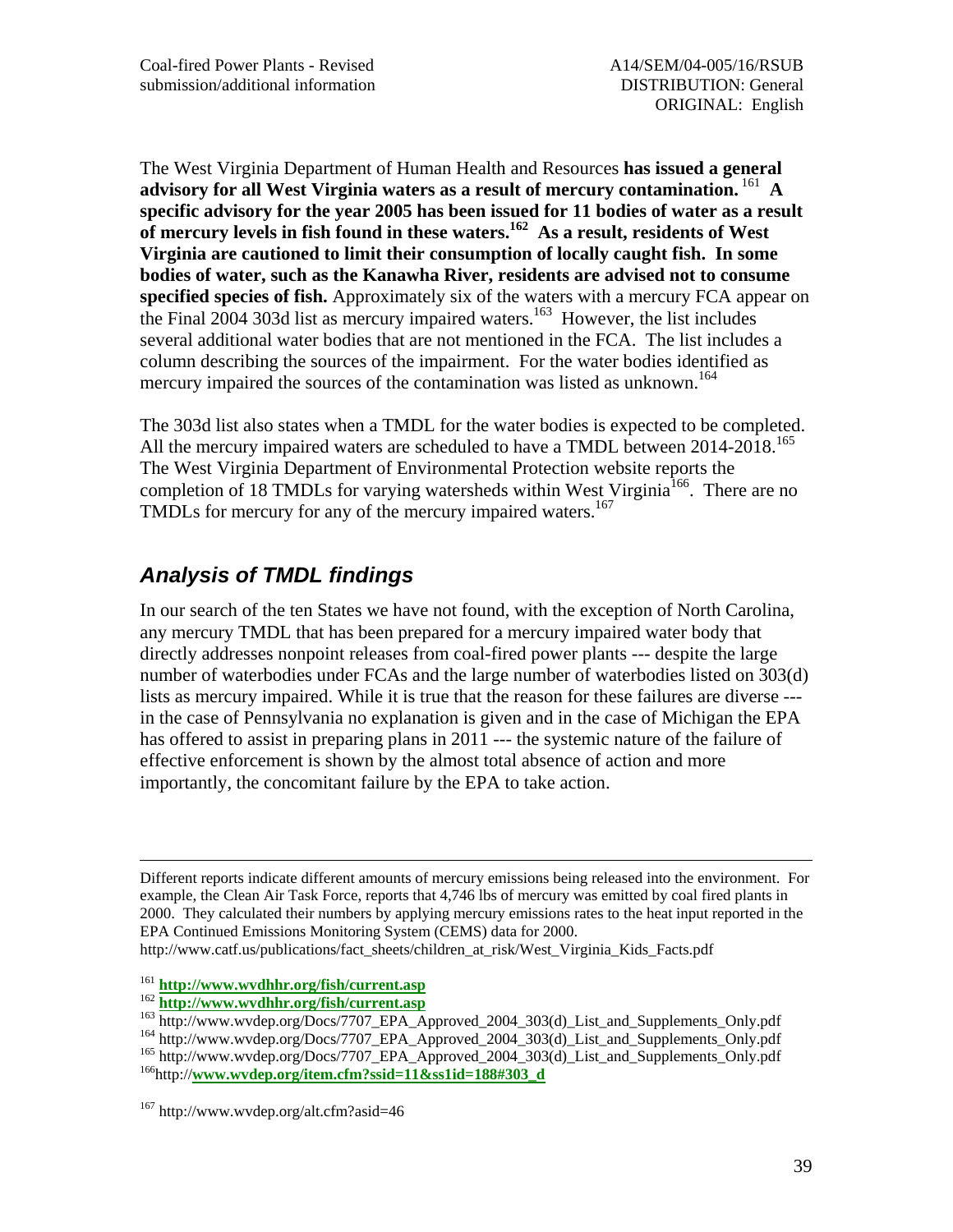The West Virginia Department of Human Health and Resources **has issued a general advisory for all West Virginia waters as a result of mercury contamination.** [161] **A specific advisory for the year 2005 has been issued for 11 bodies of water as a result of mercury levels in fish found in these waters.[162] As a result, residents of West Virginia are cautioned to limit their consumption of locally caught fish. In some bodies of water, such as the Kanawha River, residents are advised not to consume specified species of fish.** Approximately six of the waters with a mercury FCA appear on the Final 2004 303d list as mercury impaired waters.[163] However, the list includes several additional water bodies that are not mentioned in the FCA. The list includes a column describing the sources of the impairment. For the water bodies identified as mercury impaired the sources of the contamination was listed as unknown.[164]

The 303d list also states when a TMDL for the water bodies is expected to be completed. All the mercury impaired waters are scheduled to have a TMDL between 2014-2018.[165] The West Virginia Department of Environmental Protection website reports the completion of 18 TMDLs for varying watersheds within West Virginia[166]. There are no TMDLs for mercury for any of the mercury impaired waters.[167]

## *Analysis of TMDL findings*

In our search of the ten States we have not found, with the exception of North Carolina, any mercury TMDL that has been prepared for a mercury impaired water body that directly addresses nonpoint releases from coal-fired power plants --- despite the large number of waterbodies under FCAs and the large number of waterbodies listed on 303(d) lists as mercury impaired. While it is true that the reason for these failures are diverse --- in the case of Pennsylvania no explanation is given and in the case of Michigan the EPA has offered to assist in preparing plans in 2011 --- the systemic nature of the failure of effective enforcement is shown by the almost total absence of action and more importantly, the concomitant failure by the EPA to take action.

---

Different reports indicate different amounts of mercury emissions being released into the environment. For example, the Clean Air Task Force, reports that 4,746 lbs of mercury was emitted by coal fired plants in 2000. They calculated their numbers by applying mercury emissions rates to the heat input reported in the EPA Continued Emissions Monitoring System (CEMS) data for 2000. http://www.catf.us/publications/fact_sheets/children_at_risk/West_Virginia_Kids_Facts.pdf

[161] **http://www.wvdhhr.org/fish/current.asp**

[162] **http://www.wvdhhr.org/fish/current.asp**

[163] http://www.wvdep.org/Docs/7707_EPA_Approved_2004_303(d)_List_and_Supplements_Only.pdf

[164] http://www.wvdep.org/Docs/7707_EPA_Approved_2004_303(d)_List_and_Supplements_Only.pdf

[165] http://www.wvdep.org/Docs/7707_EPA_Approved_2004_303(d)_List_and_Supplements_Only.pdf

[166] http://**www.wvdep.org/item.cfm?ssid=11&ss1id=188#303_d**

[167] http://www.wvdep.org/alt.cfm?asid=46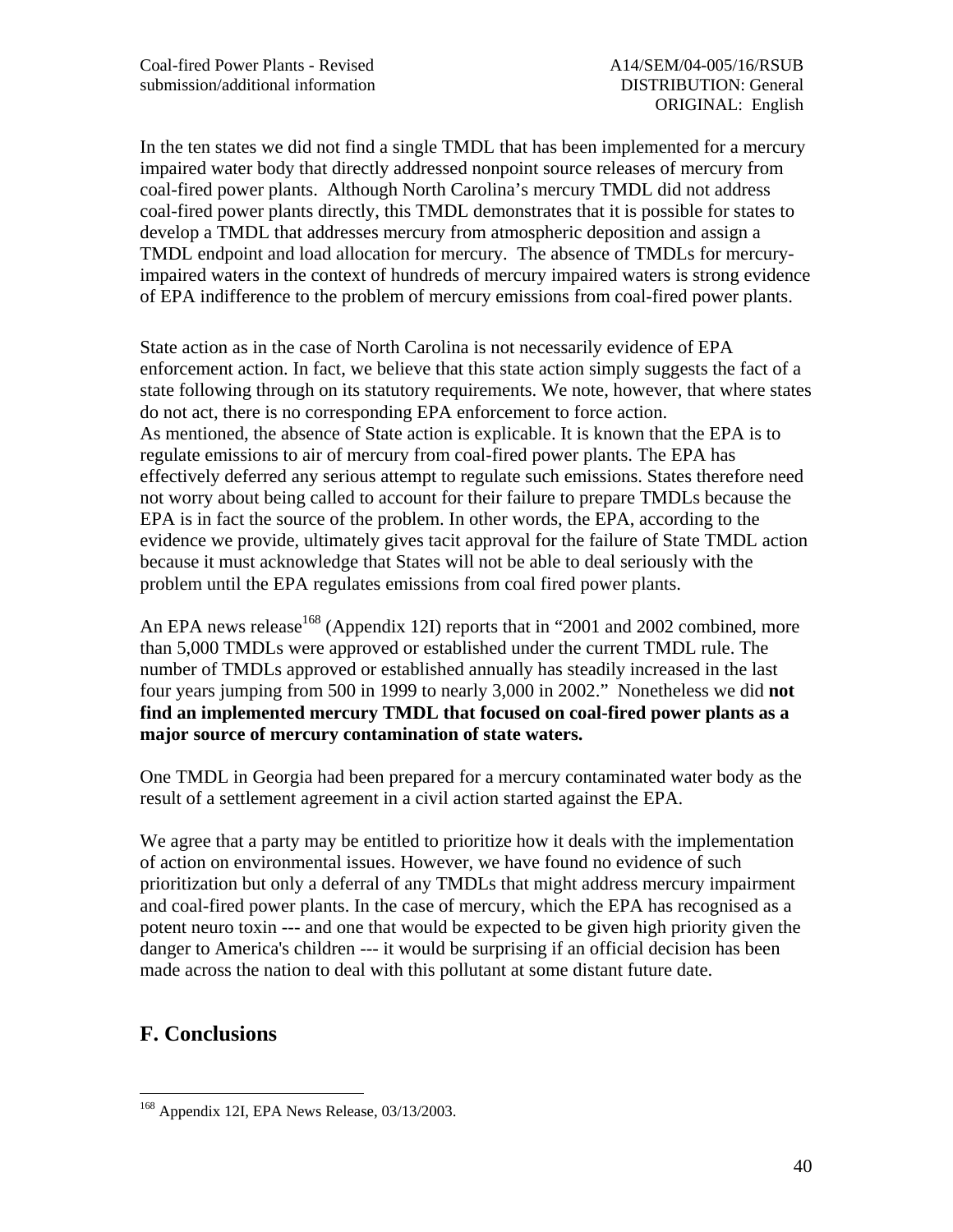In the ten states we did not find a single TMDL that has been implemented for a mercury impaired water body that directly addressed nonpoint source releases of mercury from coal-fired power plants. Although North Carolina's mercury TMDL did not address coal-fired power plants directly, this TMDL demonstrates that it is possible for states to develop a TMDL that addresses mercury from atmospheric deposition and assign a TMDL endpoint and load allocation for mercury. The absence of TMDLs for mercury-impaired waters in the context of hundreds of mercury impaired waters is strong evidence of EPA indifference to the problem of mercury emissions from coal-fired power plants.

State action as in the case of North Carolina is not necessarily evidence of EPA enforcement action. In fact, we believe that this state action simply suggests the fact of a state following through on its statutory requirements. We note, however, that where states do not act, there is no corresponding EPA enforcement to force action.
As mentioned, the absence of State action is explicable. It is known that the EPA is to regulate emissions to air of mercury from coal-fired power plants. The EPA has effectively deferred any serious attempt to regulate such emissions. States therefore need not worry about being called to account for their failure to prepare TMDLs because the EPA is in fact the source of the problem. In other words, the EPA, according to the evidence we provide, ultimately gives tacit approval for the failure of State TMDL action because it must acknowledge that States will not be able to deal seriously with the problem until the EPA regulates emissions from coal fired power plants.

An EPA news release[168] (Appendix 12I) reports that in "2001 and 2002 combined, more than 5,000 TMDLs were approved or established under the current TMDL rule. The number of TMDLs approved or established annually has steadily increased in the last four years jumping from 500 in 1999 to nearly 3,000 in 2002." Nonetheless we did **not find an implemented mercury TMDL that focused on coal-fired power plants as a major source of mercury contamination of state waters.**

One TMDL in Georgia had been prepared for a mercury contaminated water body as the result of a settlement agreement in a civil action started against the EPA.

We agree that a party may be entitled to prioritize how it deals with the implementation of action on environmental issues. However, we have found no evidence of such prioritization but only a deferral of any TMDLs that might address mercury impairment and coal-fired power plants. In the case of mercury, which the EPA has recognised as a potent neuro toxin --- and one that would be expected to be given high priority given the danger to America's children --- it would be surprising if an official decision has been made across the nation to deal with this pollutant at some distant future date.

## F. Conclusions

[168] Appendix 12I, EPA News Release, 03/13/2003.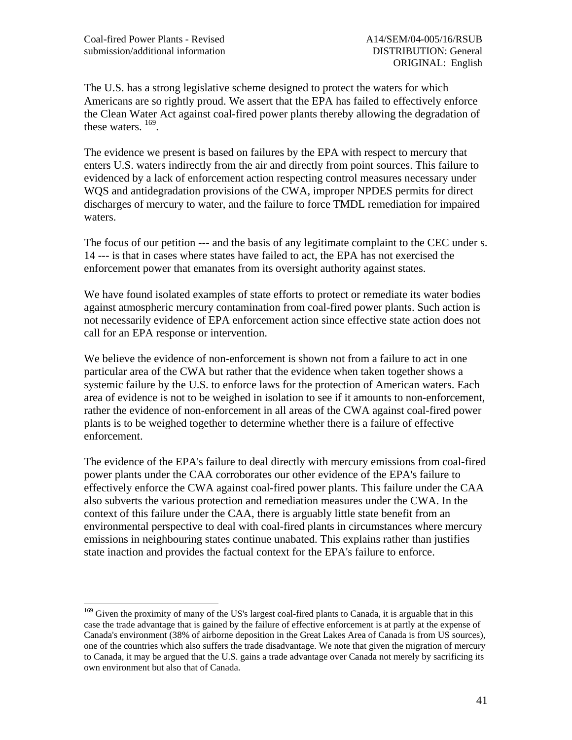The U.S. has a strong legislative scheme designed to protect the waters for which Americans are so rightly proud. We assert that the EPA has failed to effectively enforce the Clean Water Act against coal-fired power plants thereby allowing the degradation of these waters. [169].

The evidence we present is based on failures by the EPA with respect to mercury that enters U.S. waters indirectly from the air and directly from point sources. This failure to evidenced by a lack of enforcement action respecting control measures necessary under WQS and antidegradation provisions of the CWA, improper NPDES permits for direct discharges of mercury to water, and the failure to force TMDL remediation for impaired waters.

The focus of our petition --- and the basis of any legitimate complaint to the CEC under s. 14 --- is that in cases where states have failed to act, the EPA has not exercised the enforcement power that emanates from its oversight authority against states.

We have found isolated examples of state efforts to protect or remediate its water bodies against atmospheric mercury contamination from coal-fired power plants. Such action is not necessarily evidence of EPA enforcement action since effective state action does not call for an EPA response or intervention.

We believe the evidence of non-enforcement is shown not from a failure to act in one particular area of the CWA but rather that the evidence when taken together shows a systemic failure by the U.S. to enforce laws for the protection of American waters. Each area of evidence is not to be weighed in isolation to see if it amounts to non-enforcement, rather the evidence of non-enforcement in all areas of the CWA against coal-fired power plants is to be weighed together to determine whether there is a failure of effective enforcement.

The evidence of the EPA's failure to deal directly with mercury emissions from coal-fired power plants under the CAA corroborates our other evidence of the EPA's failure to effectively enforce the CWA against coal-fired power plants. This failure under the CAA also subverts the various protection and remediation measures under the CWA. In the context of this failure under the CAA, there is arguably little state benefit from an environmental perspective to deal with coal-fired plants in circumstances where mercury emissions in neighbouring states continue unabated. This explains rather than justifies state inaction and provides the factual context for the EPA's failure to enforce.

---

[169] Given the proximity of many of the US's largest coal-fired plants to Canada, it is arguable that in this case the trade advantage that is gained by the failure of effective enforcement is at partly at the expense of Canada's environment (38% of airborne deposition in the Great Lakes Area of Canada is from US sources), one of the countries which also suffers the trade disadvantage. We note that given the migration of mercury to Canada, it may be argued that the U.S. gains a trade advantage over Canada not merely by sacrificing its own environment but also that of Canada.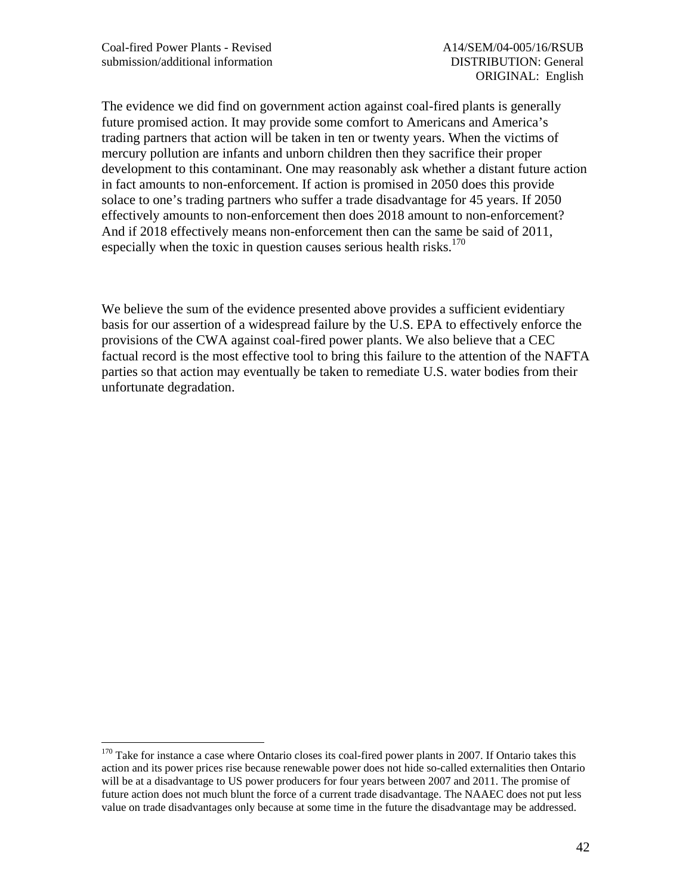The evidence we did find on government action against coal-fired plants is generally future promised action. It may provide some comfort to Americans and America's trading partners that action will be taken in ten or twenty years. When the victims of mercury pollution are infants and unborn children then they sacrifice their proper development to this contaminant. One may reasonably ask whether a distant future action in fact amounts to non-enforcement. If action is promised in 2050 does this provide solace to one's trading partners who suffer a trade disadvantage for 45 years. If 2050 effectively amounts to non-enforcement then does 2018 amount to non-enforcement? And if 2018 effectively means non-enforcement then can the same be said of 2011, especially when the toxic in question causes serious health risks.[170]

We believe the sum of the evidence presented above provides a sufficient evidentiary basis for our assertion of a widespread failure by the U.S. EPA to effectively enforce the provisions of the CWA against coal-fired power plants. We also believe that a CEC factual record is the most effective tool to bring this failure to the attention of the NAFTA parties so that action may eventually be taken to remediate U.S. water bodies from their unfortunate degradation.

[170] Take for instance a case where Ontario closes its coal-fired power plants in 2007. If Ontario takes this action and its power prices rise because renewable power does not hide so-called externalities then Ontario will be at a disadvantage to US power producers for four years between 2007 and 2011. The promise of future action does not much blunt the force of a current trade disadvantage. The NAAEC does not put less value on trade disadvantages only because at some time in the future the disadvantage may be addressed.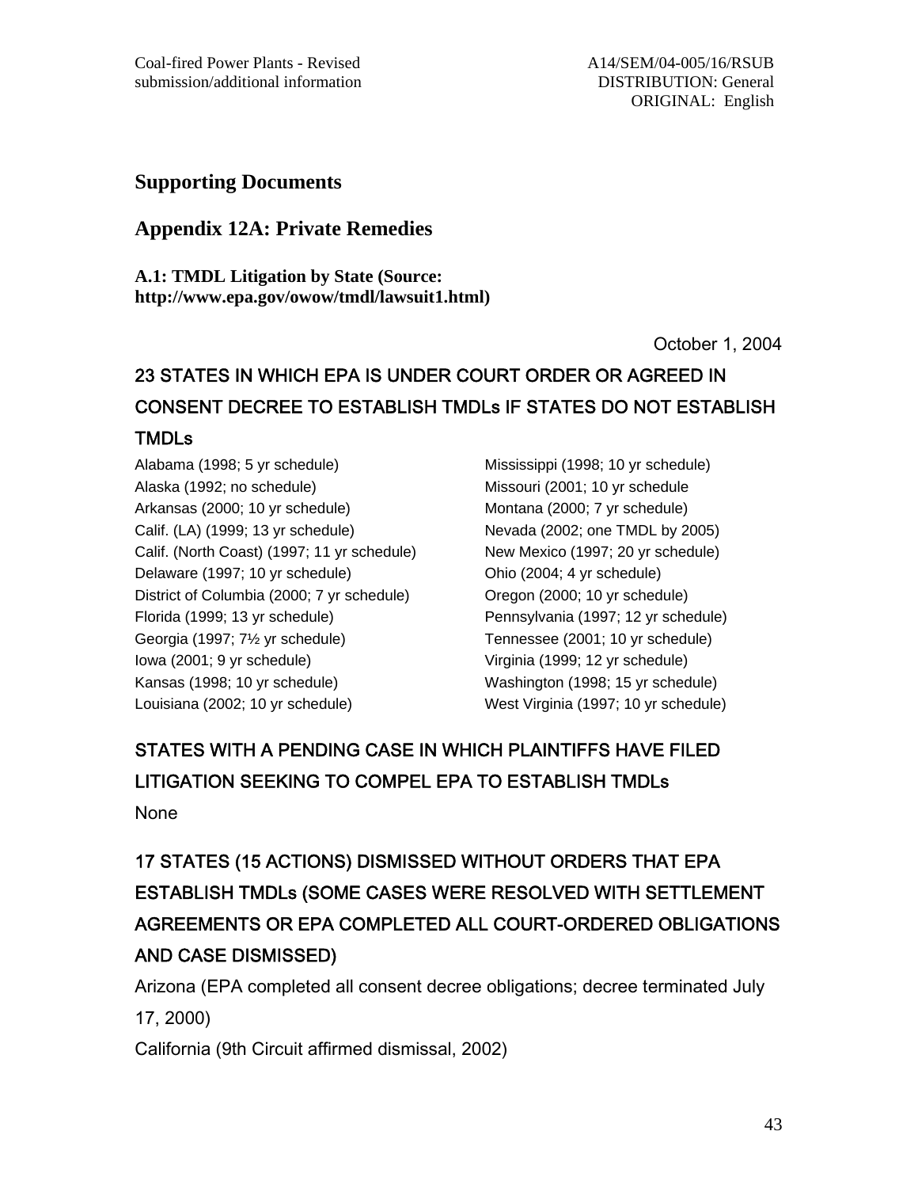# Supporting Documents

## Appendix 12A: Private Remedies

**A.1: TMDL Litigation by State (Source: http://www.epa.gov/owow/tmdl/lawsuit1.html)**

October 1, 2004

### 23 STATES IN WHICH EPA IS UNDER COURT ORDER OR AGREED IN CONSENT DECREE TO ESTABLISH TMDLs IF STATES DO NOT ESTABLISH TMDLs

Alabama (1998; 5 yr schedule)
Alaska (1992; no schedule)
Arkansas (2000; 10 yr schedule)
Calif. (LA) (1999; 13 yr schedule)
Calif. (North Coast) (1997; 11 yr schedule)
Delaware (1997; 10 yr schedule)
District of Columbia (2000; 7 yr schedule)
Florida (1999; 13 yr schedule)
Georgia (1997; 7½ yr schedule)
Iowa (2001; 9 yr schedule)
Kansas (1998; 10 yr schedule)
Louisiana (2002; 10 yr schedule)
Mississippi (1998; 10 yr schedule)
Missouri (2001; 10 yr schedule
Montana (2000; 7 yr schedule)
Nevada (2002; one TMDL by 2005)
New Mexico (1997; 20 yr schedule)
Ohio (2004; 4 yr schedule)
Oregon (2000; 10 yr schedule)
Pennsylvania (1997; 12 yr schedule)
Tennessee (2001; 10 yr schedule)
Virginia (1999; 12 yr schedule)
Washington (1998; 15 yr schedule)
West Virginia (1997; 10 yr schedule)

### STATES WITH A PENDING CASE IN WHICH PLAINTIFFS HAVE FILED LITIGATION SEEKING TO COMPEL EPA TO ESTABLISH TMDLs

None

### 17 STATES (15 ACTIONS) DISMISSED WITHOUT ORDERS THAT EPA ESTABLISH TMDLs (SOME CASES WERE RESOLVED WITH SETTLEMENT AGREEMENTS OR EPA COMPLETED ALL COURT-ORDERED OBLIGATIONS AND CASE DISMISSED)

Arizona (EPA completed all consent decree obligations; decree terminated July 17, 2000)

California (9th Circuit affirmed dismissal, 2002)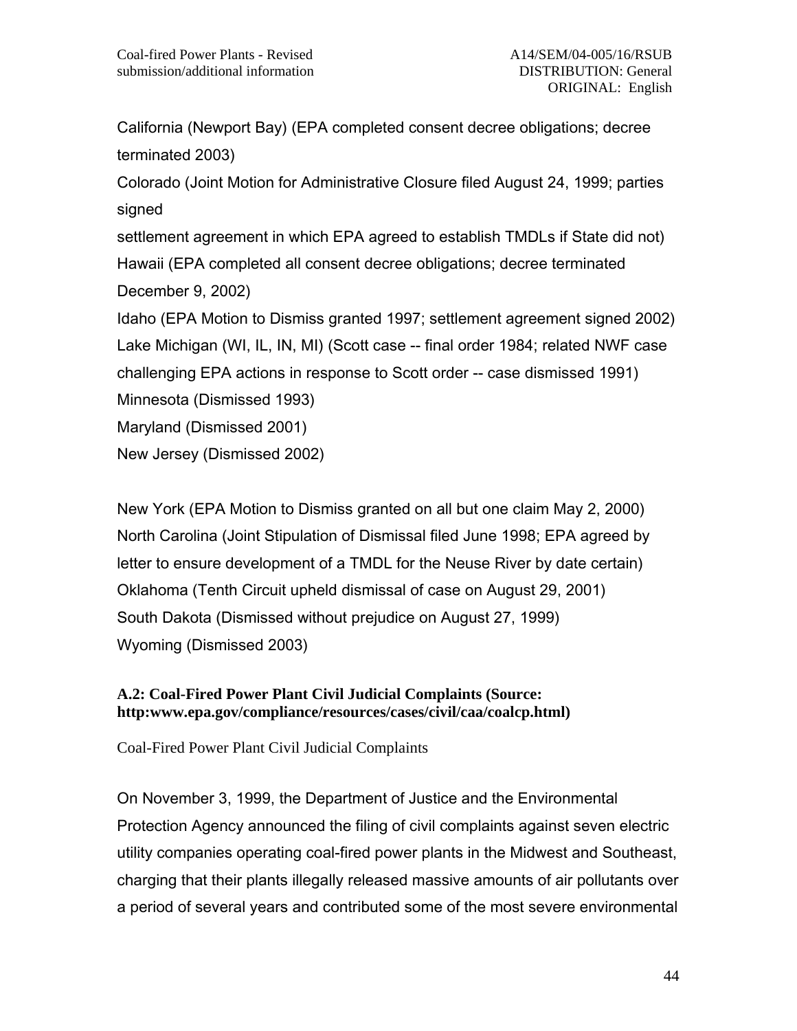California (Newport Bay) (EPA completed consent decree obligations; decree terminated 2003)

Colorado (Joint Motion for Administrative Closure filed August 24, 1999; parties signed settlement agreement in which EPA agreed to establish TMDLs if State did not)

Hawaii (EPA completed all consent decree obligations; decree terminated December 9, 2002)

Idaho (EPA Motion to Dismiss granted 1997; settlement agreement signed 2002)

Lake Michigan (WI, IL, IN, MI) (Scott case -- final order 1984; related NWF case challenging EPA actions in response to Scott order -- case dismissed 1991)

Minnesota (Dismissed 1993)

Maryland (Dismissed 2001)

New Jersey (Dismissed 2002)

New York (EPA Motion to Dismiss granted on all but one claim May 2, 2000)

North Carolina (Joint Stipulation of Dismissal filed June 1998; EPA agreed by letter to ensure development of a TMDL for the Neuse River by date certain)

Oklahoma (Tenth Circuit upheld dismissal of case on August 29, 2001)

South Dakota (Dismissed without prejudice on August 27, 1999)

Wyoming (Dismissed 2003)

**A.2: Coal-Fired Power Plant Civil Judicial Complaints (Source: http:www.epa.gov/compliance/resources/cases/civil/caa/coalcp.html)**

Coal-Fired Power Plant Civil Judicial Complaints

On November 3, 1999, the Department of Justice and the Environmental Protection Agency announced the filing of civil complaints against seven electric utility companies operating coal-fired power plants in the Midwest and Southeast, charging that their plants illegally released massive amounts of air pollutants over a period of several years and contributed some of the most severe environmental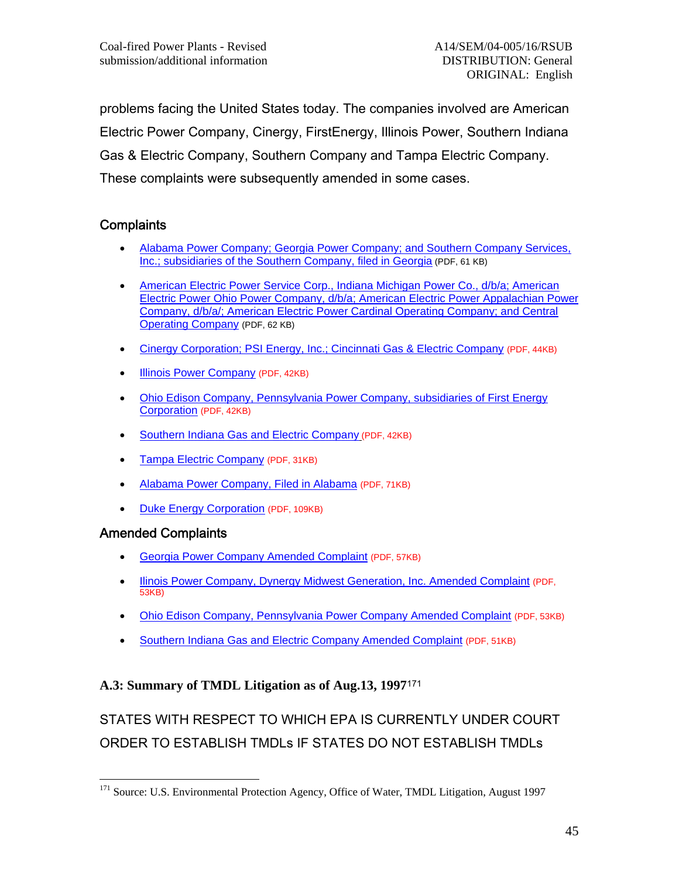problems facing the United States today. The companies involved are American Electric Power Company, Cinergy, FirstEnergy, Illinois Power, Southern Indiana Gas & Electric Company, Southern Company and Tampa Electric Company. These complaints were subsequently amended in some cases.

### Complaints

- Alabama Power Company; Georgia Power Company; and Southern Company Services, Inc.; subsidiaries of the Southern Company, filed in Georgia (PDF, 61 KB)
- American Electric Power Service Corp., Indiana Michigan Power Co., d/b/a; American Electric Power Ohio Power Company, d/b/a; American Electric Power Appalachian Power Company, d/b/a/; American Electric Power Cardinal Operating Company; and Central Operating Company (PDF, 62 KB)
- Cinergy Corporation; PSI Energy, Inc.; Cincinnati Gas & Electric Company (PDF, 44KB)
- Illinois Power Company (PDF, 42KB)
- Ohio Edison Company, Pennsylvania Power Company, subsidiaries of First Energy Corporation (PDF, 42KB)
- Southern Indiana Gas and Electric Company (PDF, 42KB)
- Tampa Electric Company (PDF, 31KB)
- Alabama Power Company, Filed in Alabama (PDF, 71KB)
- Duke Energy Corporation (PDF, 109KB)

### Amended Complaints

- Georgia Power Company Amended Complaint (PDF, 57KB)
- Ilinois Power Company, Dynergy Midwest Generation, Inc. Amended Complaint (PDF, 53KB)
- Ohio Edison Company, Pennsylvania Power Company Amended Complaint (PDF, 53KB)
- Southern Indiana Gas and Electric Company Amended Complaint (PDF, 51KB)

### A.3: Summary of TMDL Litigation as of Aug.13, 1997[171]

STATES WITH RESPECT TO WHICH EPA IS CURRENTLY UNDER COURT ORDER TO ESTABLISH TMDLs IF STATES DO NOT ESTABLISH TMDLs

[171] Source: U.S. Environmental Protection Agency, Office of Water, TMDL Litigation, August 1997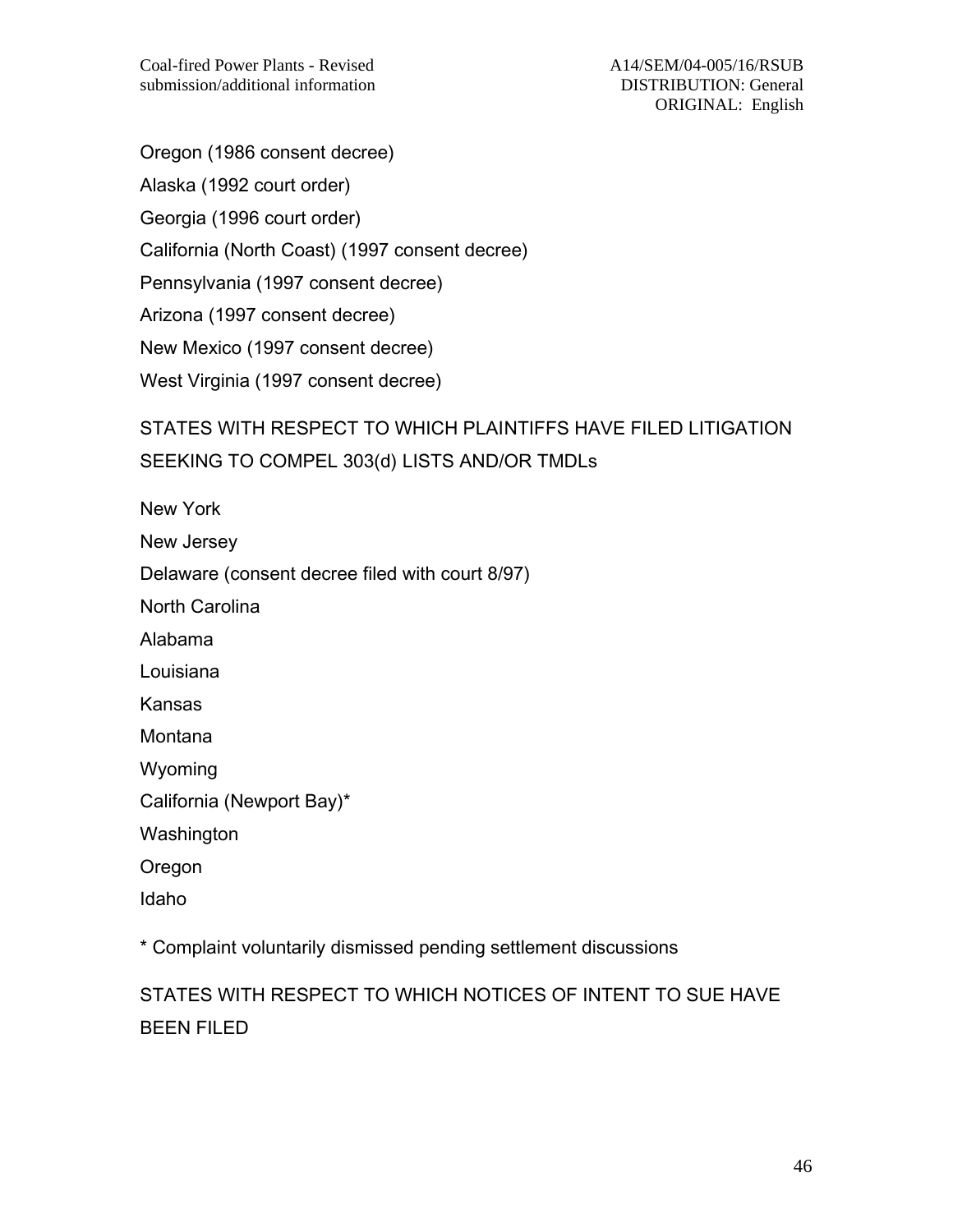Oregon (1986 consent decree)

Alaska (1992 court order)

Georgia (1996 court order)

California (North Coast) (1997 consent decree)

Pennsylvania (1997 consent decree)

Arizona (1997 consent decree)

New Mexico (1997 consent decree)

West Virginia (1997 consent decree)

## STATES WITH RESPECT TO WHICH PLAINTIFFS HAVE FILED LITIGATION SEEKING TO COMPEL 303(d) LISTS AND/OR TMDLs

New York

New Jersey

Delaware (consent decree filed with court 8/97)

North Carolina

Alabama

Louisiana

Kansas

Montana

Wyoming

California (Newport Bay)*

Washington

Oregon

Idaho

* Complaint voluntarily dismissed pending settlement discussions

## STATES WITH RESPECT TO WHICH NOTICES OF INTENT TO SUE HAVE BEEN FILED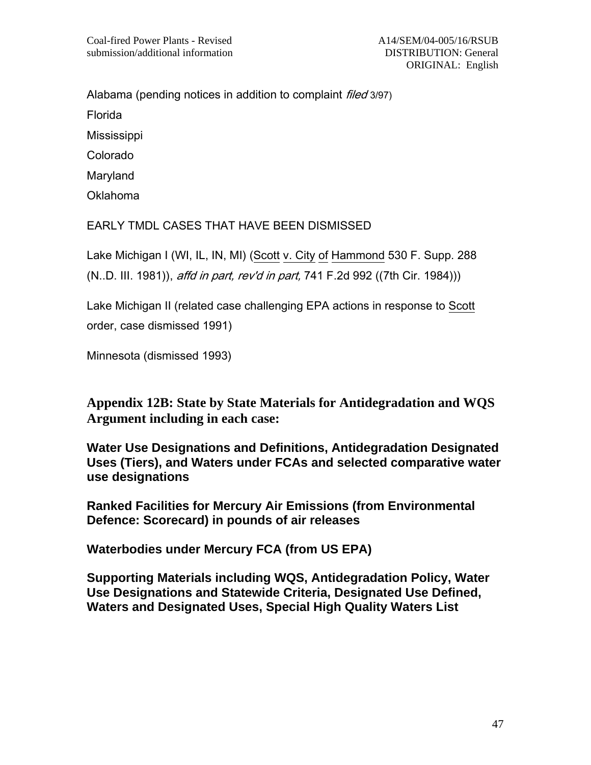Alabama (pending notices in addition to complaint *filed* 3/97)

Florida

Mississippi

Colorado

Maryland

Oklahoma

EARLY TMDL CASES THAT HAVE BEEN DISMISSED

Lake Michigan I (WI, IL, IN, MI) (Scott v. City of Hammond 530 F. Supp. 288 (N..D. III. 1981)), *affd in part, rev'd in part,* 741 F.2d 992 ((7th Cir. 1984)))

Lake Michigan II (related case challenging EPA actions in response to Scott order, case dismissed 1991)

Minnesota (dismissed 1993)

## Appendix 12B: State by State Materials for Antidegradation and WQS Argument including in each case:

**Water Use Designations and Definitions, Antidegradation Designated Uses (Tiers), and Waters under FCAs and selected comparative water use designations**

**Ranked Facilities for Mercury Air Emissions (from Environmental Defence: Scorecard) in pounds of air releases**

**Waterbodies under Mercury FCA (from US EPA)**

**Supporting Materials including WQS, Antidegradation Policy, Water Use Designations and Statewide Criteria, Designated Use Defined, Waters and Designated Uses, Special High Quality Waters List**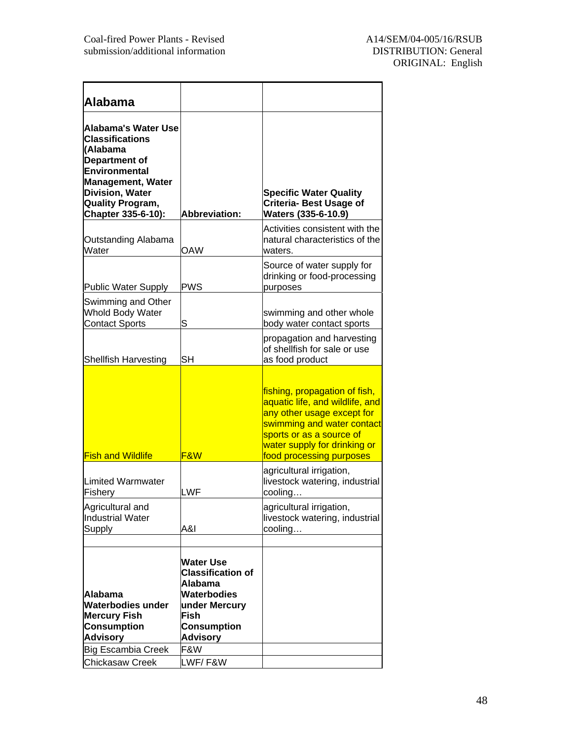| **Alabama** | | |
|---|---|---|
| **Alabama's Water Use Classifications (Alabama Department of Environmental Management, Water Division, Water Quality Program, Chapter 335-6-10):** | **Abbreviation:** | **Specific Water Quality Criteria- Best Usage of Waters (335-6-10.9)** |
| Outstanding Alabama Water | OAW | Activities consistent with the natural characteristics of the waters. |
| Public Water Supply | PWS | Source of water supply for drinking or food-processing purposes |
| Swimming and Other Whold Body Water Contact Sports | S | swimming and other whole body water contact sports |
| Shellfish Harvesting | SH | propagation and harvesting of shellfish for sale or use as food product |
| Fish and Wildlife | F&W | fishing, propagation of fish, aquatic life, and wildlife, and any other usage except for swimming and water contact sports or as a source of water supply for drinking or food processing purposes |
| Limited Warmwater Fishery | LWF | agricultural irrigation, livestock watering, industrial cooling… |
| Agricultural and Industrial Water Supply | A&I | agricultural irrigation, livestock watering, industrial cooling… |
| | | |
| **Alabama Waterbodies under Mercury Fish Consumption Advisory** | **Water Use Classification of Alabama Waterbodies under Mercury Fish Consumption Advisory** | |
| Big Escambia Creek | F&W | |
| Chickasaw Creek | LWF/ F&W | |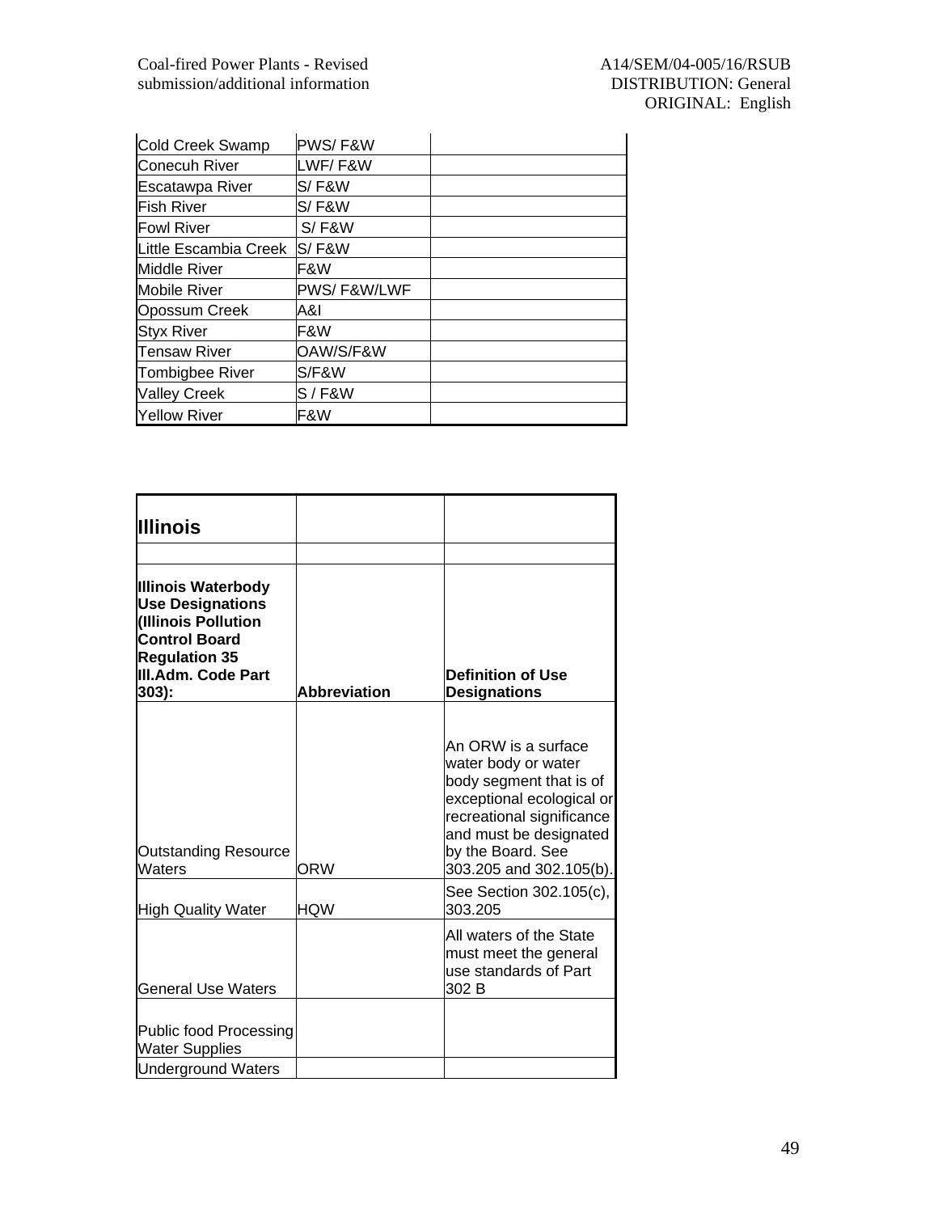| | | |
|---|---|---|
| Cold Creek Swamp | PWS/ F&W | |
| Conecuh River | LWF/ F&W | |
| Escatawpa River | S/ F&W | |
| Fish River | S/ F&W | |
| Fowl River | S/ F&W | |
| Little Escambia Creek | S/ F&W | |
| Middle River | F&W | |
| Mobile River | PWS/ F&W/LWF | |
| Opossum Creek | A&I | |
| Styx River | F&W | |
| Tensaw River | OAW/S/F&W | |
| Tombigbee River | S/F&W | |
| Valley Creek | S / F&W | |
| Yellow River | F&W | |

| **Illinois** | | |
|---|---|---|
| | | |
| **Illinois Waterbody Use Designations (Illinois Pollution Control Board Regulation 35 Ill.Adm. Code Part 303):** | **Abbreviation** | **Definition of Use Designations** |
| Outstanding Resource Waters | ORW | An ORW is a surface water body or water body segment that is of exceptional ecological or recreational significance and must be designated by the Board. See 303.205 and 302.105(b). |
| High Quality Water | HQW | See Section 302.105(c), 303.205 |
| General Use Waters | | All waters of the State must meet the general use standards of Part 302 B |
| Public food Processing Water Supplies | | |
| Underground Waters | | |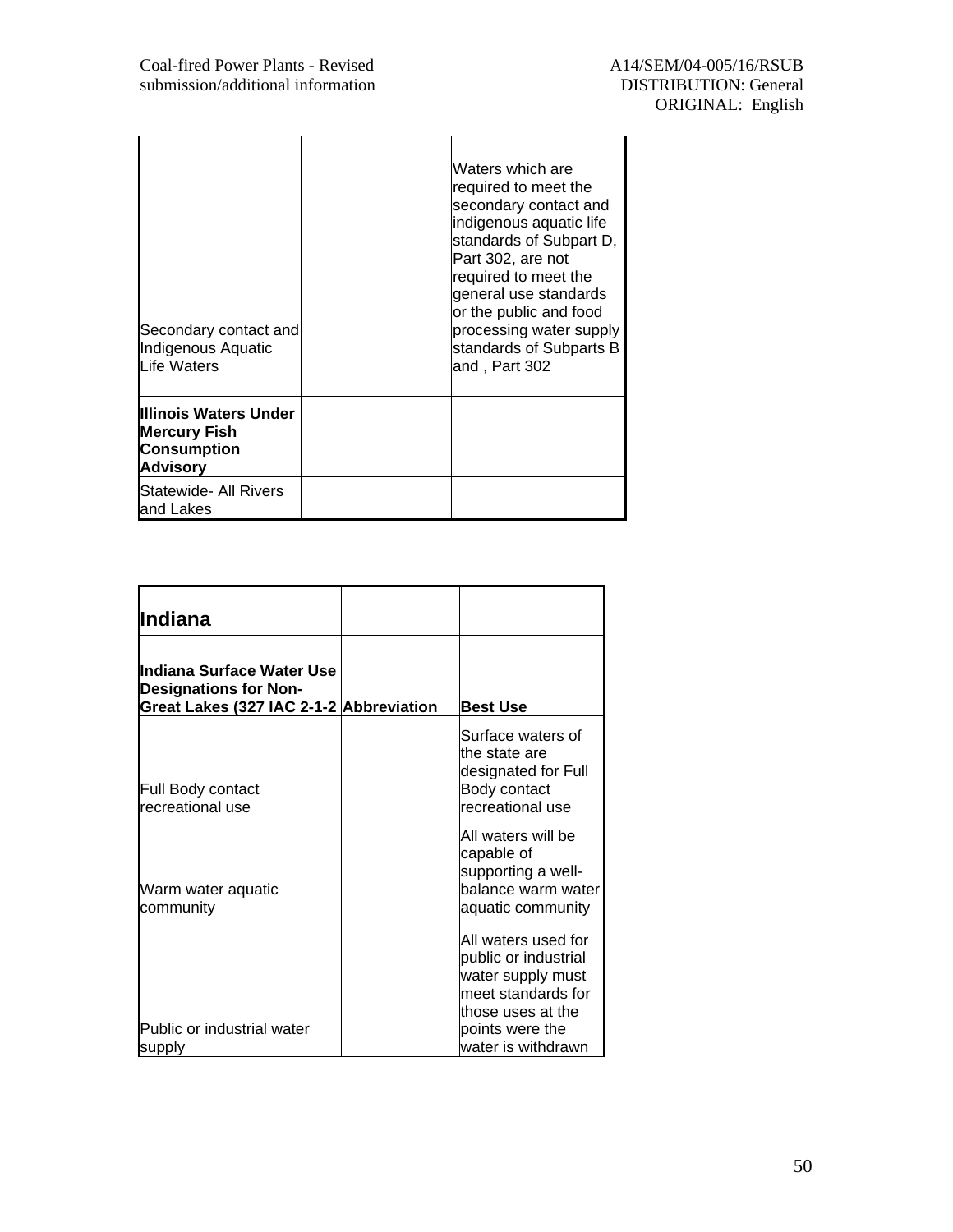| | | |
|---|---|---|
| Secondary contact and Indigenous Aquatic Life Waters | | Waters which are required to meet the secondary contact and indigenous aquatic life standards of Subpart D, Part 302, are not required to meet the general use standards or the public and food processing water supply standards of Subparts B and , Part 302 |
| | | |
| **Illinois Waters Under Mercury Fish Consumption Advisory** | | |
| Statewide- All Rivers and Lakes | | |

| **Indiana** | | |
|---|---|---|
| **Indiana Surface Water Use Designations for Non-Great Lakes (327 IAC 2-1-2** | **Abbreviation** | **Best Use** |
| Full Body contact recreational use | | Surface waters of the state are designated for Full Body contact recreational use |
| Warm water aquatic community | | All waters will be capable of supporting a well-balance warm water aquatic community |
| Public or industrial water supply | | All waters used for public or industrial water supply must meet standards for those uses at the points were the water is withdrawn |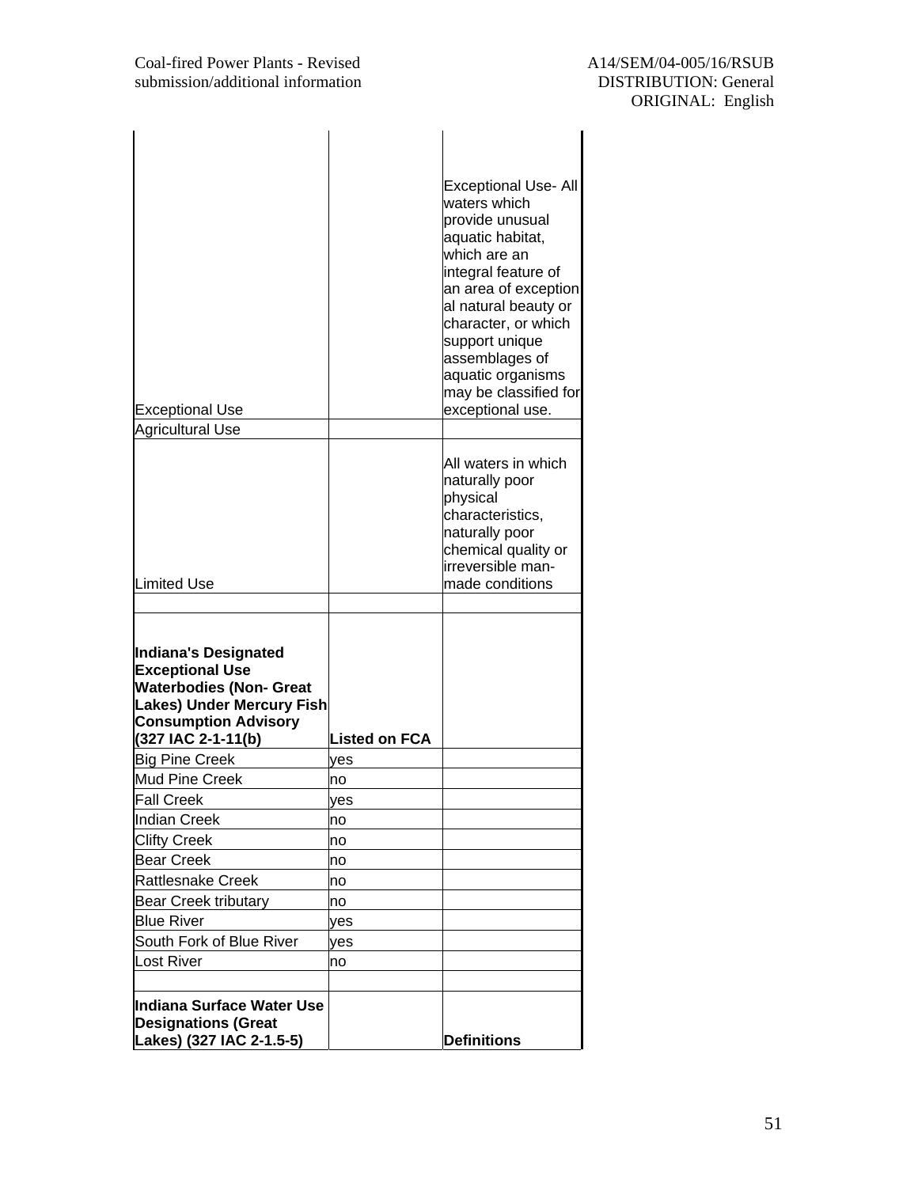| | | |
|---|---|---|
| Exceptional Use | | Exceptional Use- All waters which provide unusual aquatic habitat, which are an integral feature of an area of exceptional natural beauty or character, or which support unique assemblages of aquatic organisms may be classified for exceptional use. |
| Agricultural Use | | |
| Limited Use | | All waters in which naturally poor physical characteristics, naturally poor chemical quality or irreversible man-made conditions |
| | | |
| **Indiana's Designated Exceptional Use Waterbodies (Non- Great Lakes) Under Mercury Fish Consumption Advisory (327 IAC 2-1-11(b)** | **Listed on FCA** | |
| Big Pine Creek | yes | |
| Mud Pine Creek | no | |
| Fall Creek | yes | |
| Indian Creek | no | |
| Clifty Creek | no | |
| Bear Creek | no | |
| Rattlesnake Creek | no | |
| Bear Creek tributary | no | |
| Blue River | yes | |
| South Fork of Blue River | yes | |
| Lost River | no | |
| | | |
| **Indiana Surface Water Use Designations (Great Lakes) (327 IAC 2-1.5-5)** | | **Definitions** |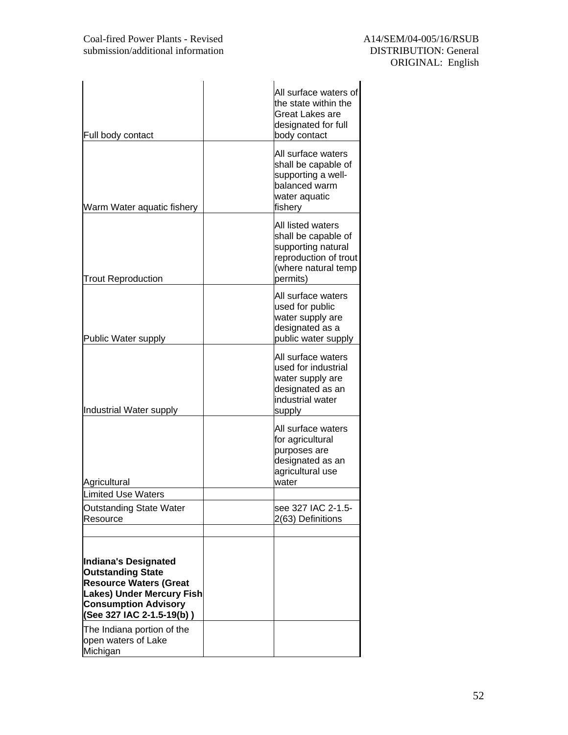| | | |
|---|---|---|
| Full body contact | | All surface waters of the state within the Great Lakes are designated for full body contact |
| Warm Water aquatic fishery | | All surface waters shall be capable of supporting a well-balanced warm water aquatic fishery |
| Trout Reproduction | | All listed waters shall be capable of supporting natural reproduction of trout (where natural temp permits) |
| Public Water supply | | All surface waters used for public water supply are designated as a public water supply |
| Industrial Water supply | | All surface waters used for industrial water supply are designated as an industrial water supply |
| Agricultural | | All surface waters for agricultural purposes are designated as an agricultural use water |
| Limited Use Waters | | |
| Outstanding State Water Resource | | see 327 IAC 2-1.5-2(63) Definitions |
| | | |
| **Indiana's Designated Outstanding State Resource Waters (Great Lakes) Under Mercury Fish Consumption Advisory (See 327 IAC 2-1.5-19(b) )** | | |
| The Indiana portion of the open waters of Lake Michigan | | |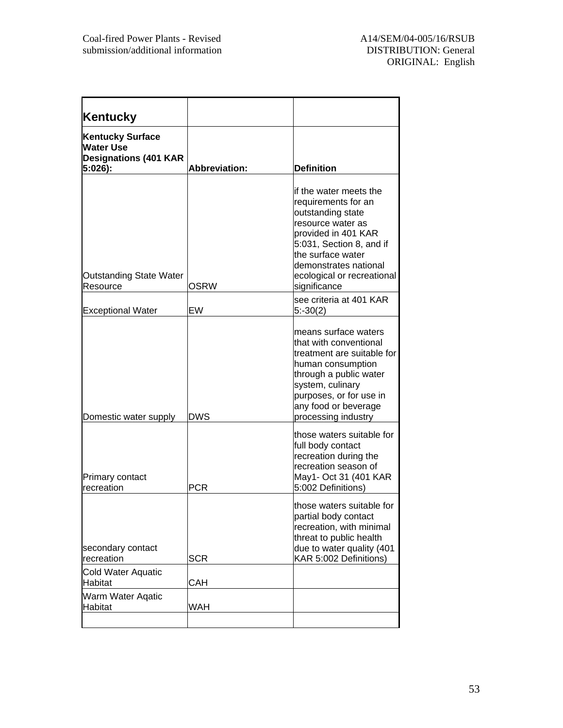| Kentucky | | |
|---|---|---|
| **Kentucky Surface Water Use Designations (401 KAR 5:026):** | **Abbreviation:** | **Definition** |
| Outstanding State Water Resource | OSRW | if the water meets the requirements for an outstanding state resource water as provided in 401 KAR 5:031, Section 8, and if the surface water demonstrates national ecological or recreational significance |
| Exceptional Water | EW | see criteria at 401 KAR 5:-30(2) |
| Domestic water supply | DWS | means surface waters that with conventional treatment are suitable for human consumption through a public water system, culinary purposes, or for use in any food or beverage processing industry |
| Primary contact recreation | PCR | those waters suitable for full body contact recreation during the recreation season of May1- Oct 31 (401 KAR 5:002 Definitions) |
| secondary contact recreation | SCR | those waters suitable for partial body contact recreation, with minimal threat to public health due to water quality (401 KAR 5:002 Definitions) |
| Cold Water Aquatic Habitat | CAH | |
| Warm Water Aqatic Habitat | WAH | |
| | | |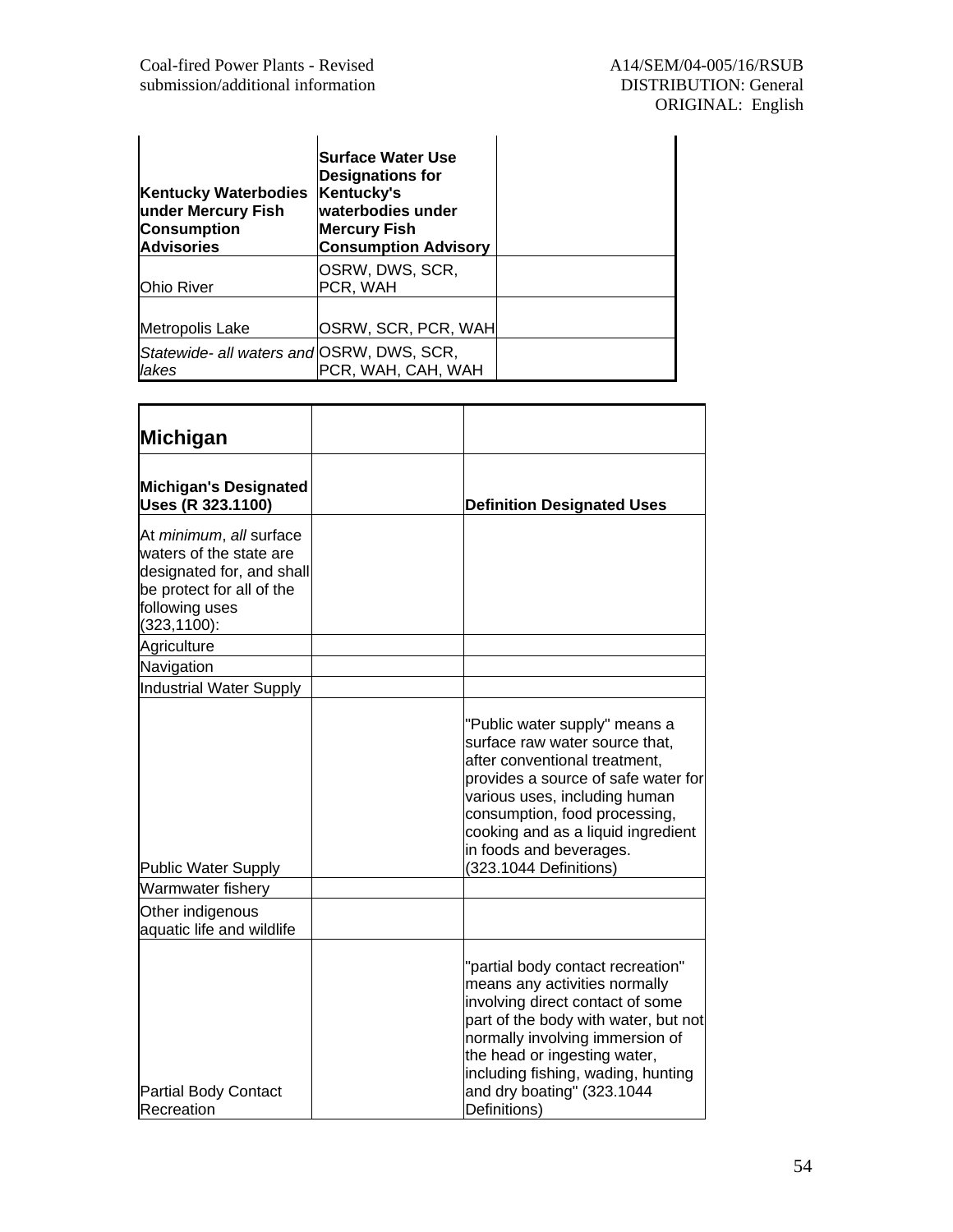| Kentucky Waterbodies under Mercury Fish Consumption Advisories | Surface Water Use Designations for Kentucky's waterbodies under Mercury Fish Consumption Advisory | |
|---|---|---|
| Ohio River | OSRW, DWS, SCR, PCR, WAH | |
| Metropolis Lake | OSRW, SCR, PCR, WAH | |
| *Statewide- all waters and lakes* | OSRW, DWS, SCR, PCR, WAH, CAH, WAH | |

| **Michigan** | | |
|---|---|---|
| **Michigan's Designated Uses (R 323.1100)** | | **Definition Designated Uses** |
| At *minimum*, *all* surface waters of the state are designated for, and shall be protect for all of the following uses (323,1100): | | |
| Agriculture | | |
| Navigation | | |
| Industrial Water Supply | | |
| Public Water Supply | | "Public water supply" means a surface raw water source that, after conventional treatment, provides a source of safe water for various uses, including human consumption, food processing, cooking and as a liquid ingredient in foods and beverages. (323.1044 Definitions) |
| Warmwater fishery | | |
| Other indigenous aquatic life and wildlife | | |
| Partial Body Contact Recreation | | "partial body contact recreation" means any activities normally involving direct contact of some part of the body with water, but not normally involving immersion of the head or ingesting water, including fishing, wading, hunting and dry boating" (323.1044 Definitions) |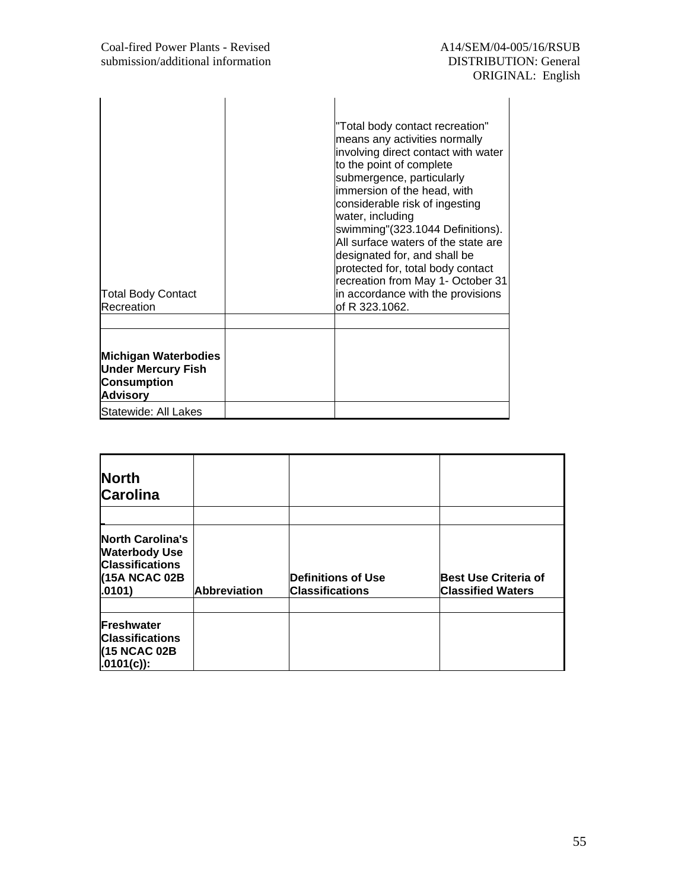| | | |
|---|---|---|
| Total Body Contact Recreation | | "Total body contact recreation" means any activities normally involving direct contact with water to the point of complete submergence, particularly immersion of the head, with considerable risk of ingesting water, including swimming"(323.1044 Definitions). All surface waters of the state are designated for, and shall be protected for, total body contact recreation from May 1- October 31 in accordance with the provisions of R 323.1062. |
| | | |
| **Michigan Waterbodies Under Mercury Fish Consumption Advisory** | | |
| Statewide: All Lakes | | |

| **North Carolina** | | | |
|---|---|---|---|
| | | | |
| **North Carolina's Waterbody Use Classifications (15A NCAC 02B .0101)** | **Abbreviation** | **Definitions of Use Classifications** | **Best Use Criteria of Classified Waters** |
| | | | |
| **Freshwater Classifications (15 NCAC 02B .0101(c)):** | | | |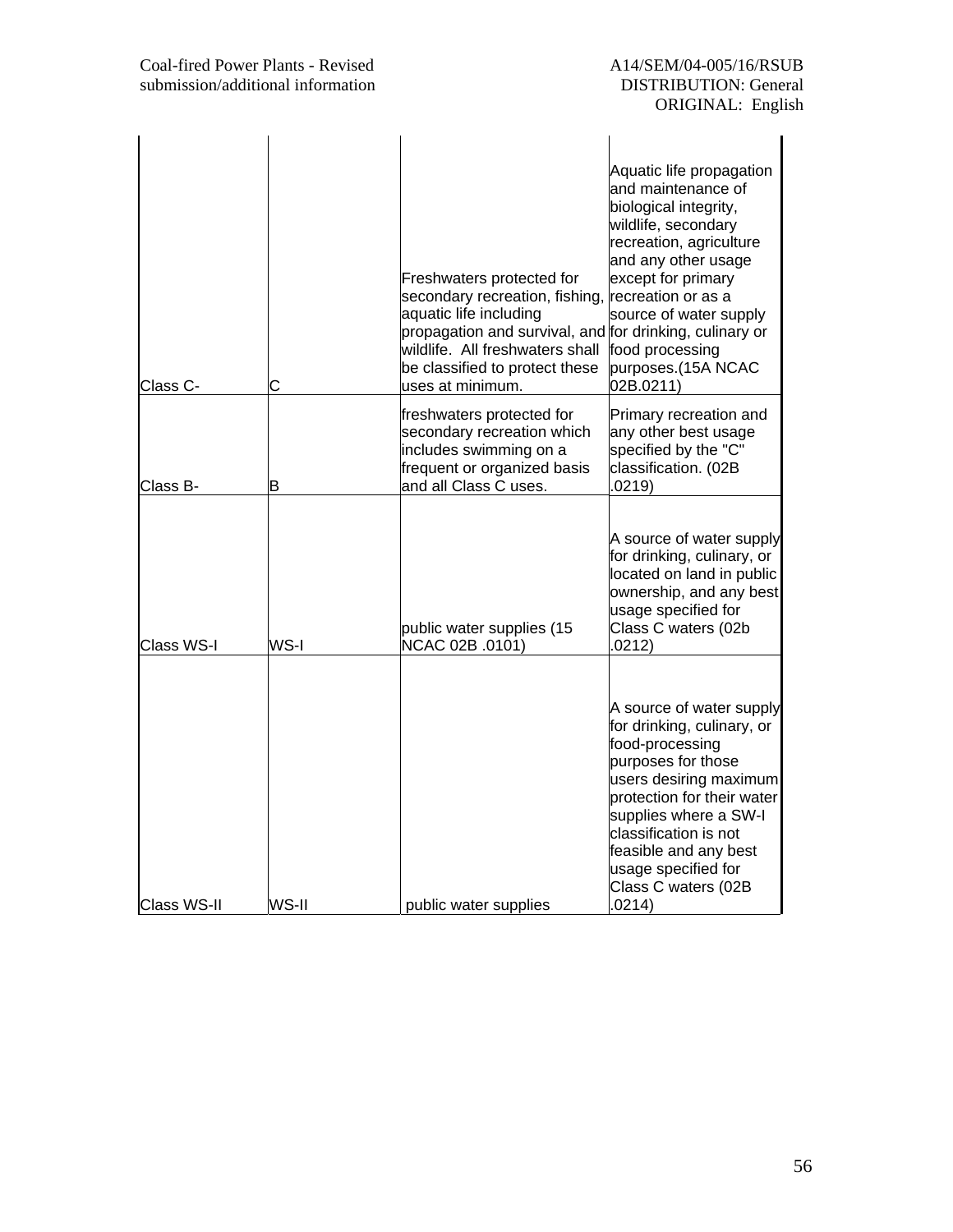| Class C- | C | Freshwaters protected for secondary recreation, fishing, aquatic life including propagation and survival, and wildlife. All freshwaters shall be classified to protect these uses at minimum. | Aquatic life propagation and maintenance of biological integrity, wildlife, secondary recreation, agriculture and any other usage except for primary recreation or as a source of water supply for drinking, culinary or food processing purposes.(15A NCAC 02B.0211) |
|---|---|---|---|
| Class B- | B | freshwaters protected for secondary recreation which includes swimming on a frequent or organized basis and all Class C uses. | Primary recreation and any other best usage specified by the "C" classification. (02B .0219) |
| Class WS-I | WS-I | public water supplies (15 NCAC 02B .0101) | A source of water supply for drinking, culinary, or located on land in public ownership, and any best usage specified for Class C waters (02b .0212) |
| Class WS-II | WS-II | public water supplies | A source of water supply for drinking, culinary, or food-processing purposes for those users desiring maximum protection for their water supplies where a SW-I classification is not feasible and any best usage specified for Class C waters (02B .0214) |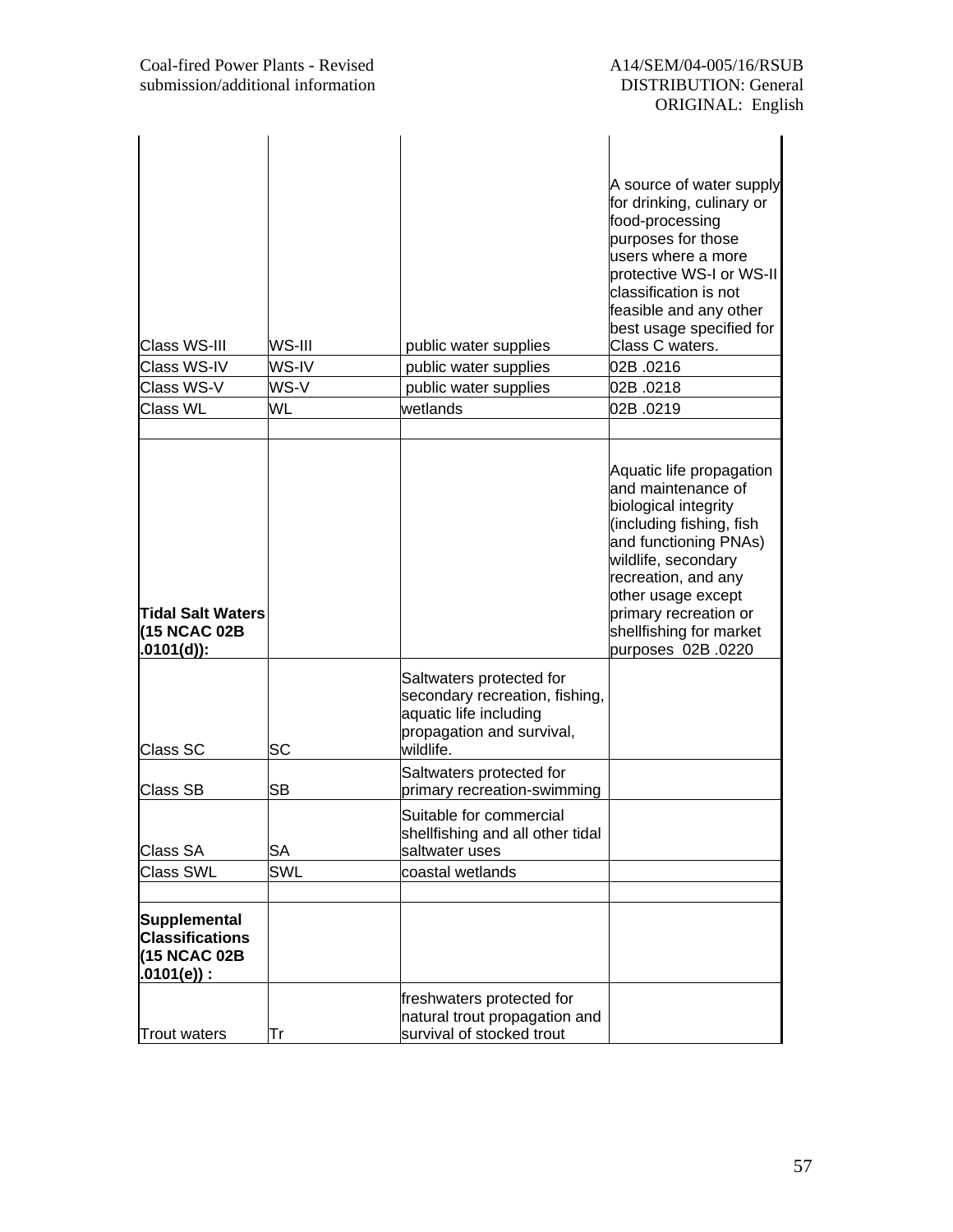| | | | |
|---|---|---|---|
| Class WS-III | WS-III | public water supplies | A source of water supply for drinking, culinary or food-processing purposes for those users where a more protective WS-I or WS-II classification is not feasible and any other best usage specified for Class C waters. |
| Class WS-IV | WS-IV | public water supplies | 02B .0216 |
| Class WS-V | WS-V | public water supplies | 02B .0218 |
| Class WL | WL | wetlands | 02B .0219 |
| | | | |
| **Tidal Salt Waters (15 NCAC 02B .0101(d)):** | | | Aquatic life propagation and maintenance of biological integrity (including fishing, fish and functioning PNAs) wildlife, secondary recreation, and any other usage except primary recreation or shellfishing for market purposes 02B .0220 |
| Class SC | SC | Saltwaters protected for secondary recreation, fishing, aquatic life including propagation and survival, wildlife. | |
| Class SB | SB | Saltwaters protected for primary recreation-swimming | |
| Class SA | SA | Suitable for commercial shellfishing and all other tidal saltwater uses | |
| Class SWL | SWL | coastal wetlands | |
| | | | |
| **Supplemental Classifications (15 NCAC 02B .0101(e)) :** | | | |
| Trout waters | Tr | freshwaters protected for natural trout propagation and survival of stocked trout | |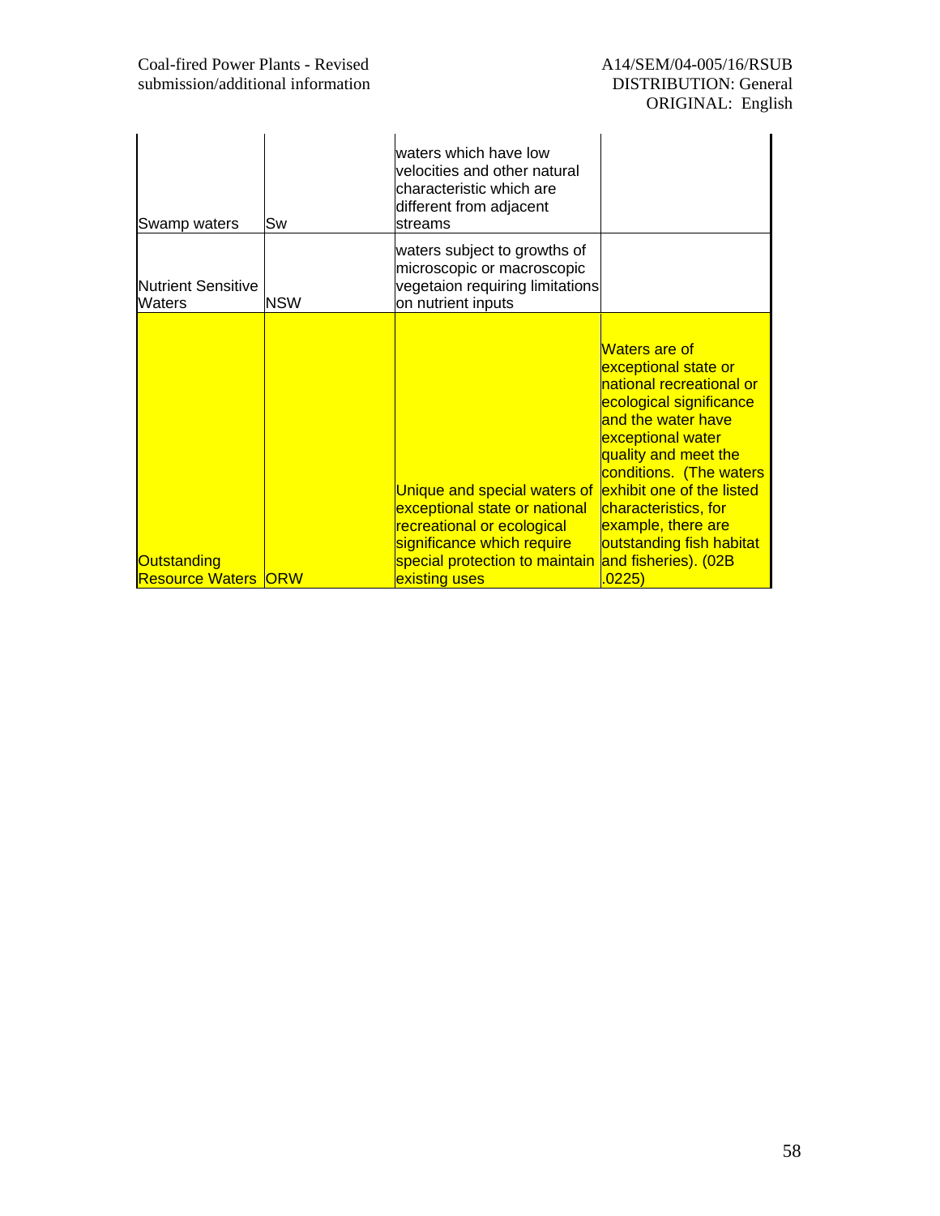| | | | |
|---|---|---|---|
| Swamp waters | Sw | waters which have low velocities and other natural characteristic which are different from adjacent streams | |
| Nutrient Sensitive Waters | NSW | waters subject to growths of microscopic or macroscopic vegetaion requiring limitations on nutrient inputs | |
| Outstanding Resource Waters | ORW | Unique and special waters of exceptional state or national recreational or ecological significance which require special protection to maintain existing uses | Waters are of exceptional state or national recreational or ecological significance and the water have exceptional water quality and meet the conditions. (The waters exhibit one of the listed characteristics, for example, there are outstanding fish habitat and fisheries). (02B .0225) |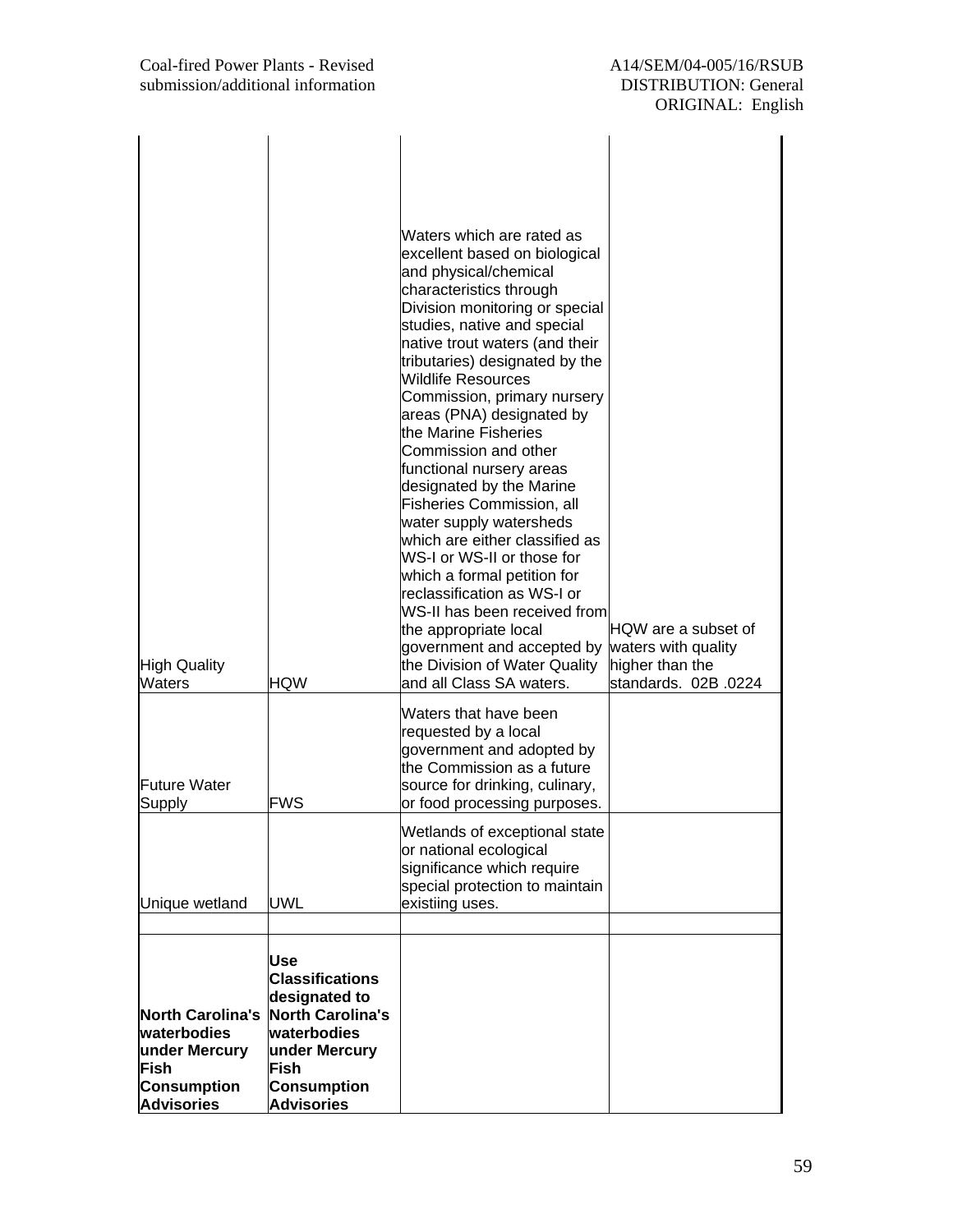| | | | |
|---|---|---|---|
| High Quality Waters | HQW | Waters which are rated as excellent based on biological and physical/chemical characteristics through Division monitoring or special studies, native and special native trout waters (and their tributaries) designated by the Wildlife Resources Commission, primary nursery areas (PNA) designated by the Marine Fisheries Commission and other functional nursery areas designated by the Marine Fisheries Commission, all water supply watersheds which are either classified as WS-I or WS-II or those for which a formal petition for reclassification as WS-I or WS-II has been received from the appropriate local government and accepted by the Division of Water Quality and all Class SA waters. | HQW are a subset of waters with quality higher than the standards. 02B .0224 |
| Future Water Supply | FWS | Waters that have been requested by a local government and adopted by the Commission as a future source for drinking, culinary, or food processing purposes. | |
| Unique wetland | UWL | Wetlands of exceptional state or national ecological significance which require special protection to maintain existiing uses. | |
| | | | |
| **North Carolina's waterbodies under Mercury Fish Consumption Advisories** | **Use Classifications designated to North Carolina's waterbodies under Mercury Fish Consumption Advisories** | | |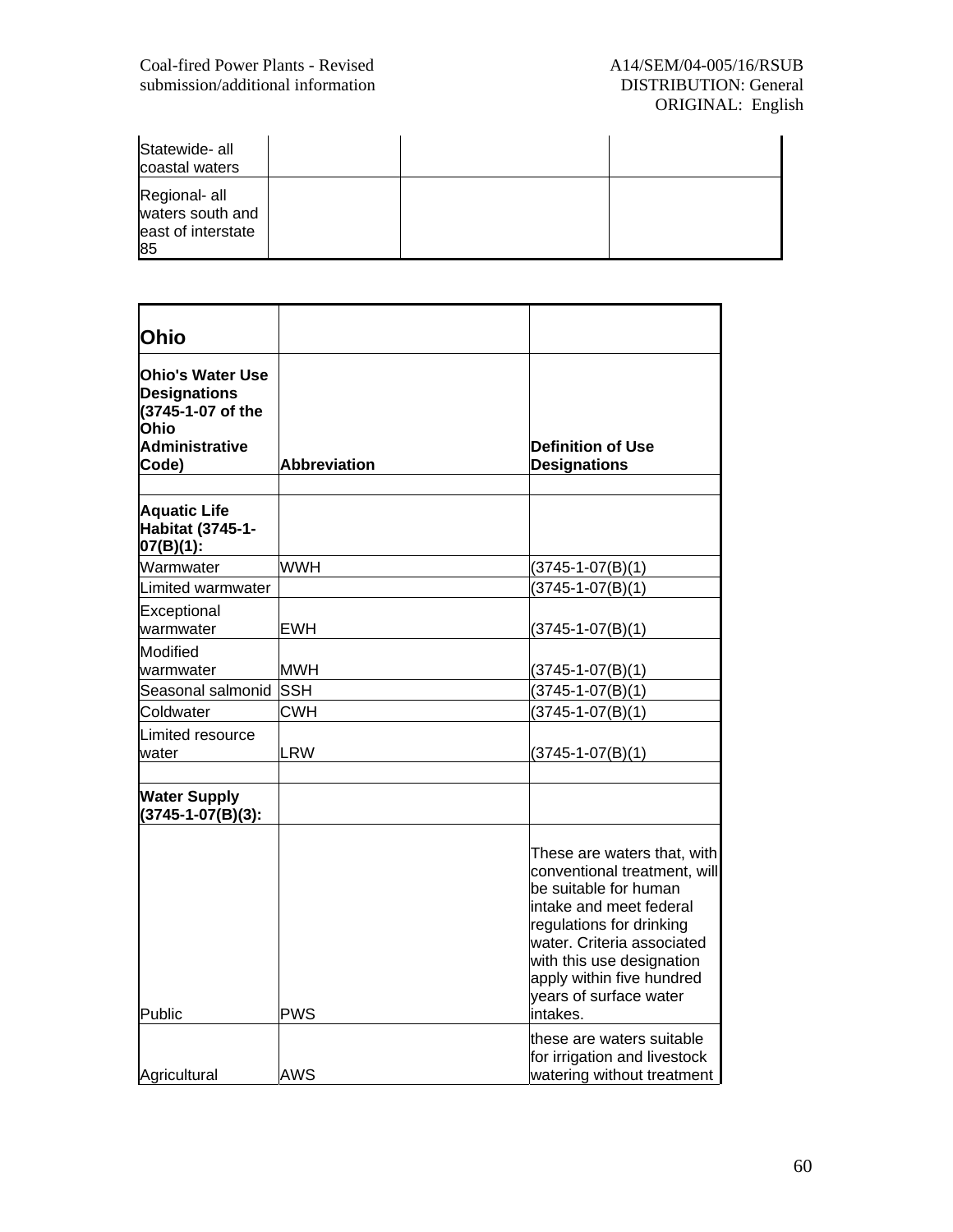| Statewide- all coastal waters | | | |
|---|---|---|---|
| Regional- all waters south and east of interstate 85 | | | |

| **Ohio** | | |
|---|---|---|
| **Ohio's Water Use Designations (3745-1-07 of the Ohio Administrative Code)** | **Abbreviation** | **Definition of Use Designations** |
| | | |
| **Aquatic Life Habitat (3745-1-07(B)(1):** | | |
| Warmwater | WWH | (3745-1-07(B)(1) |
| Limited warmwater | | (3745-1-07(B)(1) |
| Exceptional warmwater | EWH | (3745-1-07(B)(1) |
| Modified warmwater | MWH | (3745-1-07(B)(1) |
| Seasonal salmonid | SSH | (3745-1-07(B)(1) |
| Coldwater | CWH | (3745-1-07(B)(1) |
| Limited resource water | LRW | (3745-1-07(B)(1) |
| | | |
| **Water Supply (3745-1-07(B)(3):** | | |
| Public | PWS | These are waters that, with conventional treatment, will be suitable for human intake and meet federal regulations for drinking water. Criteria associated with this use designation apply within five hundred years of surface water intakes. |
| Agricultural | AWS | these are waters suitable for irrigation and livestock watering without treatment |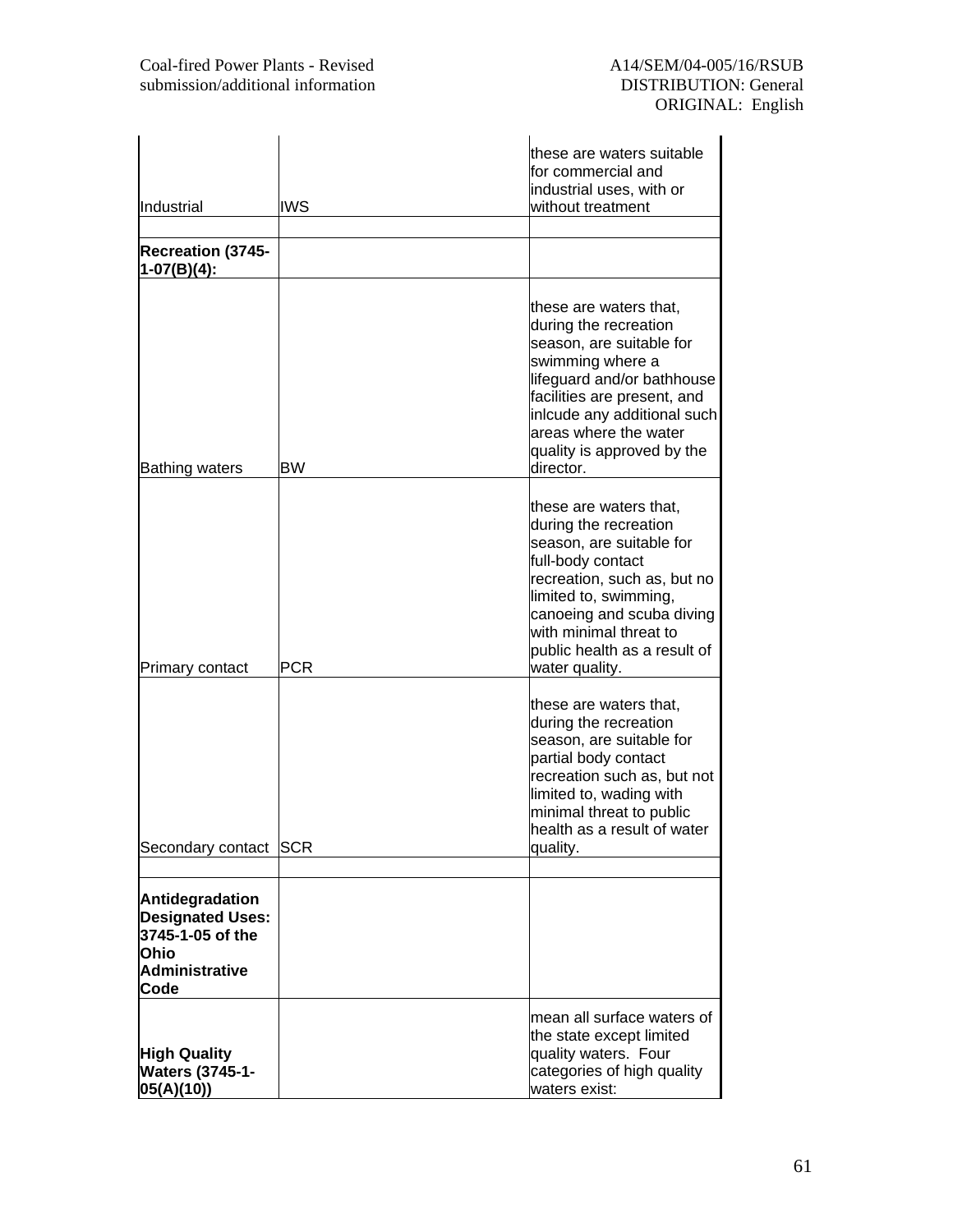| | | |
|---|---|---|
| Industrial | IWS | these are waters suitable for commercial and industrial uses, with or without treatment |
| | | |
| **Recreation (3745-1-07(B)(4):** | | |
| Bathing waters | BW | these are waters that, during the recreation season, are suitable for swimming where a lifeguard and/or bathhouse facilities are present, and inlcude any additional such areas where the water quality is approved by the director. |
| Primary contact | PCR | these are waters that, during the recreation season, are suitable for full-body contact recreation, such as, but no limited to, swimming, canoeing and scuba diving with minimal threat to public health as a result of water quality. |
| Secondary contact | SCR | these are waters that, during the recreation season, are suitable for partial body contact recreation such as, but not limited to, wading with minimal threat to public health as a result of water quality. |
| | | |
| **Antidegradation Designated Uses: 3745-1-05 of the Ohio Administrative Code** | | |
| **High Quality Waters (3745-1-05(A)(10))** | | mean all surface waters of the state except limited quality waters. Four categories of high quality waters exist: |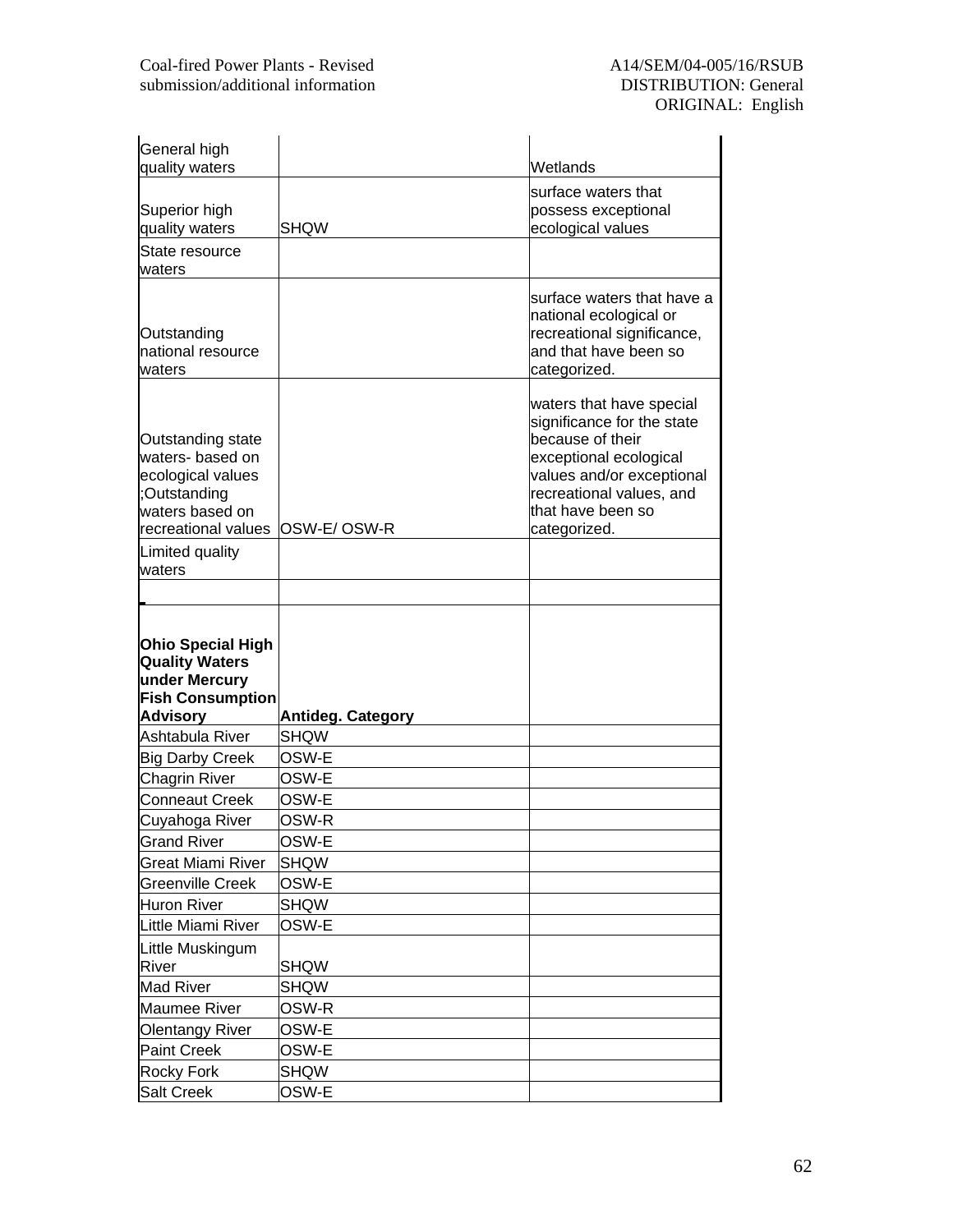| | | |
|---|---|---|
| General high quality waters | | Wetlands |
| Superior high quality waters | SHQW | surface waters that possess exceptional ecological values |
| State resource waters | | |
| Outstanding national resource waters | | surface waters that have a national ecological or recreational significance, and that have been so categorized. |
| Outstanding state waters- based on ecological values ;Outstanding waters based on recreational values | OSW-E/ OSW-R | waters that have special significance for the state because of their exceptional ecological values and/or exceptional recreational values, and that have been so categorized. |
| Limited quality waters | | |
| | | |
| **Ohio Special High Quality Waters under Mercury Fish Consumption Advisory** | **Antideg. Category** | |
| Ashtabula River | SHQW | |
| Big Darby Creek | OSW-E | |
| Chagrin River | OSW-E | |
| Conneaut Creek | OSW-E | |
| Cuyahoga River | OSW-R | |
| Grand River | OSW-E | |
| Great Miami River | SHQW | |
| Greenville Creek | OSW-E | |
| Huron River | SHQW | |
| Little Miami River | OSW-E | |
| Little Muskingum River | SHQW | |
| Mad River | SHQW | |
| Maumee River | OSW-R | |
| Olentangy River | OSW-E | |
| Paint Creek | OSW-E | |
| Rocky Fork | SHQW | |
| Salt Creek | OSW-E | |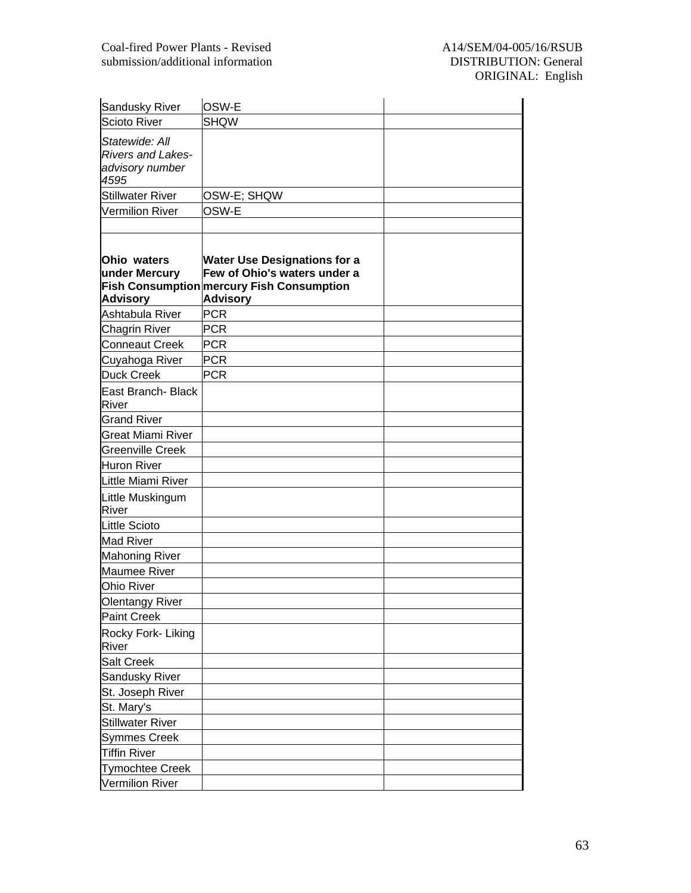| | | |
|---|---|---|
| Sandusky River | OSW-E | |
| Scioto River | SHQW | |
| *Statewide: All Rivers and Lakes- advisory number 4595* | | |
| Stillwater River | OSW-E; SHQW | |
| Vermilion River | OSW-E | |
| | | |
| **Ohio waters under Mercury Fish Consumption Advisory** | **Water Use Designations for a Few of Ohio's waters under a mercury Fish Consumption Advisory** | |
| Ashtabula River | PCR | |
| Chagrin River | PCR | |
| Conneaut Creek | PCR | |
| Cuyahoga River | PCR | |
| Duck Creek | PCR | |
| East Branch- Black River | | |
| Grand River | | |
| Great Miami River | | |
| Greenville Creek | | |
| Huron River | | |
| Little Miami River | | |
| Little Muskingum River | | |
| Little Scioto | | |
| Mad River | | |
| Mahoning River | | |
| Maumee River | | |
| Ohio River | | |
| Olentangy River | | |
| Paint Creek | | |
| Rocky Fork- Liking River | | |
| Salt Creek | | |
| Sandusky River | | |
| St. Joseph River | | |
| St. Mary's | | |
| Stillwater River | | |
| Symmes Creek | | |
| Tiffin River | | |
| Tymochtee Creek | | |
| Vermilion River | | |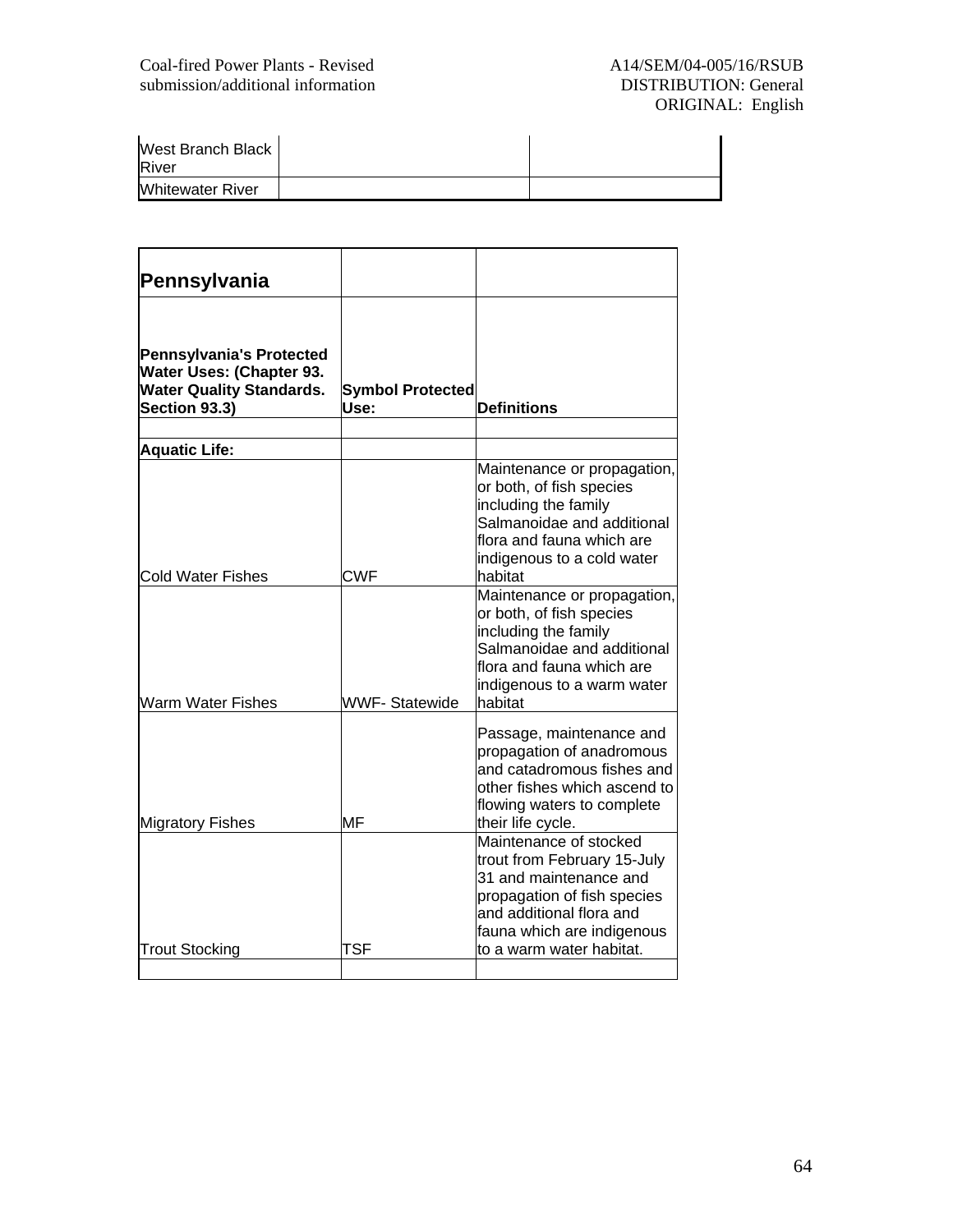| West Branch Black River | | |
|---|---|---|
| Whitewater River | | |

| **Pennsylvania** | | |
|---|---|---|
| **Pennsylvania's Protected Water Uses: (Chapter 93. Water Quality Standards. Section 93.3)** | **Symbol Protected Use:** | **Definitions** |
| | | |
| **Aquatic Life:** | | |
| Cold Water Fishes | CWF | Maintenance or propagation, or both, of fish species including the family Salmanoidae and additional flora and fauna which are indigenous to a cold water habitat |
| Warm Water Fishes | WWF- Statewide | Maintenance or propagation, or both, of fish species including the family Salmanoidae and additional flora and fauna which are indigenous to a warm water habitat |
| Migratory Fishes | MF | Passage, maintenance and propagation of anadromous and catadromous fishes and other fishes which ascend to flowing waters to complete their life cycle. |
| Trout Stocking | TSF | Maintenance of stocked trout from February 15-July 31 and maintenance and propagation of fish species and additional flora and fauna which are indigenous to a warm water habitat. |
| | | |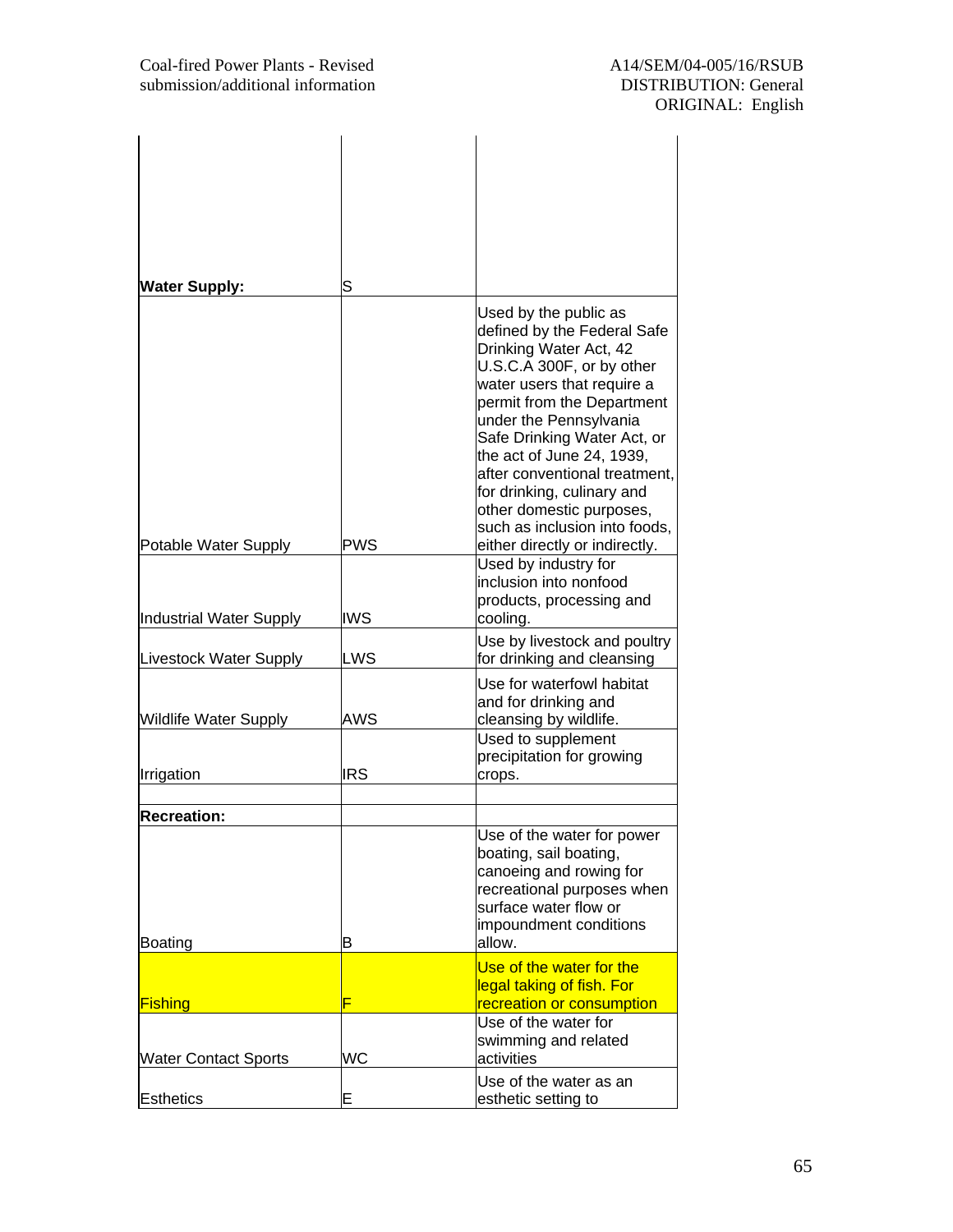| | | |
|---|---|---|
| **Water Supply:** | S | |
| Potable Water Supply | PWS | Used by the public as defined by the Federal Safe Drinking Water Act, 42 U.S.C.A 300F, or by other water users that require a permit from the Department under the Pennsylvania Safe Drinking Water Act, or the act of June 24, 1939, after conventional treatment, for drinking, culinary and other domestic purposes, such as inclusion into foods, either directly or indirectly. |
| Industrial Water Supply | IWS | Used by industry for inclusion into nonfood products, processing and cooling. |
| Livestock Water Supply | LWS | Use by livestock and poultry for drinking and cleansing |
| Wildlife Water Supply | AWS | Use for waterfowl habitat and for drinking and cleansing by wildlife. |
| Irrigation | IRS | Used to supplement precipitation for growing crops. |
| | | |
| **Recreation:** | | |
| Boating | B | Use of the water for power boating, sail boating, canoeing and rowing for recreational purposes when surface water flow or impoundment conditions allow. |
| Fishing | F | Use of the water for the legal taking of fish. For recreation or consumption |
| Water Contact Sports | WC | Use of the water for swimming and related activities |
| Esthetics | E | Use of the water as an esthetic setting to |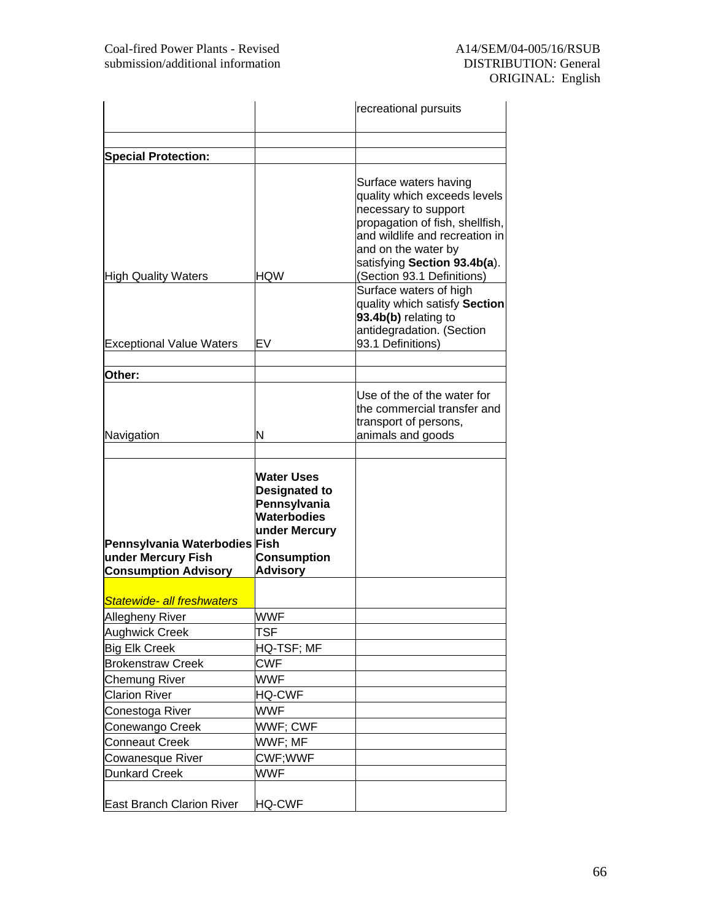| | | |
|---|---|---|
| | | recreational pursuits |
| | | |
| **Special Protection:** | | |
| High Quality Waters | HQW | Surface waters having quality which exceeds levels necessary to support propagation of fish, shellfish, and wildlife and recreation in and on the water by satisfying **Section 93.4b(a**). (Section 93.1 Definitions) |
| Exceptional Value Waters | EV | Surface waters of high quality which satisfy **Section 93.4b(b)** relating to antidegradation. (Section 93.1 Definitions) |
| | | |
| **Other:** | | |
| Navigation | N | Use of the of the water for the commercial transfer and transport of persons, animals and goods |
| | | |
| **Pennsylvania Waterbodies under Mercury Fish Consumption Advisory** | **Water Uses Designated to Pennsylvania Waterbodies under Mercury Fish Consumption Advisory** | |
| *Statewide- all freshwaters* | | |
| Allegheny River | WWF | |
| Aughwick Creek | TSF | |
| Big Elk Creek | HQ-TSF; MF | |
| Brokenstraw Creek | CWF | |
| Chemung River | WWF | |
| Clarion River | HQ-CWF | |
| Conestoga River | WWF | |
| Conewango Creek | WWF; CWF | |
| Conneaut Creek | WWF; MF | |
| Cowanesque River | CWF;WWF | |
| Dunkard Creek | WWF | |
| East Branch Clarion River | HQ-CWF | |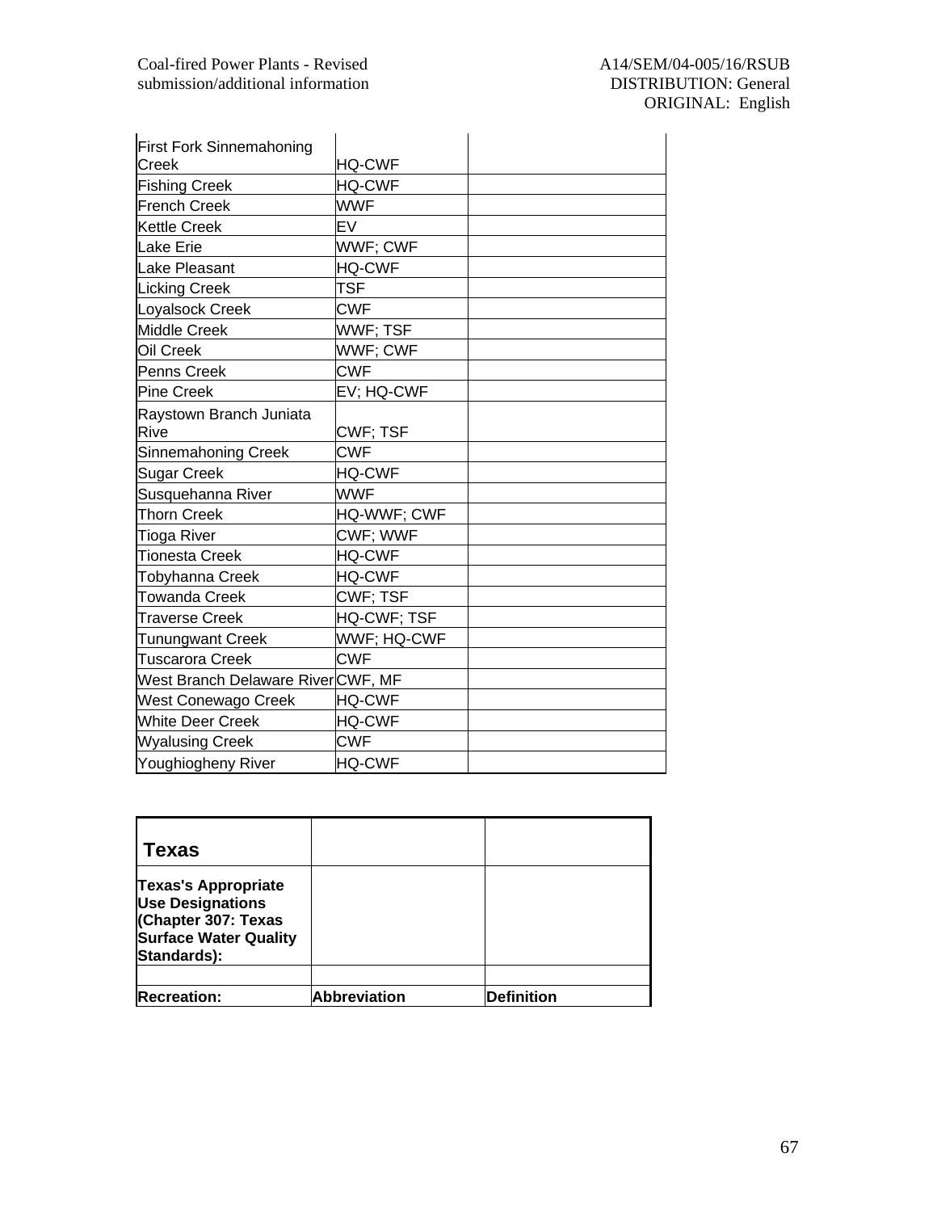| First Fork Sinnemahoning Creek | HQ-CWF | |
|---|---|---|
| Fishing Creek | HQ-CWF | |
| French Creek | WWF | |
| Kettle Creek | EV | |
| Lake Erie | WWF; CWF | |
| Lake Pleasant | HQ-CWF | |
| Licking Creek | TSF | |
| Loyalsock Creek | CWF | |
| Middle Creek | WWF; TSF | |
| Oil Creek | WWF; CWF | |
| Penns Creek | CWF | |
| Pine Creek | EV; HQ-CWF | |
| Raystown Branch Juniata Rive | CWF; TSF | |
| Sinnemahoning Creek | CWF | |
| Sugar Creek | HQ-CWF | |
| Susquehanna River | WWF | |
| Thorn Creek | HQ-WWF; CWF | |
| Tioga River | CWF; WWF | |
| Tionesta Creek | HQ-CWF | |
| Tobyhanna Creek | HQ-CWF | |
| Towanda Creek | CWF; TSF | |
| Traverse Creek | HQ-CWF; TSF | |
| Tunungwant Creek | WWF; HQ-CWF | |
| Tuscarora Creek | CWF | |
| West Branch Delaware River | CWF, MF | |
| West Conewago Creek | HQ-CWF | |
| White Deer Creek | HQ-CWF | |
| Wyalusing Creek | CWF | |
| Youghiogheny River | HQ-CWF | |

| **Texas** | | |
|---|---|---|
| **Texas's Appropriate Use Designations (Chapter 307: Texas Surface Water Quality Standards):** | | |
| | | |
| **Recreation:** | **Abbreviation** | **Definition** |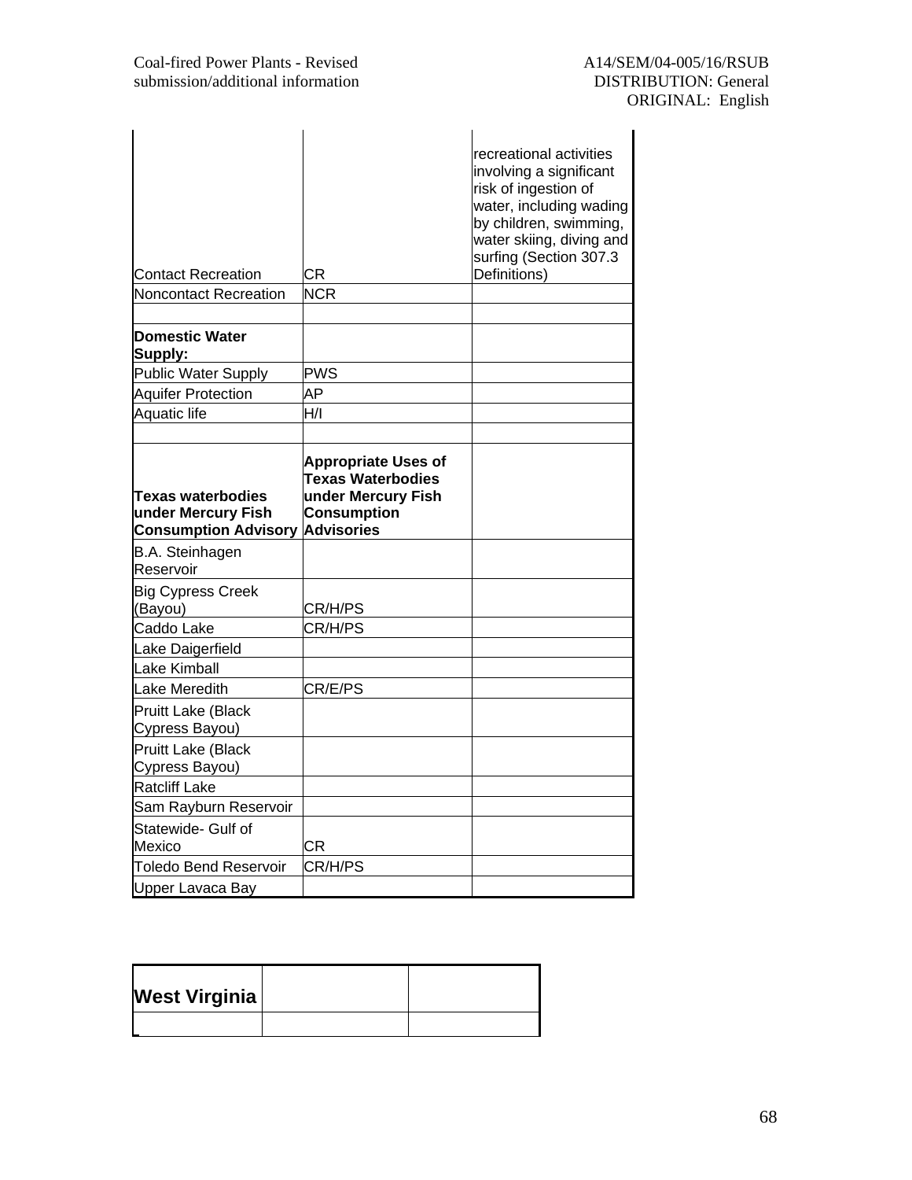| | | |
|---|---|---|
| Contact Recreation | CR | recreational activities involving a significant risk of ingestion of water, including wading by children, swimming, water skiing, diving and surfing (Section 307.3 Definitions) |
| Noncontact Recreation | NCR | |
| | | |
| **Domestic Water Supply:** | | |
| Public Water Supply | PWS | |
| Aquifer Protection | AP | |
| Aquatic life | H/I | |
| | | |
| **Texas waterbodies under Mercury Fish Consumption Advisory** | **Appropriate Uses of Texas Waterbodies under Mercury Fish Consumption Advisories** | |
| B.A. Steinhagen Reservoir | | |
| Big Cypress Creek (Bayou) | CR/H/PS | |
| Caddo Lake | CR/H/PS | |
| Lake Daigerfield | | |
| Lake Kimball | | |
| Lake Meredith | CR/E/PS | |
| Pruitt Lake (Black Cypress Bayou) | | |
| Pruitt Lake (Black Cypress Bayou) | | |
| Ratcliff Lake | | |
| Sam Rayburn Reservoir | | |
| Statewide- Gulf of Mexico | CR | |
| Toledo Bend Reservoir | CR/H/PS | |
| Upper Lavaca Bay | | |

| **West Virginia** | | |
|---|---|---|
| | | |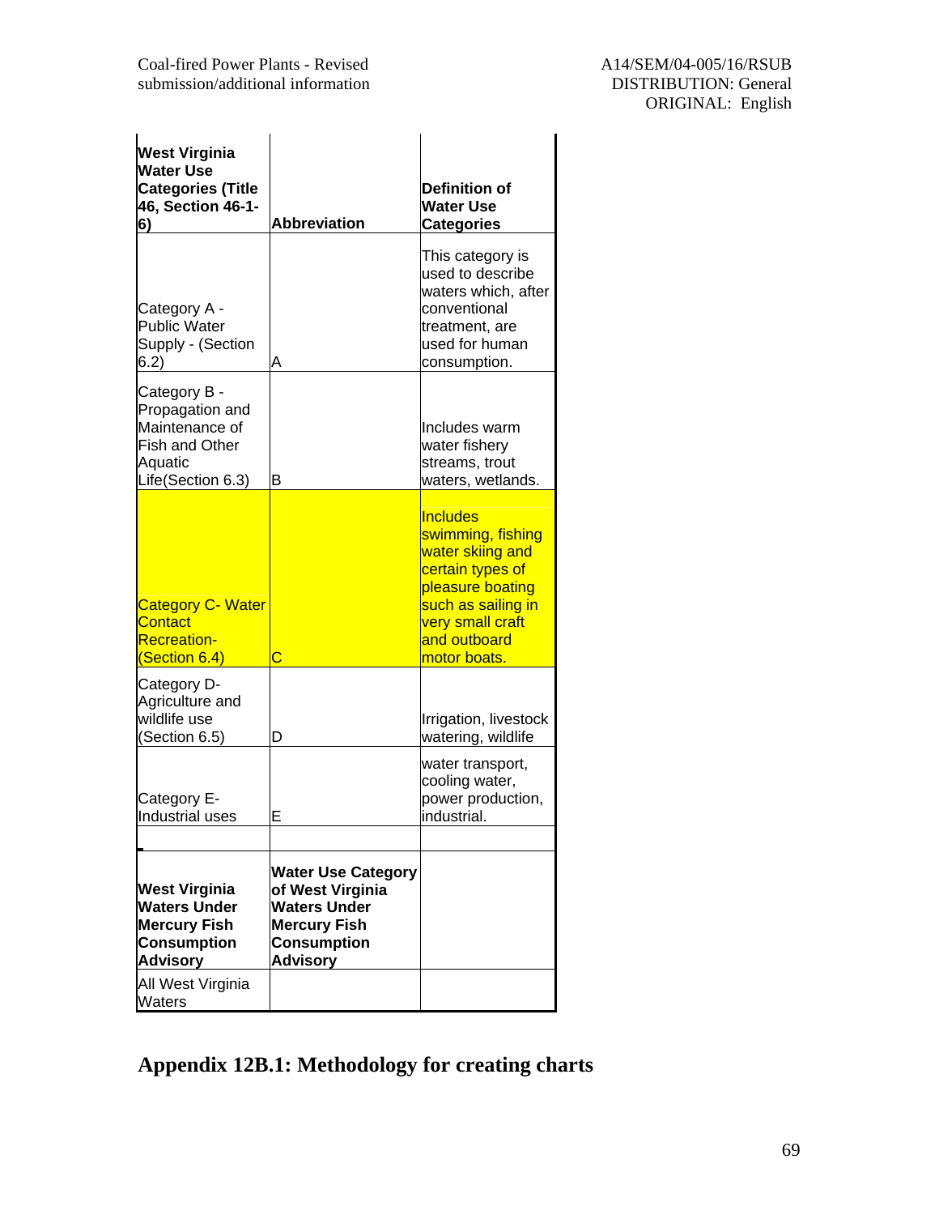| West Virginia Water Use Categories (Title 46, Section 46-1-6) | Abbreviation | Definition of Water Use Categories |
|---|---|---|
| Category A - Public Water Supply - (Section 6.2) | A | This category is used to describe waters which, after conventional treatment, are used for human consumption. |
| Category B - Propagation and Maintenance of Fish and Other Aquatic Life(Section 6.3) | B | Includes warm water fishery streams, trout waters, wetlands. |
| Category C- Water Contact Recreation- (Section 6.4) | C | Includes swimming, fishing water skiing and certain types of pleasure boating such as sailing in very small craft and outboard motor boats. |
| Category D- Agriculture and wildlife use (Section 6.5) | D | Irrigation, livestock watering, wildlife |
| Category E- Industrial uses | E | water transport, cooling water, power production, industrial. |
| | | |
| **West Virginia Waters Under Mercury Fish Consumption Advisory** | **Water Use Category of West Virginia Waters Under Mercury Fish Consumption Advisory** | |
| All West Virginia Waters | | |

## Appendix 12B.1: Methodology for creating charts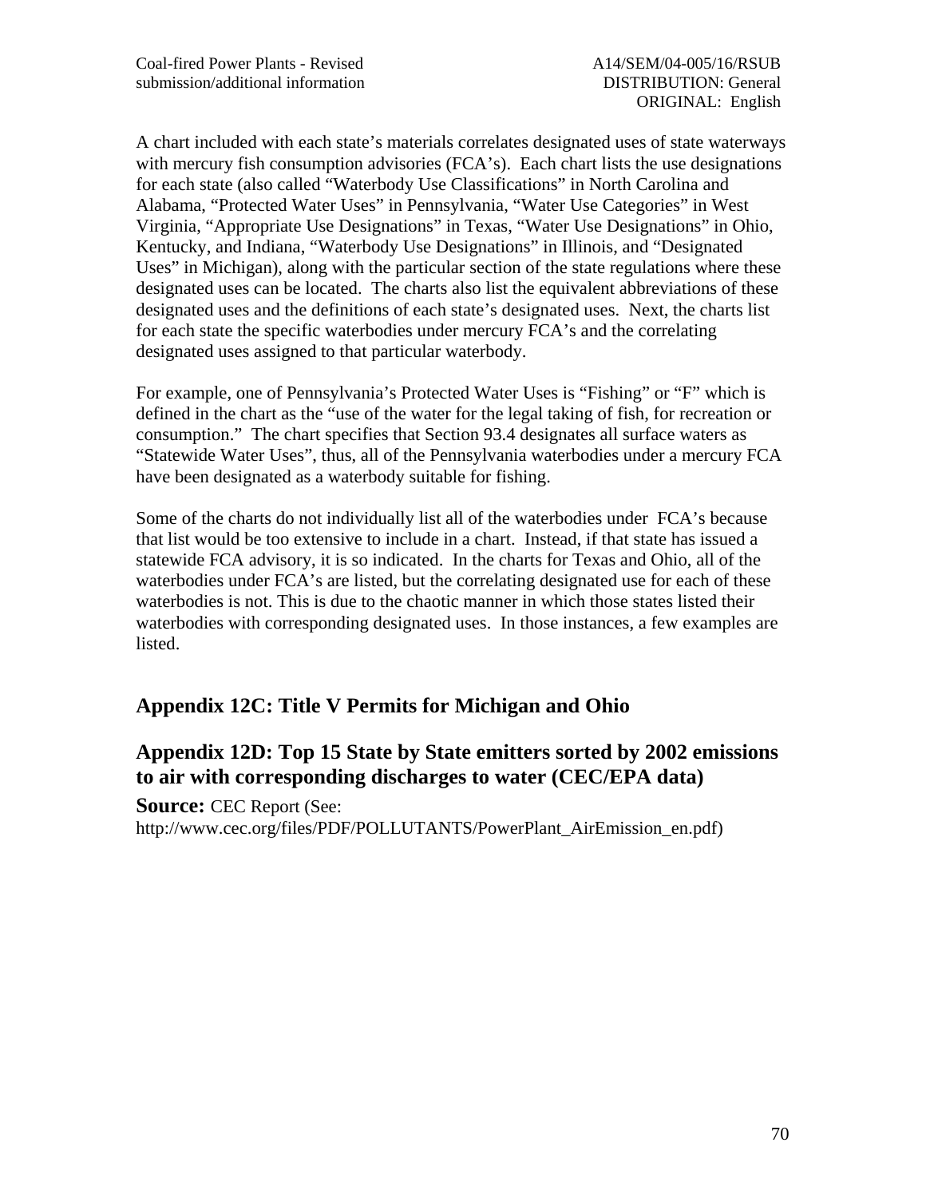A chart included with each state's materials correlates designated uses of state waterways with mercury fish consumption advisories (FCA's). Each chart lists the use designations for each state (also called "Waterbody Use Classifications" in North Carolina and Alabama, "Protected Water Uses" in Pennsylvania, "Water Use Categories" in West Virginia, "Appropriate Use Designations" in Texas, "Water Use Designations" in Ohio, Kentucky, and Indiana, "Waterbody Use Designations" in Illinois, and "Designated Uses" in Michigan), along with the particular section of the state regulations where these designated uses can be located. The charts also list the equivalent abbreviations of these designated uses and the definitions of each state's designated uses. Next, the charts list for each state the specific waterbodies under mercury FCA's and the correlating designated uses assigned to that particular waterbody.

For example, one of Pennsylvania's Protected Water Uses is "Fishing" or "F" which is defined in the chart as the "use of the water for the legal taking of fish, for recreation or consumption." The chart specifies that Section 93.4 designates all surface waters as "Statewide Water Uses", thus, all of the Pennsylvania waterbodies under a mercury FCA have been designated as a waterbody suitable for fishing.

Some of the charts do not individually list all of the waterbodies under FCA's because that list would be too extensive to include in a chart. Instead, if that state has issued a statewide FCA advisory, it is so indicated. In the charts for Texas and Ohio, all of the waterbodies under FCA's are listed, but the correlating designated use for each of these waterbodies is not. This is due to the chaotic manner in which those states listed their waterbodies with corresponding designated uses. In those instances, a few examples are listed.

## Appendix 12C: Title V Permits for Michigan and Ohio

## Appendix 12D: Top 15 State by State emitters sorted by 2002 emissions to air with corresponding discharges to water (CEC/EPA data)

**Source:** CEC Report (See: http://www.cec.org/files/PDF/POLLUTANTS/PowerPlant_AirEmission_en.pdf)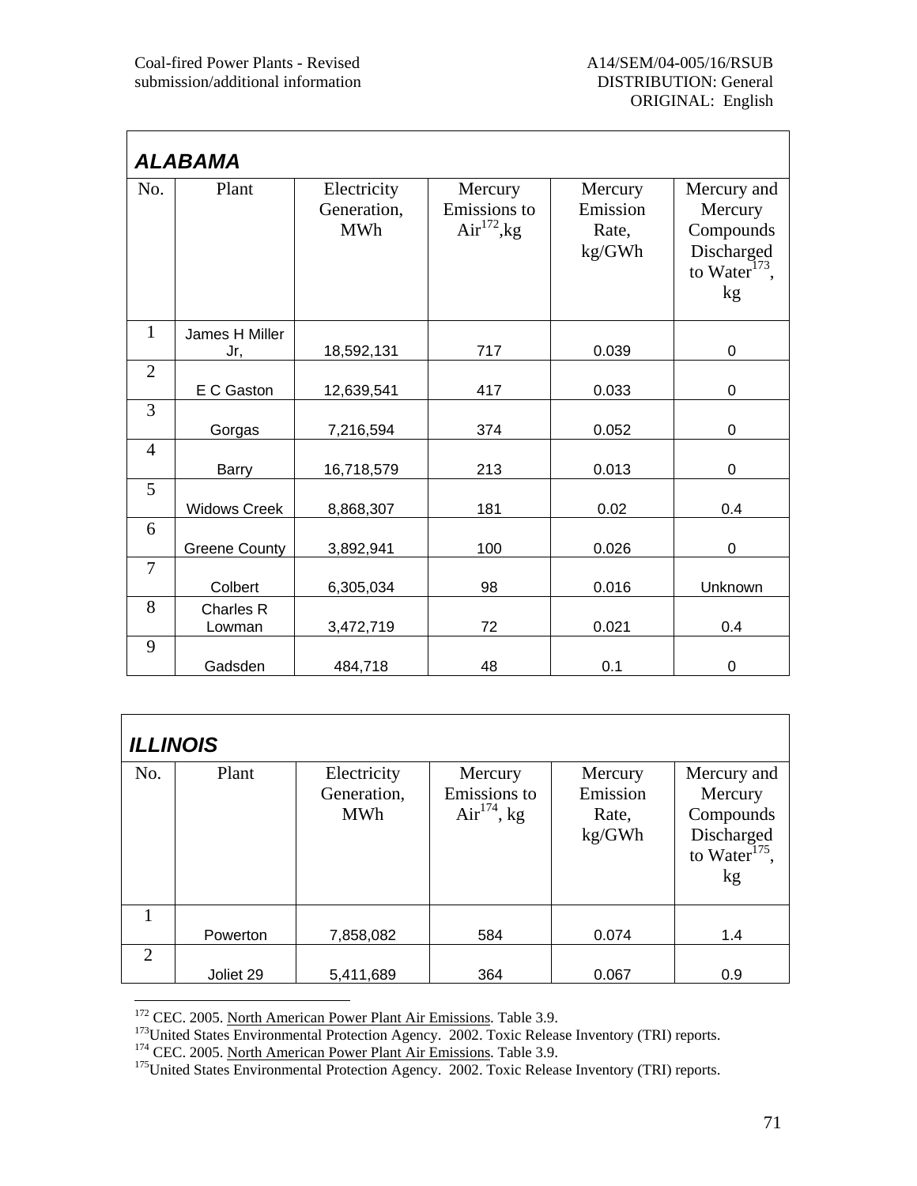| ALABAMA | | | | | |
|---|---|---|---|---|---|
| No. | Plant | Electricity Generation, MWh | Mercury Emissions to Air[172],kg | Mercury Emission Rate, kg/GWh | Mercury and Mercury Compounds Discharged to Water[173], kg |
| 1 | James H Miller Jr, | 18,592,131 | 717 | 0.039 | 0 |
| 2 | E C Gaston | 12,639,541 | 417 | 0.033 | 0 |
| 3 | Gorgas | 7,216,594 | 374 | 0.052 | 0 |
| 4 | Barry | 16,718,579 | 213 | 0.013 | 0 |
| 5 | Widows Creek | 8,868,307 | 181 | 0.02 | 0.4 |
| 6 | Greene County | 3,892,941 | 100 | 0.026 | 0 |
| 7 | Colbert | 6,305,034 | 98 | 0.016 | Unknown |
| 8 | Charles R Lowman | 3,472,719 | 72 | 0.021 | 0.4 |
| 9 | Gadsden | 484,718 | 48 | 0.1 | 0 |

| ILLINOIS | | | | | |
|---|---|---|---|---|---|
| No. | Plant | Electricity Generation, MWh | Mercury Emissions to Air[174], kg | Mercury Emission Rate, kg/GWh | Mercury and Mercury Compounds Discharged to Water[175], kg |
| 1 | Powerton | 7,858,082 | 584 | 0.074 | 1.4 |
| 2 | Joliet 29 | 5,411,689 | 364 | 0.067 | 0.9 |

[172] CEC. 2005. North American Power Plant Air Emissions. Table 3.9.
[173] United States Environmental Protection Agency. 2002. Toxic Release Inventory (TRI) reports.
[174] CEC. 2005. North American Power Plant Air Emissions. Table 3.9.
[175] United States Environmental Protection Agency. 2002. Toxic Release Inventory (TRI) reports.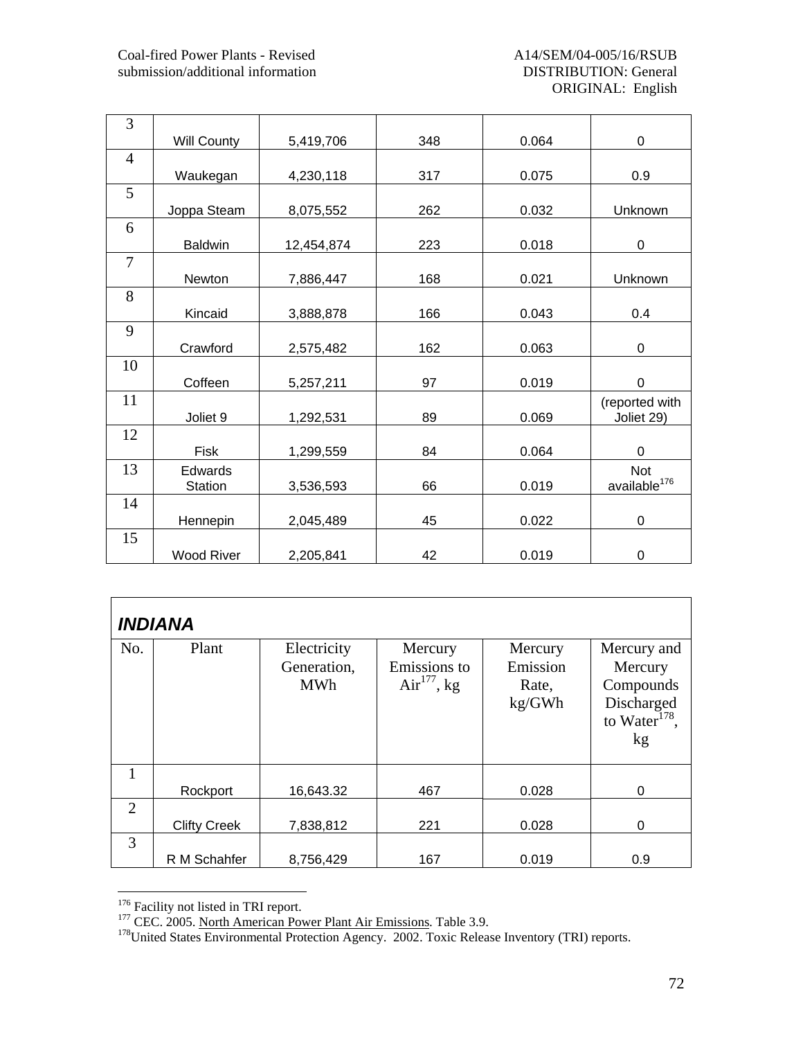| | | | | | |
|---|---|---|---|---|---|
| 3 | Will County | 5,419,706 | 348 | 0.064 | 0 |
| 4 | Waukegan | 4,230,118 | 317 | 0.075 | 0.9 |
| 5 | Joppa Steam | 8,075,552 | 262 | 0.032 | Unknown |
| 6 | Baldwin | 12,454,874 | 223 | 0.018 | 0 |
| 7 | Newton | 7,886,447 | 168 | 0.021 | Unknown |
| 8 | Kincaid | 3,888,878 | 166 | 0.043 | 0.4 |
| 9 | Crawford | 2,575,482 | 162 | 0.063 | 0 |
| 10 | Coffeen | 5,257,211 | 97 | 0.019 | 0 |
| 11 | Joliet 9 | 1,292,531 | 89 | 0.069 | (reported with Joliet 29) |
| 12 | Fisk | 1,299,559 | 84 | 0.064 | 0 |
| 13 | Edwards Station | 3,536,593 | 66 | 0.019 | Not available[176] |
| 14 | Hennepin | 2,045,489 | 45 | 0.022 | 0 |
| 15 | Wood River | 2,205,841 | 42 | 0.019 | 0 |

| ***INDIANA*** | | | | | |
|---|---|---|---|---|---|
| No. | Plant | Electricity Generation, MWh | Mercury Emissions to Air[177], kg | Mercury Emission Rate, kg/GWh | Mercury and Mercury Compounds Discharged to Water[178], kg |
| 1 | Rockport | 16,643.32 | 467 | 0.028 | 0 |
| 2 | Clifty Creek | 7,838,812 | 221 | 0.028 | 0 |
| 3 | R M Schahfer | 8,756,429 | 167 | 0.019 | 0.9 |

[176] Facility not listed in TRI report.

[177] CEC. 2005. North American Power Plant Air Emissions. Table 3.9.

[178] United States Environmental Protection Agency. 2002. Toxic Release Inventory (TRI) reports.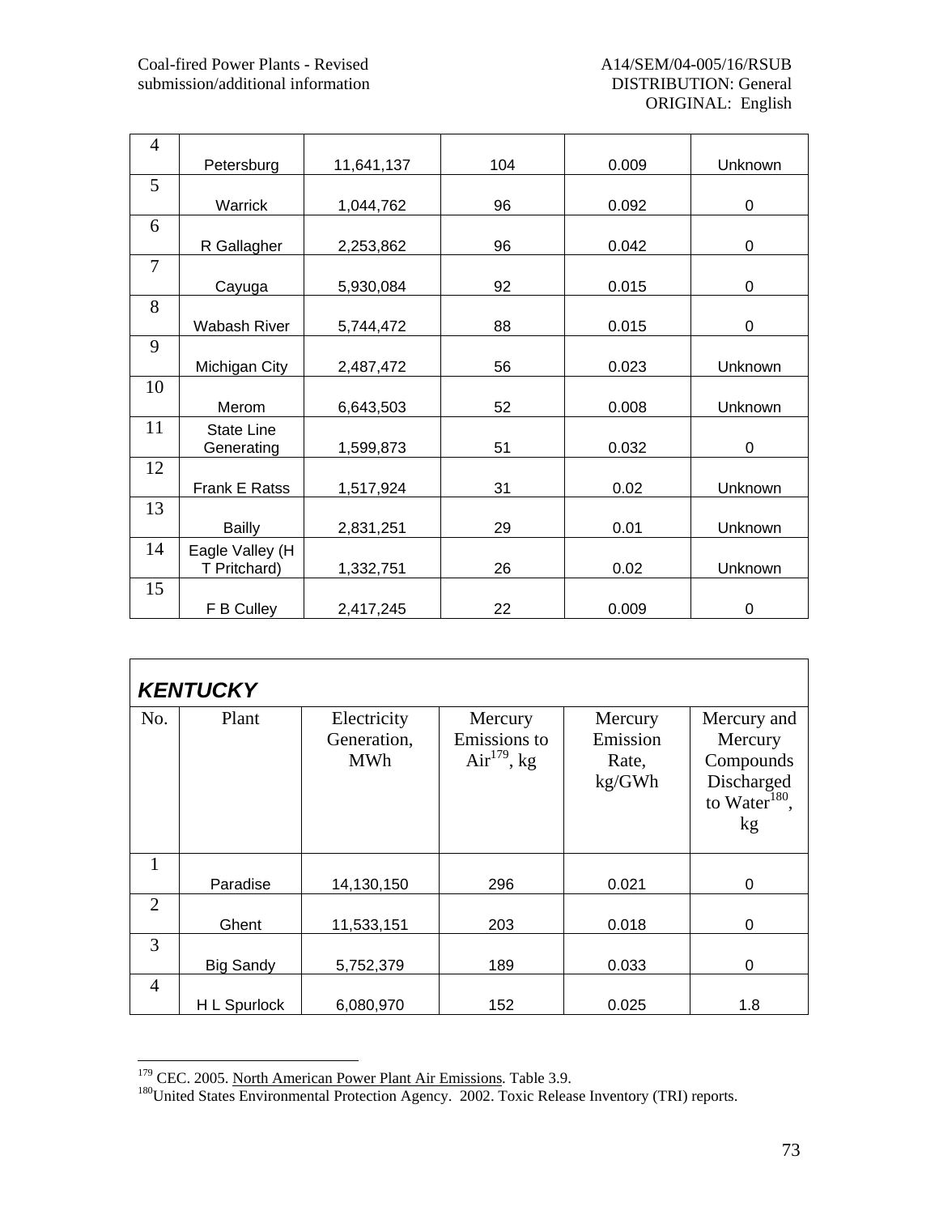| 4 | Petersburg | 11,641,137 | 104 | 0.009 | Unknown |
|---|---|---|---|---|---|
| 5 | Warrick | 1,044,762 | 96 | 0.092 | 0 |
| 6 | R Gallagher | 2,253,862 | 96 | 0.042 | 0 |
| 7 | Cayuga | 5,930,084 | 92 | 0.015 | 0 |
| 8 | Wabash River | 5,744,472 | 88 | 0.015 | 0 |
| 9 | Michigan City | 2,487,472 | 56 | 0.023 | Unknown |
| 10 | Merom | 6,643,503 | 52 | 0.008 | Unknown |
| 11 | State Line Generating | 1,599,873 | 51 | 0.032 | 0 |
| 12 | Frank E Ratss | 1,517,924 | 31 | 0.02 | Unknown |
| 13 | Bailly | 2,831,251 | 29 | 0.01 | Unknown |
| 14 | Eagle Valley (H T Pritchard) | 1,332,751 | 26 | 0.02 | Unknown |
| 15 | F B Culley | 2,417,245 | 22 | 0.009 | 0 |

***KENTUCKY***

| No. | Plant | Electricity Generation, MWh | Mercury Emissions to Air[179], kg | Mercury Emission Rate, kg/GWh | Mercury and Mercury Compounds Discharged to Water[180], kg |
|---|---|---|---|---|---|
| 1 | Paradise | 14,130,150 | 296 | 0.021 | 0 |
| 2 | Ghent | 11,533,151 | 203 | 0.018 | 0 |
| 3 | Big Sandy | 5,752,379 | 189 | 0.033 | 0 |
| 4 | H L Spurlock | 6,080,970 | 152 | 0.025 | 1.8 |

[179] CEC. 2005. North American Power Plant Air Emissions. Table 3.9.

[180] United States Environmental Protection Agency. 2002. Toxic Release Inventory (TRI) reports.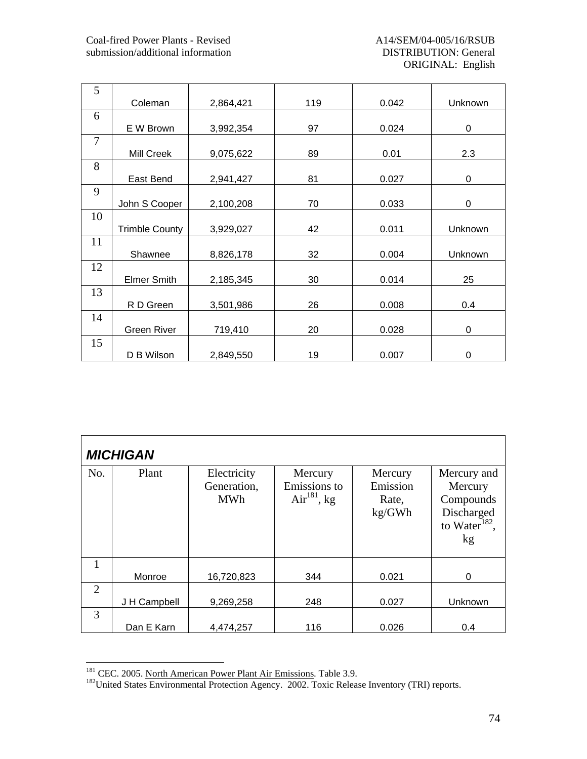| No. | Plant | Electricity Generation, MWh | Mercury Emissions to Air, kg | Mercury Emission Rate, kg/GWh | Mercury and Mercury Compounds Discharged to Water, kg |
|---|---|---|---|---|---|
| 5 | Coleman | 2,864,421 | 119 | 0.042 | Unknown |
| 6 | E W Brown | 3,992,354 | 97 | 0.024 | 0 |
| 7 | Mill Creek | 9,075,622 | 89 | 0.01 | 2.3 |
| 8 | East Bend | 2,941,427 | 81 | 0.027 | 0 |
| 9 | John S Cooper | 2,100,208 | 70 | 0.033 | 0 |
| 10 | Trimble County | 3,929,027 | 42 | 0.011 | Unknown |
| 11 | Shawnee | 8,826,178 | 32 | 0.004 | Unknown |
| 12 | Elmer Smith | 2,185,345 | 30 | 0.014 | 25 |
| 13 | R D Green | 3,501,986 | 26 | 0.008 | 0.4 |
| 14 | Green River | 719,410 | 20 | 0.028 | 0 |
| 15 | D B Wilson | 2,849,550 | 19 | 0.007 | 0 |

***MICHIGAN***

| No. | Plant | Electricity Generation, MWh | Mercury Emissions to Air[181], kg | Mercury Emission Rate, kg/GWh | Mercury and Mercury Compounds Discharged to Water[182], kg |
|---|---|---|---|---|---|
| 1 | Monroe | 16,720,823 | 344 | 0.021 | 0 |
| 2 | J H Campbell | 9,269,258 | 248 | 0.027 | Unknown |
| 3 | Dan E Karn | 4,474,257 | 116 | 0.026 | 0.4 |

[181] CEC. 2005. North American Power Plant Air Emissions. Table 3.9.

[182] United States Environmental Protection Agency. 2002. Toxic Release Inventory (TRI) reports.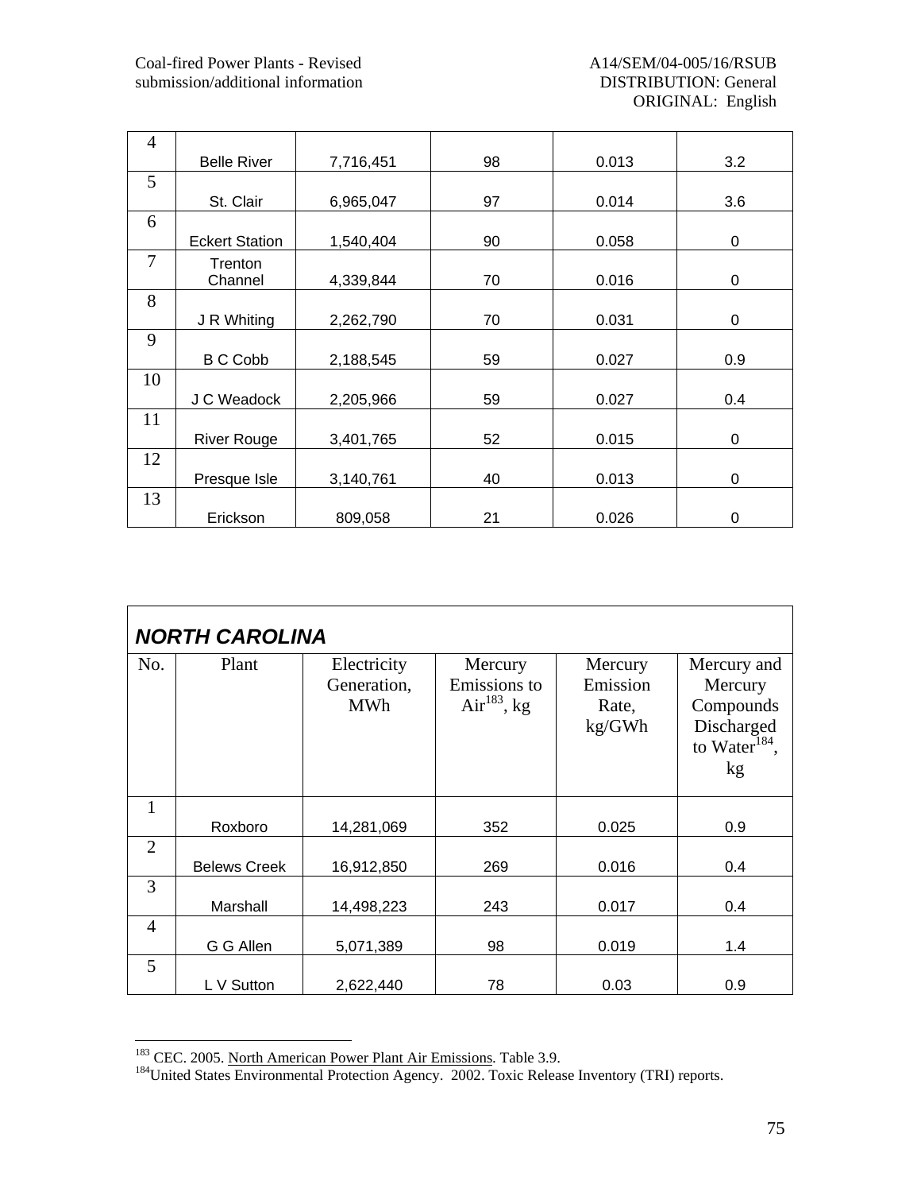| No. | Plant | Electricity Generation, MWh | Mercury Emissions to Air[183], kg | Mercury Emission Rate, kg/GWh | Mercury and Mercury Compounds Discharged to Water[184], kg |
|---|---|---|---|---|---|
| 4 | Belle River | 7,716,451 | 98 | 0.013 | 3.2 |
| 5 | St. Clair | 6,965,047 | 97 | 0.014 | 3.6 |
| 6 | Eckert Station | 1,540,404 | 90 | 0.058 | 0 |
| 7 | Trenton Channel | 4,339,844 | 70 | 0.016 | 0 |
| 8 | J R Whiting | 2,262,790 | 70 | 0.031 | 0 |
| 9 | B C Cobb | 2,188,545 | 59 | 0.027 | 0.9 |
| 10 | J C Weadock | 2,205,966 | 59 | 0.027 | 0.4 |
| 11 | River Rouge | 3,401,765 | 52 | 0.015 | 0 |
| 12 | Presque Isle | 3,140,761 | 40 | 0.013 | 0 |
| 13 | Erickson | 809,058 | 21 | 0.026 | 0 |

***NORTH CAROLINA***

| No. | Plant | Electricity Generation, MWh | Mercury Emissions to Air[183], kg | Mercury Emission Rate, kg/GWh | Mercury and Mercury Compounds Discharged to Water[184], kg |
|---|---|---|---|---|---|
| 1 | Roxboro | 14,281,069 | 352 | 0.025 | 0.9 |
| 2 | Belews Creek | 16,912,850 | 269 | 0.016 | 0.4 |
| 3 | Marshall | 14,498,223 | 243 | 0.017 | 0.4 |
| 4 | G G Allen | 5,071,389 | 98 | 0.019 | 1.4 |
| 5 | L V Sutton | 2,622,440 | 78 | 0.03 | 0.9 |

[183] CEC. 2005. North American Power Plant Air Emissions. Table 3.9.

[184] United States Environmental Protection Agency. 2002. Toxic Release Inventory (TRI) reports.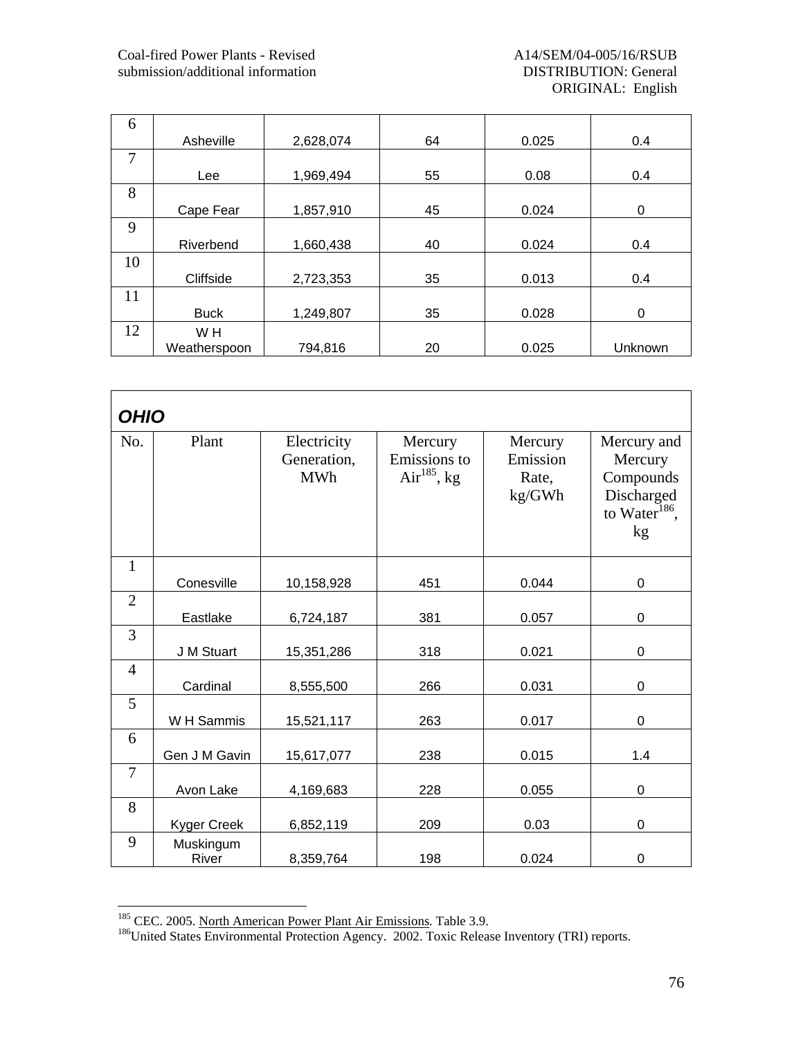| 6 | Asheville | 2,628,074 | 64 | 0.025 | 0.4 |
|---|---|---|---|---|---|
| 7 | Lee | 1,969,494 | 55 | 0.08 | 0.4 |
| 8 | Cape Fear | 1,857,910 | 45 | 0.024 | 0 |
| 9 | Riverbend | 1,660,438 | 40 | 0.024 | 0.4 |
| 10 | Cliffside | 2,723,353 | 35 | 0.013 | 0.4 |
| 11 | Buck | 1,249,807 | 35 | 0.028 | 0 |
| 12 | W H Weatherspoon | 794,816 | 20 | 0.025 | Unknown |

***OHIO***

| No. | Plant | Electricity Generation, MWh | Mercury Emissions to Air[185], kg | Mercury Emission Rate, kg/GWh | Mercury and Mercury Compounds Discharged to Water[186], kg |
|---|---|---|---|---|---|
| 1 | Conesville | 10,158,928 | 451 | 0.044 | 0 |
| 2 | Eastlake | 6,724,187 | 381 | 0.057 | 0 |
| 3 | J M Stuart | 15,351,286 | 318 | 0.021 | 0 |
| 4 | Cardinal | 8,555,500 | 266 | 0.031 | 0 |
| 5 | W H Sammis | 15,521,117 | 263 | 0.017 | 0 |
| 6 | Gen J M Gavin | 15,617,077 | 238 | 0.015 | 1.4 |
| 7 | Avon Lake | 4,169,683 | 228 | 0.055 | 0 |
| 8 | Kyger Creek | 6,852,119 | 209 | 0.03 | 0 |
| 9 | Muskingum River | 8,359,764 | 198 | 0.024 | 0 |

[185] CEC. 2005. North American Power Plant Air Emissions. Table 3.9.

[186] United States Environmental Protection Agency. 2002. Toxic Release Inventory (TRI) reports.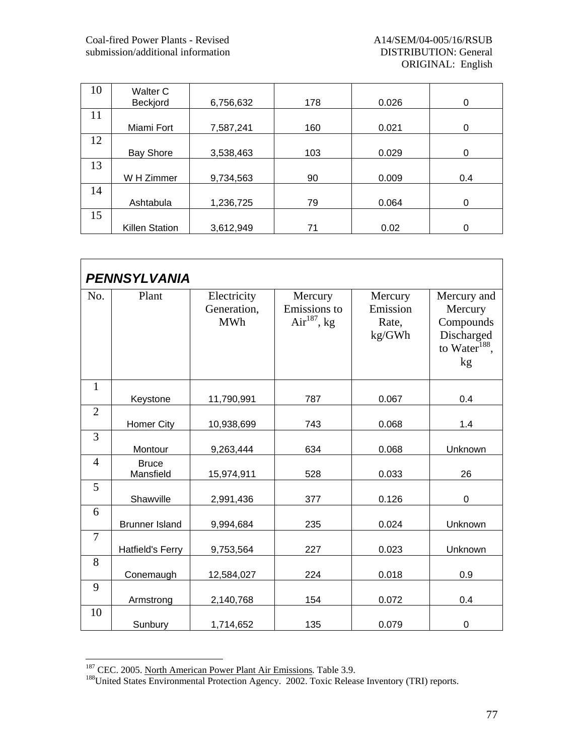| 10 | Walter C Beckjord | 6,756,632 | 178 | 0.026 | 0 |
|---|---|---|---|---|---|
| 11 | Miami Fort | 7,587,241 | 160 | 0.021 | 0 |
| 12 | Bay Shore | 3,538,463 | 103 | 0.029 | 0 |
| 13 | W H Zimmer | 9,734,563 | 90 | 0.009 | 0.4 |
| 14 | Ashtabula | 1,236,725 | 79 | 0.064 | 0 |
| 15 | Killen Station | 3,612,949 | 71 | 0.02 | 0 |

***PENNSYLVANIA***

| No. | Plant | Electricity Generation, MWh | Mercury Emissions to Air[187], kg | Mercury Emission Rate, kg/GWh | Mercury and Mercury Compounds Discharged to Water[188], kg |
|---|---|---|---|---|---|
| 1 | Keystone | 11,790,991 | 787 | 0.067 | 0.4 |
| 2 | Homer City | 10,938,699 | 743 | 0.068 | 1.4 |
| 3 | Montour | 9,263,444 | 634 | 0.068 | Unknown |
| 4 | Bruce Mansfield | 15,974,911 | 528 | 0.033 | 26 |
| 5 | Shawville | 2,991,436 | 377 | 0.126 | 0 |
| 6 | Brunner Island | 9,994,684 | 235 | 0.024 | Unknown |
| 7 | Hatfield's Ferry | 9,753,564 | 227 | 0.023 | Unknown |
| 8 | Conemaugh | 12,584,027 | 224 | 0.018 | 0.9 |
| 9 | Armstrong | 2,140,768 | 154 | 0.072 | 0.4 |
| 10 | Sunbury | 1,714,652 | 135 | 0.079 | 0 |

[187] CEC. 2005. North American Power Plant Air Emissions. Table 3.9.

[188] United States Environmental Protection Agency. 2002. Toxic Release Inventory (TRI) reports.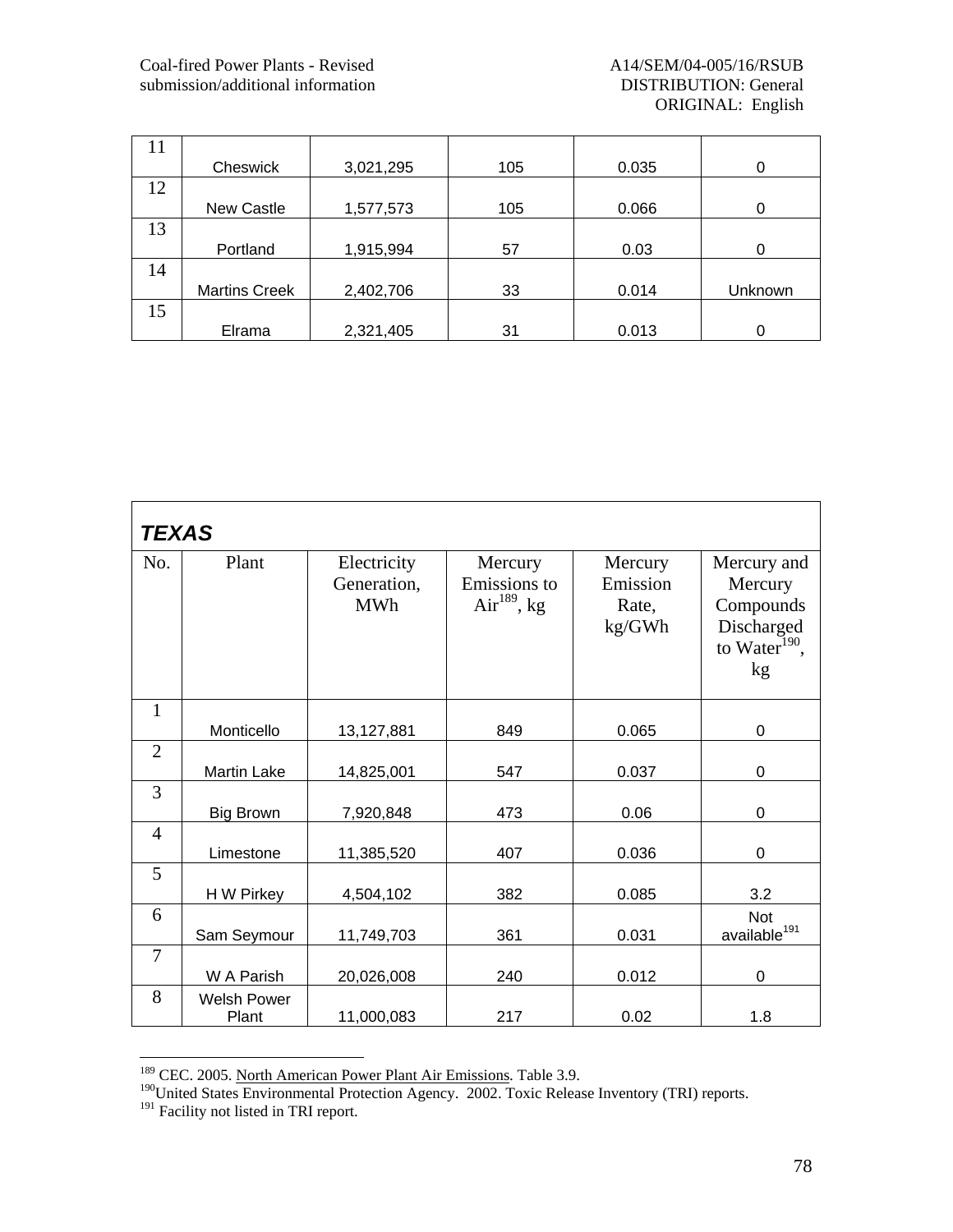| 11 | Cheswick | 3,021,295 | 105 | 0.035 | 0 |
|---|---|---|---|---|---|
| 12 | New Castle | 1,577,573 | 105 | 0.066 | 0 |
| 13 | Portland | 1,915,994 | 57 | 0.03 | 0 |
| 14 | Martins Creek | 2,402,706 | 33 | 0.014 | Unknown |
| 15 | Elrama | 2,321,405 | 31 | 0.013 | 0 |

***TEXAS***

| No. | Plant | Electricity Generation, MWh | Mercury Emissions to Air[189], kg | Mercury Emission Rate, kg/GWh | Mercury and Mercury Compounds Discharged to Water[190], kg |
|---|---|---|---|---|---|
| 1 | Monticello | 13,127,881 | 849 | 0.065 | 0 |
| 2 | Martin Lake | 14,825,001 | 547 | 0.037 | 0 |
| 3 | Big Brown | 7,920,848 | 473 | 0.06 | 0 |
| 4 | Limestone | 11,385,520 | 407 | 0.036 | 0 |
| 5 | H W Pirkey | 4,504,102 | 382 | 0.085 | 3.2 |
| 6 | Sam Seymour | 11,749,703 | 361 | 0.031 | Not available[191] |
| 7 | W A Parish | 20,026,008 | 240 | 0.012 | 0 |
| 8 | Welsh Power Plant | 11,000,083 | 217 | 0.02 | 1.8 |

[189] CEC. 2005. North American Power Plant Air Emissions. Table 3.9.

[190] United States Environmental Protection Agency. 2002. Toxic Release Inventory (TRI) reports.

[191] Facility not listed in TRI report.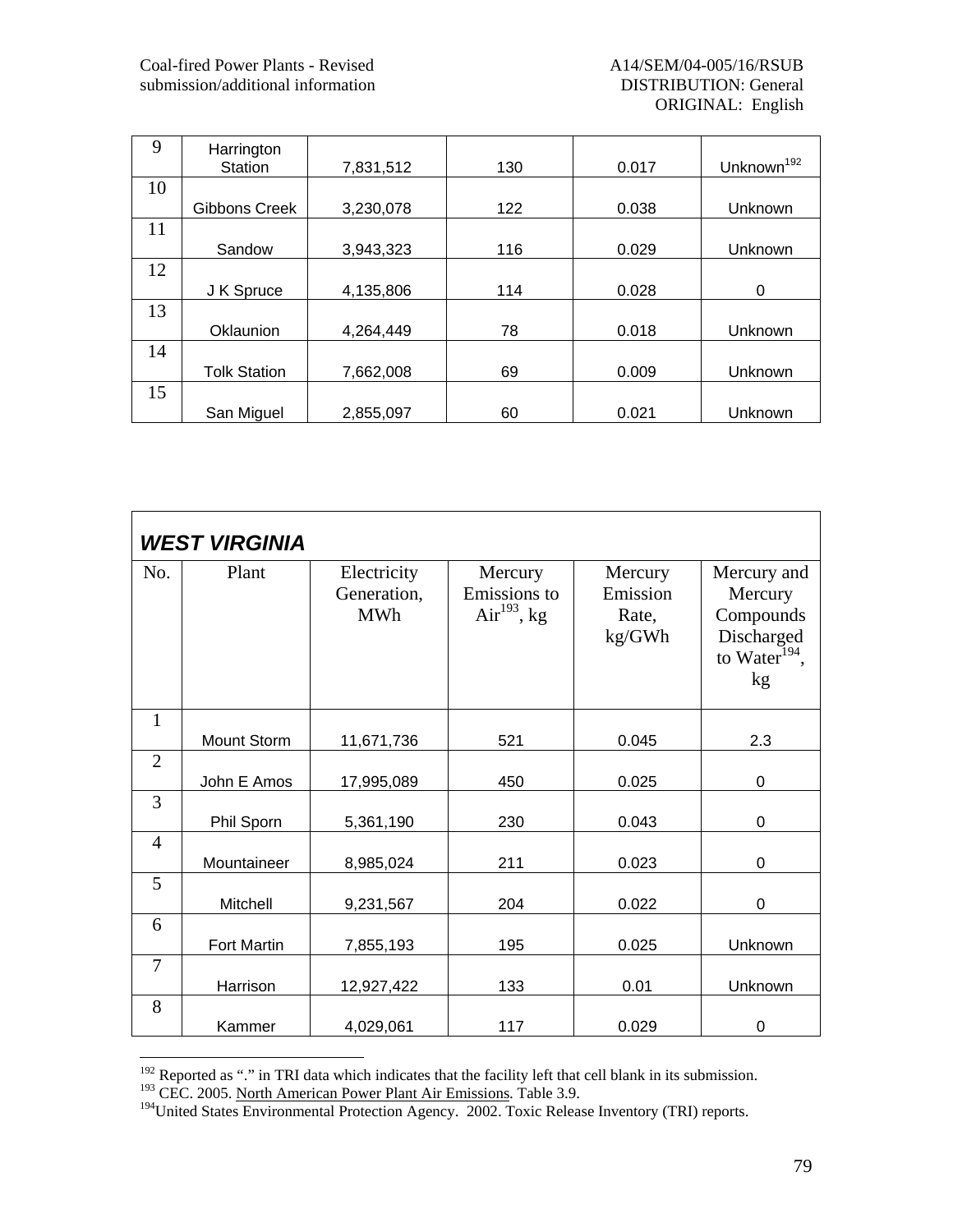| 9 | Harrington Station | 7,831,512 | 130 | 0.017 | Unknown[192] |
|---|---|---|---|---|---|
| 10 | Gibbons Creek | 3,230,078 | 122 | 0.038 | Unknown |
| 11 | Sandow | 3,943,323 | 116 | 0.029 | Unknown |
| 12 | J K Spruce | 4,135,806 | 114 | 0.028 | 0 |
| 13 | Oklaunion | 4,264,449 | 78 | 0.018 | Unknown |
| 14 | Tolk Station | 7,662,008 | 69 | 0.009 | Unknown |
| 15 | San Miguel | 2,855,097 | 60 | 0.021 | Unknown |

***WEST VIRGINIA***

| No. | Plant | Electricity Generation, MWh | Mercury Emissions to Air[193], kg | Mercury Emission Rate, kg/GWh | Mercury and Mercury Compounds Discharged to Water[194], kg |
|---|---|---|---|---|---|
| 1 | Mount Storm | 11,671,736 | 521 | 0.045 | 2.3 |
| 2 | John E Amos | 17,995,089 | 450 | 0.025 | 0 |
| 3 | Phil Sporn | 5,361,190 | 230 | 0.043 | 0 |
| 4 | Mountaineer | 8,985,024 | 211 | 0.023 | 0 |
| 5 | Mitchell | 9,231,567 | 204 | 0.022 | 0 |
| 6 | Fort Martin | 7,855,193 | 195 | 0.025 | Unknown |
| 7 | Harrison | 12,927,422 | 133 | 0.01 | Unknown |
| 8 | Kammer | 4,029,061 | 117 | 0.029 | 0 |

[192] Reported as "." in TRI data which indicates that the facility left that cell blank in its submission.
[193] CEC. 2005. North American Power Plant Air Emissions. Table 3.9.
[194] United States Environmental Protection Agency. 2002. Toxic Release Inventory (TRI) reports.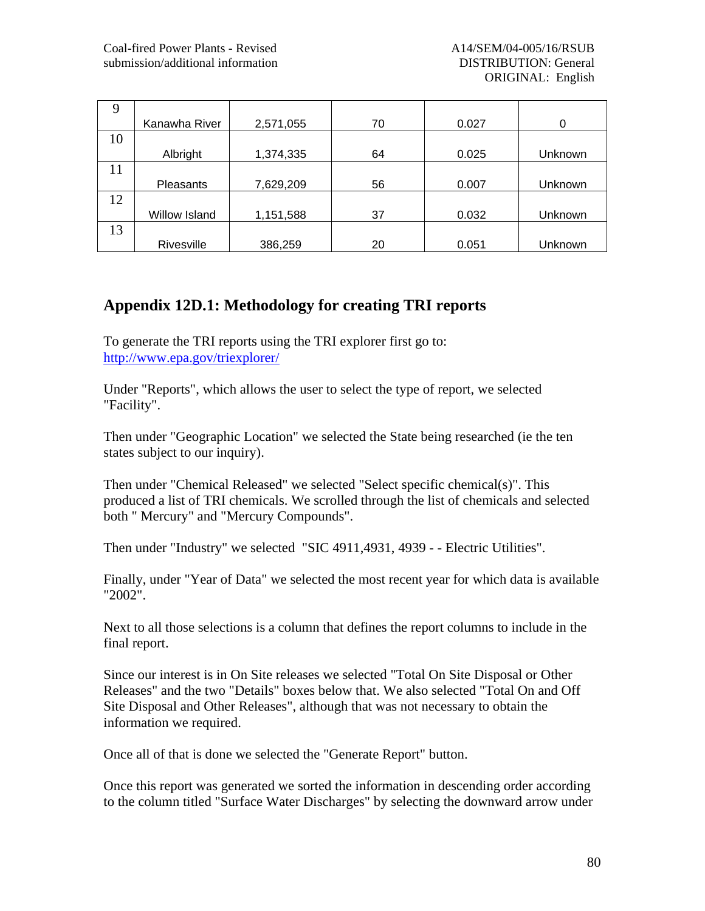| | | | | | |
|---|---|---|---|---|---|
| 9 | Kanawha River | 2,571,055 | 70 | 0.027 | 0 |
| 10 | Albright | 1,374,335 | 64 | 0.025 | Unknown |
| 11 | Pleasants | 7,629,209 | 56 | 0.007 | Unknown |
| 12 | Willow Island | 1,151,588 | 37 | 0.032 | Unknown |
| 13 | Rivesville | 386,259 | 20 | 0.051 | Unknown |

## Appendix 12D.1: Methodology for creating TRI reports

To generate the TRI reports using the TRI explorer first go to:
http://www.epa.gov/triexplorer/

Under "Reports", which allows the user to select the type of report, we selected "Facility".

Then under "Geographic Location" we selected the State being researched (ie the ten states subject to our inquiry).

Then under "Chemical Released" we selected "Select specific chemical(s)". This produced a list of TRI chemicals. We scrolled through the list of chemicals and selected both " Mercury" and "Mercury Compounds".

Then under "Industry" we selected "SIC 4911,4931, 4939 - - Electric Utilities".

Finally, under "Year of Data" we selected the most recent year for which data is available "2002".

Next to all those selections is a column that defines the report columns to include in the final report.

Since our interest is in On Site releases we selected "Total On Site Disposal or Other Releases" and the two "Details" boxes below that. We also selected "Total On and Off Site Disposal and Other Releases", although that was not necessary to obtain the information we required.

Once all of that is done we selected the "Generate Report" button.

Once this report was generated we sorted the information in descending order according to the column titled "Surface Water Discharges" by selecting the downward arrow under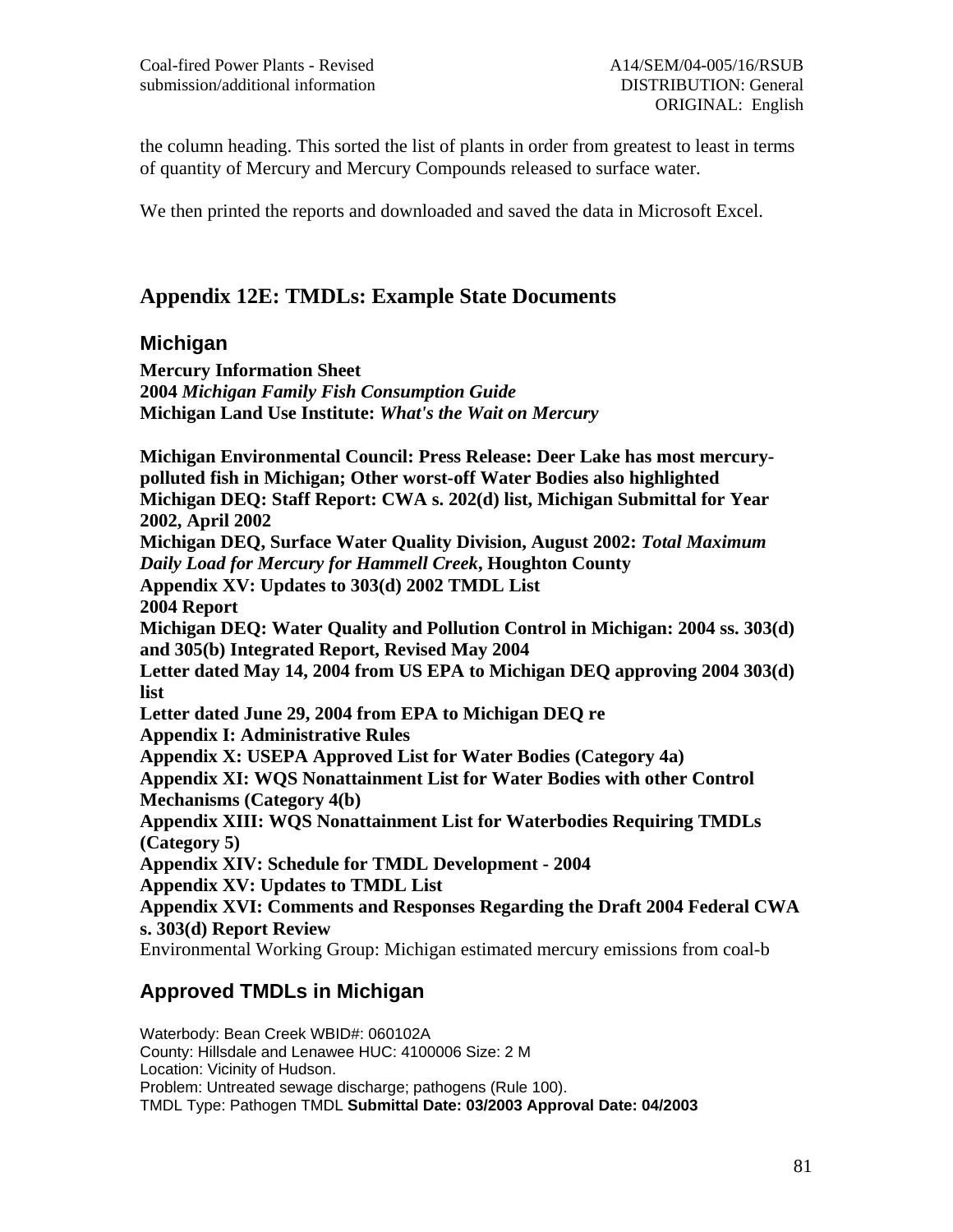the column heading. This sorted the list of plants in order from greatest to least in terms of quantity of Mercury and Mercury Compounds released to surface water.

We then printed the reports and downloaded and saved the data in Microsoft Excel.

## Appendix 12E: TMDLs: Example State Documents

### Michigan

**Mercury Information Sheet**
**2004 *Michigan Family Fish Consumption Guide***
**Michigan Land Use Institute: *What's the Wait on Mercury***

**Michigan Environmental Council: Press Release: Deer Lake has most mercury-polluted fish in Michigan; Other worst-off Water Bodies also highlighted**
**Michigan DEQ: Staff Report: CWA s. 202(d) list, Michigan Submittal for Year 2002, April 2002**
**Michigan DEQ, Surface Water Quality Division, August 2002: *Total Maximum Daily Load for Mercury for Hammell Creek*, Houghton County**
**Appendix XV: Updates to 303(d) 2002 TMDL List**
**2004 Report**
**Michigan DEQ: Water Quality and Pollution Control in Michigan: 2004 ss. 303(d) and 305(b) Integrated Report, Revised May 2004**
**Letter dated May 14, 2004 from US EPA to Michigan DEQ approving 2004 303(d) list**
**Letter dated June 29, 2004 from EPA to Michigan DEQ re**
**Appendix I: Administrative Rules**
**Appendix X: USEPA Approved List for Water Bodies (Category 4a)**
**Appendix XI: WQS Nonattainment List for Water Bodies with other Control Mechanisms (Category 4(b)**
**Appendix XIII: WQS Nonattainment List for Waterbodies Requiring TMDLs (Category 5)**
**Appendix XIV: Schedule for TMDL Development - 2004**
**Appendix XV: Updates to TMDL List**
**Appendix XVI: Comments and Responses Regarding the Draft 2004 Federal CWA s. 303(d) Report Review**
Environmental Working Group: Michigan estimated mercury emissions from coal-b

### Approved TMDLs in Michigan

Waterbody: Bean Creek WBID#: 060102A
County: Hillsdale and Lenawee HUC: 4100006 Size: 2 M
Location: Vicinity of Hudson.
Problem: Untreated sewage discharge; pathogens (Rule 100).
TMDL Type: Pathogen TMDL **Submittal Date: 03/2003 Approval Date: 04/2003**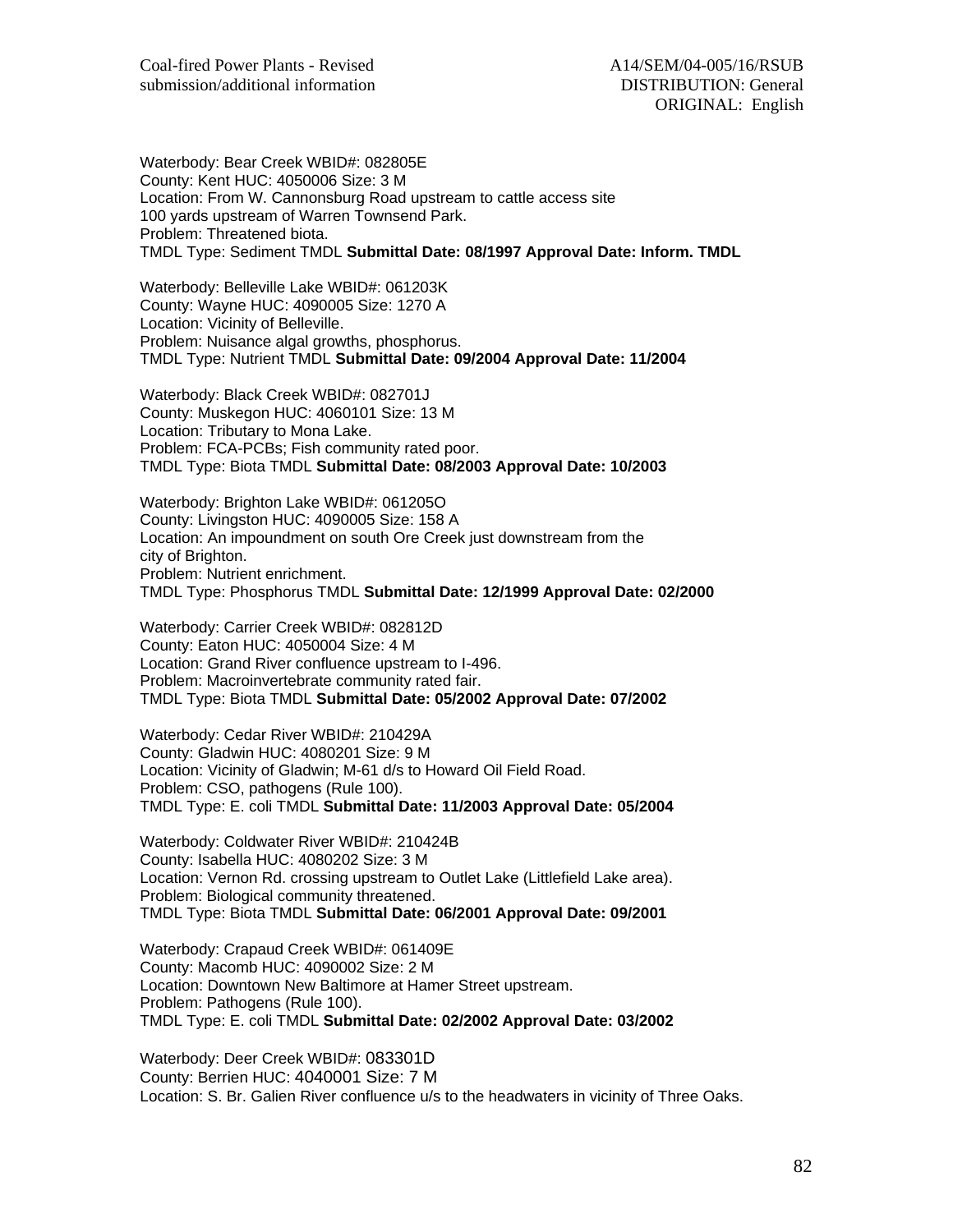Waterbody: Bear Creek WBID#: 082805E
County: Kent HUC: 4050006 Size: 3 M
Location: From W. Cannonsburg Road upstream to cattle access site
100 yards upstream of Warren Townsend Park.
Problem: Threatened biota.
TMDL Type: Sediment TMDL **Submittal Date: 08/1997 Approval Date: Inform. TMDL**

Waterbody: Belleville Lake WBID#: 061203K
County: Wayne HUC: 4090005 Size: 1270 A
Location: Vicinity of Belleville.
Problem: Nuisance algal growths, phosphorus.
TMDL Type: Nutrient TMDL **Submittal Date: 09/2004 Approval Date: 11/2004**

Waterbody: Black Creek WBID#: 082701J
County: Muskegon HUC: 4060101 Size: 13 M
Location: Tributary to Mona Lake.
Problem: FCA-PCBs; Fish community rated poor.
TMDL Type: Biota TMDL **Submittal Date: 08/2003 Approval Date: 10/2003**

Waterbody: Brighton Lake WBID#: 061205O
County: Livingston HUC: 4090005 Size: 158 A
Location: An impoundment on south Ore Creek just downstream from the
city of Brighton.
Problem: Nutrient enrichment.
TMDL Type: Phosphorus TMDL **Submittal Date: 12/1999 Approval Date: 02/2000**

Waterbody: Carrier Creek WBID#: 082812D
County: Eaton HUC: 4050004 Size: 4 M
Location: Grand River confluence upstream to I-496.
Problem: Macroinvertebrate community rated fair.
TMDL Type: Biota TMDL **Submittal Date: 05/2002 Approval Date: 07/2002**

Waterbody: Cedar River WBID#: 210429A
County: Gladwin HUC: 4080201 Size: 9 M
Location: Vicinity of Gladwin; M-61 d/s to Howard Oil Field Road.
Problem: CSO, pathogens (Rule 100).
TMDL Type: E. coli TMDL **Submittal Date: 11/2003 Approval Date: 05/2004**

Waterbody: Coldwater River WBID#: 210424B
County: Isabella HUC: 4080202 Size: 3 M
Location: Vernon Rd. crossing upstream to Outlet Lake (Littlefield Lake area).
Problem: Biological community threatened.
TMDL Type: Biota TMDL **Submittal Date: 06/2001 Approval Date: 09/2001**

Waterbody: Crapaud Creek WBID#: 061409E
County: Macomb HUC: 4090002 Size: 2 M
Location: Downtown New Baltimore at Hamer Street upstream.
Problem: Pathogens (Rule 100).
TMDL Type: E. coli TMDL **Submittal Date: 02/2002 Approval Date: 03/2002**

Waterbody: Deer Creek WBID#: 083301D
County: Berrien HUC: 4040001 Size: 7 M
Location: S. Br. Galien River confluence u/s to the headwaters in vicinity of Three Oaks.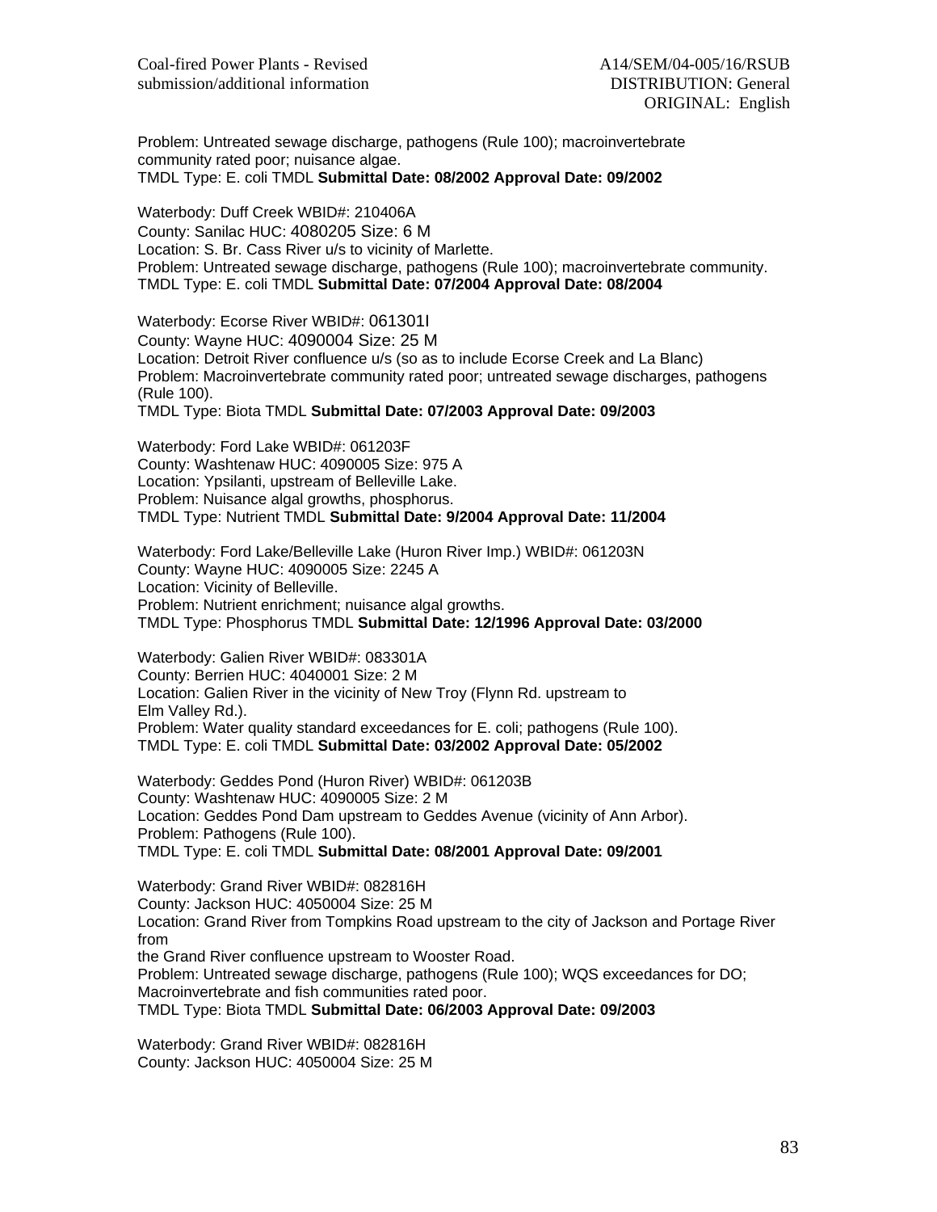Problem: Untreated sewage discharge, pathogens (Rule 100); macroinvertebrate community rated poor; nuisance algae.
TMDL Type: E. coli TMDL **Submittal Date: 08/2002 Approval Date: 09/2002**

Waterbody: Duff Creek WBID#: 210406A
County: Sanilac HUC: 4080205 Size: 6 M
Location: S. Br. Cass River u/s to vicinity of Marlette.
Problem: Untreated sewage discharge, pathogens (Rule 100); macroinvertebrate community.
TMDL Type: E. coli TMDL **Submittal Date: 07/2004 Approval Date: 08/2004**

Waterbody: Ecorse River WBID#: 061301I
County: Wayne HUC: 4090004 Size: 25 M
Location: Detroit River confluence u/s (so as to include Ecorse Creek and La Blanc)
Problem: Macroinvertebrate community rated poor; untreated sewage discharges, pathogens (Rule 100).
TMDL Type: Biota TMDL **Submittal Date: 07/2003 Approval Date: 09/2003**

Waterbody: Ford Lake WBID#: 061203F
County: Washtenaw HUC: 4090005 Size: 975 A
Location: Ypsilanti, upstream of Belleville Lake.
Problem: Nuisance algal growths, phosphorus.
TMDL Type: Nutrient TMDL **Submittal Date: 9/2004 Approval Date: 11/2004**

Waterbody: Ford Lake/Belleville Lake (Huron River Imp.) WBID#: 061203N
County: Wayne HUC: 4090005 Size: 2245 A
Location: Vicinity of Belleville.
Problem: Nutrient enrichment; nuisance algal growths.
TMDL Type: Phosphorus TMDL **Submittal Date: 12/1996 Approval Date: 03/2000**

Waterbody: Galien River WBID#: 083301A
County: Berrien HUC: 4040001 Size: 2 M
Location: Galien River in the vicinity of New Troy (Flynn Rd. upstream to Elm Valley Rd.).
Problem: Water quality standard exceedances for E. coli; pathogens (Rule 100).
TMDL Type: E. coli TMDL **Submittal Date: 03/2002 Approval Date: 05/2002**

Waterbody: Geddes Pond (Huron River) WBID#: 061203B
County: Washtenaw HUC: 4090005 Size: 2 M
Location: Geddes Pond Dam upstream to Geddes Avenue (vicinity of Ann Arbor).
Problem: Pathogens (Rule 100).
TMDL Type: E. coli TMDL **Submittal Date: 08/2001 Approval Date: 09/2001**

Waterbody: Grand River WBID#: 082816H
County: Jackson HUC: 4050004 Size: 25 M
Location: Grand River from Tompkins Road upstream to the city of Jackson and Portage River from
the Grand River confluence upstream to Wooster Road.
Problem: Untreated sewage discharge, pathogens (Rule 100); WQS exceedances for DO; Macroinvertebrate and fish communities rated poor.
TMDL Type: Biota TMDL **Submittal Date: 06/2003 Approval Date: 09/2003**

Waterbody: Grand River WBID#: 082816H
County: Jackson HUC: 4050004 Size: 25 M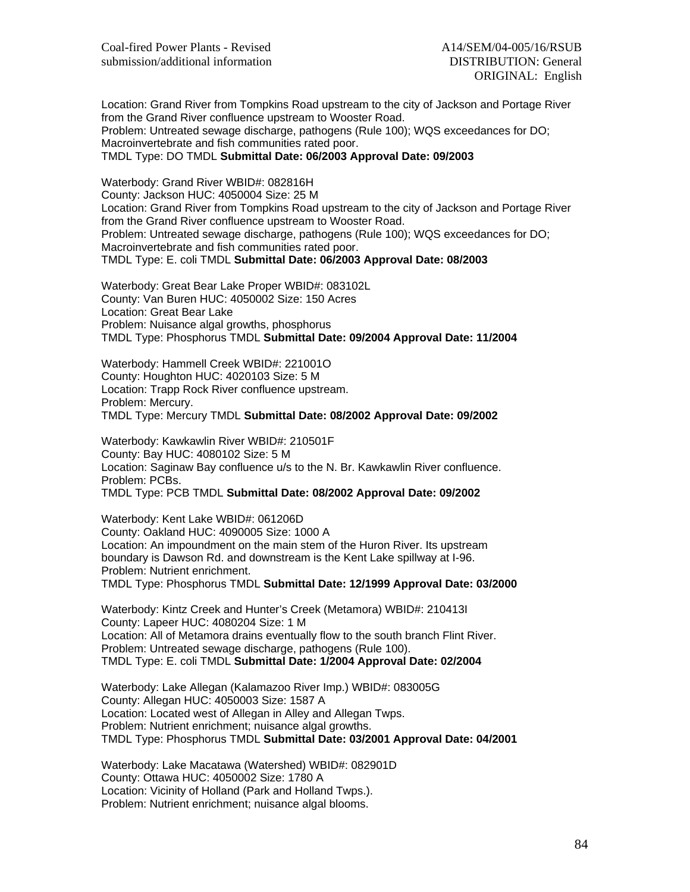Location: Grand River from Tompkins Road upstream to the city of Jackson and Portage River from the Grand River confluence upstream to Wooster Road.
Problem: Untreated sewage discharge, pathogens (Rule 100); WQS exceedances for DO; Macroinvertebrate and fish communities rated poor.
TMDL Type: DO TMDL **Submittal Date: 06/2003 Approval Date: 09/2003**

Waterbody: Grand River WBID#: 082816H
County: Jackson HUC: 4050004 Size: 25 M
Location: Grand River from Tompkins Road upstream to the city of Jackson and Portage River from the Grand River confluence upstream to Wooster Road.
Problem: Untreated sewage discharge, pathogens (Rule 100); WQS exceedances for DO; Macroinvertebrate and fish communities rated poor.
TMDL Type: E. coli TMDL **Submittal Date: 06/2003 Approval Date: 08/2003**

Waterbody: Great Bear Lake Proper WBID#: 083102L
County: Van Buren HUC: 4050002 Size: 150 Acres
Location: Great Bear Lake
Problem: Nuisance algal growths, phosphorus
TMDL Type: Phosphorus TMDL **Submittal Date: 09/2004 Approval Date: 11/2004**

Waterbody: Hammell Creek WBID#: 221001O
County: Houghton HUC: 4020103 Size: 5 M
Location: Trapp Rock River confluence upstream.
Problem: Mercury.
TMDL Type: Mercury TMDL **Submittal Date: 08/2002 Approval Date: 09/2002**

Waterbody: Kawkawlin River WBID#: 210501F
County: Bay HUC: 4080102 Size: 5 M
Location: Saginaw Bay confluence u/s to the N. Br. Kawkawlin River confluence.
Problem: PCBs.
TMDL Type: PCB TMDL **Submittal Date: 08/2002 Approval Date: 09/2002**

Waterbody: Kent Lake WBID#: 061206D
County: Oakland HUC: 4090005 Size: 1000 A
Location: An impoundment on the main stem of the Huron River. Its upstream boundary is Dawson Rd. and downstream is the Kent Lake spillway at I-96.
Problem: Nutrient enrichment.
TMDL Type: Phosphorus TMDL **Submittal Date: 12/1999 Approval Date: 03/2000**

Waterbody: Kintz Creek and Hunter's Creek (Metamora) WBID#: 210413I
County: Lapeer HUC: 4080204 Size: 1 M
Location: All of Metamora drains eventually flow to the south branch Flint River.
Problem: Untreated sewage discharge, pathogens (Rule 100).
TMDL Type: E. coli TMDL **Submittal Date: 1/2004 Approval Date: 02/2004**

Waterbody: Lake Allegan (Kalamazoo River Imp.) WBID#: 083005G
County: Allegan HUC: 4050003 Size: 1587 A
Location: Located west of Allegan in Alley and Allegan Twps.
Problem: Nutrient enrichment; nuisance algal growths.
TMDL Type: Phosphorus TMDL **Submittal Date: 03/2001 Approval Date: 04/2001**

Waterbody: Lake Macatawa (Watershed) WBID#: 082901D
County: Ottawa HUC: 4050002 Size: 1780 A
Location: Vicinity of Holland (Park and Holland Twps.).
Problem: Nutrient enrichment; nuisance algal blooms.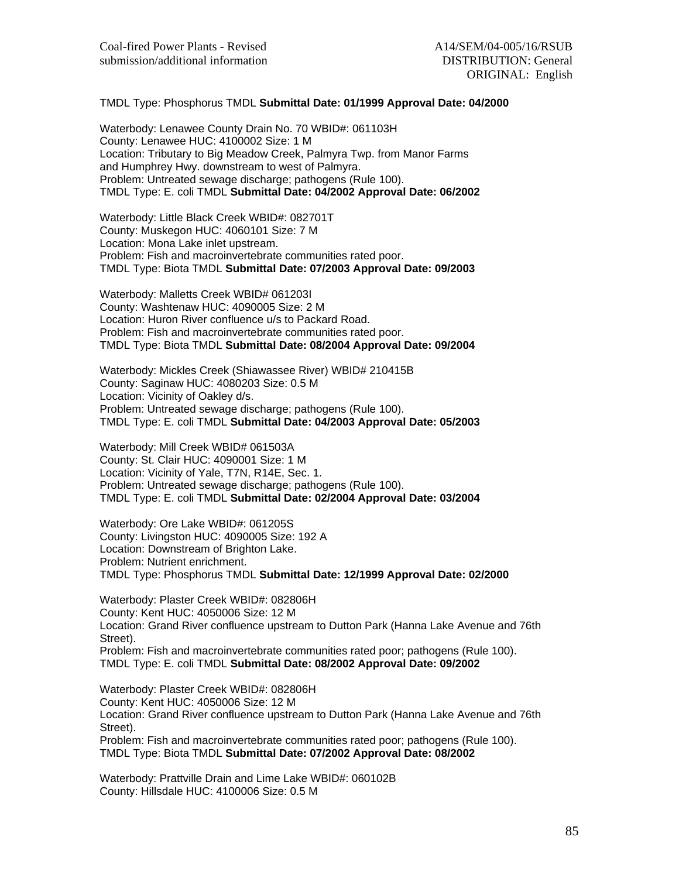TMDL Type: Phosphorus TMDL **Submittal Date: 01/1999 Approval Date: 04/2000**

Waterbody: Lenawee County Drain No. 70 WBID#: 061103H
County: Lenawee HUC: 4100002 Size: 1 M
Location: Tributary to Big Meadow Creek, Palmyra Twp. from Manor Farms and Humphrey Hwy. downstream to west of Palmyra.
Problem: Untreated sewage discharge; pathogens (Rule 100).
TMDL Type: E. coli TMDL **Submittal Date: 04/2002 Approval Date: 06/2002**

Waterbody: Little Black Creek WBID#: 082701T
County: Muskegon HUC: 4060101 Size: 7 M
Location: Mona Lake inlet upstream.
Problem: Fish and macroinvertebrate communities rated poor.
TMDL Type: Biota TMDL **Submittal Date: 07/2003 Approval Date: 09/2003**

Waterbody: Malletts Creek WBID# 061203I
County: Washtenaw HUC: 4090005 Size: 2 M
Location: Huron River confluence u/s to Packard Road.
Problem: Fish and macroinvertebrate communities rated poor.
TMDL Type: Biota TMDL **Submittal Date: 08/2004 Approval Date: 09/2004**

Waterbody: Mickles Creek (Shiawassee River) WBID# 210415B
County: Saginaw HUC: 4080203 Size: 0.5 M
Location: Vicinity of Oakley d/s.
Problem: Untreated sewage discharge; pathogens (Rule 100).
TMDL Type: E. coli TMDL **Submittal Date: 04/2003 Approval Date: 05/2003**

Waterbody: Mill Creek WBID# 061503A
County: St. Clair HUC: 4090001 Size: 1 M
Location: Vicinity of Yale, T7N, R14E, Sec. 1.
Problem: Untreated sewage discharge; pathogens (Rule 100).
TMDL Type: E. coli TMDL **Submittal Date: 02/2004 Approval Date: 03/2004**

Waterbody: Ore Lake WBID#: 061205S
County: Livingston HUC: 4090005 Size: 192 A
Location: Downstream of Brighton Lake.
Problem: Nutrient enrichment.
TMDL Type: Phosphorus TMDL **Submittal Date: 12/1999 Approval Date: 02/2000**

Waterbody: Plaster Creek WBID#: 082806H
County: Kent HUC: 4050006 Size: 12 M
Location: Grand River confluence upstream to Dutton Park (Hanna Lake Avenue and 76th Street).
Problem: Fish and macroinvertebrate communities rated poor; pathogens (Rule 100).
TMDL Type: E. coli TMDL **Submittal Date: 08/2002 Approval Date: 09/2002**

Waterbody: Plaster Creek WBID#: 082806H
County: Kent HUC: 4050006 Size: 12 M
Location: Grand River confluence upstream to Dutton Park (Hanna Lake Avenue and 76th Street).
Problem: Fish and macroinvertebrate communities rated poor; pathogens (Rule 100).
TMDL Type: Biota TMDL **Submittal Date: 07/2002 Approval Date: 08/2002**

Waterbody: Prattville Drain and Lime Lake WBID#: 060102B
County: Hillsdale HUC: 4100006 Size: 0.5 M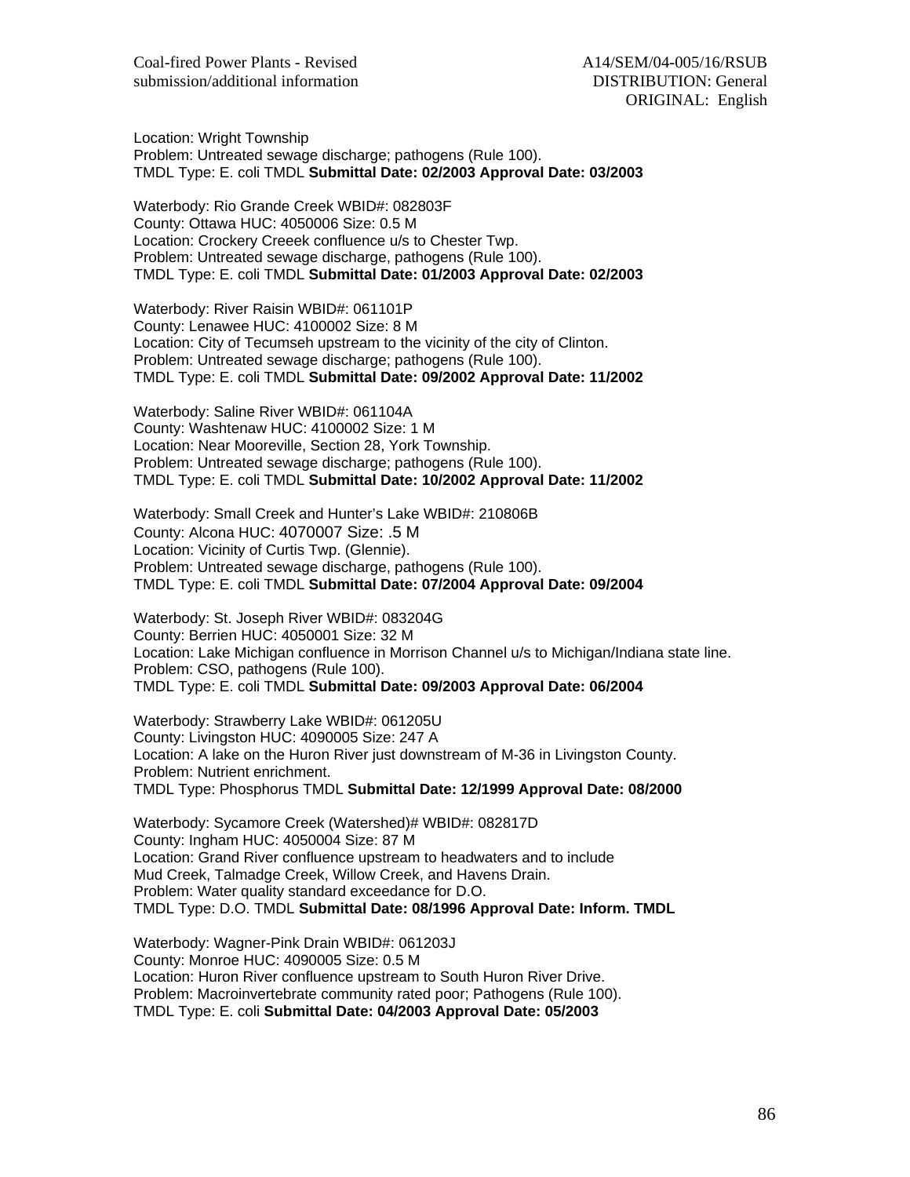Location: Wright Township
Problem: Untreated sewage discharge; pathogens (Rule 100).
TMDL Type: E. coli TMDL **Submittal Date: 02/2003 Approval Date: 03/2003**

Waterbody: Rio Grande Creek WBID#: 082803F
County: Ottawa HUC: 4050006 Size: 0.5 M
Location: Crockery Creeek confluence u/s to Chester Twp.
Problem: Untreated sewage discharge, pathogens (Rule 100).
TMDL Type: E. coli TMDL **Submittal Date: 01/2003 Approval Date: 02/2003**

Waterbody: River Raisin WBID#: 061101P
County: Lenawee HUC: 4100002 Size: 8 M
Location: City of Tecumseh upstream to the vicinity of the city of Clinton.
Problem: Untreated sewage discharge; pathogens (Rule 100).
TMDL Type: E. coli TMDL **Submittal Date: 09/2002 Approval Date: 11/2002**

Waterbody: Saline River WBID#: 061104A
County: Washtenaw HUC: 4100002 Size: 1 M
Location: Near Mooreville, Section 28, York Township.
Problem: Untreated sewage discharge; pathogens (Rule 100).
TMDL Type: E. coli TMDL **Submittal Date: 10/2002 Approval Date: 11/2002**

Waterbody: Small Creek and Hunter's Lake WBID#: 210806B
County: Alcona HUC: 4070007 Size: .5 M
Location: Vicinity of Curtis Twp. (Glennie).
Problem: Untreated sewage discharge, pathogens (Rule 100).
TMDL Type: E. coli TMDL **Submittal Date: 07/2004 Approval Date: 09/2004**

Waterbody: St. Joseph River WBID#: 083204G
County: Berrien HUC: 4050001 Size: 32 M
Location: Lake Michigan confluence in Morrison Channel u/s to Michigan/Indiana state line.
Problem: CSO, pathogens (Rule 100).
TMDL Type: E. coli TMDL **Submittal Date: 09/2003 Approval Date: 06/2004**

Waterbody: Strawberry Lake WBID#: 061205U
County: Livingston HUC: 4090005 Size: 247 A
Location: A lake on the Huron River just downstream of M-36 in Livingston County.
Problem: Nutrient enrichment.
TMDL Type: Phosphorus TMDL **Submittal Date: 12/1999 Approval Date: 08/2000**

Waterbody: Sycamore Creek (Watershed)# WBID#: 082817D
County: Ingham HUC: 4050004 Size: 87 M
Location: Grand River confluence upstream to headwaters and to include
Mud Creek, Talmadge Creek, Willow Creek, and Havens Drain.
Problem: Water quality standard exceedance for D.O.
TMDL Type: D.O. TMDL **Submittal Date: 08/1996 Approval Date: Inform. TMDL**

Waterbody: Wagner-Pink Drain WBID#: 061203J
County: Monroe HUC: 4090005 Size: 0.5 M
Location: Huron River confluence upstream to South Huron River Drive.
Problem: Macroinvertebrate community rated poor; Pathogens (Rule 100).
TMDL Type: E. coli **Submittal Date: 04/2003 Approval Date: 05/2003**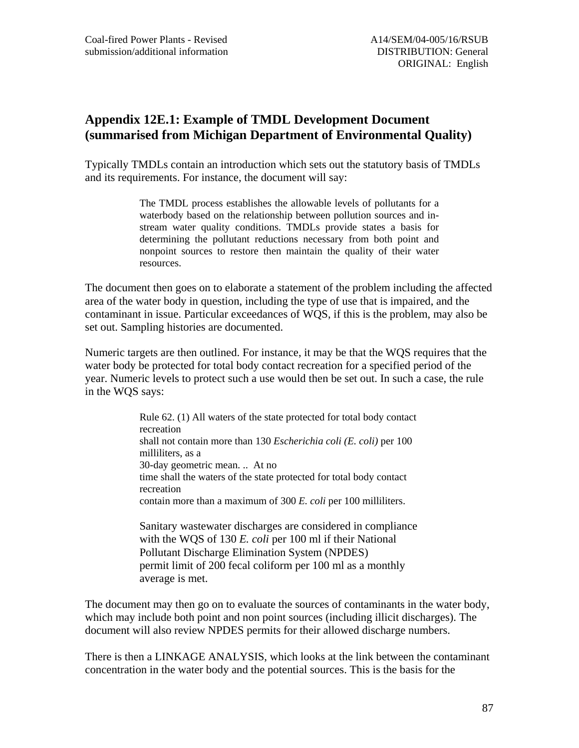## Appendix 12E.1: Example of TMDL Development Document (summarised from Michigan Department of Environmental Quality)

Typically TMDLs contain an introduction which sets out the statutory basis of TMDLs and its requirements. For instance, the document will say:

> The TMDL process establishes the allowable levels of pollutants for a waterbody based on the relationship between pollution sources and in-stream water quality conditions. TMDLs provide states a basis for determining the pollutant reductions necessary from both point and nonpoint sources to restore then maintain the quality of their water resources.

The document then goes on to elaborate a statement of the problem including the affected area of the water body in question, including the type of use that is impaired, and the contaminant in issue. Particular exceedances of WQS, if this is the problem, may also be set out. Sampling histories are documented.

Numeric targets are then outlined. For instance, it may be that the WQS requires that the water body be protected for total body contact recreation for a specified period of the year. Numeric levels to protect such a use would then be set out. In such a case, the rule in the WQS says:

> Rule 62. (1) All waters of the state protected for total body contact recreation
> shall not contain more than 130 *Escherichia coli (E. coli)* per 100 milliliters, as a
> 30-day geometric mean. .. At no
> time shall the waters of the state protected for total body contact recreation
> contain more than a maximum of 300 *E. coli* per 100 milliliters.
>
> Sanitary wastewater discharges are considered in compliance with the WQS of 130 *E. coli* per 100 ml if their National Pollutant Discharge Elimination System (NPDES) permit limit of 200 fecal coliform per 100 ml as a monthly average is met.

The document may then go on to evaluate the sources of contaminants in the water body, which may include both point and non point sources (including illicit discharges). The document will also review NPDES permits for their allowed discharge numbers.

There is then a LINKAGE ANALYSIS, which looks at the link between the contaminant concentration in the water body and the potential sources. This is the basis for the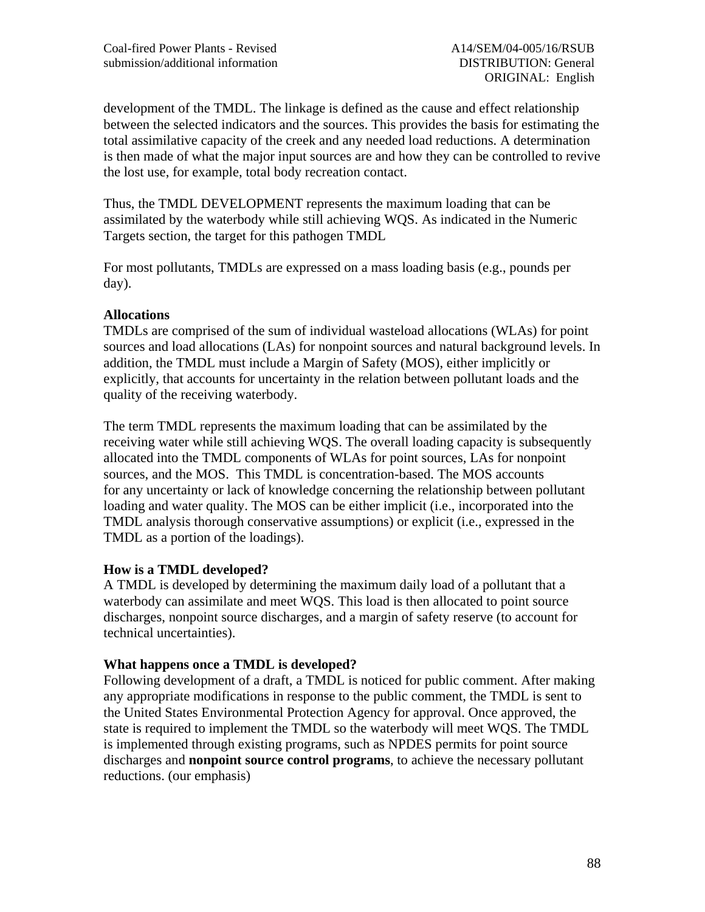development of the TMDL. The linkage is defined as the cause and effect relationship between the selected indicators and the sources. This provides the basis for estimating the total assimilative capacity of the creek and any needed load reductions. A determination is then made of what the major input sources are and how they can be controlled to revive the lost use, for example, total body recreation contact.

Thus, the TMDL DEVELOPMENT represents the maximum loading that can be assimilated by the waterbody while still achieving WQS. As indicated in the Numeric Targets section, the target for this pathogen TMDL

For most pollutants, TMDLs are expressed on a mass loading basis (e.g., pounds per day).

**Allocations**
TMDLs are comprised of the sum of individual wasteload allocations (WLAs) for point sources and load allocations (LAs) for nonpoint sources and natural background levels. In addition, the TMDL must include a Margin of Safety (MOS), either implicitly or explicitly, that accounts for uncertainty in the relation between pollutant loads and the quality of the receiving waterbody.

The term TMDL represents the maximum loading that can be assimilated by the receiving water while still achieving WQS. The overall loading capacity is subsequently allocated into the TMDL components of WLAs for point sources, LAs for nonpoint sources, and the MOS. This TMDL is concentration-based. The MOS accounts for any uncertainty or lack of knowledge concerning the relationship between pollutant loading and water quality. The MOS can be either implicit (i.e., incorporated into the TMDL analysis thorough conservative assumptions) or explicit (i.e., expressed in the TMDL as a portion of the loadings).

**How is a TMDL developed?**
A TMDL is developed by determining the maximum daily load of a pollutant that a waterbody can assimilate and meet WQS. This load is then allocated to point source discharges, nonpoint source discharges, and a margin of safety reserve (to account for technical uncertainties).

**What happens once a TMDL is developed?**
Following development of a draft, a TMDL is noticed for public comment. After making any appropriate modifications in response to the public comment, the TMDL is sent to the United States Environmental Protection Agency for approval. Once approved, the state is required to implement the TMDL so the waterbody will meet WQS. The TMDL is implemented through existing programs, such as NPDES permits for point source discharges and **nonpoint source control programs**, to achieve the necessary pollutant reductions. (our emphasis)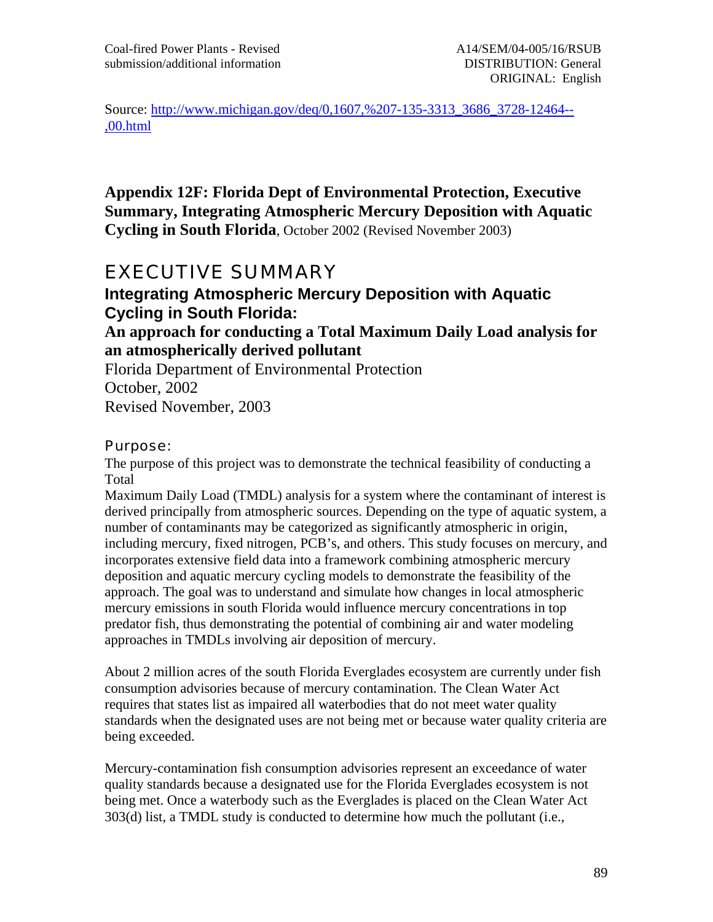Source: [http://www.michigan.gov/deq/0,1607,%207-135-3313_3686_3728-12464--,00.html](http://www.michigan.gov/deq/0,1607,%207-135-3313_3686_3728-12464--,00.html)

## Appendix 12F: Florida Dept of Environmental Protection, Executive Summary, Integrating Atmospheric Mercury Deposition with Aquatic Cycling in South Florida, October 2002 (Revised November 2003)

# EXECUTIVE SUMMARY

## Integrating Atmospheric Mercury Deposition with Aquatic Cycling in South Florida:

**An approach for conducting a Total Maximum Daily Load analysis for an atmospherically derived pollutant**

Florida Department of Environmental Protection
October, 2002
Revised November, 2003

### Purpose:

The purpose of this project was to demonstrate the technical feasibility of conducting a Total Maximum Daily Load (TMDL) analysis for a system where the contaminant of interest is derived principally from atmospheric sources. Depending on the type of aquatic system, a number of contaminants may be categorized as significantly atmospheric in origin, including mercury, fixed nitrogen, PCB's, and others. This study focuses on mercury, and incorporates extensive field data into a framework combining atmospheric mercury deposition and aquatic mercury cycling models to demonstrate the feasibility of the approach. The goal was to understand and simulate how changes in local atmospheric mercury emissions in south Florida would influence mercury concentrations in top predator fish, thus demonstrating the potential of combining air and water modeling approaches in TMDLs involving air deposition of mercury.

About 2 million acres of the south Florida Everglades ecosystem are currently under fish consumption advisories because of mercury contamination. The Clean Water Act requires that states list as impaired all waterbodies that do not meet water quality standards when the designated uses are not being met or because water quality criteria are being exceeded.

Mercury-contamination fish consumption advisories represent an exceedance of water quality standards because a designated use for the Florida Everglades ecosystem is not being met. Once a waterbody such as the Everglades is placed on the Clean Water Act 303(d) list, a TMDL study is conducted to determine how much the pollutant (i.e.,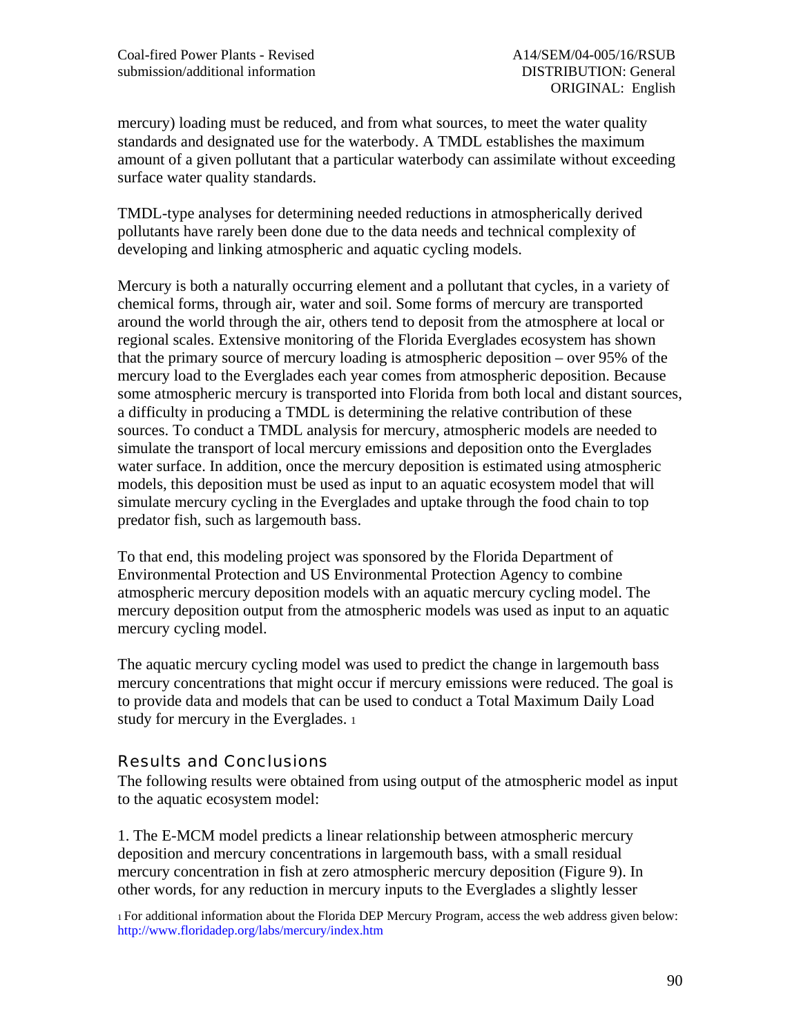mercury) loading must be reduced, and from what sources, to meet the water quality standards and designated use for the waterbody. A TMDL establishes the maximum amount of a given pollutant that a particular waterbody can assimilate without exceeding surface water quality standards.

TMDL-type analyses for determining needed reductions in atmospherically derived pollutants have rarely been done due to the data needs and technical complexity of developing and linking atmospheric and aquatic cycling models.

Mercury is both a naturally occurring element and a pollutant that cycles, in a variety of chemical forms, through air, water and soil. Some forms of mercury are transported around the world through the air, others tend to deposit from the atmosphere at local or regional scales. Extensive monitoring of the Florida Everglades ecosystem has shown that the primary source of mercury loading is atmospheric deposition – over 95% of the mercury load to the Everglades each year comes from atmospheric deposition. Because some atmospheric mercury is transported into Florida from both local and distant sources, a difficulty in producing a TMDL is determining the relative contribution of these sources. To conduct a TMDL analysis for mercury, atmospheric models are needed to simulate the transport of local mercury emissions and deposition onto the Everglades water surface. In addition, once the mercury deposition is estimated using atmospheric models, this deposition must be used as input to an aquatic ecosystem model that will simulate mercury cycling in the Everglades and uptake through the food chain to top predator fish, such as largemouth bass.

To that end, this modeling project was sponsored by the Florida Department of Environmental Protection and US Environmental Protection Agency to combine atmospheric mercury deposition models with an aquatic mercury cycling model. The mercury deposition output from the atmospheric models was used as input to an aquatic mercury cycling model.

The aquatic mercury cycling model was used to predict the change in largemouth bass mercury concentrations that might occur if mercury emissions were reduced. The goal is to provide data and models that can be used to conduct a Total Maximum Daily Load study for mercury in the Everglades. [1]

## Results and Conclusions

The following results were obtained from using output of the atmospheric model as input to the aquatic ecosystem model:

1. The E-MCM model predicts a linear relationship between atmospheric mercury deposition and mercury concentrations in largemouth bass, with a small residual mercury concentration in fish at zero atmospheric mercury deposition (Figure 9). In other words, for any reduction in mercury inputs to the Everglades a slightly lesser

[1] For additional information about the Florida DEP Mercury Program, access the web address given below: http://www.floridadep.org/labs/mercury/index.htm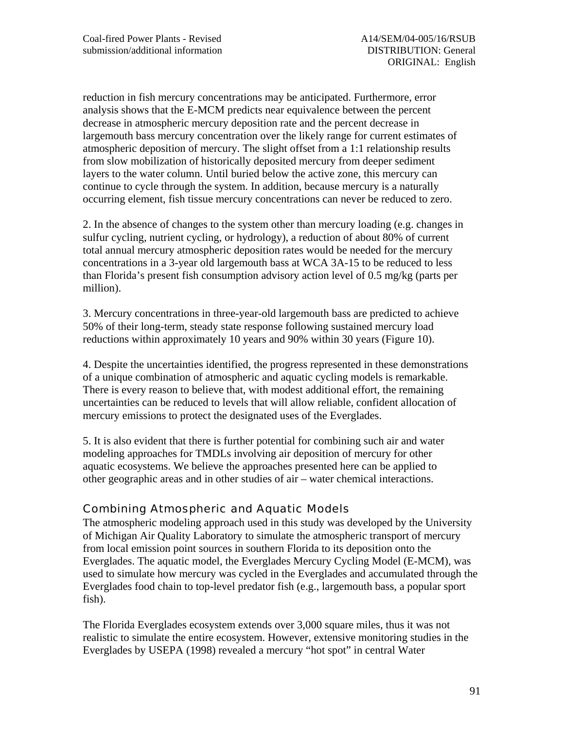reduction in fish mercury concentrations may be anticipated. Furthermore, error analysis shows that the E-MCM predicts near equivalence between the percent decrease in atmospheric mercury deposition rate and the percent decrease in largemouth bass mercury concentration over the likely range for current estimates of atmospheric deposition of mercury. The slight offset from a 1:1 relationship results from slow mobilization of historically deposited mercury from deeper sediment layers to the water column. Until buried below the active zone, this mercury can continue to cycle through the system. In addition, because mercury is a naturally occurring element, fish tissue mercury concentrations can never be reduced to zero.

2. In the absence of changes to the system other than mercury loading (e.g. changes in sulfur cycling, nutrient cycling, or hydrology), a reduction of about 80% of current total annual mercury atmospheric deposition rates would be needed for the mercury concentrations in a 3-year old largemouth bass at WCA 3A-15 to be reduced to less than Florida's present fish consumption advisory action level of 0.5 mg/kg (parts per million).

3. Mercury concentrations in three-year-old largemouth bass are predicted to achieve 50% of their long-term, steady state response following sustained mercury load reductions within approximately 10 years and 90% within 30 years (Figure 10).

4. Despite the uncertainties identified, the progress represented in these demonstrations of a unique combination of atmospheric and aquatic cycling models is remarkable. There is every reason to believe that, with modest additional effort, the remaining uncertainties can be reduced to levels that will allow reliable, confident allocation of mercury emissions to protect the designated uses of the Everglades.

5. It is also evident that there is further potential for combining such air and water modeling approaches for TMDLs involving air deposition of mercury for other aquatic ecosystems. We believe the approaches presented here can be applied to other geographic areas and in other studies of air – water chemical interactions.

## Combining Atmospheric and Aquatic Models

The atmospheric modeling approach used in this study was developed by the University of Michigan Air Quality Laboratory to simulate the atmospheric transport of mercury from local emission point sources in southern Florida to its deposition onto the Everglades. The aquatic model, the Everglades Mercury Cycling Model (E-MCM), was used to simulate how mercury was cycled in the Everglades and accumulated through the Everglades food chain to top-level predator fish (e.g., largemouth bass, a popular sport fish).

The Florida Everglades ecosystem extends over 3,000 square miles, thus it was not realistic to simulate the entire ecosystem. However, extensive monitoring studies in the Everglades by USEPA (1998) revealed a mercury "hot spot" in central Water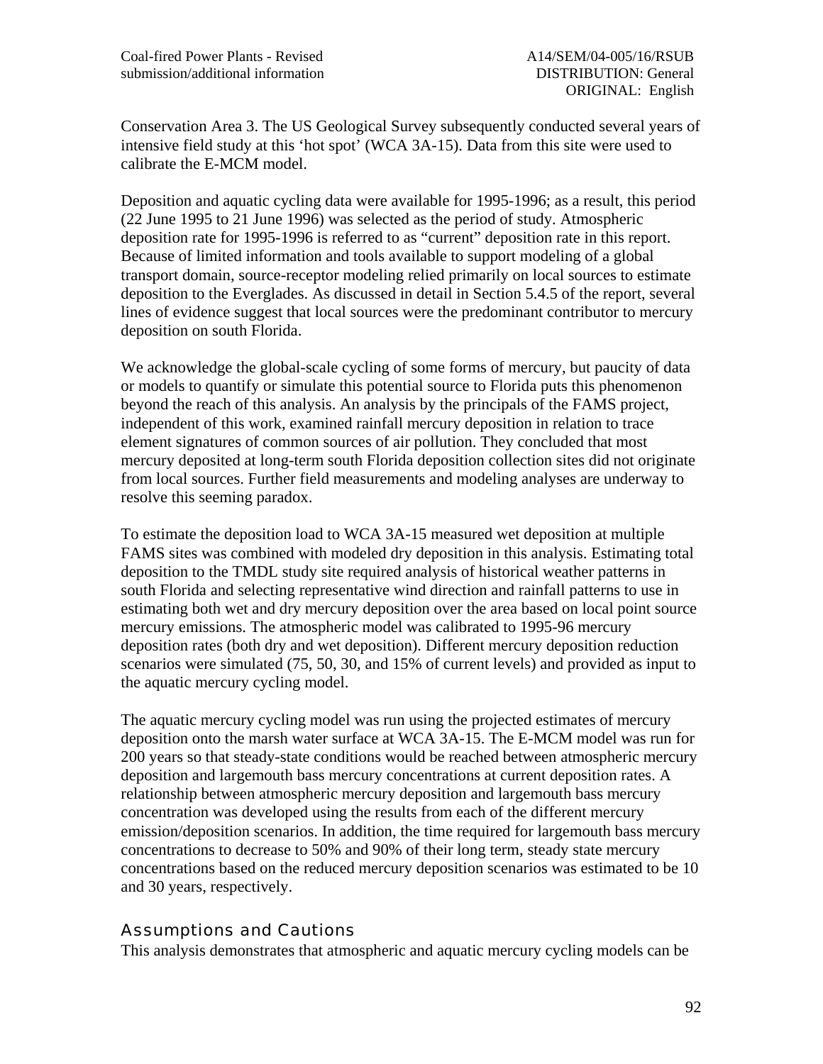Conservation Area 3. The US Geological Survey subsequently conducted several years of intensive field study at this 'hot spot' (WCA 3A-15). Data from this site were used to calibrate the E-MCM model.

Deposition and aquatic cycling data were available for 1995-1996; as a result, this period (22 June 1995 to 21 June 1996) was selected as the period of study. Atmospheric deposition rate for 1995-1996 is referred to as "current" deposition rate in this report. Because of limited information and tools available to support modeling of a global transport domain, source-receptor modeling relied primarily on local sources to estimate deposition to the Everglades. As discussed in detail in Section 5.4.5 of the report, several lines of evidence suggest that local sources were the predominant contributor to mercury deposition on south Florida.

We acknowledge the global-scale cycling of some forms of mercury, but paucity of data or models to quantify or simulate this potential source to Florida puts this phenomenon beyond the reach of this analysis. An analysis by the principals of the FAMS project, independent of this work, examined rainfall mercury deposition in relation to trace element signatures of common sources of air pollution. They concluded that most mercury deposited at long-term south Florida deposition collection sites did not originate from local sources. Further field measurements and modeling analyses are underway to resolve this seeming paradox.

To estimate the deposition load to WCA 3A-15 measured wet deposition at multiple FAMS sites was combined with modeled dry deposition in this analysis. Estimating total deposition to the TMDL study site required analysis of historical weather patterns in south Florida and selecting representative wind direction and rainfall patterns to use in estimating both wet and dry mercury deposition over the area based on local point source mercury emissions. The atmospheric model was calibrated to 1995-96 mercury deposition rates (both dry and wet deposition). Different mercury deposition reduction scenarios were simulated (75, 50, 30, and 15% of current levels) and provided as input to the aquatic mercury cycling model.

The aquatic mercury cycling model was run using the projected estimates of mercury deposition onto the marsh water surface at WCA 3A-15. The E-MCM model was run for 200 years so that steady-state conditions would be reached between atmospheric mercury deposition and largemouth bass mercury concentrations at current deposition rates. A relationship between atmospheric mercury deposition and largemouth bass mercury concentration was developed using the results from each of the different mercury emission/deposition scenarios. In addition, the time required for largemouth bass mercury concentrations to decrease to 50% and 90% of their long term, steady state mercury concentrations based on the reduced mercury deposition scenarios was estimated to be 10 and 30 years, respectively.

## Assumptions and Cautions

This analysis demonstrates that atmospheric and aquatic mercury cycling models can be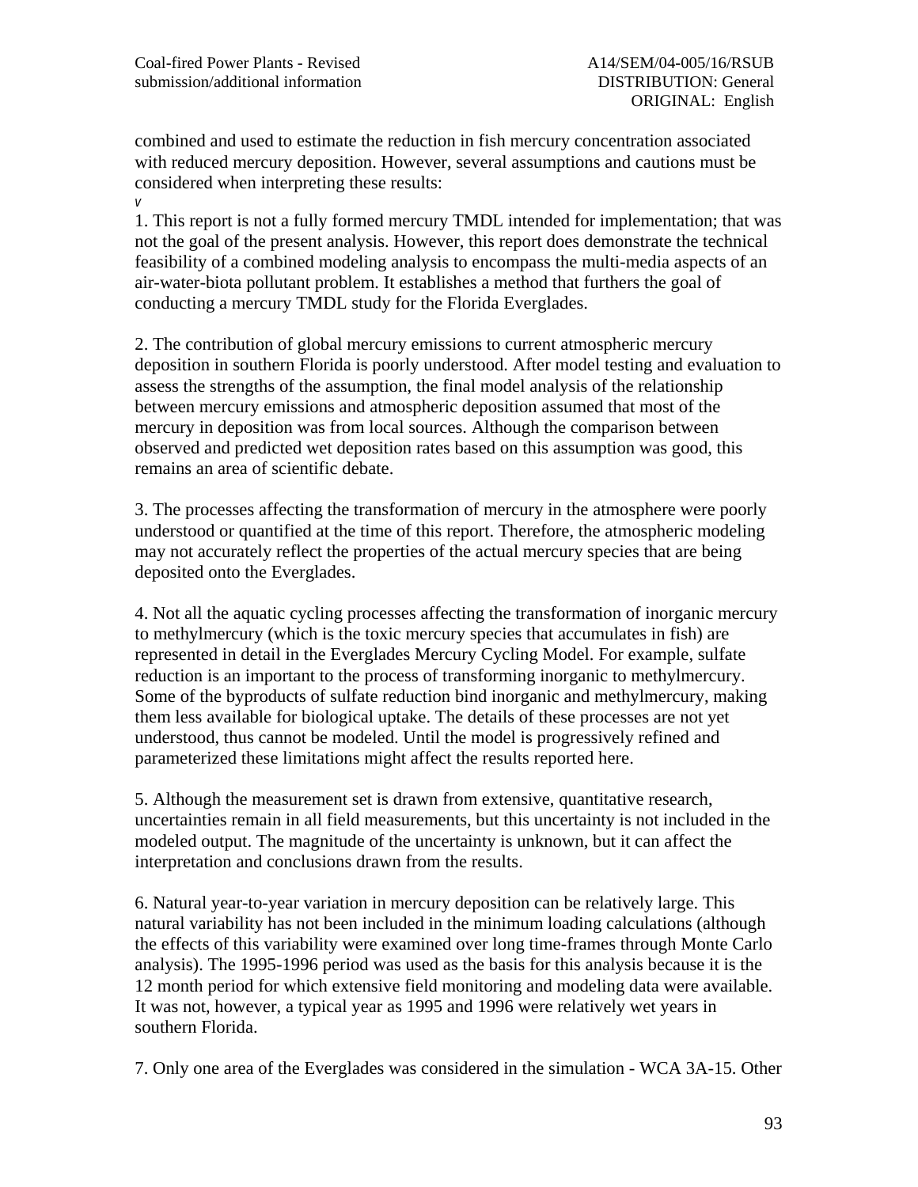combined and used to estimate the reduction in fish mercury concentration associated with reduced mercury deposition. However, several assumptions and cautions must be considered when interpreting these results:

v

1. This report is not a fully formed mercury TMDL intended for implementation; that was not the goal of the present analysis. However, this report does demonstrate the technical feasibility of a combined modeling analysis to encompass the multi-media aspects of an air-water-biota pollutant problem. It establishes a method that furthers the goal of conducting a mercury TMDL study for the Florida Everglades.

2. The contribution of global mercury emissions to current atmospheric mercury deposition in southern Florida is poorly understood. After model testing and evaluation to assess the strengths of the assumption, the final model analysis of the relationship between mercury emissions and atmospheric deposition assumed that most of the mercury in deposition was from local sources. Although the comparison between observed and predicted wet deposition rates based on this assumption was good, this remains an area of scientific debate.

3. The processes affecting the transformation of mercury in the atmosphere were poorly understood or quantified at the time of this report. Therefore, the atmospheric modeling may not accurately reflect the properties of the actual mercury species that are being deposited onto the Everglades.

4. Not all the aquatic cycling processes affecting the transformation of inorganic mercury to methylmercury (which is the toxic mercury species that accumulates in fish) are represented in detail in the Everglades Mercury Cycling Model. For example, sulfate reduction is an important to the process of transforming inorganic to methylmercury. Some of the byproducts of sulfate reduction bind inorganic and methylmercury, making them less available for biological uptake. The details of these processes are not yet understood, thus cannot be modeled. Until the model is progressively refined and parameterized these limitations might affect the results reported here.

5. Although the measurement set is drawn from extensive, quantitative research, uncertainties remain in all field measurements, but this uncertainty is not included in the modeled output. The magnitude of the uncertainty is unknown, but it can affect the interpretation and conclusions drawn from the results.

6. Natural year-to-year variation in mercury deposition can be relatively large. This natural variability has not been included in the minimum loading calculations (although the effects of this variability were examined over long time-frames through Monte Carlo analysis). The 1995-1996 period was used as the basis for this analysis because it is the 12 month period for which extensive field monitoring and modeling data were available. It was not, however, a typical year as 1995 and 1996 were relatively wet years in southern Florida.

7. Only one area of the Everglades was considered in the simulation - WCA 3A-15. Other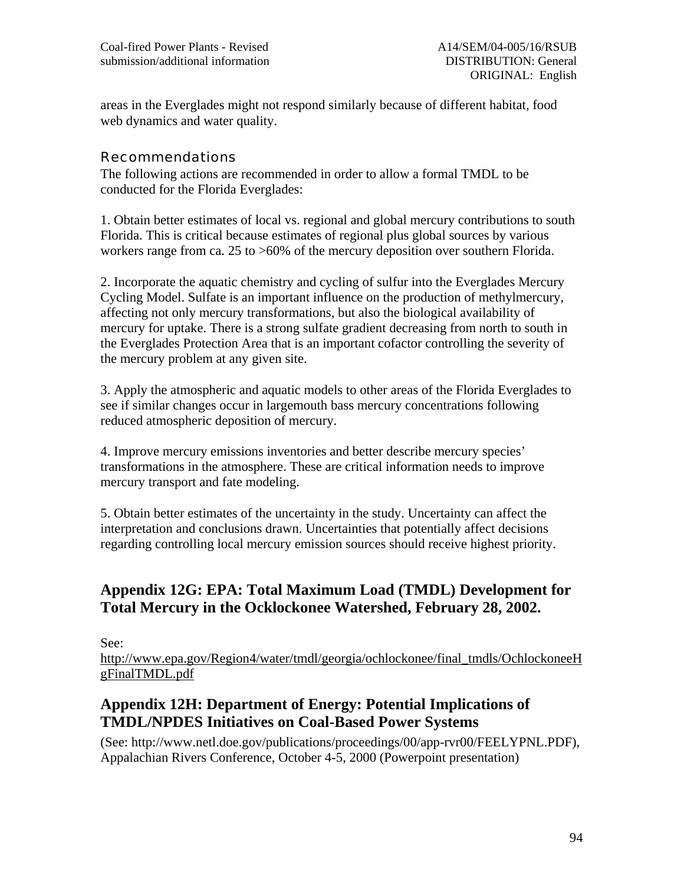areas in the Everglades might not respond similarly because of different habitat, food web dynamics and water quality.

### Recommendations

The following actions are recommended in order to allow a formal TMDL to be conducted for the Florida Everglades:

1. Obtain better estimates of local vs. regional and global mercury contributions to south Florida. This is critical because estimates of regional plus global sources by various workers range from ca. 25 to >60% of the mercury deposition over southern Florida.

2. Incorporate the aquatic chemistry and cycling of sulfur into the Everglades Mercury Cycling Model. Sulfate is an important influence on the production of methylmercury, affecting not only mercury transformations, but also the biological availability of mercury for uptake. There is a strong sulfate gradient decreasing from north to south in the Everglades Protection Area that is an important cofactor controlling the severity of the mercury problem at any given site.

3. Apply the atmospheric and aquatic models to other areas of the Florida Everglades to see if similar changes occur in largemouth bass mercury concentrations following reduced atmospheric deposition of mercury.

4. Improve mercury emissions inventories and better describe mercury species' transformations in the atmosphere. These are critical information needs to improve mercury transport and fate modeling.

5. Obtain better estimates of the uncertainty in the study. Uncertainty can affect the interpretation and conclusions drawn. Uncertainties that potentially affect decisions regarding controlling local mercury emission sources should receive highest priority.

## Appendix 12G: EPA: Total Maximum Load (TMDL) Development for Total Mercury in the Ocklockonee Watershed, February 28, 2002.

See:
http://www.epa.gov/Region4/water/tmdl/georgia/ochlockonee/final_tmdls/OchlockoneeHgFinalTMDL.pdf

## Appendix 12H: Department of Energy: Potential Implications of TMDL/NPDES Initiatives on Coal-Based Power Systems

(See: http://www.netl.doe.gov/publications/proceedings/00/app-rvr00/FEELYPNL.PDF), Appalachian Rivers Conference, October 4-5, 2000 (Powerpoint presentation)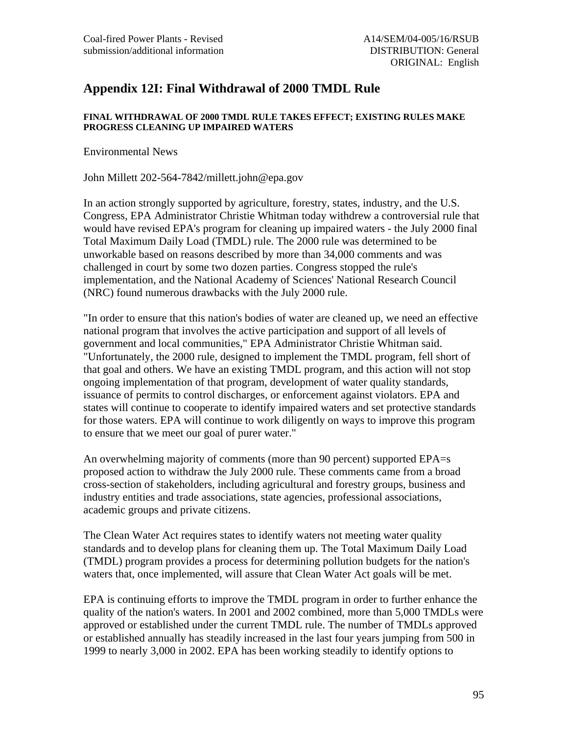# Appendix 12I: Final Withdrawal of 2000 TMDL Rule

**FINAL WITHDRAWAL OF 2000 TMDL RULE TAKES EFFECT; EXISTING RULES MAKE PROGRESS CLEANING UP IMPAIRED WATERS**

Environmental News

John Millett 202-564-7842/millett.john@epa.gov

In an action strongly supported by agriculture, forestry, states, industry, and the U.S. Congress, EPA Administrator Christie Whitman today withdrew a controversial rule that would have revised EPA's program for cleaning up impaired waters - the July 2000 final Total Maximum Daily Load (TMDL) rule. The 2000 rule was determined to be unworkable based on reasons described by more than 34,000 comments and was challenged in court by some two dozen parties. Congress stopped the rule's implementation, and the National Academy of Sciences' National Research Council (NRC) found numerous drawbacks with the July 2000 rule.

"In order to ensure that this nation's bodies of water are cleaned up, we need an effective national program that involves the active participation and support of all levels of government and local communities," EPA Administrator Christie Whitman said. "Unfortunately, the 2000 rule, designed to implement the TMDL program, fell short of that goal and others. We have an existing TMDL program, and this action will not stop ongoing implementation of that program, development of water quality standards, issuance of permits to control discharges, or enforcement against violators. EPA and states will continue to cooperate to identify impaired waters and set protective standards for those waters. EPA will continue to work diligently on ways to improve this program to ensure that we meet our goal of purer water."

An overwhelming majority of comments (more than 90 percent) supported EPA=s proposed action to withdraw the July 2000 rule. These comments came from a broad cross-section of stakeholders, including agricultural and forestry groups, business and industry entities and trade associations, state agencies, professional associations, academic groups and private citizens.

The Clean Water Act requires states to identify waters not meeting water quality standards and to develop plans for cleaning them up. The Total Maximum Daily Load (TMDL) program provides a process for determining pollution budgets for the nation's waters that, once implemented, will assure that Clean Water Act goals will be met.

EPA is continuing efforts to improve the TMDL program in order to further enhance the quality of the nation's waters. In 2001 and 2002 combined, more than 5,000 TMDLs were approved or established under the current TMDL rule. The number of TMDLs approved or established annually has steadily increased in the last four years jumping from 500 in 1999 to nearly 3,000 in 2002. EPA has been working steadily to identify options to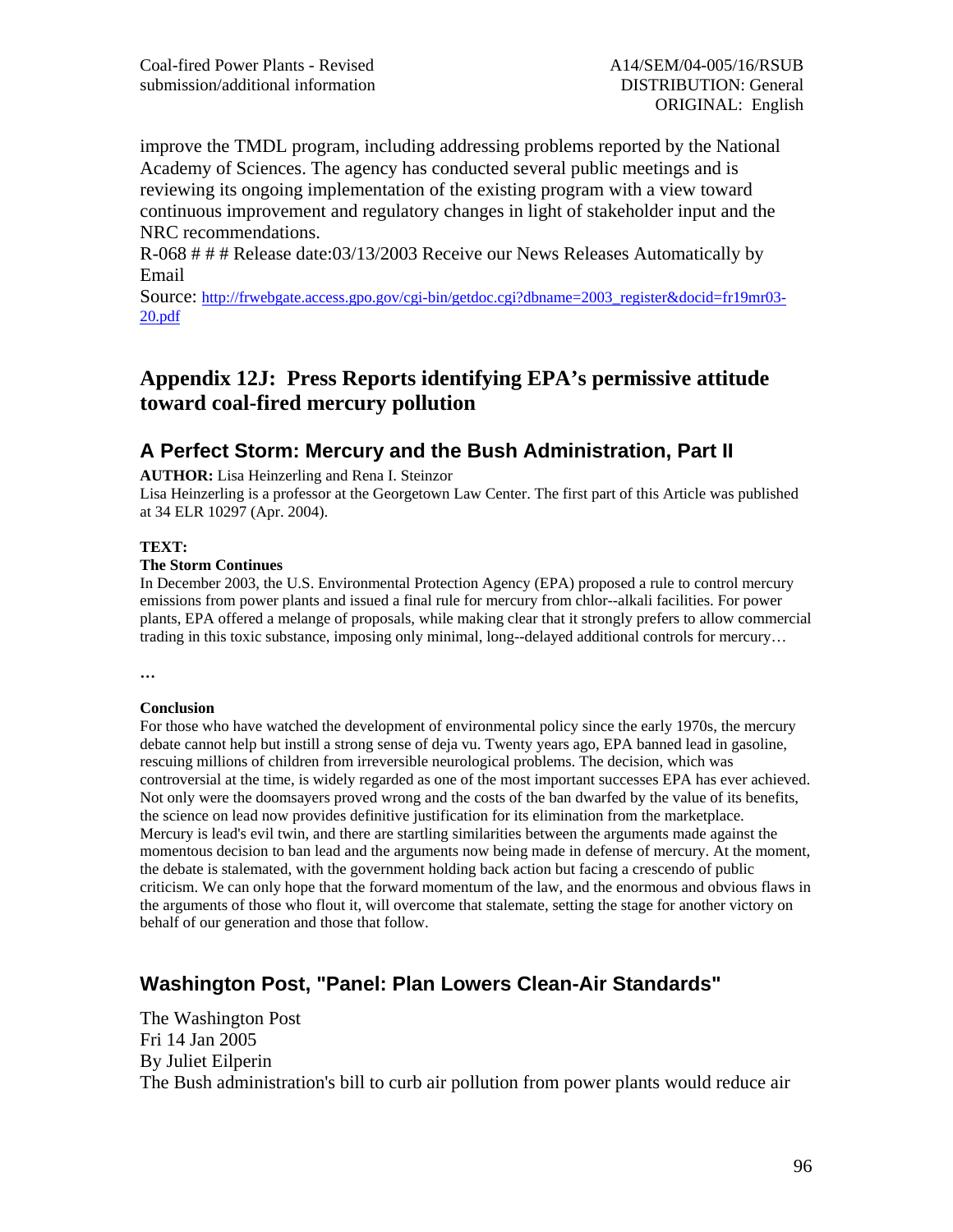improve the TMDL program, including addressing problems reported by the National Academy of Sciences. The agency has conducted several public meetings and is reviewing its ongoing implementation of the existing program with a view toward continuous improvement and regulatory changes in light of stakeholder input and the NRC recommendations.

R-068 # # # Release date:03/13/2003 Receive our News Releases Automatically by Email

Source: http://frwebgate.access.gpo.gov/cgi-bin/getdoc.cgi?dbname=2003_register&docid=fr19mr03-20.pdf

## Appendix 12J: Press Reports identifying EPA's permissive attitude toward coal-fired mercury pollution

### A Perfect Storm: Mercury and the Bush Administration, Part II

**AUTHOR:** Lisa Heinzerling and Rena I. Steinzor

Lisa Heinzerling is a professor at the Georgetown Law Center. The first part of this Article was published at 34 ELR 10297 (Apr. 2004).

**TEXT:**

**The Storm Continues**

In December 2003, the U.S. Environmental Protection Agency (EPA) proposed a rule to control mercury emissions from power plants and issued a final rule for mercury from chlor--alkali facilities. For power plants, EPA offered a melange of proposals, while making clear that it strongly prefers to allow commercial trading in this toxic substance, imposing only minimal, long--delayed additional controls for mercury…

…

**Conclusion**

For those who have watched the development of environmental policy since the early 1970s, the mercury debate cannot help but instill a strong sense of deja vu. Twenty years ago, EPA banned lead in gasoline, rescuing millions of children from irreversible neurological problems. The decision, which was controversial at the time, is widely regarded as one of the most important successes EPA has ever achieved. Not only were the doomsayers proved wrong and the costs of the ban dwarfed by the value of its benefits, the science on lead now provides definitive justification for its elimination from the marketplace. Mercury is lead's evil twin, and there are startling similarities between the arguments made against the momentous decision to ban lead and the arguments now being made in defense of mercury. At the moment, the debate is stalemated, with the government holding back action but facing a crescendo of public criticism. We can only hope that the forward momentum of the law, and the enormous and obvious flaws in the arguments of those who flout it, will overcome that stalemate, setting the stage for another victory on behalf of our generation and those that follow.

### Washington Post, "Panel: Plan Lowers Clean-Air Standards"

The Washington Post
Fri 14 Jan 2005
By Juliet Eilperin

The Bush administration's bill to curb air pollution from power plants would reduce air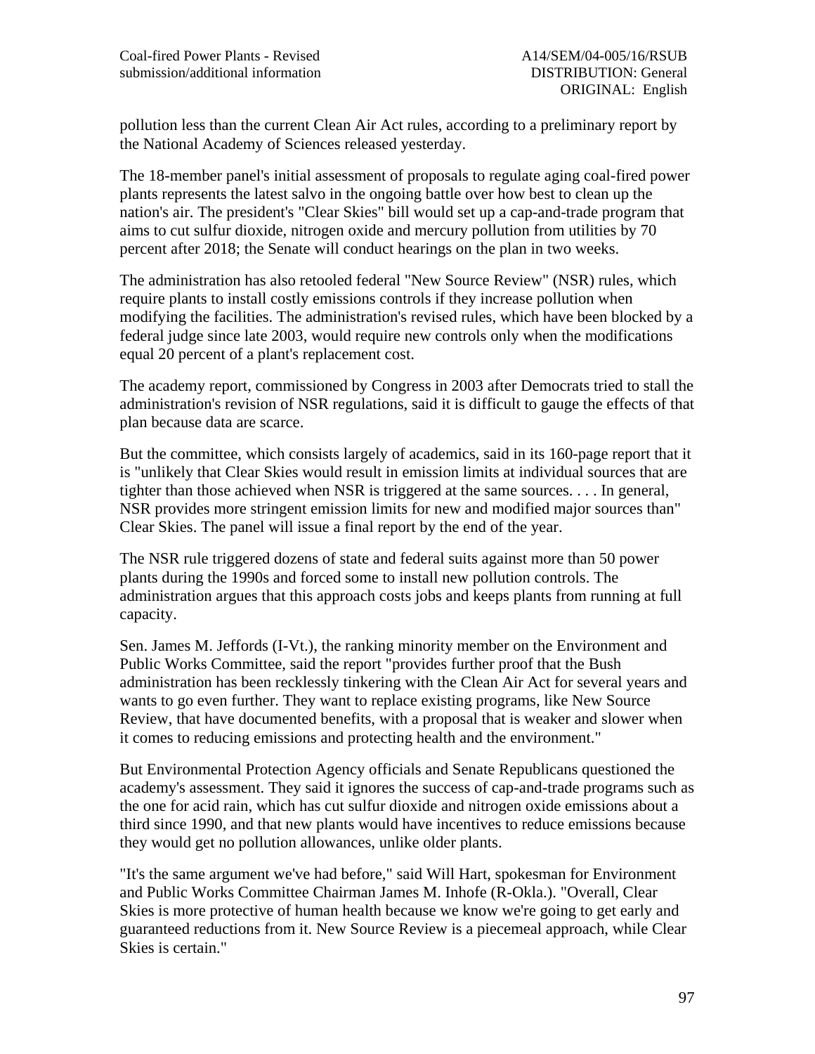pollution less than the current Clean Air Act rules, according to a preliminary report by the National Academy of Sciences released yesterday.

The 18-member panel's initial assessment of proposals to regulate aging coal-fired power plants represents the latest salvo in the ongoing battle over how best to clean up the nation's air. The president's "Clear Skies" bill would set up a cap-and-trade program that aims to cut sulfur dioxide, nitrogen oxide and mercury pollution from utilities by 70 percent after 2018; the Senate will conduct hearings on the plan in two weeks.

The administration has also retooled federal "New Source Review" (NSR) rules, which require plants to install costly emissions controls if they increase pollution when modifying the facilities. The administration's revised rules, which have been blocked by a federal judge since late 2003, would require new controls only when the modifications equal 20 percent of a plant's replacement cost.

The academy report, commissioned by Congress in 2003 after Democrats tried to stall the administration's revision of NSR regulations, said it is difficult to gauge the effects of that plan because data are scarce.

But the committee, which consists largely of academics, said in its 160-page report that it is "unlikely that Clear Skies would result in emission limits at individual sources that are tighter than those achieved when NSR is triggered at the same sources. . . . In general, NSR provides more stringent emission limits for new and modified major sources than" Clear Skies. The panel will issue a final report by the end of the year.

The NSR rule triggered dozens of state and federal suits against more than 50 power plants during the 1990s and forced some to install new pollution controls. The administration argues that this approach costs jobs and keeps plants from running at full capacity.

Sen. James M. Jeffords (I-Vt.), the ranking minority member on the Environment and Public Works Committee, said the report "provides further proof that the Bush administration has been recklessly tinkering with the Clean Air Act for several years and wants to go even further. They want to replace existing programs, like New Source Review, that have documented benefits, with a proposal that is weaker and slower when it comes to reducing emissions and protecting health and the environment."

But Environmental Protection Agency officials and Senate Republicans questioned the academy's assessment. They said it ignores the success of cap-and-trade programs such as the one for acid rain, which has cut sulfur dioxide and nitrogen oxide emissions about a third since 1990, and that new plants would have incentives to reduce emissions because they would get no pollution allowances, unlike older plants.

"It's the same argument we've had before," said Will Hart, spokesman for Environment and Public Works Committee Chairman James M. Inhofe (R-Okla.). "Overall, Clear Skies is more protective of human health because we know we're going to get early and guaranteed reductions from it. New Source Review is a piecemeal approach, while Clear Skies is certain."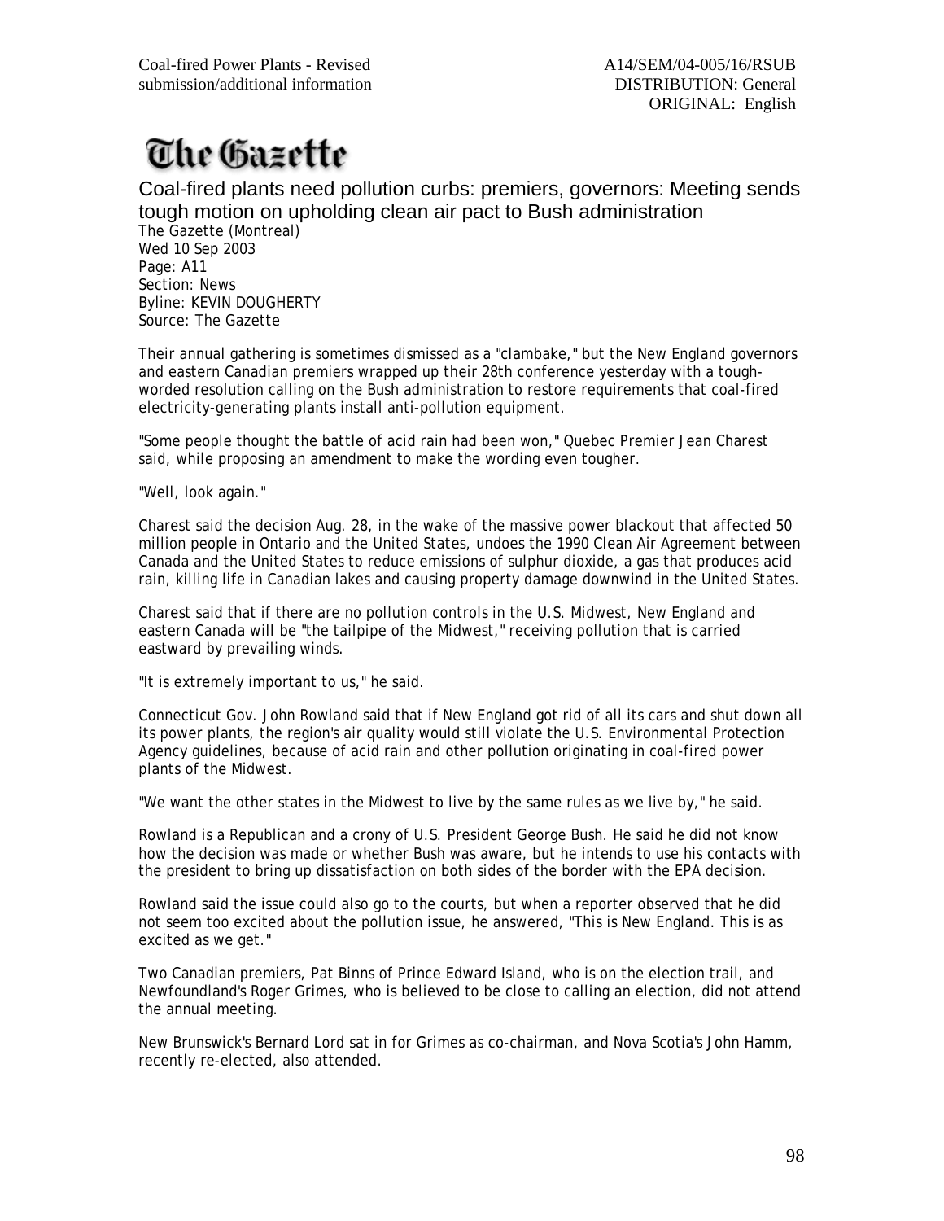# The Gazette

## Coal-fired plants need pollution curbs: premiers, governors: Meeting sends tough motion on upholding clean air pact to Bush administration

The Gazette (Montreal)
Wed 10 Sep 2003
Page: A11
Section: News
Byline: KEVIN DOUGHERTY
Source: The Gazette

Their annual gathering is sometimes dismissed as a "clambake," but the New England governors and eastern Canadian premiers wrapped up their 28th conference yesterday with a tough-worded resolution calling on the Bush administration to restore requirements that coal-fired electricity-generating plants install anti-pollution equipment.

"Some people thought the battle of acid rain had been won," Quebec Premier Jean Charest said, while proposing an amendment to make the wording even tougher.

"Well, look again."

Charest said the decision Aug. 28, in the wake of the massive power blackout that affected 50 million people in Ontario and the United States, undoes the 1990 Clean Air Agreement between Canada and the United States to reduce emissions of sulphur dioxide, a gas that produces acid rain, killing life in Canadian lakes and causing property damage downwind in the United States.

Charest said that if there are no pollution controls in the U.S. Midwest, New England and eastern Canada will be "the tailpipe of the Midwest," receiving pollution that is carried eastward by prevailing winds.

"It is extremely important to us," he said.

Connecticut Gov. John Rowland said that if New England got rid of all its cars and shut down all its power plants, the region's air quality would still violate the U.S. Environmental Protection Agency guidelines, because of acid rain and other pollution originating in coal-fired power plants of the Midwest.

"We want the other states in the Midwest to live by the same rules as we live by," he said.

Rowland is a Republican and a crony of U.S. President George Bush. He said he did not know how the decision was made or whether Bush was aware, but he intends to use his contacts with the president to bring up dissatisfaction on both sides of the border with the EPA decision.

Rowland said the issue could also go to the courts, but when a reporter observed that he did not seem too excited about the pollution issue, he answered, "This is New England. This is as excited as we get."

Two Canadian premiers, Pat Binns of Prince Edward Island, who is on the election trail, and Newfoundland's Roger Grimes, who is believed to be close to calling an election, did not attend the annual meeting.

New Brunswick's Bernard Lord sat in for Grimes as co-chairman, and Nova Scotia's John Hamm, recently re-elected, also attended.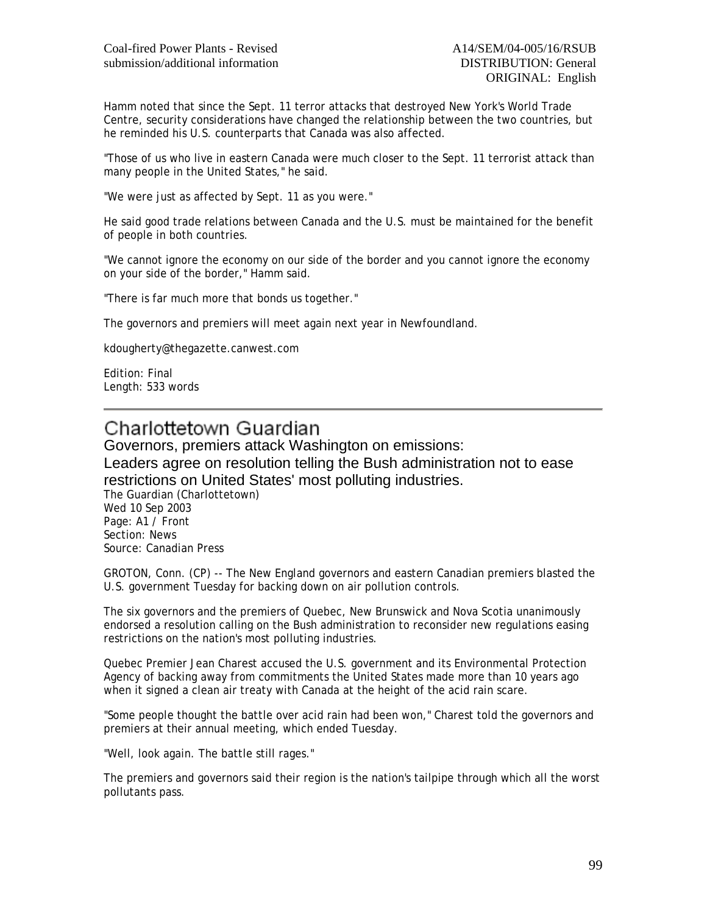Hamm noted that since the Sept. 11 terror attacks that destroyed New York's World Trade Centre, security considerations have changed the relationship between the two countries, but he reminded his U.S. counterparts that Canada was also affected.

"Those of us who live in eastern Canada were much closer to the Sept. 11 terrorist attack than many people in the United States," he said.

"We were just as affected by Sept. 11 as you were."

He said good trade relations between Canada and the U.S. must be maintained for the benefit of people in both countries.

"We cannot ignore the economy on our side of the border and you cannot ignore the economy on your side of the border," Hamm said.

"There is far much more that bonds us together."

The governors and premiers will meet again next year in Newfoundland.

kdougherty@thegazette.canwest.com

Edition: Final
Length: 533 words

---

# Charlottetown Guardian

## Governors, premiers attack Washington on emissions: Leaders agree on resolution telling the Bush administration not to ease restrictions on United States' most polluting industries.

The Guardian (Charlottetown)
Wed 10 Sep 2003
Page: A1 / Front
Section: News
Source: Canadian Press

GROTON, Conn. (CP) -- The New England governors and eastern Canadian premiers blasted the U.S. government Tuesday for backing down on air pollution controls.

The six governors and the premiers of Quebec, New Brunswick and Nova Scotia unanimously endorsed a resolution calling on the Bush administration to reconsider new regulations easing restrictions on the nation's most polluting industries.

Quebec Premier Jean Charest accused the U.S. government and its Environmental Protection Agency of backing away from commitments the United States made more than 10 years ago when it signed a clean air treaty with Canada at the height of the acid rain scare.

"Some people thought the battle over acid rain had been won," Charest told the governors and premiers at their annual meeting, which ended Tuesday.

"Well, look again. The battle still rages."

The premiers and governors said their region is the nation's tailpipe through which all the worst pollutants pass.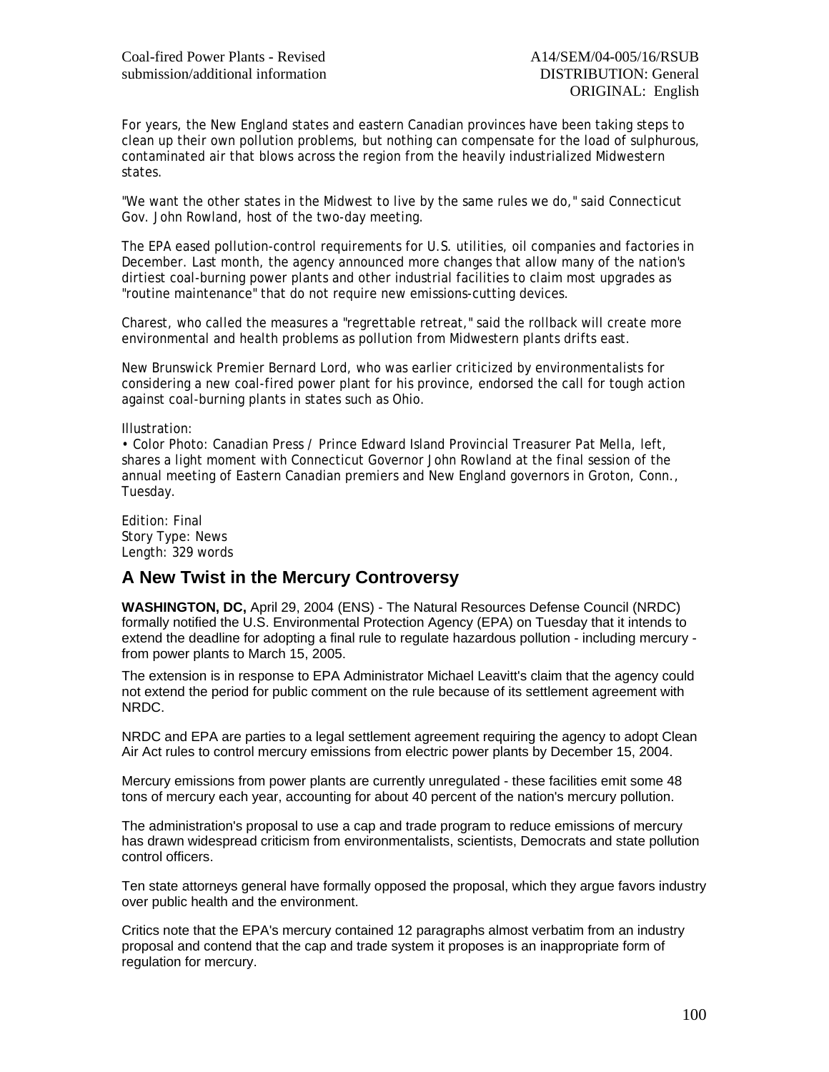For years, the New England states and eastern Canadian provinces have been taking steps to clean up their own pollution problems, but nothing can compensate for the load of sulphurous, contaminated air that blows across the region from the heavily industrialized Midwestern states.

"We want the other states in the Midwest to live by the same rules we do," said Connecticut Gov. John Rowland, host of the two-day meeting.

The EPA eased pollution-control requirements for U.S. utilities, oil companies and factories in December. Last month, the agency announced more changes that allow many of the nation's dirtiest coal-burning power plants and other industrial facilities to claim most upgrades as "routine maintenance" that do not require new emissions-cutting devices.

Charest, who called the measures a "regrettable retreat," said the rollback will create more environmental and health problems as pollution from Midwestern plants drifts east.

New Brunswick Premier Bernard Lord, who was earlier criticized by environmentalists for considering a new coal-fired power plant for his province, endorsed the call for tough action against coal-burning plants in states such as Ohio.

Illustration:
• Color Photo: Canadian Press / Prince Edward Island Provincial Treasurer Pat Mella, left, shares a light moment with Connecticut Governor John Rowland at the final session of the annual meeting of Eastern Canadian premiers and New England governors in Groton, Conn., Tuesday.

Edition: Final
Story Type: News
Length: 329 words

## A New Twist in the Mercury Controversy

**WASHINGTON, DC,** April 29, 2004 (ENS) - The Natural Resources Defense Council (NRDC) formally notified the U.S. Environmental Protection Agency (EPA) on Tuesday that it intends to extend the deadline for adopting a final rule to regulate hazardous pollution - including mercury - from power plants to March 15, 2005.

The extension is in response to EPA Administrator Michael Leavitt's claim that the agency could not extend the period for public comment on the rule because of its settlement agreement with NRDC.

NRDC and EPA are parties to a legal settlement agreement requiring the agency to adopt Clean Air Act rules to control mercury emissions from electric power plants by December 15, 2004.

Mercury emissions from power plants are currently unregulated - these facilities emit some 48 tons of mercury each year, accounting for about 40 percent of the nation's mercury pollution.

The administration's proposal to use a cap and trade program to reduce emissions of mercury has drawn widespread criticism from environmentalists, scientists, Democrats and state pollution control officers.

Ten state attorneys general have formally opposed the proposal, which they argue favors industry over public health and the environment.

Critics note that the EPA's mercury contained 12 paragraphs almost verbatim from an industry proposal and contend that the cap and trade system it proposes is an inappropriate form of regulation for mercury.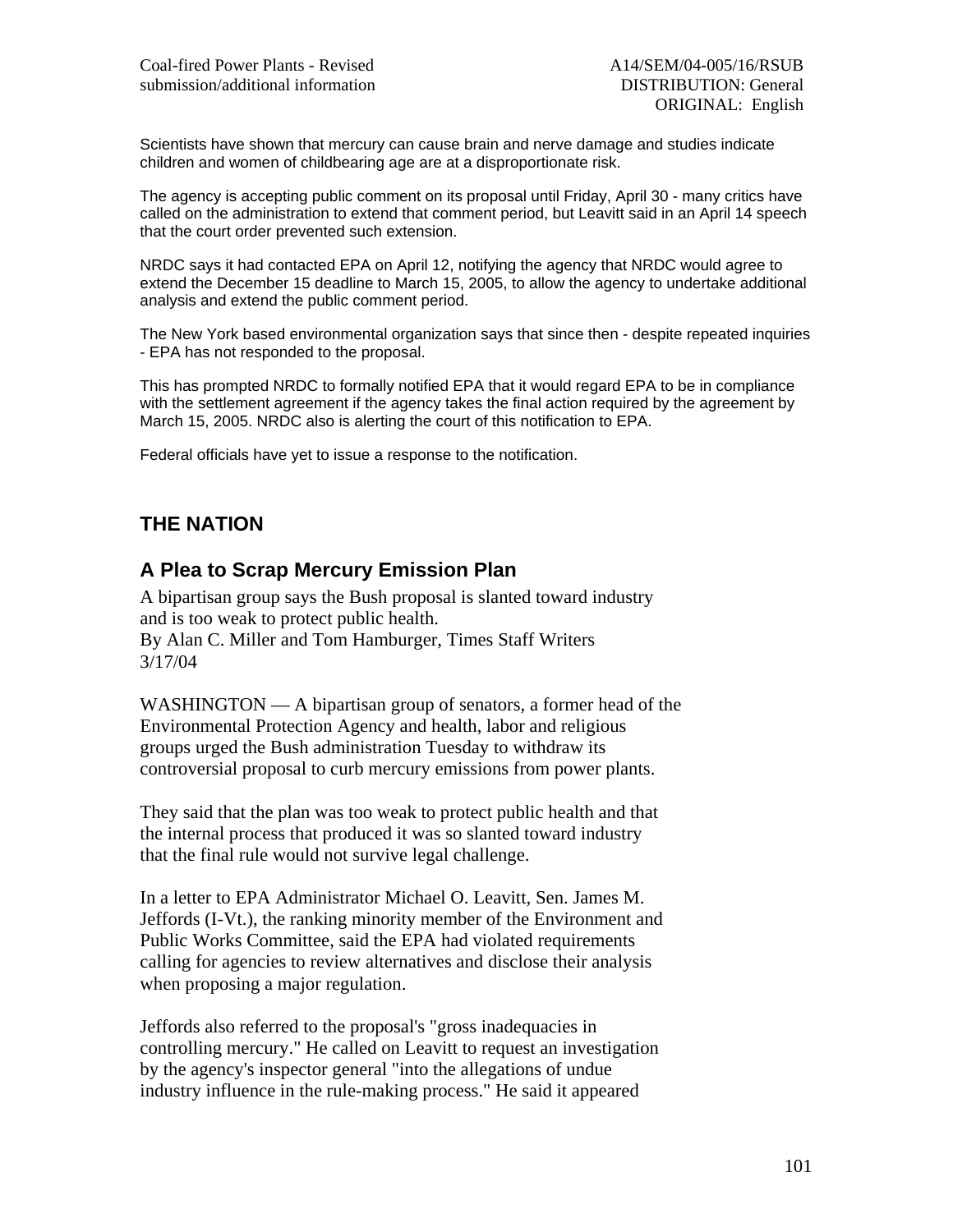Scientists have shown that mercury can cause brain and nerve damage and studies indicate children and women of childbearing age are at a disproportionate risk.

The agency is accepting public comment on its proposal until Friday, April 30 - many critics have called on the administration to extend that comment period, but Leavitt said in an April 14 speech that the court order prevented such extension.

NRDC says it had contacted EPA on April 12, notifying the agency that NRDC would agree to extend the December 15 deadline to March 15, 2005, to allow the agency to undertake additional analysis and extend the public comment period.

The New York based environmental organization says that since then - despite repeated inquiries - EPA has not responded to the proposal.

This has prompted NRDC to formally notified EPA that it would regard EPA to be in compliance with the settlement agreement if the agency takes the final action required by the agreement by March 15, 2005. NRDC also is alerting the court of this notification to EPA.

Federal officials have yet to issue a response to the notification.

## THE NATION

## A Plea to Scrap Mercury Emission Plan

A bipartisan group says the Bush proposal is slanted toward industry and is too weak to protect public health.
By Alan C. Miller and Tom Hamburger, Times Staff Writers
3/17/04

WASHINGTON — A bipartisan group of senators, a former head of the Environmental Protection Agency and health, labor and religious groups urged the Bush administration Tuesday to withdraw its controversial proposal to curb mercury emissions from power plants.

They said that the plan was too weak to protect public health and that the internal process that produced it was so slanted toward industry that the final rule would not survive legal challenge.

In a letter to EPA Administrator Michael O. Leavitt, Sen. James M. Jeffords (I-Vt.), the ranking minority member of the Environment and Public Works Committee, said the EPA had violated requirements calling for agencies to review alternatives and disclose their analysis when proposing a major regulation.

Jeffords also referred to the proposal's "gross inadequacies in controlling mercury." He called on Leavitt to request an investigation by the agency's inspector general "into the allegations of undue industry influence in the rule-making process." He said it appeared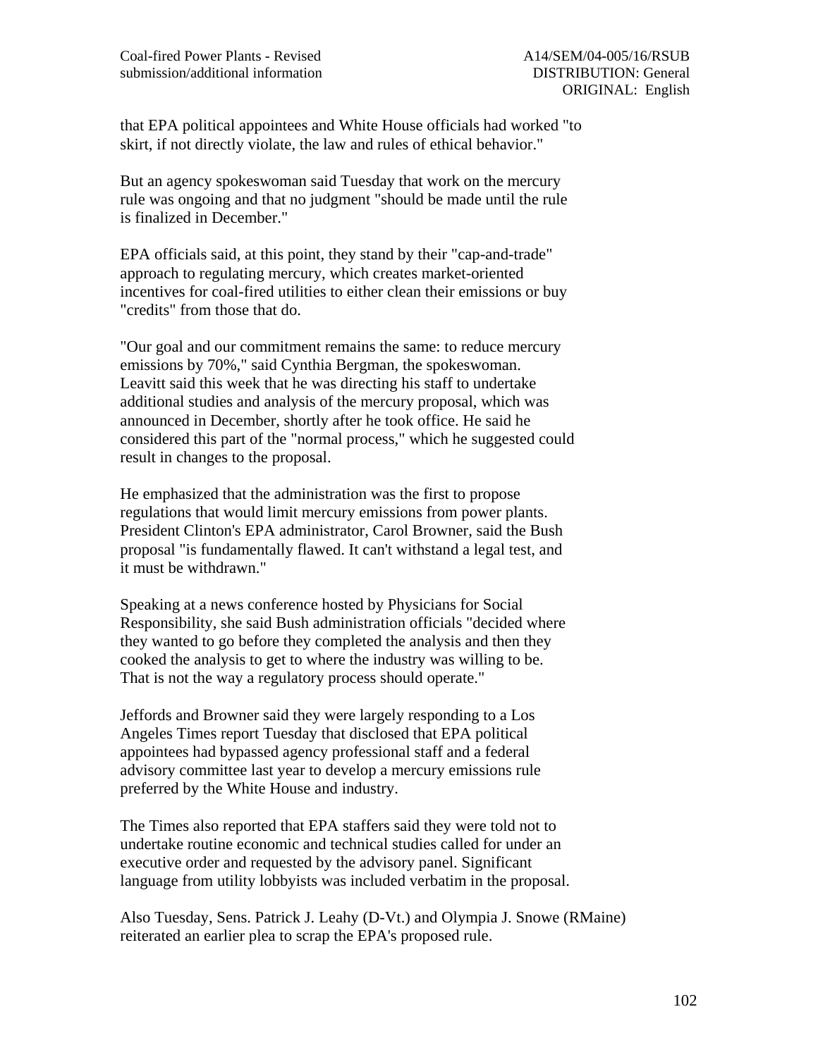that EPA political appointees and White House officials had worked "to skirt, if not directly violate, the law and rules of ethical behavior."

But an agency spokeswoman said Tuesday that work on the mercury rule was ongoing and that no judgment "should be made until the rule is finalized in December."

EPA officials said, at this point, they stand by their "cap-and-trade" approach to regulating mercury, which creates market-oriented incentives for coal-fired utilities to either clean their emissions or buy "credits" from those that do.

"Our goal and our commitment remains the same: to reduce mercury emissions by 70%," said Cynthia Bergman, the spokeswoman. Leavitt said this week that he was directing his staff to undertake additional studies and analysis of the mercury proposal, which was announced in December, shortly after he took office. He said he considered this part of the "normal process," which he suggested could result in changes to the proposal.

He emphasized that the administration was the first to propose regulations that would limit mercury emissions from power plants. President Clinton's EPA administrator, Carol Browner, said the Bush proposal "is fundamentally flawed. It can't withstand a legal test, and it must be withdrawn."

Speaking at a news conference hosted by Physicians for Social Responsibility, she said Bush administration officials "decided where they wanted to go before they completed the analysis and then they cooked the analysis to get to where the industry was willing to be. That is not the way a regulatory process should operate."

Jeffords and Browner said they were largely responding to a Los Angeles Times report Tuesday that disclosed that EPA political appointees had bypassed agency professional staff and a federal advisory committee last year to develop a mercury emissions rule preferred by the White House and industry.

The Times also reported that EPA staffers said they were told not to undertake routine economic and technical studies called for under an executive order and requested by the advisory panel. Significant language from utility lobbyists was included verbatim in the proposal.

Also Tuesday, Sens. Patrick J. Leahy (D-Vt.) and Olympia J. Snowe (RMaine) reiterated an earlier plea to scrap the EPA's proposed rule.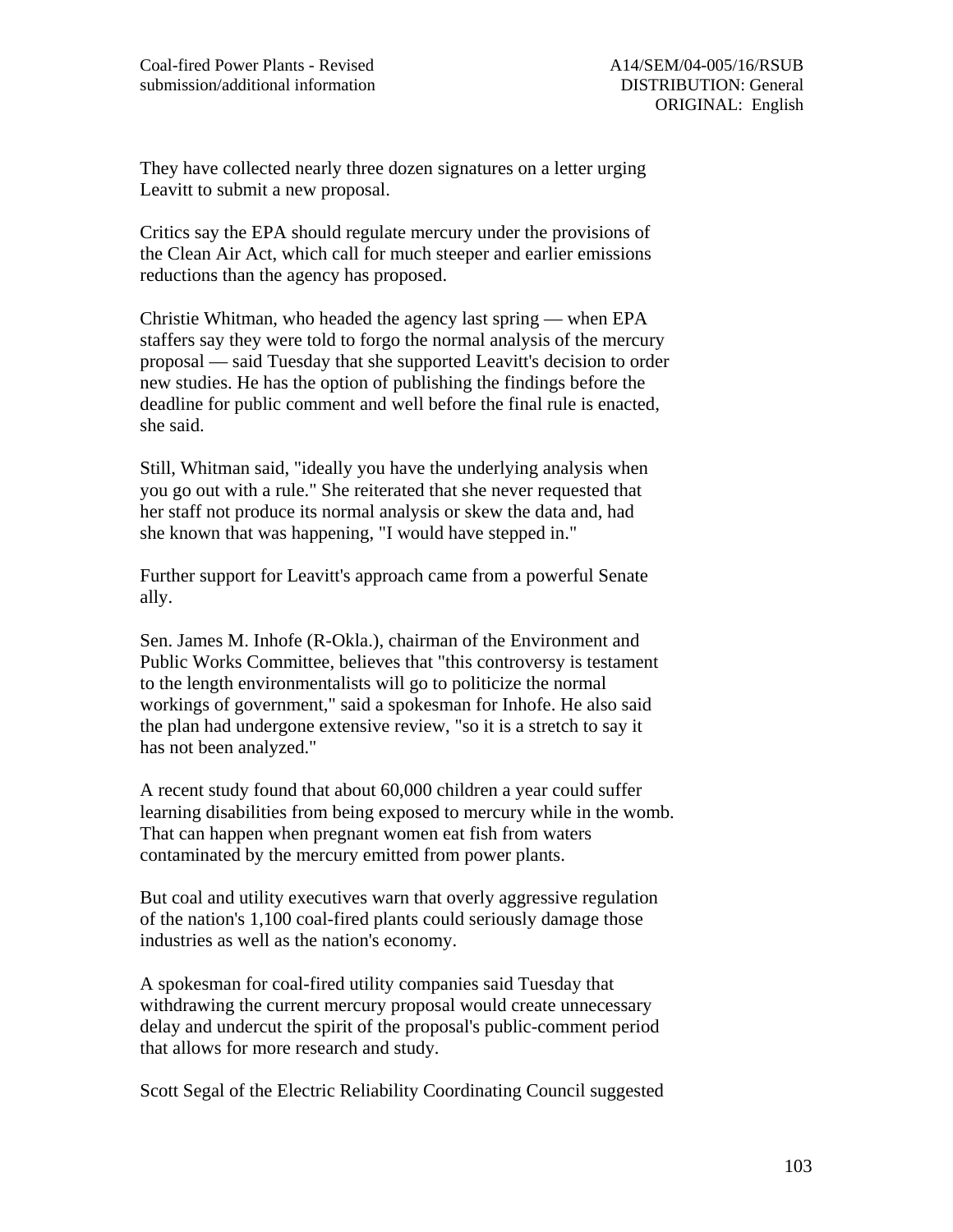They have collected nearly three dozen signatures on a letter urging Leavitt to submit a new proposal.

Critics say the EPA should regulate mercury under the provisions of the Clean Air Act, which call for much steeper and earlier emissions reductions than the agency has proposed.

Christie Whitman, who headed the agency last spring — when EPA staffers say they were told to forgo the normal analysis of the mercury proposal — said Tuesday that she supported Leavitt's decision to order new studies. He has the option of publishing the findings before the deadline for public comment and well before the final rule is enacted, she said.

Still, Whitman said, "ideally you have the underlying analysis when you go out with a rule." She reiterated that she never requested that her staff not produce its normal analysis or skew the data and, had she known that was happening, "I would have stepped in."

Further support for Leavitt's approach came from a powerful Senate ally.

Sen. James M. Inhofe (R-Okla.), chairman of the Environment and Public Works Committee, believes that "this controversy is testament to the length environmentalists will go to politicize the normal workings of government," said a spokesman for Inhofe. He also said the plan had undergone extensive review, "so it is a stretch to say it has not been analyzed."

A recent study found that about 60,000 children a year could suffer learning disabilities from being exposed to mercury while in the womb. That can happen when pregnant women eat fish from waters contaminated by the mercury emitted from power plants.

But coal and utility executives warn that overly aggressive regulation of the nation's 1,100 coal-fired plants could seriously damage those industries as well as the nation's economy.

A spokesman for coal-fired utility companies said Tuesday that withdrawing the current mercury proposal would create unnecessary delay and undercut the spirit of the proposal's public-comment period that allows for more research and study.

Scott Segal of the Electric Reliability Coordinating Council suggested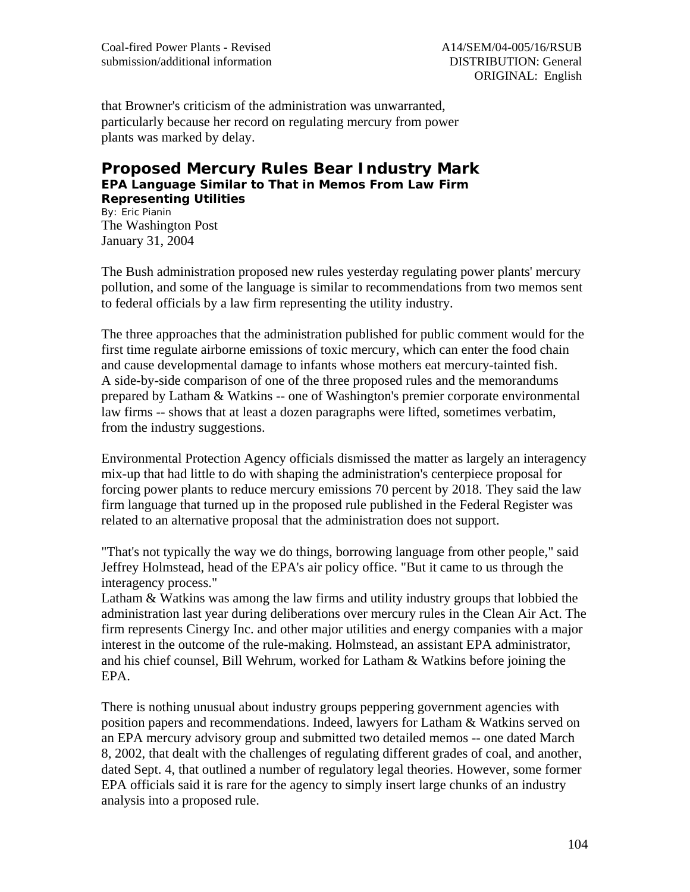that Browner's criticism of the administration was unwarranted, particularly because her record on regulating mercury from power plants was marked by delay.

## Proposed Mercury Rules Bear Industry Mark

### EPA Language Similar to That in Memos From Law Firm Representing Utilities

By: Eric Pianin
The Washington Post
January 31, 2004

The Bush administration proposed new rules yesterday regulating power plants' mercury pollution, and some of the language is similar to recommendations from two memos sent to federal officials by a law firm representing the utility industry.

The three approaches that the administration published for public comment would for the first time regulate airborne emissions of toxic mercury, which can enter the food chain and cause developmental damage to infants whose mothers eat mercury-tainted fish. A side-by-side comparison of one of the three proposed rules and the memorandums prepared by Latham & Watkins -- one of Washington's premier corporate environmental law firms -- shows that at least a dozen paragraphs were lifted, sometimes verbatim, from the industry suggestions.

Environmental Protection Agency officials dismissed the matter as largely an interagency mix-up that had little to do with shaping the administration's centerpiece proposal for forcing power plants to reduce mercury emissions 70 percent by 2018. They said the law firm language that turned up in the proposed rule published in the Federal Register was related to an alternative proposal that the administration does not support.

"That's not typically the way we do things, borrowing language from other people," said Jeffrey Holmstead, head of the EPA's air policy office. "But it came to us through the interagency process."

Latham & Watkins was among the law firms and utility industry groups that lobbied the administration last year during deliberations over mercury rules in the Clean Air Act. The firm represents Cinergy Inc. and other major utilities and energy companies with a major interest in the outcome of the rule-making. Holmstead, an assistant EPA administrator, and his chief counsel, Bill Wehrum, worked for Latham & Watkins before joining the EPA.

There is nothing unusual about industry groups peppering government agencies with position papers and recommendations. Indeed, lawyers for Latham & Watkins served on an EPA mercury advisory group and submitted two detailed memos -- one dated March 8, 2002, that dealt with the challenges of regulating different grades of coal, and another, dated Sept. 4, that outlined a number of regulatory legal theories. However, some former EPA officials said it is rare for the agency to simply insert large chunks of an industry analysis into a proposed rule.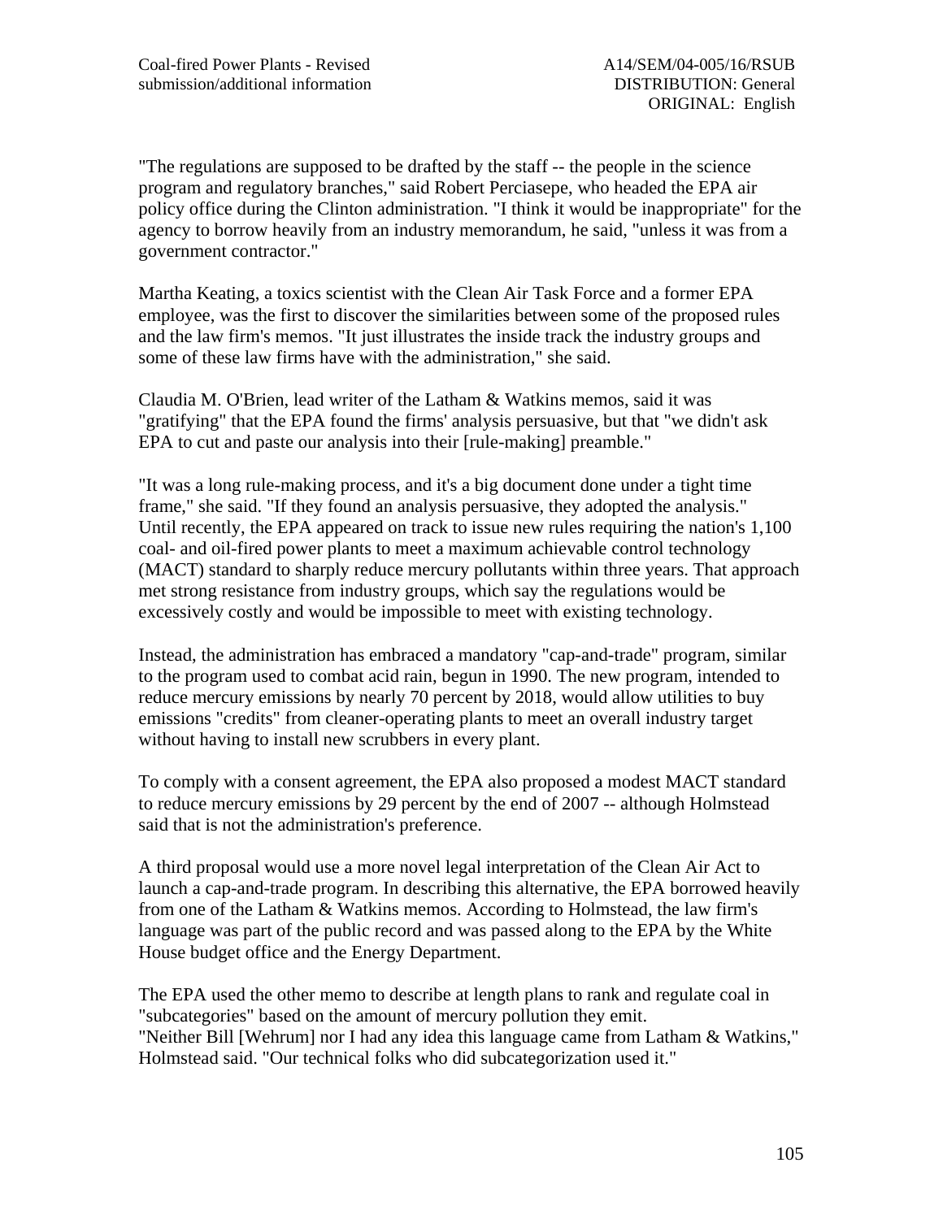"The regulations are supposed to be drafted by the staff -- the people in the science program and regulatory branches," said Robert Perciasepe, who headed the EPA air policy office during the Clinton administration. "I think it would be inappropriate" for the agency to borrow heavily from an industry memorandum, he said, "unless it was from a government contractor."

Martha Keating, a toxics scientist with the Clean Air Task Force and a former EPA employee, was the first to discover the similarities between some of the proposed rules and the law firm's memos. "It just illustrates the inside track the industry groups and some of these law firms have with the administration," she said.

Claudia M. O'Brien, lead writer of the Latham & Watkins memos, said it was "gratifying" that the EPA found the firms' analysis persuasive, but that "we didn't ask EPA to cut and paste our analysis into their [rule-making] preamble."

"It was a long rule-making process, and it's a big document done under a tight time frame," she said. "If they found an analysis persuasive, they adopted the analysis." Until recently, the EPA appeared on track to issue new rules requiring the nation's 1,100 coal- and oil-fired power plants to meet a maximum achievable control technology (MACT) standard to sharply reduce mercury pollutants within three years. That approach met strong resistance from industry groups, which say the regulations would be excessively costly and would be impossible to meet with existing technology.

Instead, the administration has embraced a mandatory "cap-and-trade" program, similar to the program used to combat acid rain, begun in 1990. The new program, intended to reduce mercury emissions by nearly 70 percent by 2018, would allow utilities to buy emissions "credits" from cleaner-operating plants to meet an overall industry target without having to install new scrubbers in every plant.

To comply with a consent agreement, the EPA also proposed a modest MACT standard to reduce mercury emissions by 29 percent by the end of 2007 -- although Holmstead said that is not the administration's preference.

A third proposal would use a more novel legal interpretation of the Clean Air Act to launch a cap-and-trade program. In describing this alternative, the EPA borrowed heavily from one of the Latham & Watkins memos. According to Holmstead, the law firm's language was part of the public record and was passed along to the EPA by the White House budget office and the Energy Department.

The EPA used the other memo to describe at length plans to rank and regulate coal in "subcategories" based on the amount of mercury pollution they emit. "Neither Bill [Wehrum] nor I had any idea this language came from Latham & Watkins," Holmstead said. "Our technical folks who did subcategorization used it."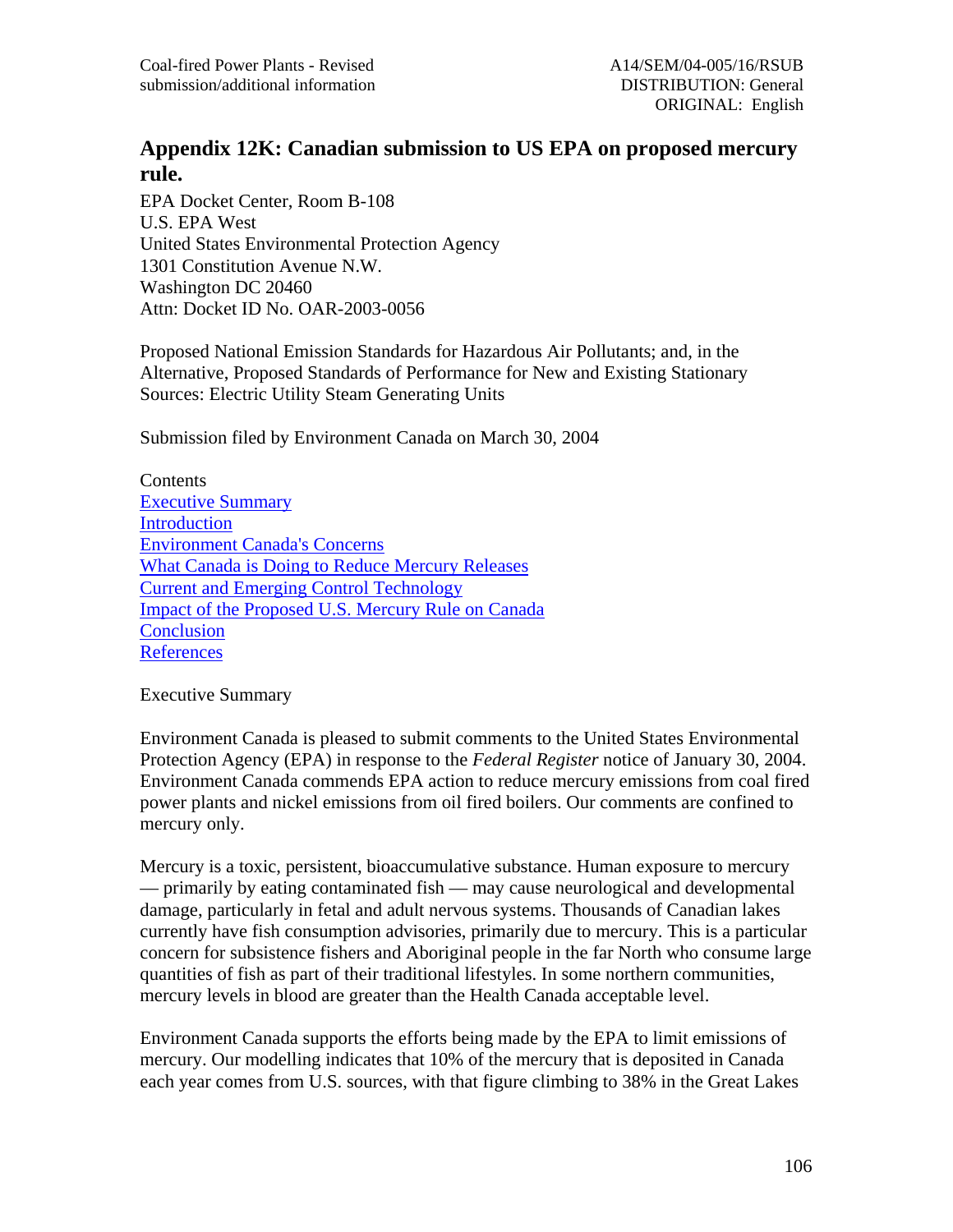## Appendix 12K: Canadian submission to US EPA on proposed mercury rule.

EPA Docket Center, Room B-108
U.S. EPA West
United States Environmental Protection Agency
1301 Constitution Avenue N.W.
Washington DC 20460
Attn: Docket ID No. OAR-2003-0056

Proposed National Emission Standards for Hazardous Air Pollutants; and, in the Alternative, Proposed Standards of Performance for New and Existing Stationary Sources: Electric Utility Steam Generating Units

Submission filed by Environment Canada on March 30, 2004

Contents
Executive Summary
Introduction
Environment Canada's Concerns
What Canada is Doing to Reduce Mercury Releases
Current and Emerging Control Technology
Impact of the Proposed U.S. Mercury Rule on Canada
Conclusion
References

Executive Summary

Environment Canada is pleased to submit comments to the United States Environmental Protection Agency (EPA) in response to the *Federal Register* notice of January 30, 2004. Environment Canada commends EPA action to reduce mercury emissions from coal fired power plants and nickel emissions from oil fired boilers. Our comments are confined to mercury only.

Mercury is a toxic, persistent, bioaccumulative substance. Human exposure to mercury — primarily by eating contaminated fish — may cause neurological and developmental damage, particularly in fetal and adult nervous systems. Thousands of Canadian lakes currently have fish consumption advisories, primarily due to mercury. This is a particular concern for subsistence fishers and Aboriginal people in the far North who consume large quantities of fish as part of their traditional lifestyles. In some northern communities, mercury levels in blood are greater than the Health Canada acceptable level.

Environment Canada supports the efforts being made by the EPA to limit emissions of mercury. Our modelling indicates that 10% of the mercury that is deposited in Canada each year comes from U.S. sources, with that figure climbing to 38% in the Great Lakes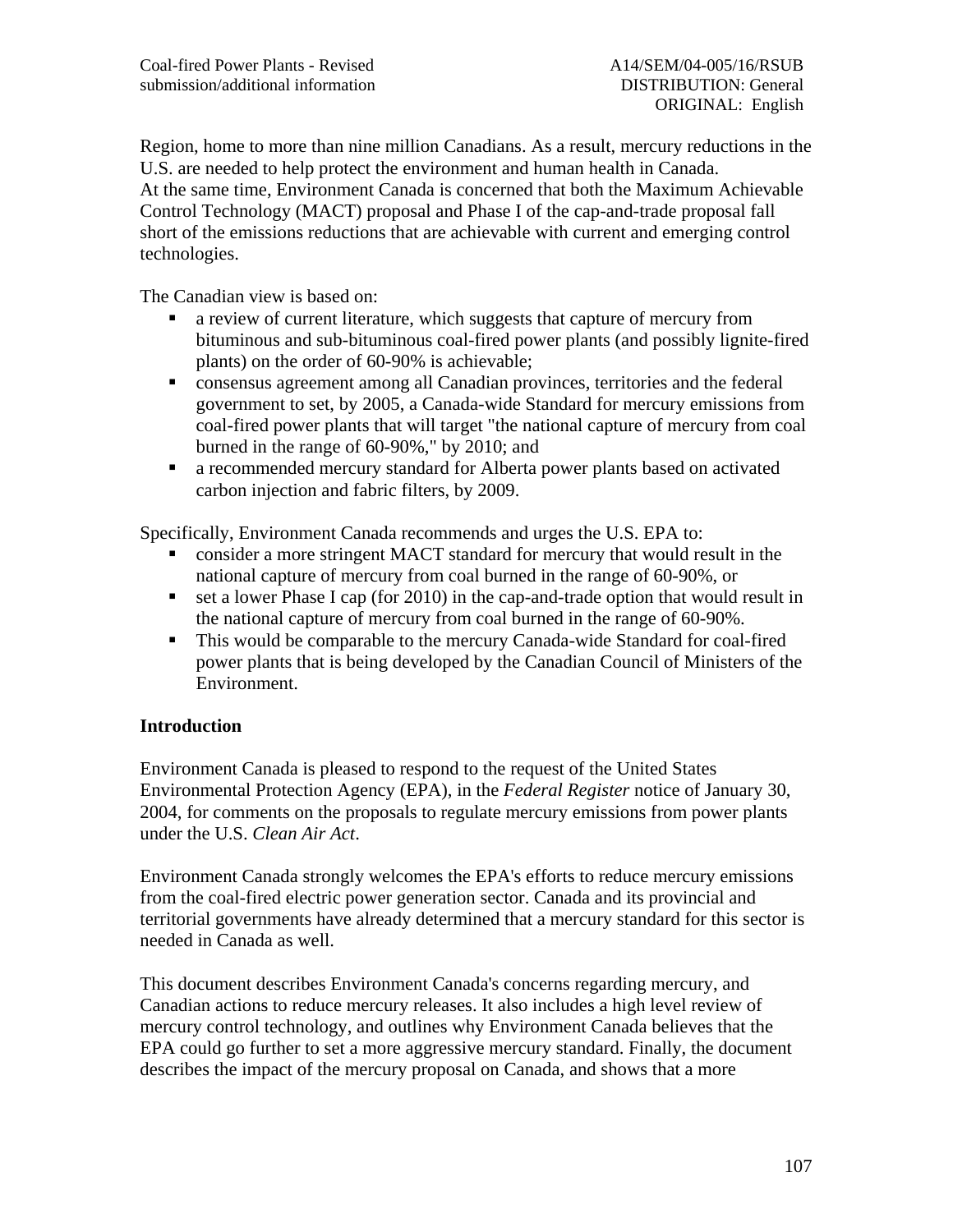Region, home to more than nine million Canadians. As a result, mercury reductions in the U.S. are needed to help protect the environment and human health in Canada.
At the same time, Environment Canada is concerned that both the Maximum Achievable Control Technology (MACT) proposal and Phase I of the cap-and-trade proposal fall short of the emissions reductions that are achievable with current and emerging control technologies.

The Canadian view is based on:

- a review of current literature, which suggests that capture of mercury from bituminous and sub-bituminous coal-fired power plants (and possibly lignite-fired plants) on the order of 60-90% is achievable;
- consensus agreement among all Canadian provinces, territories and the federal government to set, by 2005, a Canada-wide Standard for mercury emissions from coal-fired power plants that will target "the national capture of mercury from coal burned in the range of 60-90%," by 2010; and
- a recommended mercury standard for Alberta power plants based on activated carbon injection and fabric filters, by 2009.

Specifically, Environment Canada recommends and urges the U.S. EPA to:

- consider a more stringent MACT standard for mercury that would result in the national capture of mercury from coal burned in the range of 60-90%, or
- set a lower Phase I cap (for 2010) in the cap-and-trade option that would result in the national capture of mercury from coal burned in the range of 60-90%.
- This would be comparable to the mercury Canada-wide Standard for coal-fired power plants that is being developed by the Canadian Council of Ministers of the Environment.

## Introduction

Environment Canada is pleased to respond to the request of the United States Environmental Protection Agency (EPA), in the *Federal Register* notice of January 30, 2004, for comments on the proposals to regulate mercury emissions from power plants under the U.S. *Clean Air Act*.

Environment Canada strongly welcomes the EPA's efforts to reduce mercury emissions from the coal-fired electric power generation sector. Canada and its provincial and territorial governments have already determined that a mercury standard for this sector is needed in Canada as well.

This document describes Environment Canada's concerns regarding mercury, and Canadian actions to reduce mercury releases. It also includes a high level review of mercury control technology, and outlines why Environment Canada believes that the EPA could go further to set a more aggressive mercury standard. Finally, the document describes the impact of the mercury proposal on Canada, and shows that a more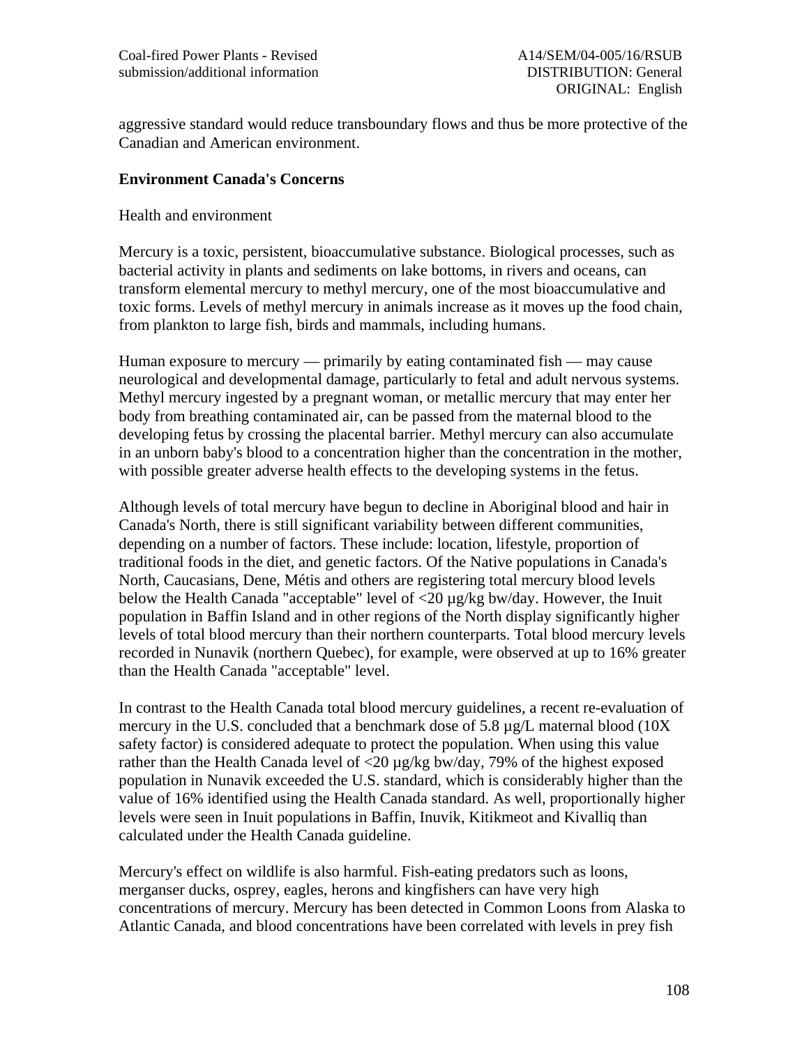aggressive standard would reduce transboundary flows and thus be more protective of the Canadian and American environment.

**Environment Canada's Concerns**

Health and environment

Mercury is a toxic, persistent, bioaccumulative substance. Biological processes, such as bacterial activity in plants and sediments on lake bottoms, in rivers and oceans, can transform elemental mercury to methyl mercury, one of the most bioaccumulative and toxic forms. Levels of methyl mercury in animals increase as it moves up the food chain, from plankton to large fish, birds and mammals, including humans.

Human exposure to mercury — primarily by eating contaminated fish — may cause neurological and developmental damage, particularly to fetal and adult nervous systems. Methyl mercury ingested by a pregnant woman, or metallic mercury that may enter her body from breathing contaminated air, can be passed from the maternal blood to the developing fetus by crossing the placental barrier. Methyl mercury can also accumulate in an unborn baby's blood to a concentration higher than the concentration in the mother, with possible greater adverse health effects to the developing systems in the fetus.

Although levels of total mercury have begun to decline in Aboriginal blood and hair in Canada's North, there is still significant variability between different communities, depending on a number of factors. These include: location, lifestyle, proportion of traditional foods in the diet, and genetic factors. Of the Native populations in Canada's North, Caucasians, Dene, Métis and others are registering total mercury blood levels below the Health Canada "acceptable" level of <20 µg/kg bw/day. However, the Inuit population in Baffin Island and in other regions of the North display significantly higher levels of total blood mercury than their northern counterparts. Total blood mercury levels recorded in Nunavik (northern Quebec), for example, were observed at up to 16% greater than the Health Canada "acceptable" level.

In contrast to the Health Canada total blood mercury guidelines, a recent re-evaluation of mercury in the U.S. concluded that a benchmark dose of 5.8 µg/L maternal blood (10X safety factor) is considered adequate to protect the population. When using this value rather than the Health Canada level of <20 µg/kg bw/day, 79% of the highest exposed population in Nunavik exceeded the U.S. standard, which is considerably higher than the value of 16% identified using the Health Canada standard. As well, proportionally higher levels were seen in Inuit populations in Baffin, Inuvik, Kitikmeot and Kivalliq than calculated under the Health Canada guideline.

Mercury's effect on wildlife is also harmful. Fish-eating predators such as loons, merganser ducks, osprey, eagles, herons and kingfishers can have very high concentrations of mercury. Mercury has been detected in Common Loons from Alaska to Atlantic Canada, and blood concentrations have been correlated with levels in prey fish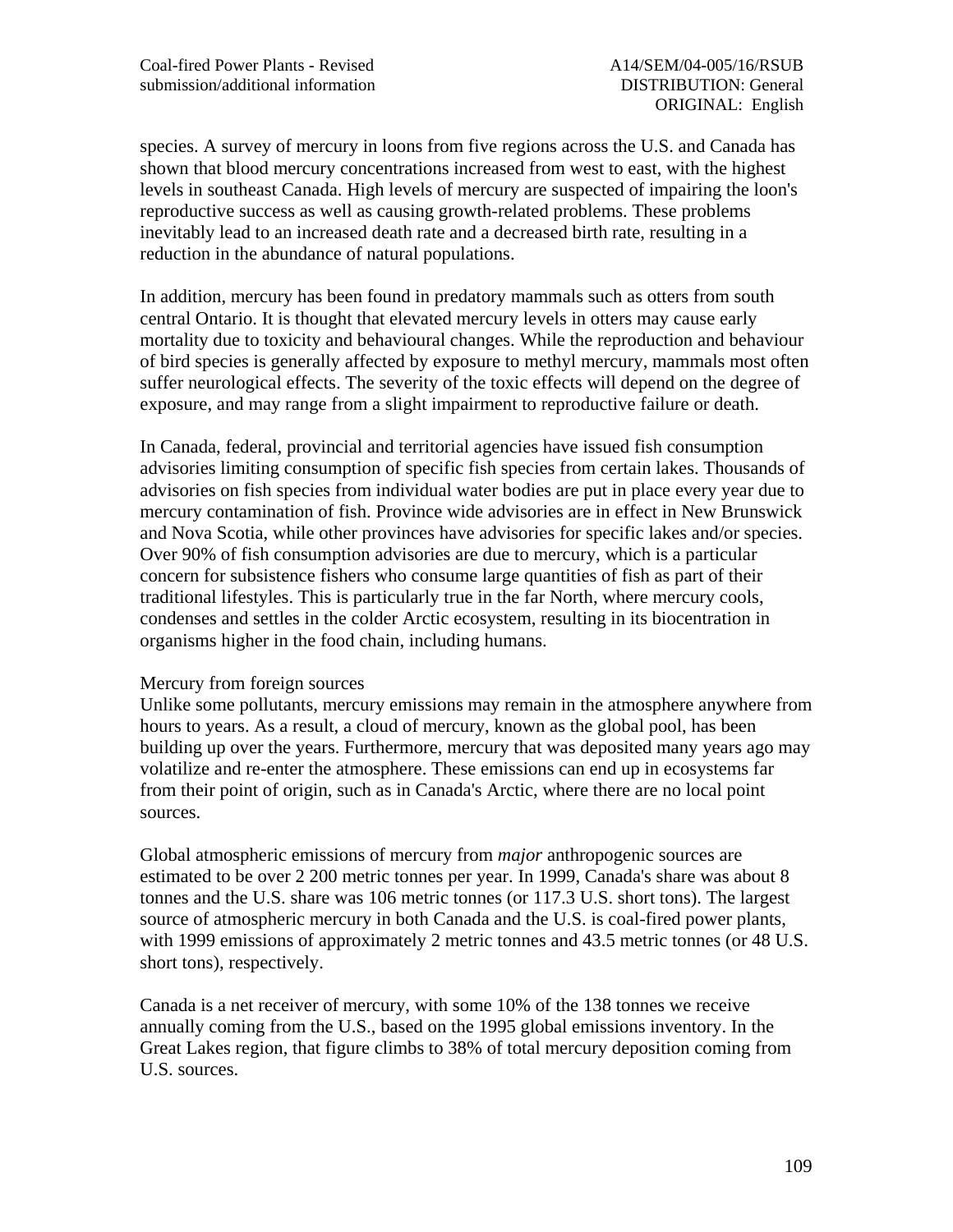species. A survey of mercury in loons from five regions across the U.S. and Canada has shown that blood mercury concentrations increased from west to east, with the highest levels in southeast Canada. High levels of mercury are suspected of impairing the loon's reproductive success as well as causing growth-related problems. These problems inevitably lead to an increased death rate and a decreased birth rate, resulting in a reduction in the abundance of natural populations.

In addition, mercury has been found in predatory mammals such as otters from south central Ontario. It is thought that elevated mercury levels in otters may cause early mortality due to toxicity and behavioural changes. While the reproduction and behaviour of bird species is generally affected by exposure to methyl mercury, mammals most often suffer neurological effects. The severity of the toxic effects will depend on the degree of exposure, and may range from a slight impairment to reproductive failure or death.

In Canada, federal, provincial and territorial agencies have issued fish consumption advisories limiting consumption of specific fish species from certain lakes. Thousands of advisories on fish species from individual water bodies are put in place every year due to mercury contamination of fish. Province wide advisories are in effect in New Brunswick and Nova Scotia, while other provinces have advisories for specific lakes and/or species. Over 90% of fish consumption advisories are due to mercury, which is a particular concern for subsistence fishers who consume large quantities of fish as part of their traditional lifestyles. This is particularly true in the far North, where mercury cools, condenses and settles in the colder Arctic ecosystem, resulting in its biocentration in organisms higher in the food chain, including humans.

Mercury from foreign sources

Unlike some pollutants, mercury emissions may remain in the atmosphere anywhere from hours to years. As a result, a cloud of mercury, known as the global pool, has been building up over the years. Furthermore, mercury that was deposited many years ago may volatilize and re-enter the atmosphere. These emissions can end up in ecosystems far from their point of origin, such as in Canada's Arctic, where there are no local point sources.

Global atmospheric emissions of mercury from *major* anthropogenic sources are estimated to be over 2 200 metric tonnes per year. In 1999, Canada's share was about 8 tonnes and the U.S. share was 106 metric tonnes (or 117.3 U.S. short tons). The largest source of atmospheric mercury in both Canada and the U.S. is coal-fired power plants, with 1999 emissions of approximately 2 metric tonnes and 43.5 metric tonnes (or 48 U.S. short tons), respectively.

Canada is a net receiver of mercury, with some 10% of the 138 tonnes we receive annually coming from the U.S., based on the 1995 global emissions inventory. In the Great Lakes region, that figure climbs to 38% of total mercury deposition coming from U.S. sources.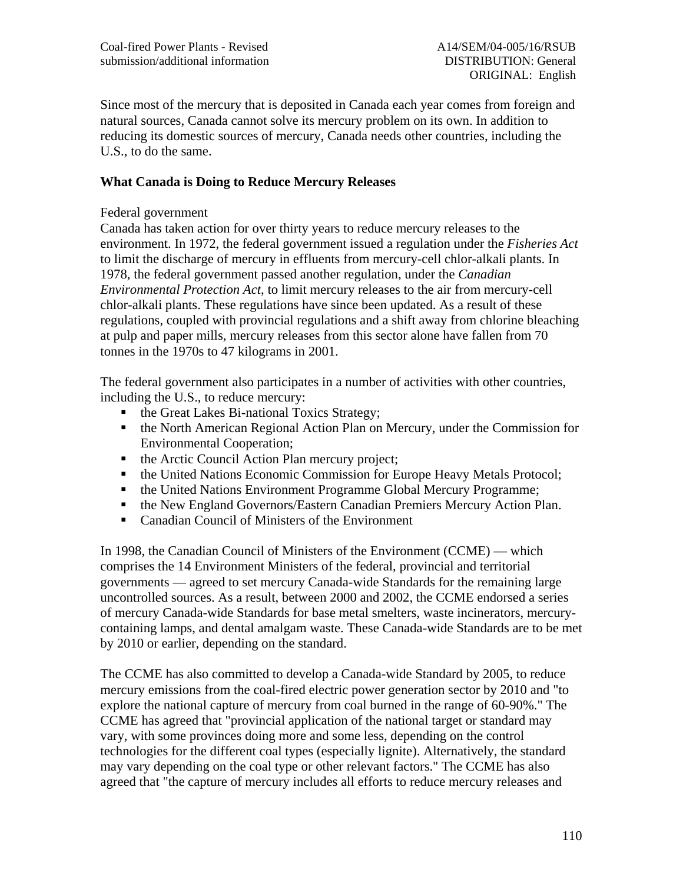Since most of the mercury that is deposited in Canada each year comes from foreign and natural sources, Canada cannot solve its mercury problem on its own. In addition to reducing its domestic sources of mercury, Canada needs other countries, including the U.S., to do the same.

**What Canada is Doing to Reduce Mercury Releases**

Federal government

Canada has taken action for over thirty years to reduce mercury releases to the environment. In 1972, the federal government issued a regulation under the *Fisheries Act* to limit the discharge of mercury in effluents from mercury-cell chlor-alkali plants. In 1978, the federal government passed another regulation, under the *Canadian Environmental Protection Act*, to limit mercury releases to the air from mercury-cell chlor-alkali plants. These regulations have since been updated. As a result of these regulations, coupled with provincial regulations and a shift away from chlorine bleaching at pulp and paper mills, mercury releases from this sector alone have fallen from 70 tonnes in the 1970s to 47 kilograms in 2001.

The federal government also participates in a number of activities with other countries, including the U.S., to reduce mercury:

- the Great Lakes Bi-national Toxics Strategy;
- the North American Regional Action Plan on Mercury, under the Commission for Environmental Cooperation;
- the Arctic Council Action Plan mercury project;
- the United Nations Economic Commission for Europe Heavy Metals Protocol;
- the United Nations Environment Programme Global Mercury Programme;
- the New England Governors/Eastern Canadian Premiers Mercury Action Plan.
- Canadian Council of Ministers of the Environment

In 1998, the Canadian Council of Ministers of the Environment (CCME) — which comprises the 14 Environment Ministers of the federal, provincial and territorial governments — agreed to set mercury Canada-wide Standards for the remaining large uncontrolled sources. As a result, between 2000 and 2002, the CCME endorsed a series of mercury Canada-wide Standards for base metal smelters, waste incinerators, mercury-containing lamps, and dental amalgam waste. These Canada-wide Standards are to be met by 2010 or earlier, depending on the standard.

The CCME has also committed to develop a Canada-wide Standard by 2005, to reduce mercury emissions from the coal-fired electric power generation sector by 2010 and "to explore the national capture of mercury from coal burned in the range of 60-90%." The CCME has agreed that "provincial application of the national target or standard may vary, with some provinces doing more and some less, depending on the control technologies for the different coal types (especially lignite). Alternatively, the standard may vary depending on the coal type or other relevant factors." The CCME has also agreed that "the capture of mercury includes all efforts to reduce mercury releases and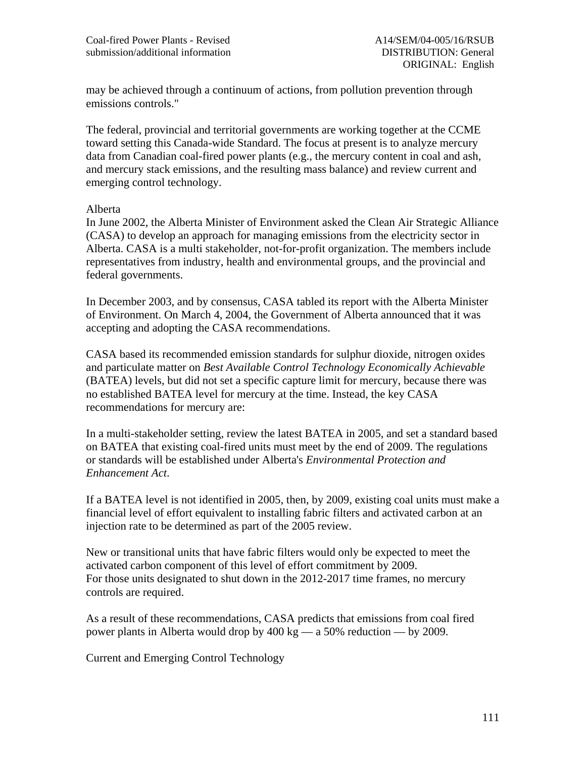may be achieved through a continuum of actions, from pollution prevention through emissions controls."

The federal, provincial and territorial governments are working together at the CCME toward setting this Canada-wide Standard. The focus at present is to analyze mercury data from Canadian coal-fired power plants (e.g., the mercury content in coal and ash, and mercury stack emissions, and the resulting mass balance) and review current and emerging control technology.

Alberta

In June 2002, the Alberta Minister of Environment asked the Clean Air Strategic Alliance (CASA) to develop an approach for managing emissions from the electricity sector in Alberta. CASA is a multi stakeholder, not-for-profit organization. The members include representatives from industry, health and environmental groups, and the provincial and federal governments.

In December 2003, and by consensus, CASA tabled its report with the Alberta Minister of Environment. On March 4, 2004, the Government of Alberta announced that it was accepting and adopting the CASA recommendations.

CASA based its recommended emission standards for sulphur dioxide, nitrogen oxides and particulate matter on *Best Available Control Technology Economically Achievable* (BATEA) levels, but did not set a specific capture limit for mercury, because there was no established BATEA level for mercury at the time. Instead, the key CASA recommendations for mercury are:

In a multi-stakeholder setting, review the latest BATEA in 2005, and set a standard based on BATEA that existing coal-fired units must meet by the end of 2009. The regulations or standards will be established under Alberta's *Environmental Protection and Enhancement Act*.

If a BATEA level is not identified in 2005, then, by 2009, existing coal units must make a financial level of effort equivalent to installing fabric filters and activated carbon at an injection rate to be determined as part of the 2005 review.

New or transitional units that have fabric filters would only be expected to meet the activated carbon component of this level of effort commitment by 2009.
For those units designated to shut down in the 2012-2017 time frames, no mercury controls are required.

As a result of these recommendations, CASA predicts that emissions from coal fired power plants in Alberta would drop by 400 kg — a 50% reduction — by 2009.

Current and Emerging Control Technology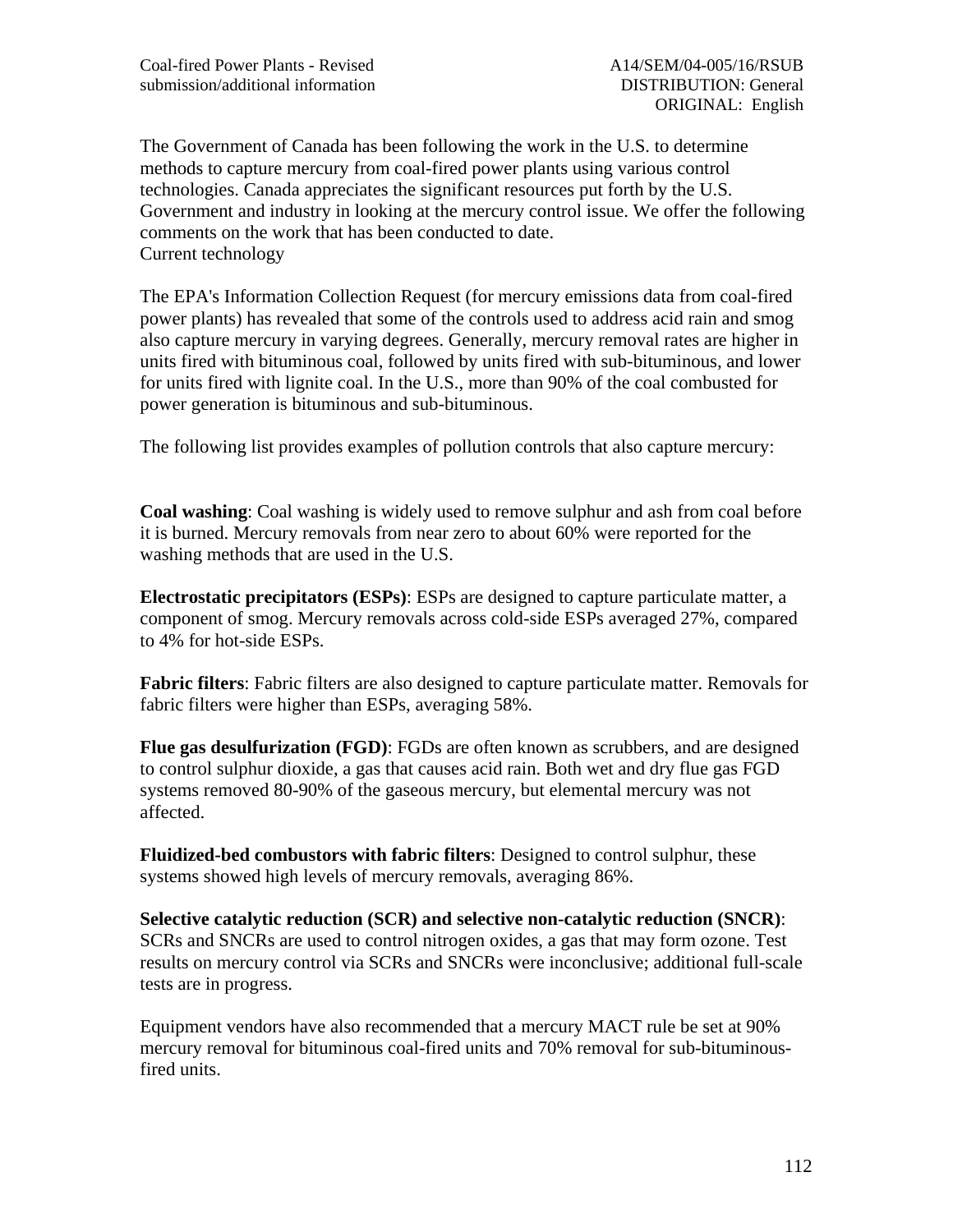The Government of Canada has been following the work in the U.S. to determine methods to capture mercury from coal-fired power plants using various control technologies. Canada appreciates the significant resources put forth by the U.S. Government and industry in looking at the mercury control issue. We offer the following comments on the work that has been conducted to date.

Current technology

The EPA's Information Collection Request (for mercury emissions data from coal-fired power plants) has revealed that some of the controls used to address acid rain and smog also capture mercury in varying degrees. Generally, mercury removal rates are higher in units fired with bituminous coal, followed by units fired with sub-bituminous, and lower for units fired with lignite coal. In the U.S., more than 90% of the coal combusted for power generation is bituminous and sub-bituminous.

The following list provides examples of pollution controls that also capture mercury:

**Coal washing**: Coal washing is widely used to remove sulphur and ash from coal before it is burned. Mercury removals from near zero to about 60% were reported for the washing methods that are used in the U.S.

**Electrostatic precipitators (ESPs)**: ESPs are designed to capture particulate matter, a component of smog. Mercury removals across cold-side ESPs averaged 27%, compared to 4% for hot-side ESPs.

**Fabric filters**: Fabric filters are also designed to capture particulate matter. Removals for fabric filters were higher than ESPs, averaging 58%.

**Flue gas desulfurization (FGD)**: FGDs are often known as scrubbers, and are designed to control sulphur dioxide, a gas that causes acid rain. Both wet and dry flue gas FGD systems removed 80-90% of the gaseous mercury, but elemental mercury was not affected.

**Fluidized-bed combustors with fabric filters**: Designed to control sulphur, these systems showed high levels of mercury removals, averaging 86%.

**Selective catalytic reduction (SCR) and selective non-catalytic reduction (SNCR)**: SCRs and SNCRs are used to control nitrogen oxides, a gas that may form ozone. Test results on mercury control via SCRs and SNCRs were inconclusive; additional full-scale tests are in progress.

Equipment vendors have also recommended that a mercury MACT rule be set at 90% mercury removal for bituminous coal-fired units and 70% removal for sub-bituminous-fired units.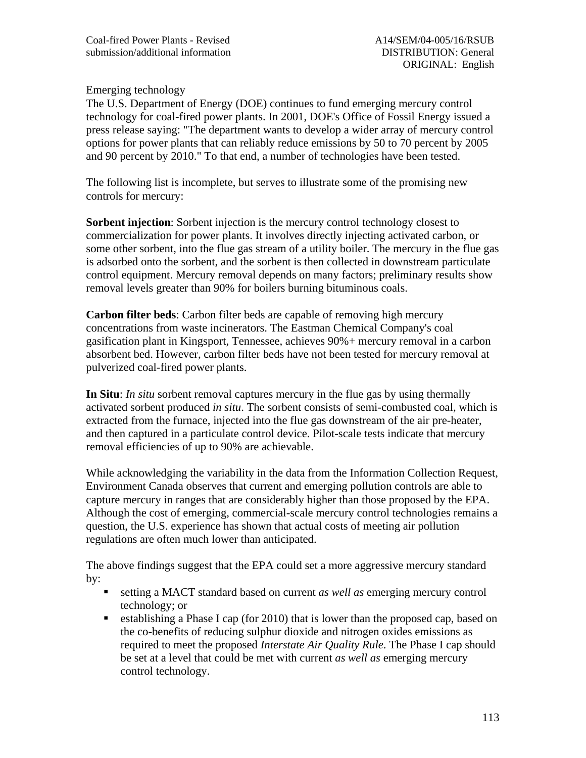Emerging technology

The U.S. Department of Energy (DOE) continues to fund emerging mercury control technology for coal-fired power plants. In 2001, DOE's Office of Fossil Energy issued a press release saying: "The department wants to develop a wider array of mercury control options for power plants that can reliably reduce emissions by 50 to 70 percent by 2005 and 90 percent by 2010." To that end, a number of technologies have been tested.

The following list is incomplete, but serves to illustrate some of the promising new controls for mercury:

**Sorbent injection**: Sorbent injection is the mercury control technology closest to commercialization for power plants. It involves directly injecting activated carbon, or some other sorbent, into the flue gas stream of a utility boiler. The mercury in the flue gas is adsorbed onto the sorbent, and the sorbent is then collected in downstream particulate control equipment. Mercury removal depends on many factors; preliminary results show removal levels greater than 90% for boilers burning bituminous coals.

**Carbon filter beds**: Carbon filter beds are capable of removing high mercury concentrations from waste incinerators. The Eastman Chemical Company's coal gasification plant in Kingsport, Tennessee, achieves 90%+ mercury removal in a carbon absorbent bed. However, carbon filter beds have not been tested for mercury removal at pulverized coal-fired power plants.

**In Situ**: *In situ* sorbent removal captures mercury in the flue gas by using thermally activated sorbent produced *in situ*. The sorbent consists of semi-combusted coal, which is extracted from the furnace, injected into the flue gas downstream of the air pre-heater, and then captured in a particulate control device. Pilot-scale tests indicate that mercury removal efficiencies of up to 90% are achievable.

While acknowledging the variability in the data from the Information Collection Request, Environment Canada observes that current and emerging pollution controls are able to capture mercury in ranges that are considerably higher than those proposed by the EPA. Although the cost of emerging, commercial-scale mercury control technologies remains a question, the U.S. experience has shown that actual costs of meeting air pollution regulations are often much lower than anticipated.

The above findings suggest that the EPA could set a more aggressive mercury standard by:

- setting a MACT standard based on current *as well as* emerging mercury control technology; or
- establishing a Phase I cap (for 2010) that is lower than the proposed cap, based on the co-benefits of reducing sulphur dioxide and nitrogen oxides emissions as required to meet the proposed *Interstate Air Quality Rule*. The Phase I cap should be set at a level that could be met with current *as well as* emerging mercury control technology.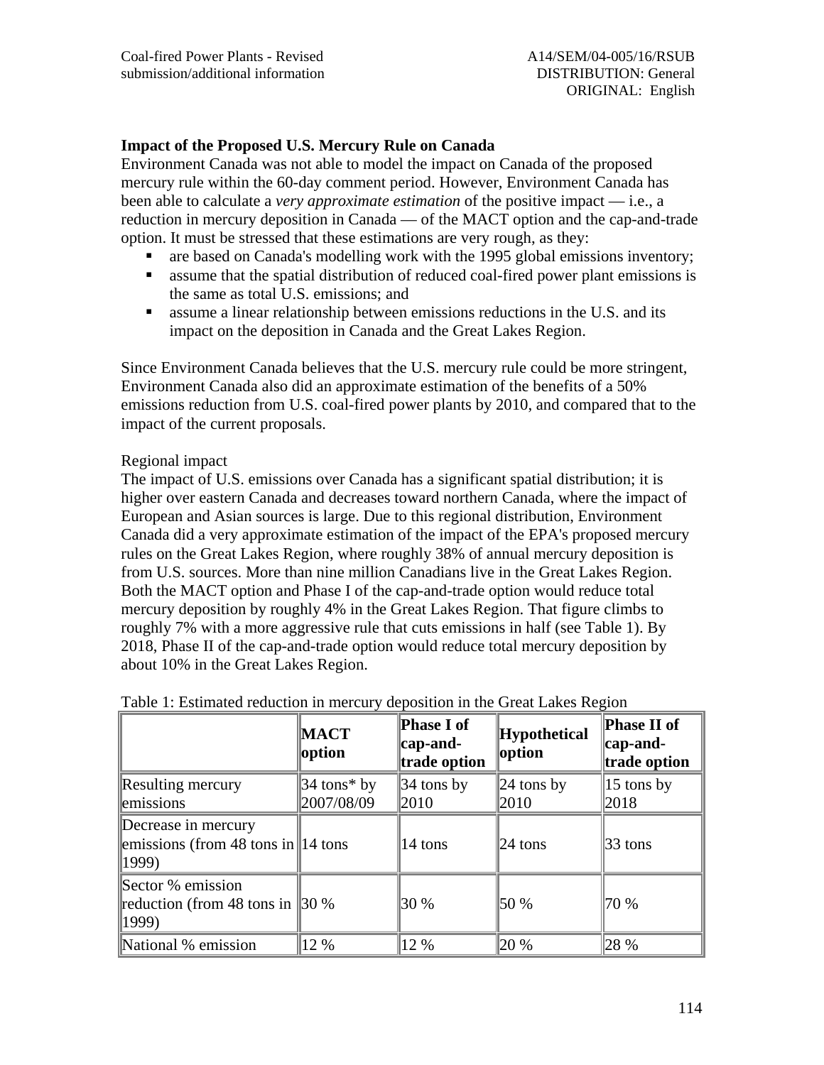### Impact of the Proposed U.S. Mercury Rule on Canada

Environment Canada was not able to model the impact on Canada of the proposed mercury rule within the 60-day comment period. However, Environment Canada has been able to calculate a *very approximate estimation* of the positive impact — i.e., a reduction in mercury deposition in Canada — of the MACT option and the cap-and-trade option. It must be stressed that these estimations are very rough, as they:

- are based on Canada's modelling work with the 1995 global emissions inventory;
- assume that the spatial distribution of reduced coal-fired power plant emissions is the same as total U.S. emissions; and
- assume a linear relationship between emissions reductions in the U.S. and its impact on the deposition in Canada and the Great Lakes Region.

Since Environment Canada believes that the U.S. mercury rule could be more stringent, Environment Canada also did an approximate estimation of the benefits of a 50% emissions reduction from U.S. coal-fired power plants by 2010, and compared that to the impact of the current proposals.

Regional impact

The impact of U.S. emissions over Canada has a significant spatial distribution; it is higher over eastern Canada and decreases toward northern Canada, where the impact of European and Asian sources is large. Due to this regional distribution, Environment Canada did a very approximate estimation of the impact of the EPA's proposed mercury rules on the Great Lakes Region, where roughly 38% of annual mercury deposition is from U.S. sources. More than nine million Canadians live in the Great Lakes Region. Both the MACT option and Phase I of the cap-and-trade option would reduce total mercury deposition by roughly 4% in the Great Lakes Region. That figure climbs to roughly 7% with a more aggressive rule that cuts emissions in half (see Table 1). By 2018, Phase II of the cap-and-trade option would reduce total mercury deposition by about 10% in the Great Lakes Region.

Table 1: Estimated reduction in mercury deposition in the Great Lakes Region

| | **MACT option** | **Phase I of cap-and-trade option** | **Hypothetical option** | **Phase II of cap-and-trade option** |
|---|---|---|---|---|
| Resulting mercury emissions | 34 tons* by 2007/08/09 | 34 tons by 2010 | 24 tons by 2010 | 15 tons by 2018 |
| Decrease in mercury emissions (from 48 tons in 1999) | 14 tons | 14 tons | 24 tons | 33 tons |
| Sector % emission reduction (from 48 tons in 1999) | 30 % | 30 % | 50 % | 70 % |
| National % emission | 12 % | 12 % | 20 % | 28 % |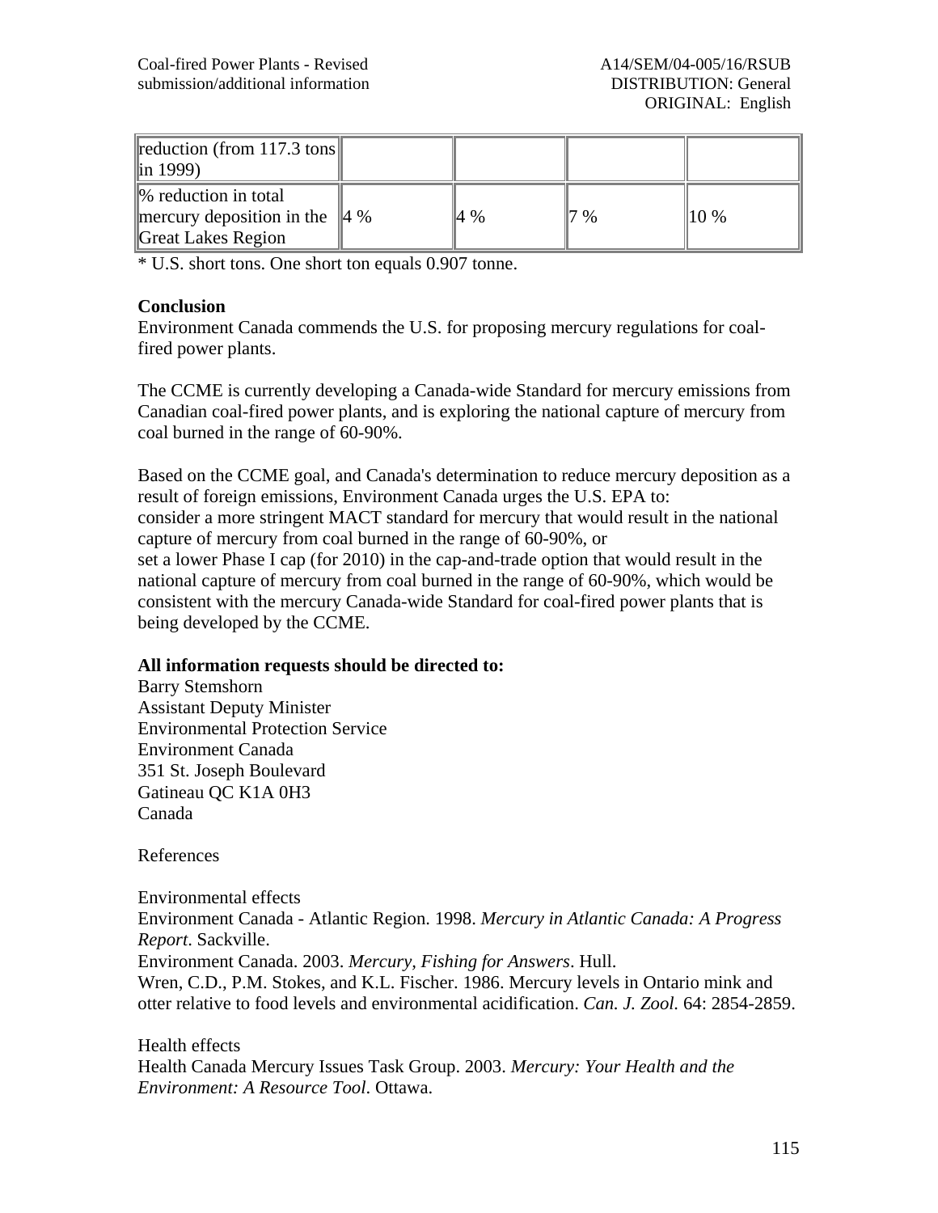| reduction (from 117.3 tons in 1999) | | | | |
|---|---|---|---|---|
| % reduction in total mercury deposition in the Great Lakes Region | 4 % | 4 % | 7 % | 10 % |

\* U.S. short tons. One short ton equals 0.907 tonne.

**Conclusion**

Environment Canada commends the U.S. for proposing mercury regulations for coal-fired power plants.

The CCME is currently developing a Canada-wide Standard for mercury emissions from Canadian coal-fired power plants, and is exploring the national capture of mercury from coal burned in the range of 60-90%.

Based on the CCME goal, and Canada's determination to reduce mercury deposition as a result of foreign emissions, Environment Canada urges the U.S. EPA to:
consider a more stringent MACT standard for mercury that would result in the national capture of mercury from coal burned in the range of 60-90%, or
set a lower Phase I cap (for 2010) in the cap-and-trade option that would result in the national capture of mercury from coal burned in the range of 60-90%, which would be consistent with the mercury Canada-wide Standard for coal-fired power plants that is being developed by the CCME.

**All information requests should be directed to:**

Barry Stemshorn
Assistant Deputy Minister
Environmental Protection Service
Environment Canada
351 St. Joseph Boulevard
Gatineau QC K1A 0H3
Canada

References

Environmental effects
Environment Canada - Atlantic Region. 1998. *Mercury in Atlantic Canada: A Progress Report*. Sackville.
Environment Canada. 2003. *Mercury, Fishing for Answers*. Hull.
Wren, C.D., P.M. Stokes, and K.L. Fischer. 1986. Mercury levels in Ontario mink and otter relative to food levels and environmental acidification. *Can. J. Zool.* 64: 2854-2859.

Health effects
Health Canada Mercury Issues Task Group. 2003. *Mercury: Your Health and the Environment: A Resource Tool*. Ottawa.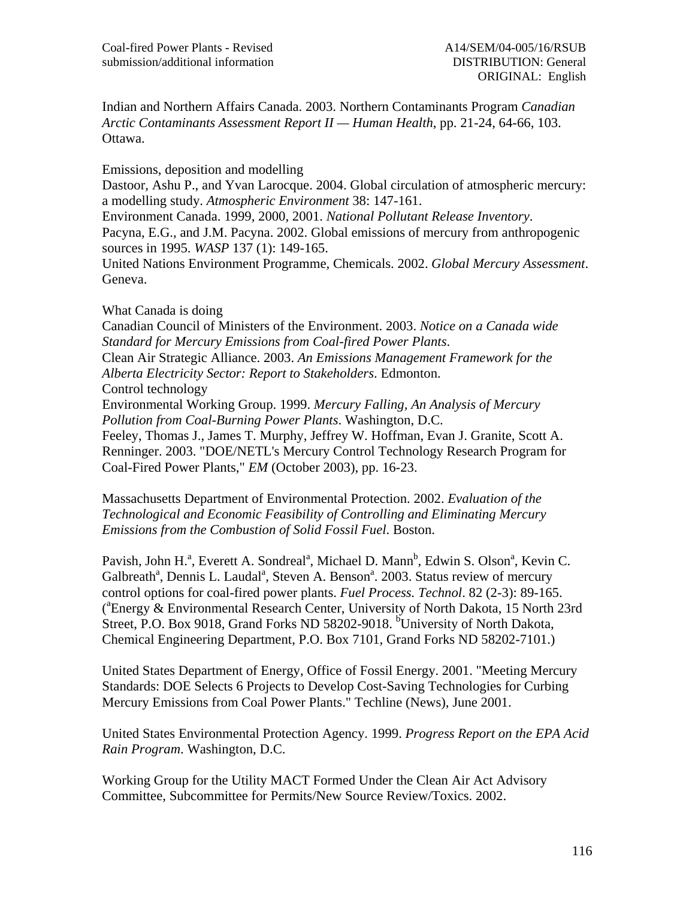Indian and Northern Affairs Canada. 2003. Northern Contaminants Program *Canadian Arctic Contaminants Assessment Report II — Human Health*, pp. 21-24, 64-66, 103. Ottawa.

Emissions, deposition and modelling

Dastoor, Ashu P., and Yvan Larocque. 2004. Global circulation of atmospheric mercury: a modelling study. *Atmospheric Environment* 38: 147-161.

Environment Canada. 1999, 2000, 2001. *National Pollutant Release Inventory*.

Pacyna, E.G., and J.M. Pacyna. 2002. Global emissions of mercury from anthropogenic sources in 1995. *WASP* 137 (1): 149-165.

United Nations Environment Programme, Chemicals. 2002. *Global Mercury Assessment*. Geneva.

What Canada is doing

Canadian Council of Ministers of the Environment. 2003. *Notice on a Canada wide Standard for Mercury Emissions from Coal-fired Power Plants*.

Clean Air Strategic Alliance. 2003. *An Emissions Management Framework for the Alberta Electricity Sector: Report to Stakeholders*. Edmonton.

Control technology

Environmental Working Group. 1999. *Mercury Falling, An Analysis of Mercury Pollution from Coal-Burning Power Plants*. Washington, D.C.

Feeley, Thomas J., James T. Murphy, Jeffrey W. Hoffman, Evan J. Granite, Scott A. Renninger. 2003. "DOE/NETL's Mercury Control Technology Research Program for Coal-Fired Power Plants," *EM* (October 2003), pp. 16-23.

Massachusetts Department of Environmental Protection. 2002. *Evaluation of the Technological and Economic Feasibility of Controlling and Eliminating Mercury Emissions from the Combustion of Solid Fossil Fuel*. Boston.

Pavish, John H.[a], Everett A. Sondreal[a], Michael D. Mann[b], Edwin S. Olson[a], Kevin C. Galbreath[a], Dennis L. Laudal[a], Steven A. Benson[a]. 2003. Status review of mercury control options for coal-fired power plants. *Fuel Process. Technol*. 82 (2-3): 89-165. ([a]Energy & Environmental Research Center, University of North Dakota, 15 North 23rd Street, P.O. Box 9018, Grand Forks ND 58202-9018. [b]University of North Dakota, Chemical Engineering Department, P.O. Box 7101, Grand Forks ND 58202-7101.)

United States Department of Energy, Office of Fossil Energy. 2001. "Meeting Mercury Standards: DOE Selects 6 Projects to Develop Cost-Saving Technologies for Curbing Mercury Emissions from Coal Power Plants." Techline (News), June 2001.

United States Environmental Protection Agency. 1999. *Progress Report on the EPA Acid Rain Program*. Washington, D.C.

Working Group for the Utility MACT Formed Under the Clean Air Act Advisory Committee, Subcommittee for Permits/New Source Review/Toxics. 2002.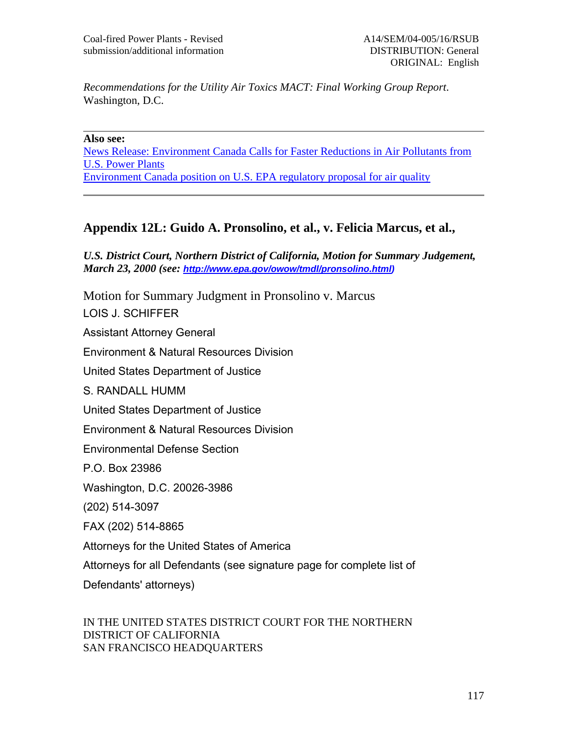*Recommendations for the Utility Air Toxics MACT: Final Working Group Report*. Washington, D.C.

---

**Also see:**

News Release: Environment Canada Calls for Faster Reductions in Air Pollutants from U.S. Power Plants
Environment Canada position on U.S. EPA regulatory proposal for air quality

---

## Appendix 12L: Guido A. Pronsolino, et al., v. Felicia Marcus, et al.,

***U.S. District Court, Northern District of California, Motion for Summary Judgement, March 23, 2000 (see: http://www.epa.gov/owow/tmdl/pronsolino.html)***

Motion for Summary Judgment in Pronsolino v. Marcus

LOIS J. SCHIFFER

Assistant Attorney General

Environment & Natural Resources Division

United States Department of Justice

S. RANDALL HUMM

United States Department of Justice

Environment & Natural Resources Division

Environmental Defense Section

P.O. Box 23986

Washington, D.C. 20026-3986

(202) 514-3097

FAX (202) 514-8865

Attorneys for the United States of America

Attorneys for all Defendants (see signature page for complete list of Defendants' attorneys)

IN THE UNITED STATES DISTRICT COURT FOR THE NORTHERN DISTRICT OF CALIFORNIA
SAN FRANCISCO HEADQUARTERS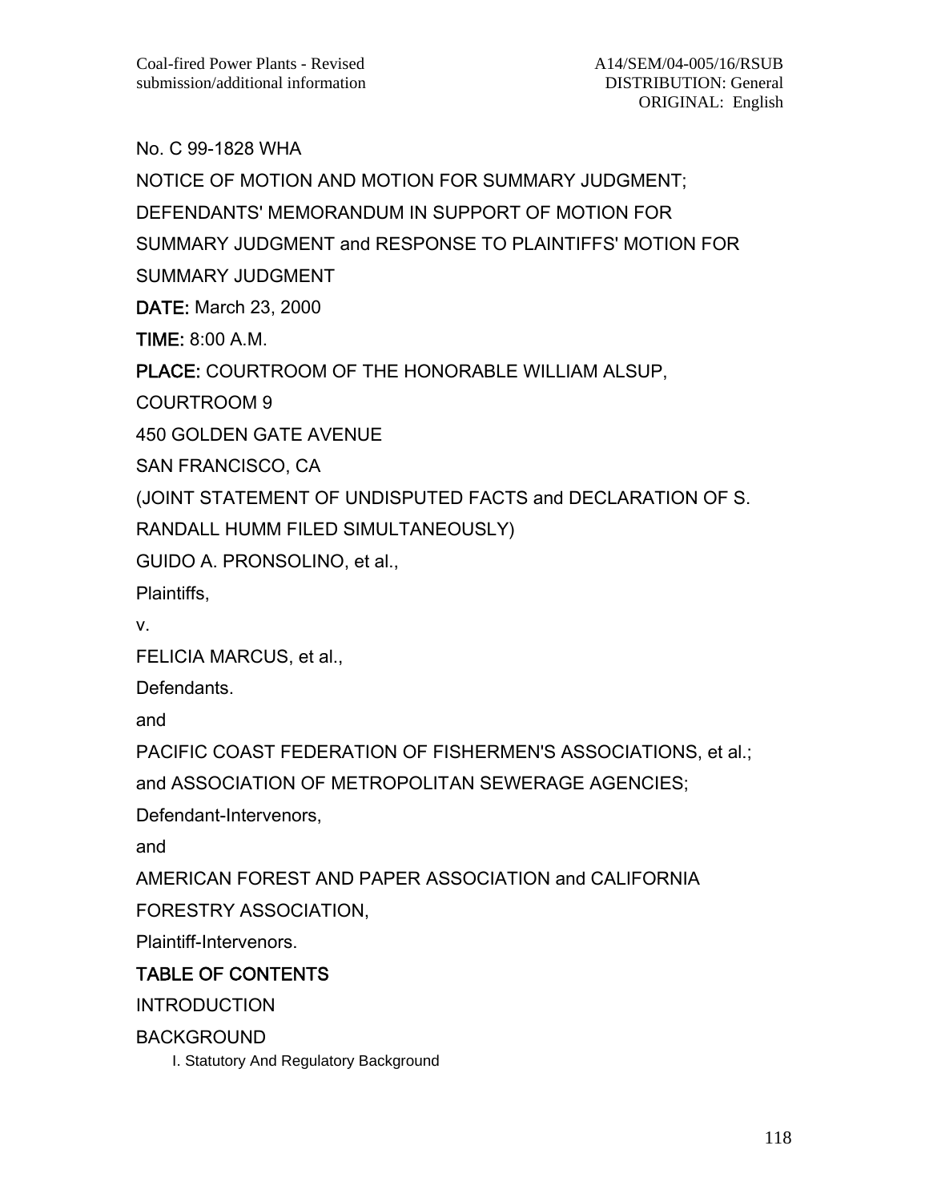No. C 99-1828 WHA

NOTICE OF MOTION AND MOTION FOR SUMMARY JUDGMENT;

DEFENDANTS' MEMORANDUM IN SUPPORT OF MOTION FOR

SUMMARY JUDGMENT and RESPONSE TO PLAINTIFFS' MOTION FOR

SUMMARY JUDGMENT

**DATE:** March 23, 2000

**TIME:** 8:00 A.M.

**PLACE:** COURTROOM OF THE HONORABLE WILLIAM ALSUP,

COURTROOM 9

450 GOLDEN GATE AVENUE

SAN FRANCISCO, CA

(JOINT STATEMENT OF UNDISPUTED FACTS and DECLARATION OF S. RANDALL HUMM FILED SIMULTANEOUSLY)

GUIDO A. PRONSOLINO, et al.,

Plaintiffs,

v.

FELICIA MARCUS, et al.,

Defendants.

and

PACIFIC COAST FEDERATION OF FISHERMEN'S ASSOCIATIONS, et al.;

and ASSOCIATION OF METROPOLITAN SEWERAGE AGENCIES;

Defendant-Intervenors,

and

AMERICAN FOREST AND PAPER ASSOCIATION and CALIFORNIA FORESTRY ASSOCIATION,

Plaintiff-Intervenors.

**TABLE OF CONTENTS**

INTRODUCTION

BACKGROUND

- I. Statutory And Regulatory Background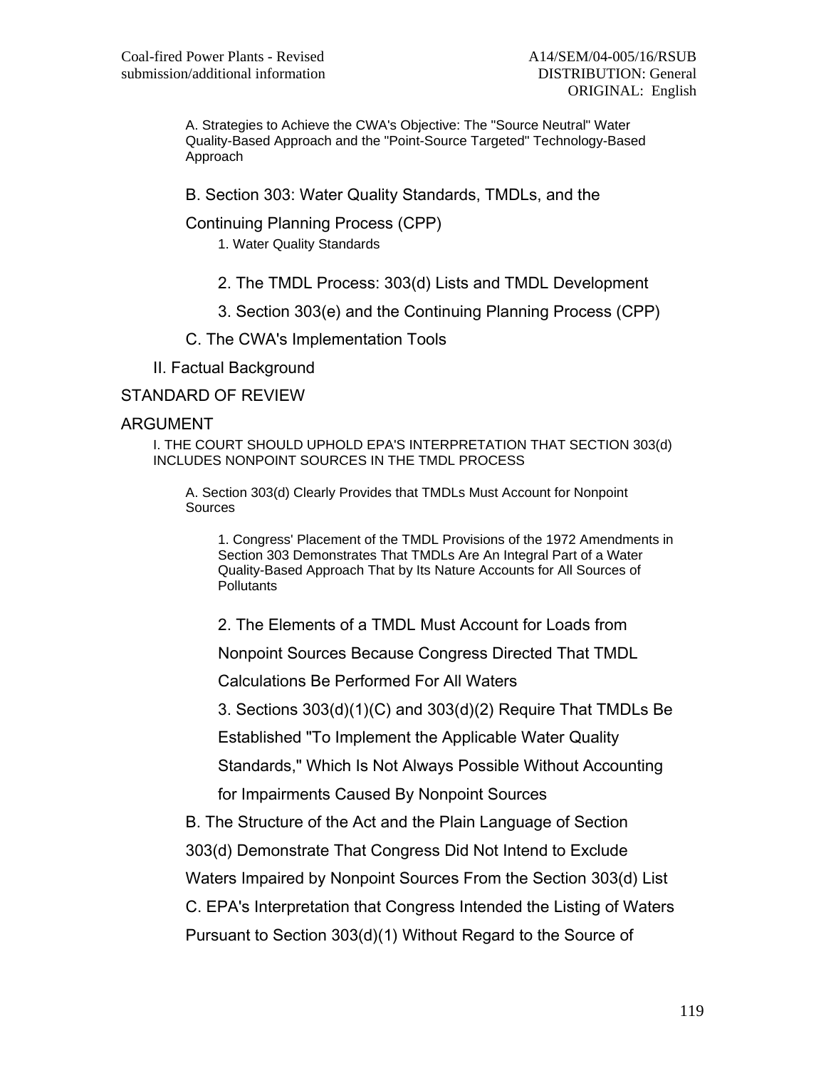A. Strategies to Achieve the CWA's Objective: The "Source Neutral" Water Quality-Based Approach and the "Point-Source Targeted" Technology-Based Approach

B. Section 303: Water Quality Standards, TMDLs, and the Continuing Planning Process (CPP)

1. Water Quality Standards

2. The TMDL Process: 303(d) Lists and TMDL Development

3. Section 303(e) and the Continuing Planning Process (CPP)

C. The CWA's Implementation Tools

II. Factual Background

STANDARD OF REVIEW

ARGUMENT

I. THE COURT SHOULD UPHOLD EPA'S INTERPRETATION THAT SECTION 303(d) INCLUDES NONPOINT SOURCES IN THE TMDL PROCESS

A. Section 303(d) Clearly Provides that TMDLs Must Account for Nonpoint Sources

1. Congress' Placement of the TMDL Provisions of the 1972 Amendments in Section 303 Demonstrates That TMDLs Are An Integral Part of a Water Quality-Based Approach That by Its Nature Accounts for All Sources of Pollutants

2. The Elements of a TMDL Must Account for Loads from Nonpoint Sources Because Congress Directed That TMDL Calculations Be Performed For All Waters

3. Sections 303(d)(1)(C) and 303(d)(2) Require That TMDLs Be Established "To Implement the Applicable Water Quality Standards," Which Is Not Always Possible Without Accounting for Impairments Caused By Nonpoint Sources

B. The Structure of the Act and the Plain Language of Section 303(d) Demonstrate That Congress Did Not Intend to Exclude Waters Impaired by Nonpoint Sources From the Section 303(d) List

C. EPA's Interpretation that Congress Intended the Listing of Waters Pursuant to Section 303(d)(1) Without Regard to the Source of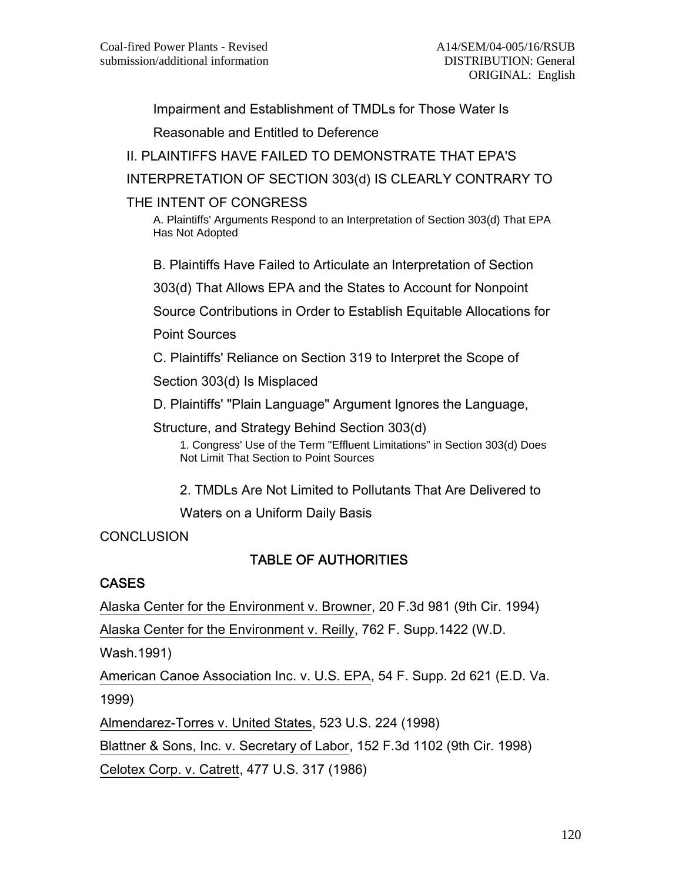Impairment and Establishment of TMDLs for Those Water Is Reasonable and Entitled to Deference

II. PLAINTIFFS HAVE FAILED TO DEMONSTRATE THAT EPA'S INTERPRETATION OF SECTION 303(d) IS CLEARLY CONTRARY TO THE INTENT OF CONGRESS

A. Plaintiffs' Arguments Respond to an Interpretation of Section 303(d) That EPA Has Not Adopted

B. Plaintiffs Have Failed to Articulate an Interpretation of Section 303(d) That Allows EPA and the States to Account for Nonpoint Source Contributions in Order to Establish Equitable Allocations for Point Sources

C. Plaintiffs' Reliance on Section 319 to Interpret the Scope of Section 303(d) Is Misplaced

D. Plaintiffs' "Plain Language" Argument Ignores the Language, Structure, and Strategy Behind Section 303(d)

1. Congress' Use of the Term "Effluent Limitations" in Section 303(d) Does Not Limit That Section to Point Sources

2. TMDLs Are Not Limited to Pollutants That Are Delivered to Waters on a Uniform Daily Basis

CONCLUSION

## TABLE OF AUTHORITIES

### CASES

Alaska Center for the Environment v. Browner, 20 F.3d 981 (9th Cir. 1994)

Alaska Center for the Environment v. Reilly, 762 F. Supp.1422 (W.D. Wash.1991)

American Canoe Association Inc. v. U.S. EPA, 54 F. Supp. 2d 621 (E.D. Va. 1999)

Almendarez-Torres v. United States, 523 U.S. 224 (1998)

Blattner & Sons, Inc. v. Secretary of Labor, 152 F.3d 1102 (9th Cir. 1998)

Celotex Corp. v. Catrett, 477 U.S. 317 (1986)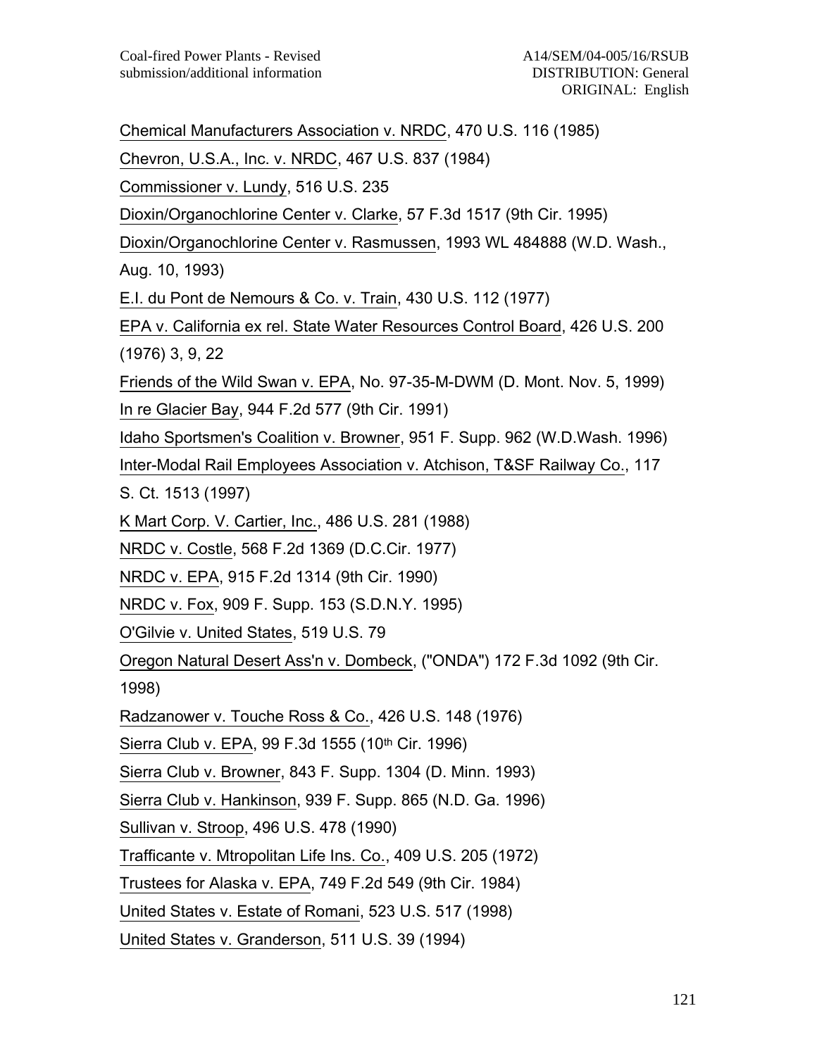Chemical Manufacturers Association v. NRDC, 470 U.S. 116 (1985)

Chevron, U.S.A., Inc. v. NRDC, 467 U.S. 837 (1984)

Commissioner v. Lundy, 516 U.S. 235

Dioxin/Organochlorine Center v. Clarke, 57 F.3d 1517 (9th Cir. 1995)

Dioxin/Organochlorine Center v. Rasmussen, 1993 WL 484888 (W.D. Wash., Aug. 10, 1993)

E.I. du Pont de Nemours & Co. v. Train, 430 U.S. 112 (1977)

EPA v. California ex rel. State Water Resources Control Board, 426 U.S. 200 (1976) 3, 9, 22

Friends of the Wild Swan v. EPA, No. 97-35-M-DWM (D. Mont. Nov. 5, 1999)

In re Glacier Bay, 944 F.2d 577 (9th Cir. 1991)

Idaho Sportsmen's Coalition v. Browner, 951 F. Supp. 962 (W.D.Wash. 1996)

Inter-Modal Rail Employees Association v. Atchison, T&SF Railway Co., 117 S. Ct. 1513 (1997)

K Mart Corp. V. Cartier, Inc., 486 U.S. 281 (1988)

NRDC v. Costle, 568 F.2d 1369 (D.C.Cir. 1977)

NRDC v. EPA, 915 F.2d 1314 (9th Cir. 1990)

NRDC v. Fox, 909 F. Supp. 153 (S.D.N.Y. 1995)

O'Gilvie v. United States, 519 U.S. 79

Oregon Natural Desert Ass'n v. Dombeck, ("ONDA") 172 F.3d 1092 (9th Cir. 1998)

Radzanower v. Touche Ross & Co., 426 U.S. 148 (1976)

Sierra Club v. EPA, 99 F.3d 1555 (10th Cir. 1996)

Sierra Club v. Browner, 843 F. Supp. 1304 (D. Minn. 1993)

Sierra Club v. Hankinson, 939 F. Supp. 865 (N.D. Ga. 1996)

Sullivan v. Stroop, 496 U.S. 478 (1990)

Trafficante v. Mtropolitan Life Ins. Co., 409 U.S. 205 (1972)

Trustees for Alaska v. EPA, 749 F.2d 549 (9th Cir. 1984)

United States v. Estate of Romani, 523 U.S. 517 (1998)

United States v. Granderson, 511 U.S. 39 (1994)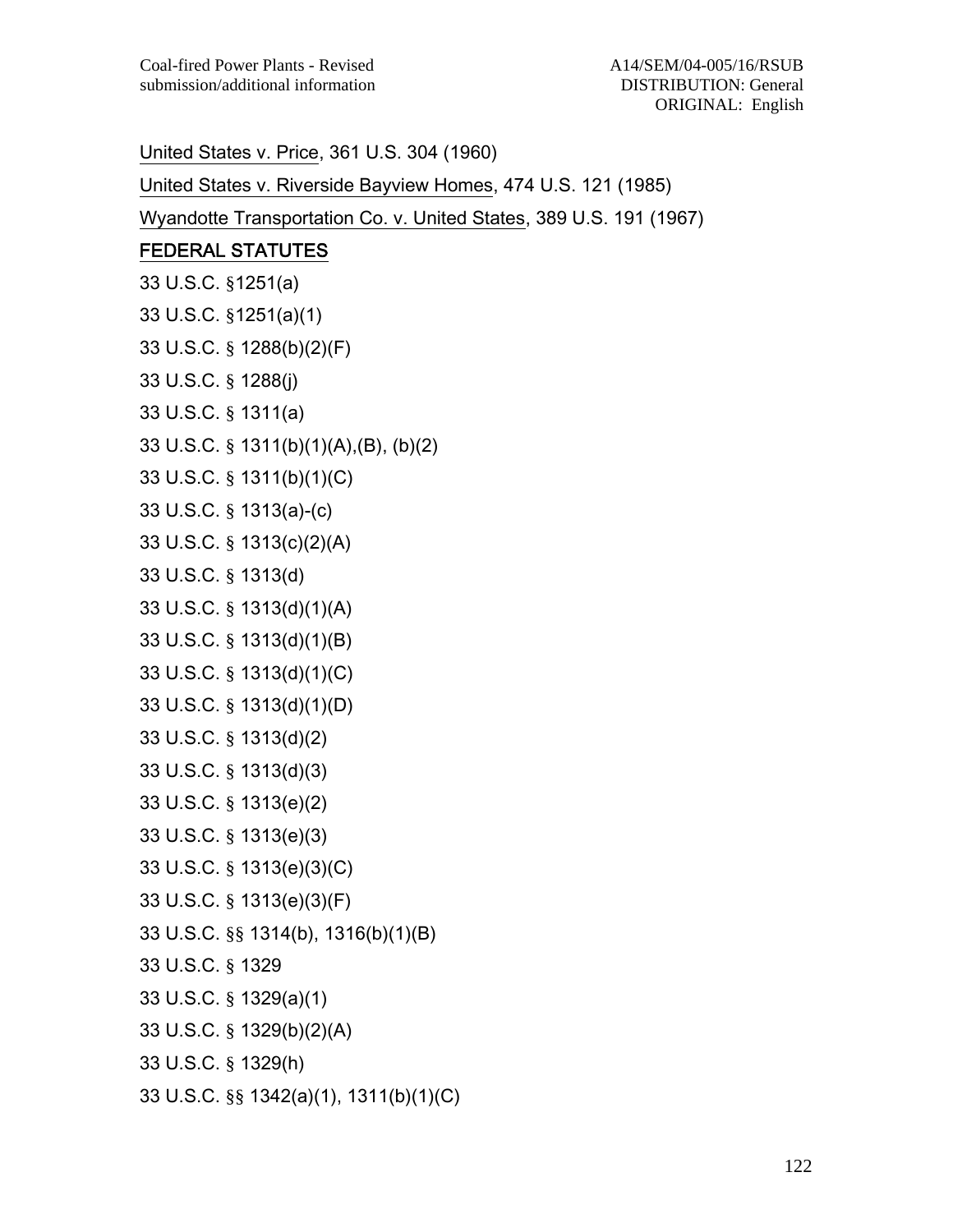United States v. Price, 361 U.S. 304 (1960)

United States v. Riverside Bayview Homes, 474 U.S. 121 (1985)

Wyandotte Transportation Co. v. United States, 389 U.S. 191 (1967)

## FEDERAL STATUTES

33 U.S.C. §1251(a)

33 U.S.C. §1251(a)(1)

33 U.S.C. § 1288(b)(2)(F)

33 U.S.C. § 1288(j)

33 U.S.C. § 1311(a)

33 U.S.C. § 1311(b)(1)(A),(B), (b)(2)

33 U.S.C. § 1311(b)(1)(C)

33 U.S.C. § 1313(a)-(c)

33 U.S.C. § 1313(c)(2)(A)

33 U.S.C. § 1313(d)

33 U.S.C. § 1313(d)(1)(A)

33 U.S.C. § 1313(d)(1)(B)

33 U.S.C. § 1313(d)(1)(C)

33 U.S.C. § 1313(d)(1)(D)

33 U.S.C. § 1313(d)(2)

33 U.S.C. § 1313(d)(3)

33 U.S.C. § 1313(e)(2)

33 U.S.C. § 1313(e)(3)

33 U.S.C. § 1313(e)(3)(C)

33 U.S.C. § 1313(e)(3)(F)

33 U.S.C. §§ 1314(b), 1316(b)(1)(B)

33 U.S.C. § 1329

33 U.S.C. § 1329(a)(1)

33 U.S.C. § 1329(b)(2)(A)

33 U.S.C. § 1329(h)

33 U.S.C. §§ 1342(a)(1), 1311(b)(1)(C)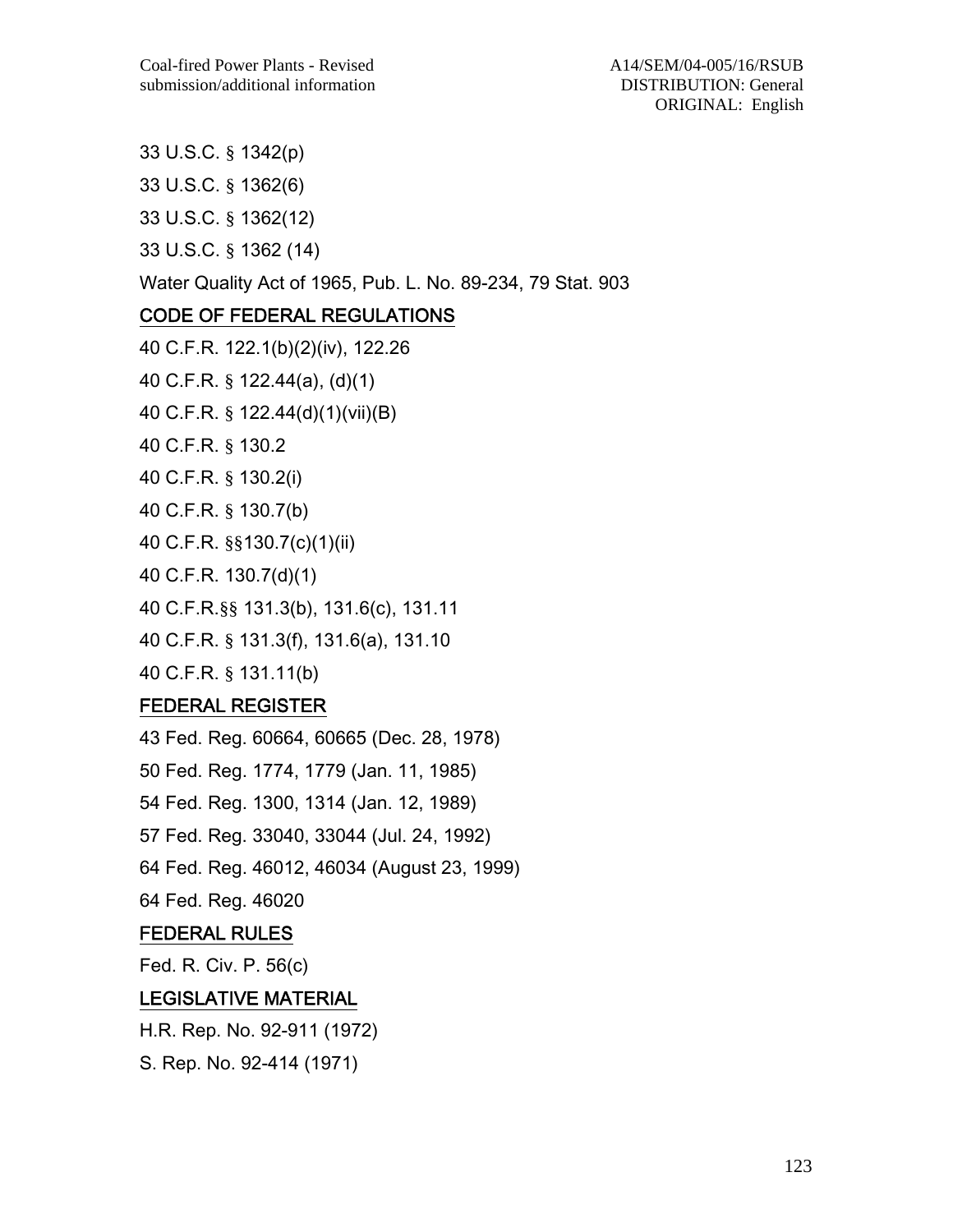33 U.S.C. § 1342(p)

33 U.S.C. § 1362(6)

33 U.S.C. § 1362(12)

33 U.S.C. § 1362 (14)

Water Quality Act of 1965, Pub. L. No. 89-234, 79 Stat. 903

## CODE OF FEDERAL REGULATIONS

40 C.F.R. 122.1(b)(2)(iv), 122.26

40 C.F.R. § 122.44(a), (d)(1)

40 C.F.R. § 122.44(d)(1)(vii)(B)

40 C.F.R. § 130.2

40 C.F.R. § 130.2(i)

40 C.F.R. § 130.7(b)

40 C.F.R. §§130.7(c)(1)(ii)

40 C.F.R. 130.7(d)(1)

40 C.F.R.§§ 131.3(b), 131.6(c), 131.11

40 C.F.R. § 131.3(f), 131.6(a), 131.10

40 C.F.R. § 131.11(b)

## FEDERAL REGISTER

43 Fed. Reg. 60664, 60665 (Dec. 28, 1978)

50 Fed. Reg. 1774, 1779 (Jan. 11, 1985)

54 Fed. Reg. 1300, 1314 (Jan. 12, 1989)

57 Fed. Reg. 33040, 33044 (Jul. 24, 1992)

64 Fed. Reg. 46012, 46034 (August 23, 1999)

64 Fed. Reg. 46020

## FEDERAL RULES

Fed. R. Civ. P. 56(c)

## LEGISLATIVE MATERIAL

H.R. Rep. No. 92-911 (1972)

S. Rep. No. 92-414 (1971)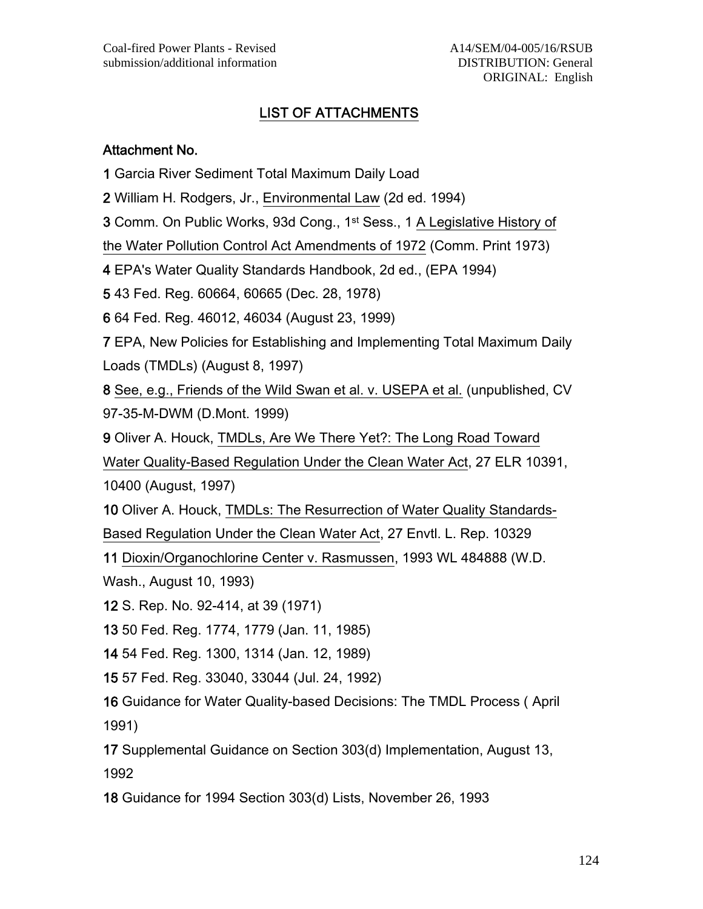## LIST OF ATTACHMENTS

**Attachment No.**

**1** Garcia River Sediment Total Maximum Daily Load

**2** William H. Rodgers, Jr., Environmental Law (2d ed. 1994)

**3** Comm. On Public Works, 93d Cong., 1st Sess., 1 A Legislative History of the Water Pollution Control Act Amendments of 1972 (Comm. Print 1973)

**4** EPA's Water Quality Standards Handbook, 2d ed., (EPA 1994)

**5** 43 Fed. Reg. 60664, 60665 (Dec. 28, 1978)

**6** 64 Fed. Reg. 46012, 46034 (August 23, 1999)

**7** EPA, New Policies for Establishing and Implementing Total Maximum Daily Loads (TMDLs) (August 8, 1997)

**8** See, e.g., Friends of the Wild Swan et al. v. USEPA et al. (unpublished, CV 97-35-M-DWM (D.Mont. 1999)

**9** Oliver A. Houck, TMDLs, Are We There Yet?: The Long Road Toward Water Quality-Based Regulation Under the Clean Water Act, 27 ELR 10391, 10400 (August, 1997)

**10** Oliver A. Houck, TMDLs: The Resurrection of Water Quality Standards-Based Regulation Under the Clean Water Act, 27 Envtl. L. Rep. 10329

**11** Dioxin/Organochlorine Center v. Rasmussen, 1993 WL 484888 (W.D. Wash., August 10, 1993)

**12** S. Rep. No. 92-414, at 39 (1971)

**13** 50 Fed. Reg. 1774, 1779 (Jan. 11, 1985)

**14** 54 Fed. Reg. 1300, 1314 (Jan. 12, 1989)

**15** 57 Fed. Reg. 33040, 33044 (Jul. 24, 1992)

**16** Guidance for Water Quality-based Decisions: The TMDL Process ( April 1991)

**17** Supplemental Guidance on Section 303(d) Implementation, August 13, 1992

**18** Guidance for 1994 Section 303(d) Lists, November 26, 1993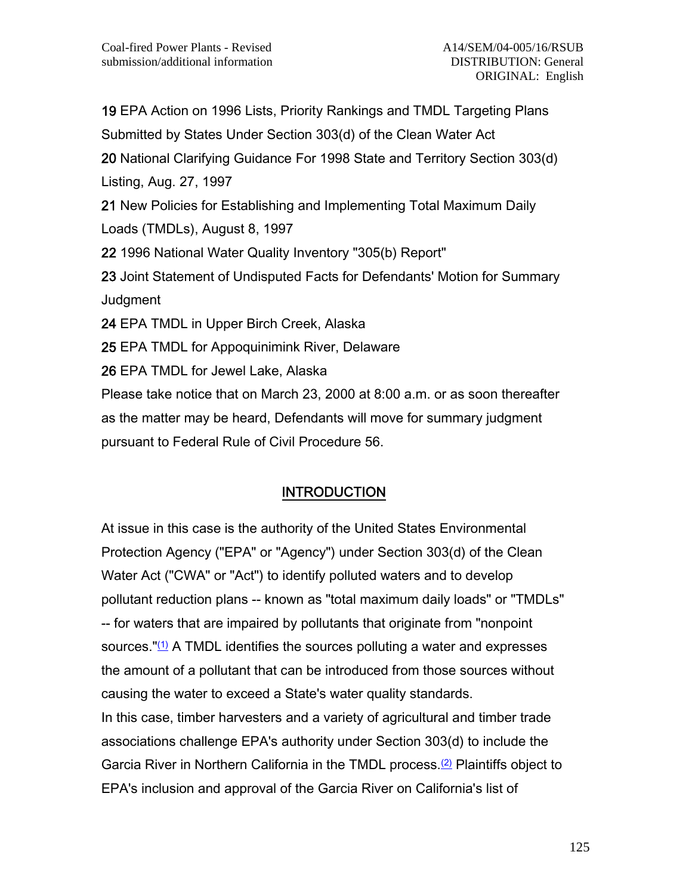19 EPA Action on 1996 Lists, Priority Rankings and TMDL Targeting Plans Submitted by States Under Section 303(d) of the Clean Water Act

20 National Clarifying Guidance For 1998 State and Territory Section 303(d) Listing, Aug. 27, 1997

21 New Policies for Establishing and Implementing Total Maximum Daily Loads (TMDLs), August 8, 1997

22 1996 National Water Quality Inventory "305(b) Report"

23 Joint Statement of Undisputed Facts for Defendants' Motion for Summary Judgment

24 EPA TMDL in Upper Birch Creek, Alaska

25 EPA TMDL for Appoquinimink River, Delaware

26 EPA TMDL for Jewel Lake, Alaska

Please take notice that on March 23, 2000 at 8:00 a.m. or as soon thereafter as the matter may be heard, Defendants will move for summary judgment pursuant to Federal Rule of Civil Procedure 56.

## INTRODUCTION

At issue in this case is the authority of the United States Environmental Protection Agency ("EPA" or "Agency") under Section 303(d) of the Clean Water Act ("CWA" or "Act") to identify polluted waters and to develop pollutant reduction plans -- known as "total maximum daily loads" or "TMDLs" -- for waters that are impaired by pollutants that originate from "nonpoint sources."(1) A TMDL identifies the sources polluting a water and expresses the amount of a pollutant that can be introduced from those sources without causing the water to exceed a State's water quality standards.

In this case, timber harvesters and a variety of agricultural and timber trade associations challenge EPA's authority under Section 303(d) to include the Garcia River in Northern California in the TMDL process.(2) Plaintiffs object to EPA's inclusion and approval of the Garcia River on California's list of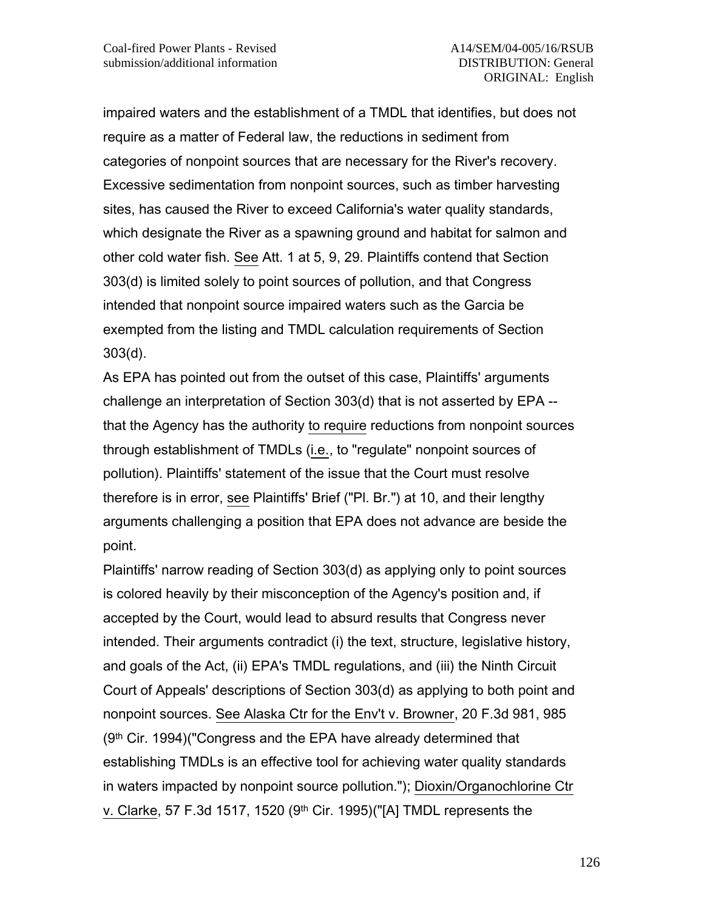impaired waters and the establishment of a TMDL that identifies, but does not require as a matter of Federal law, the reductions in sediment from categories of nonpoint sources that are necessary for the River's recovery. Excessive sedimentation from nonpoint sources, such as timber harvesting sites, has caused the River to exceed California's water quality standards, which designate the River as a spawning ground and habitat for salmon and other cold water fish. See Att. 1 at 5, 9, 29. Plaintiffs contend that Section 303(d) is limited solely to point sources of pollution, and that Congress intended that nonpoint source impaired waters such as the Garcia be exempted from the listing and TMDL calculation requirements of Section 303(d).

As EPA has pointed out from the outset of this case, Plaintiffs' arguments challenge an interpretation of Section 303(d) that is not asserted by EPA -- that the Agency has the authority to require reductions from nonpoint sources through establishment of TMDLs (i.e., to "regulate" nonpoint sources of pollution). Plaintiffs' statement of the issue that the Court must resolve therefore is in error, see Plaintiffs' Brief ("Pl. Br.") at 10, and their lengthy arguments challenging a position that EPA does not advance are beside the point.

Plaintiffs' narrow reading of Section 303(d) as applying only to point sources is colored heavily by their misconception of the Agency's position and, if accepted by the Court, would lead to absurd results that Congress never intended. Their arguments contradict (i) the text, structure, legislative history, and goals of the Act, (ii) EPA's TMDL regulations, and (iii) the Ninth Circuit Court of Appeals' descriptions of Section 303(d) as applying to both point and nonpoint sources. See Alaska Ctr for the Env't v. Browner, 20 F.3d 981, 985 (9th Cir. 1994)("Congress and the EPA have already determined that establishing TMDLs is an effective tool for achieving water quality standards in waters impacted by nonpoint source pollution."); Dioxin/Organochlorine Ctr v. Clarke, 57 F.3d 1517, 1520 (9th Cir. 1995)("[A] TMDL represents the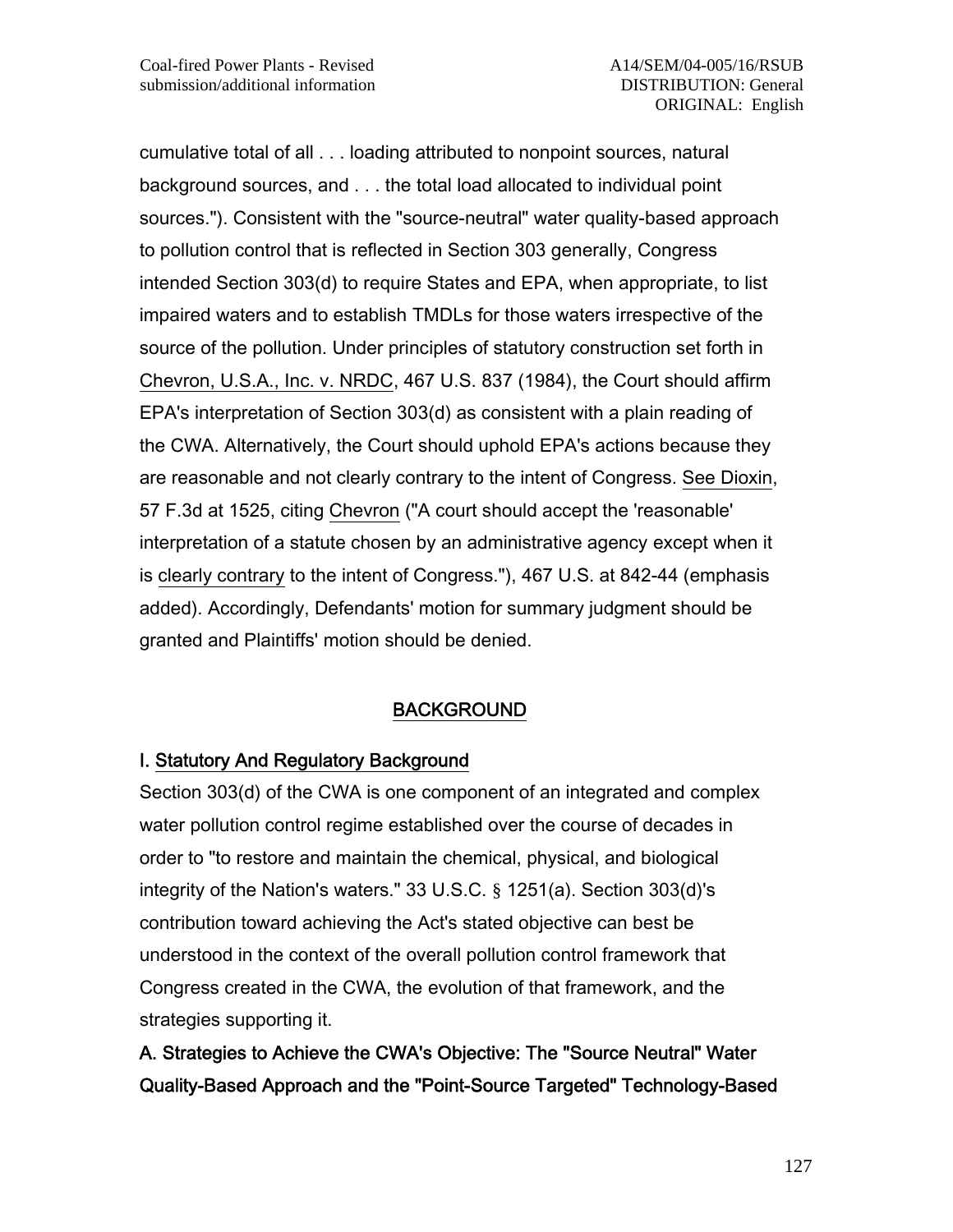cumulative total of all . . . loading attributed to nonpoint sources, natural background sources, and . . . the total load allocated to individual point sources."). Consistent with the "source-neutral" water quality-based approach to pollution control that is reflected in Section 303 generally, Congress intended Section 303(d) to require States and EPA, when appropriate, to list impaired waters and to establish TMDLs for those waters irrespective of the source of the pollution. Under principles of statutory construction set forth in Chevron, U.S.A., Inc. v. NRDC, 467 U.S. 837 (1984), the Court should affirm EPA's interpretation of Section 303(d) as consistent with a plain reading of the CWA. Alternatively, the Court should uphold EPA's actions because they are reasonable and not clearly contrary to the intent of Congress. See Dioxin, 57 F.3d at 1525, citing Chevron ("A court should accept the 'reasonable' interpretation of a statute chosen by an administrative agency except when it is clearly contrary to the intent of Congress."), 467 U.S. at 842-44 (emphasis added). Accordingly, Defendants' motion for summary judgment should be granted and Plaintiffs' motion should be denied.

## BACKGROUND

### I. Statutory And Regulatory Background

Section 303(d) of the CWA is one component of an integrated and complex water pollution control regime established over the course of decades in order to "to restore and maintain the chemical, physical, and biological integrity of the Nation's waters." 33 U.S.C. § 1251(a). Section 303(d)'s contribution toward achieving the Act's stated objective can best be understood in the context of the overall pollution control framework that Congress created in the CWA, the evolution of that framework, and the strategies supporting it.

#### A. Strategies to Achieve the CWA's Objective: The "Source Neutral" Water Quality-Based Approach and the "Point-Source Targeted" Technology-Based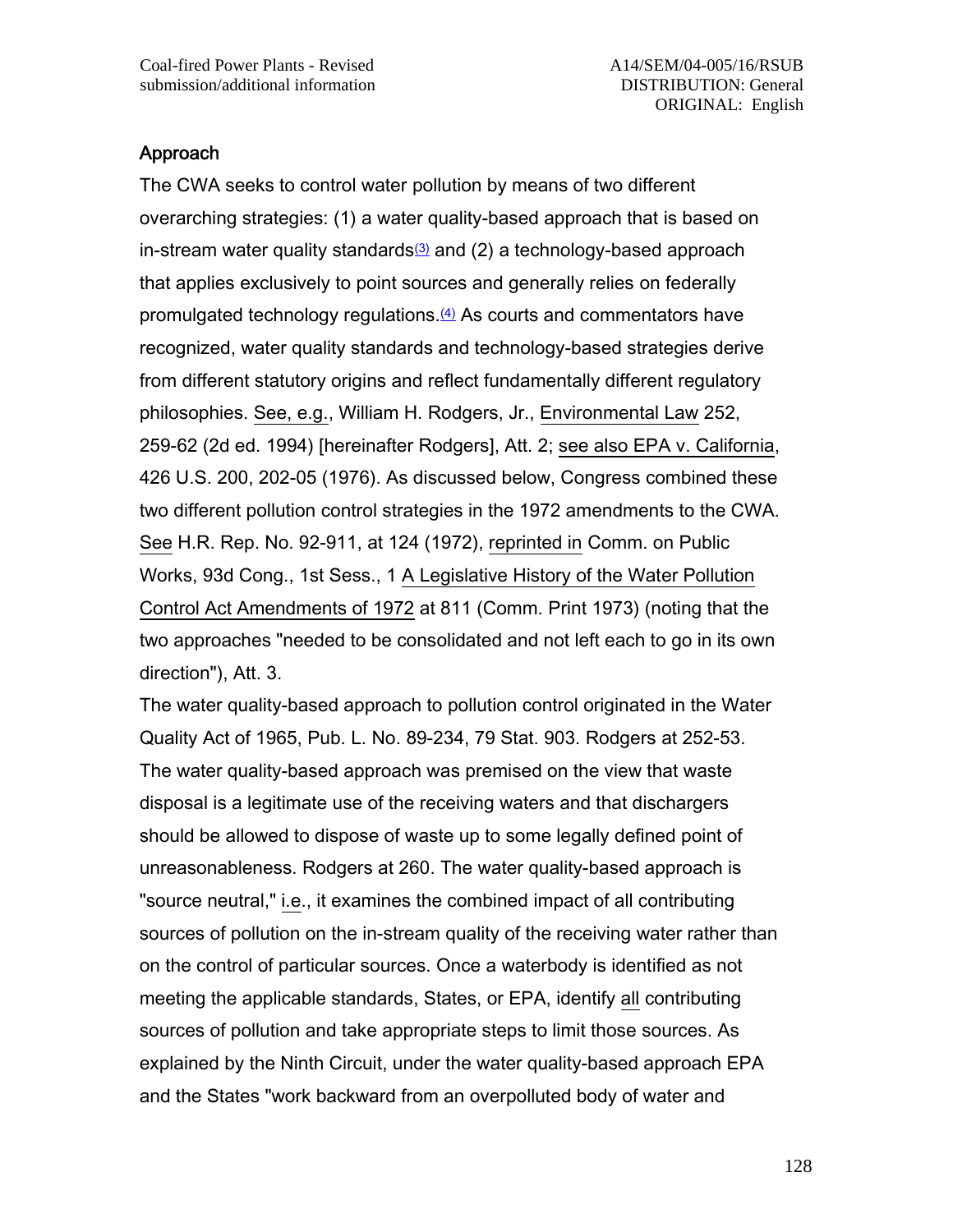## Approach

The CWA seeks to control water pollution by means of two different overarching strategies: (1) a water quality-based approach that is based on in-stream water quality standards[(3)] and (2) a technology-based approach that applies exclusively to point sources and generally relies on federally promulgated technology regulations.[(4)] As courts and commentators have recognized, water quality standards and technology-based strategies derive from different statutory origins and reflect fundamentally different regulatory philosophies. See, e.g., William H. Rodgers, Jr., Environmental Law 252, 259-62 (2d ed. 1994) [hereinafter Rodgers], Att. 2; see also EPA v. California, 426 U.S. 200, 202-05 (1976). As discussed below, Congress combined these two different pollution control strategies in the 1972 amendments to the CWA. See H.R. Rep. No. 92-911, at 124 (1972), reprinted in Comm. on Public Works, 93d Cong., 1st Sess., 1 A Legislative History of the Water Pollution Control Act Amendments of 1972 at 811 (Comm. Print 1973) (noting that the two approaches "needed to be consolidated and not left each to go in its own direction"), Att. 3.

The water quality-based approach to pollution control originated in the Water Quality Act of 1965, Pub. L. No. 89-234, 79 Stat. 903. Rodgers at 252-53. The water quality-based approach was premised on the view that waste disposal is a legitimate use of the receiving waters and that dischargers should be allowed to dispose of waste up to some legally defined point of unreasonableness. Rodgers at 260. The water quality-based approach is "source neutral," i.e., it examines the combined impact of all contributing sources of pollution on the in-stream quality of the receiving water rather than on the control of particular sources. Once a waterbody is identified as not meeting the applicable standards, States, or EPA, identify all contributing sources of pollution and take appropriate steps to limit those sources. As explained by the Ninth Circuit, under the water quality-based approach EPA and the States "work backward from an overpolluted body of water and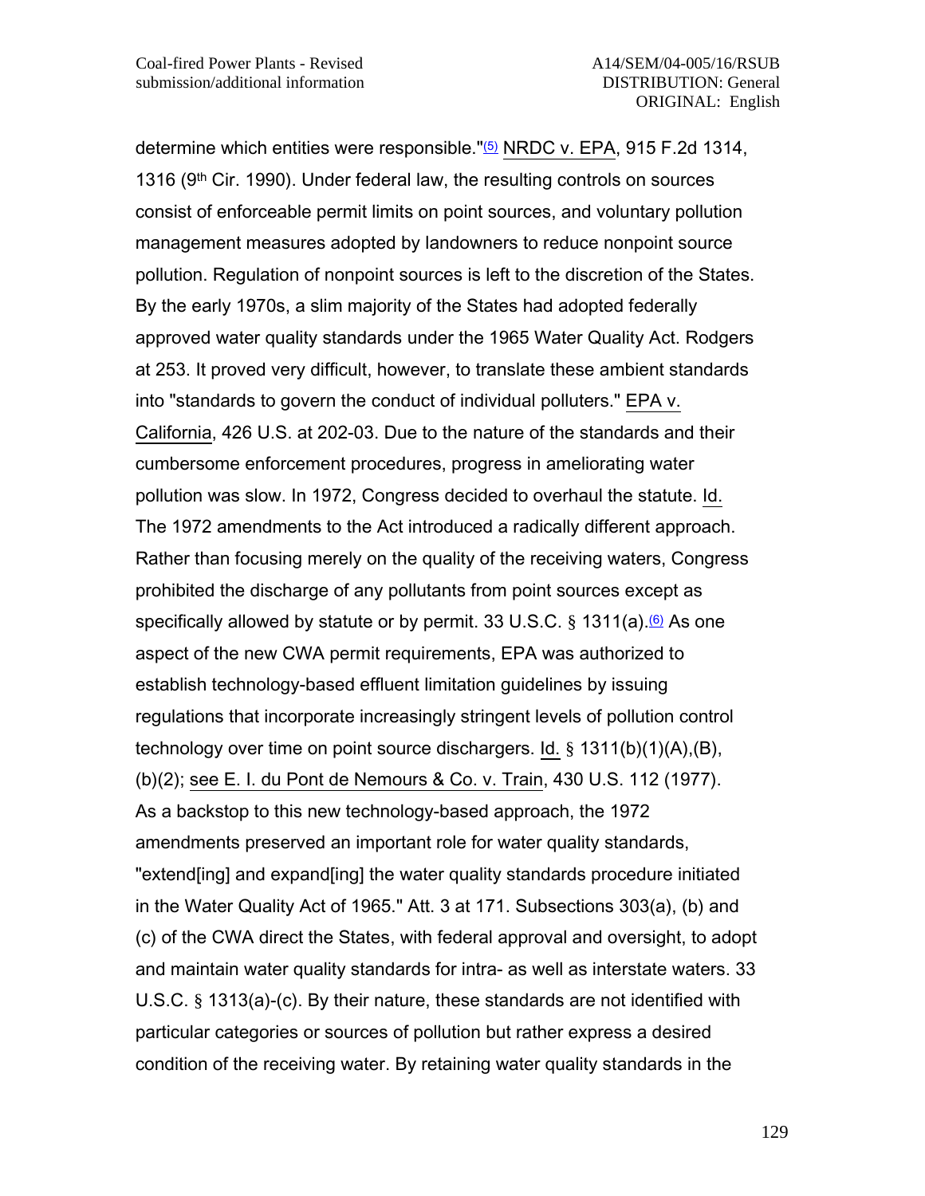determine which entities were responsible."[(5)] NRDC v. EPA, 915 F.2d 1314, 1316 (9th Cir. 1990). Under federal law, the resulting controls on sources consist of enforceable permit limits on point sources, and voluntary pollution management measures adopted by landowners to reduce nonpoint source pollution. Regulation of nonpoint sources is left to the discretion of the States. By the early 1970s, a slim majority of the States had adopted federally approved water quality standards under the 1965 Water Quality Act. Rodgers at 253. It proved very difficult, however, to translate these ambient standards into "standards to govern the conduct of individual polluters." EPA v. California, 426 U.S. at 202-03. Due to the nature of the standards and their cumbersome enforcement procedures, progress in ameliorating water pollution was slow. In 1972, Congress decided to overhaul the statute. Id. The 1972 amendments to the Act introduced a radically different approach. Rather than focusing merely on the quality of the receiving waters, Congress prohibited the discharge of any pollutants from point sources except as specifically allowed by statute or by permit. 33 U.S.C. § 1311(a).[(6)] As one aspect of the new CWA permit requirements, EPA was authorized to establish technology-based effluent limitation guidelines by issuing regulations that incorporate increasingly stringent levels of pollution control technology over time on point source dischargers. Id. § 1311(b)(1)(A),(B), (b)(2); see E. I. du Pont de Nemours & Co. v. Train, 430 U.S. 112 (1977). As a backstop to this new technology-based approach, the 1972 amendments preserved an important role for water quality standards, "extend[ing] and expand[ing] the water quality standards procedure initiated in the Water Quality Act of 1965." Att. 3 at 171. Subsections 303(a), (b) and (c) of the CWA direct the States, with federal approval and oversight, to adopt and maintain water quality standards for intra- as well as interstate waters. 33 U.S.C. § 1313(a)-(c). By their nature, these standards are not identified with particular categories or sources of pollution but rather express a desired condition of the receiving water. By retaining water quality standards in the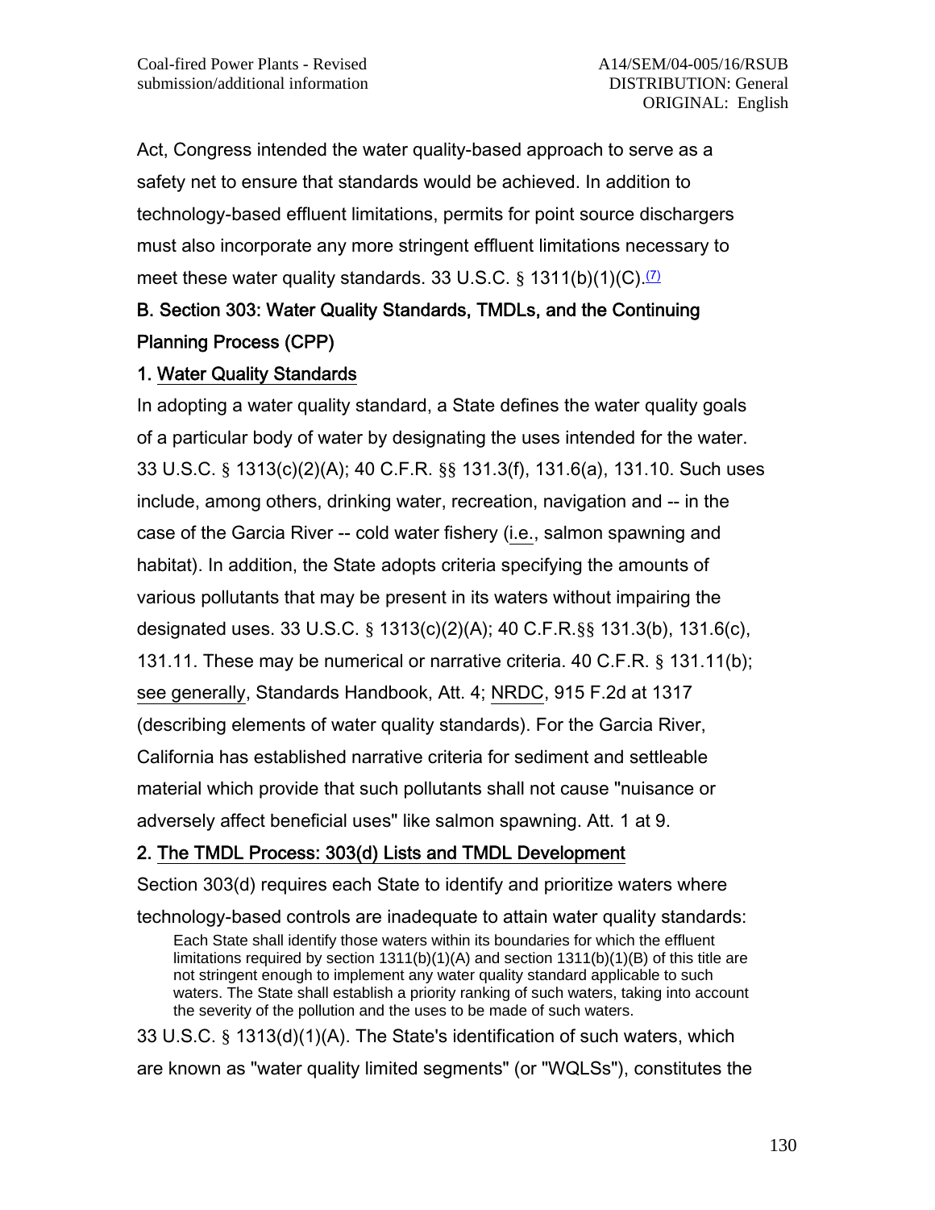Act, Congress intended the water quality-based approach to serve as a safety net to ensure that standards would be achieved. In addition to technology-based effluent limitations, permits for point source dischargers must also incorporate any more stringent effluent limitations necessary to meet these water quality standards. 33 U.S.C. § 1311(b)(1)(C).[(7)]

## B. Section 303: Water Quality Standards, TMDLs, and the Continuing Planning Process (CPP)

### 1. Water Quality Standards

In adopting a water quality standard, a State defines the water quality goals of a particular body of water by designating the uses intended for the water. 33 U.S.C. § 1313(c)(2)(A); 40 C.F.R. §§ 131.3(f), 131.6(a), 131.10. Such uses include, among others, drinking water, recreation, navigation and -- in the case of the Garcia River -- cold water fishery (i.e., salmon spawning and habitat). In addition, the State adopts criteria specifying the amounts of various pollutants that may be present in its waters without impairing the designated uses. 33 U.S.C. § 1313(c)(2)(A); 40 C.F.R.§§ 131.3(b), 131.6(c), 131.11. These may be numerical or narrative criteria. 40 C.F.R. § 131.11(b); see generally, Standards Handbook, Att. 4; NRDC, 915 F.2d at 1317 (describing elements of water quality standards). For the Garcia River, California has established narrative criteria for sediment and settleable material which provide that such pollutants shall not cause "nuisance or adversely affect beneficial uses" like salmon spawning. Att. 1 at 9.

### 2. The TMDL Process: 303(d) Lists and TMDL Development

Section 303(d) requires each State to identify and prioritize waters where technology-based controls are inadequate to attain water quality standards:

> Each State shall identify those waters within its boundaries for which the effluent limitations required by section 1311(b)(1)(A) and section 1311(b)(1)(B) of this title are not stringent enough to implement any water quality standard applicable to such waters. The State shall establish a priority ranking of such waters, taking into account the severity of the pollution and the uses to be made of such waters.

33 U.S.C. § 1313(d)(1)(A). The State's identification of such waters, which are known as "water quality limited segments" (or "WQLSs"), constitutes the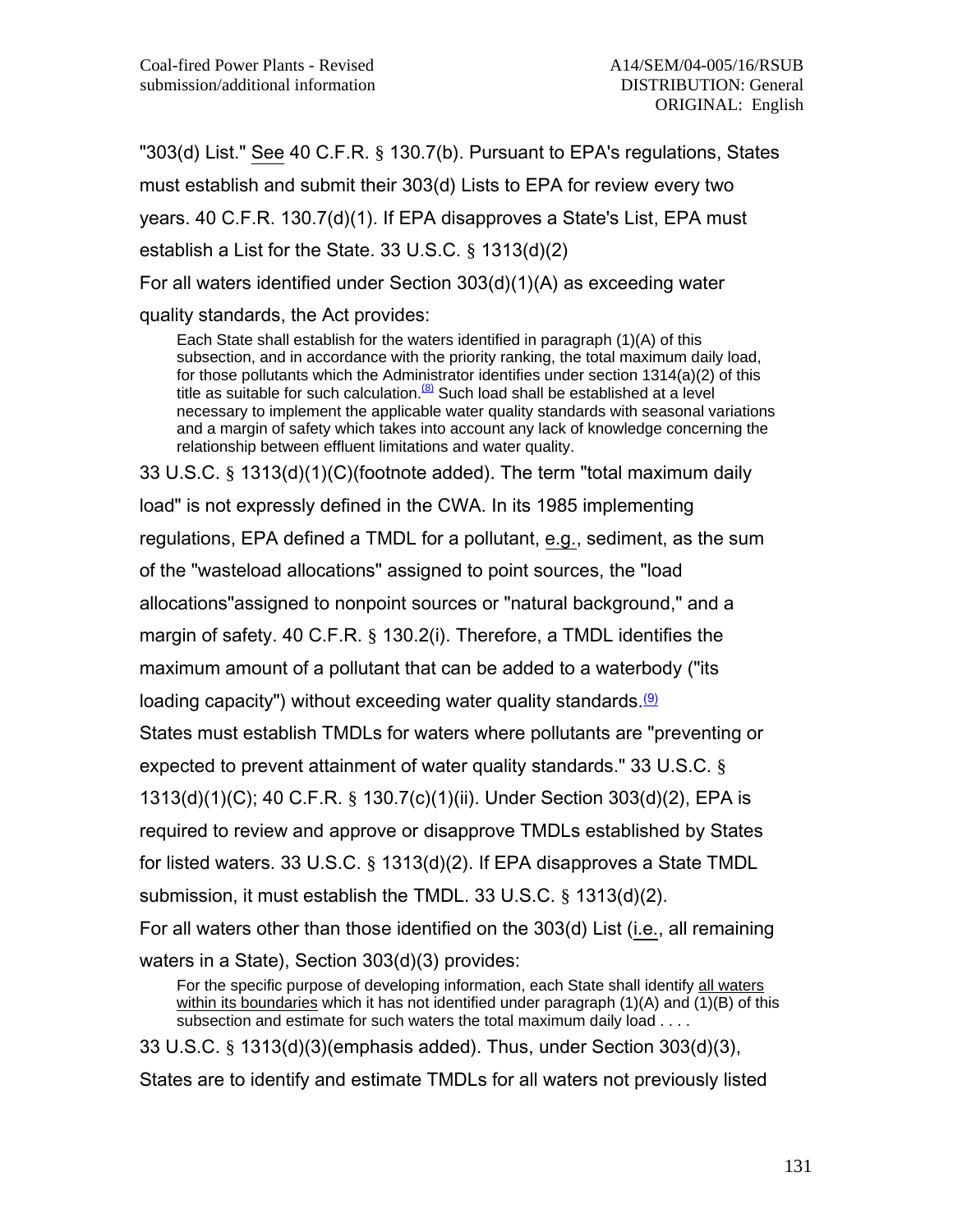"303(d) List." See 40 C.F.R. § 130.7(b). Pursuant to EPA's regulations, States must establish and submit their 303(d) Lists to EPA for review every two years. 40 C.F.R. 130.7(d)(1). If EPA disapproves a State's List, EPA must establish a List for the State. 33 U.S.C. § 1313(d)(2)

For all waters identified under Section 303(d)(1)(A) as exceeding water quality standards, the Act provides:

> Each State shall establish for the waters identified in paragraph (1)(A) of this subsection, and in accordance with the priority ranking, the total maximum daily load, for those pollutants which the Administrator identifies under section 1314(a)(2) of this title as suitable for such calculation.[(8)] Such load shall be established at a level necessary to implement the applicable water quality standards with seasonal variations and a margin of safety which takes into account any lack of knowledge concerning the relationship between effluent limitations and water quality.

33 U.S.C. § 1313(d)(1)(C)(footnote added). The term "total maximum daily load" is not expressly defined in the CWA. In its 1985 implementing regulations, EPA defined a TMDL for a pollutant, e.g., sediment, as the sum of the "wasteload allocations" assigned to point sources, the "load allocations"assigned to nonpoint sources or "natural background," and a margin of safety. 40 C.F.R. § 130.2(i). Therefore, a TMDL identifies the maximum amount of a pollutant that can be added to a waterbody ("its loading capacity") without exceeding water quality standards.[(9)]

States must establish TMDLs for waters where pollutants are "preventing or expected to prevent attainment of water quality standards." 33 U.S.C. § 1313(d)(1)(C); 40 C.F.R. § 130.7(c)(1)(ii). Under Section 303(d)(2), EPA is required to review and approve or disapprove TMDLs established by States for listed waters. 33 U.S.C. § 1313(d)(2). If EPA disapproves a State TMDL submission, it must establish the TMDL. 33 U.S.C. § 1313(d)(2).

For all waters other than those identified on the 303(d) List (i.e., all remaining waters in a State), Section 303(d)(3) provides:

> For the specific purpose of developing information, each State shall identify all waters within its boundaries which it has not identified under paragraph (1)(A) and (1)(B) of this subsection and estimate for such waters the total maximum daily load . . . .

33 U.S.C. § 1313(d)(3)(emphasis added). Thus, under Section 303(d)(3), States are to identify and estimate TMDLs for all waters not previously listed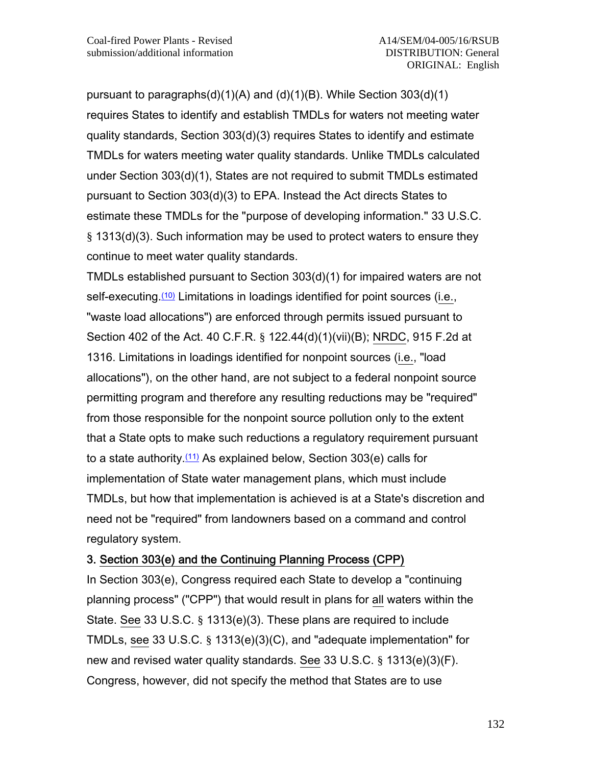pursuant to paragraphs(d)(1)(A) and (d)(1)(B). While Section 303(d)(1) requires States to identify and establish TMDLs for waters not meeting water quality standards, Section 303(d)(3) requires States to identify and estimate TMDLs for waters meeting water quality standards. Unlike TMDLs calculated under Section 303(d)(1), States are not required to submit TMDLs estimated pursuant to Section 303(d)(3) to EPA. Instead the Act directs States to estimate these TMDLs for the "purpose of developing information." 33 U.S.C. § 1313(d)(3). Such information may be used to protect waters to ensure they continue to meet water quality standards.

TMDLs established pursuant to Section 303(d)(1) for impaired waters are not self-executing.(10) Limitations in loadings identified for point sources (i.e., "waste load allocations") are enforced through permits issued pursuant to Section 402 of the Act. 40 C.F.R. § 122.44(d)(1)(vii)(B); NRDC, 915 F.2d at 1316. Limitations in loadings identified for nonpoint sources (i.e., "load allocations"), on the other hand, are not subject to a federal nonpoint source permitting program and therefore any resulting reductions may be "required" from those responsible for the nonpoint source pollution only to the extent that a State opts to make such reductions a regulatory requirement pursuant to a state authority.(11) As explained below, Section 303(e) calls for implementation of State water management plans, which must include TMDLs, but how that implementation is achieved is at a State's discretion and need not be "required" from landowners based on a command and control regulatory system.

### 3. Section 303(e) and the Continuing Planning Process (CPP)

In Section 303(e), Congress required each State to develop a "continuing planning process" ("CPP") that would result in plans for all waters within the State. See 33 U.S.C. § 1313(e)(3). These plans are required to include TMDLs, see 33 U.S.C. § 1313(e)(3)(C), and "adequate implementation" for new and revised water quality standards. See 33 U.S.C. § 1313(e)(3)(F). Congress, however, did not specify the method that States are to use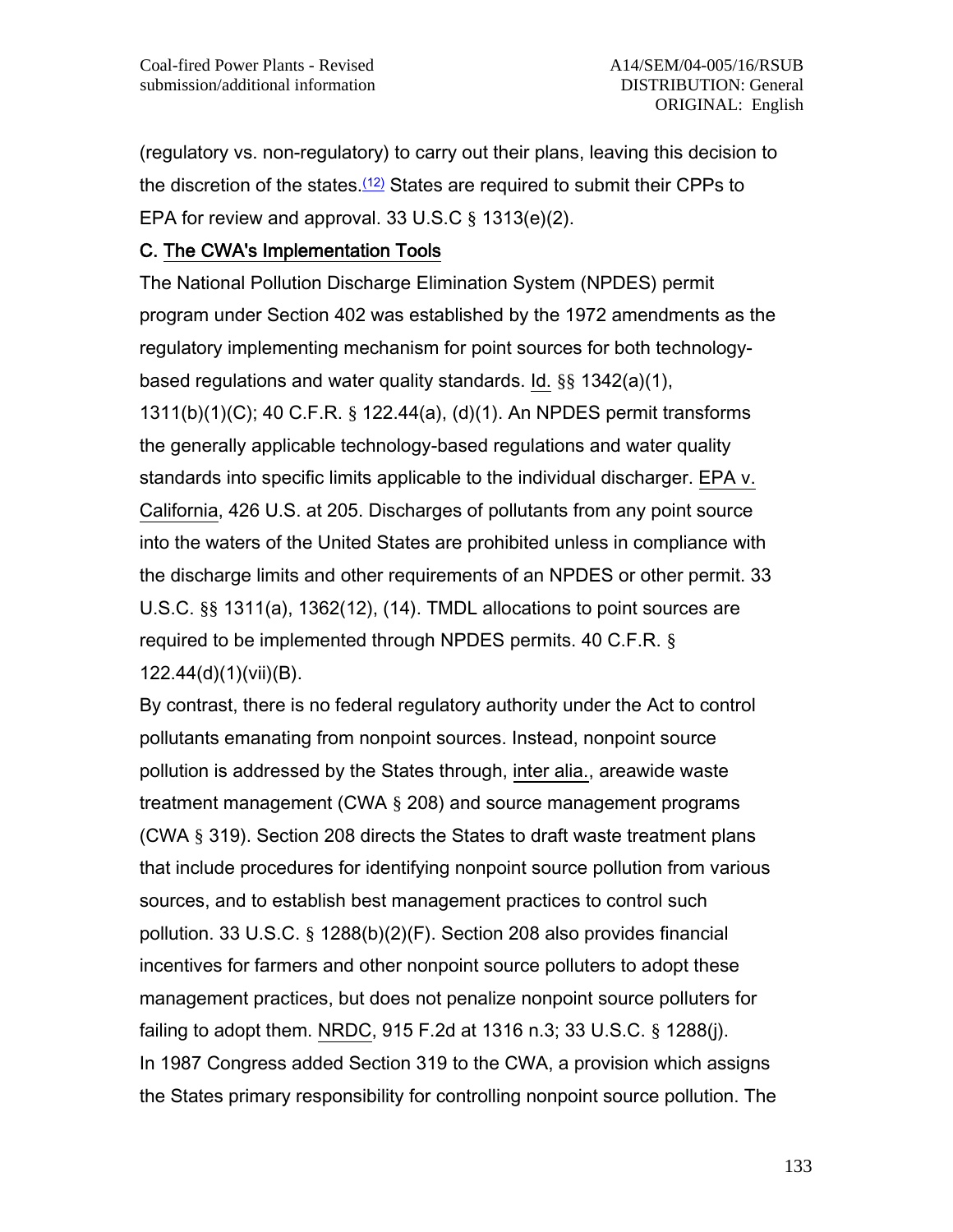(regulatory vs. non-regulatory) to carry out their plans, leaving this decision to the discretion of the states.[(12)] States are required to submit their CPPs to EPA for review and approval. 33 U.S.C § 1313(e)(2).

### C. The CWA's Implementation Tools

The National Pollution Discharge Elimination System (NPDES) permit program under Section 402 was established by the 1972 amendments as the regulatory implementing mechanism for point sources for both technology-based regulations and water quality standards. Id. §§ 1342(a)(1), 1311(b)(1)(C); 40 C.F.R. § 122.44(a), (d)(1). An NPDES permit transforms the generally applicable technology-based regulations and water quality standards into specific limits applicable to the individual discharger. EPA v. California, 426 U.S. at 205. Discharges of pollutants from any point source into the waters of the United States are prohibited unless in compliance with the discharge limits and other requirements of an NPDES or other permit. 33 U.S.C. §§ 1311(a), 1362(12), (14). TMDL allocations to point sources are required to be implemented through NPDES permits. 40 C.F.R. § 122.44(d)(1)(vii)(B).

By contrast, there is no federal regulatory authority under the Act to control pollutants emanating from nonpoint sources. Instead, nonpoint source pollution is addressed by the States through, inter alia., areawide waste treatment management (CWA § 208) and source management programs (CWA § 319). Section 208 directs the States to draft waste treatment plans that include procedures for identifying nonpoint source pollution from various sources, and to establish best management practices to control such pollution. 33 U.S.C. § 1288(b)(2)(F). Section 208 also provides financial incentives for farmers and other nonpoint source polluters to adopt these management practices, but does not penalize nonpoint source polluters for failing to adopt them. NRDC, 915 F.2d at 1316 n.3; 33 U.S.C. § 1288(j).

In 1987 Congress added Section 319 to the CWA, a provision which assigns the States primary responsibility for controlling nonpoint source pollution. The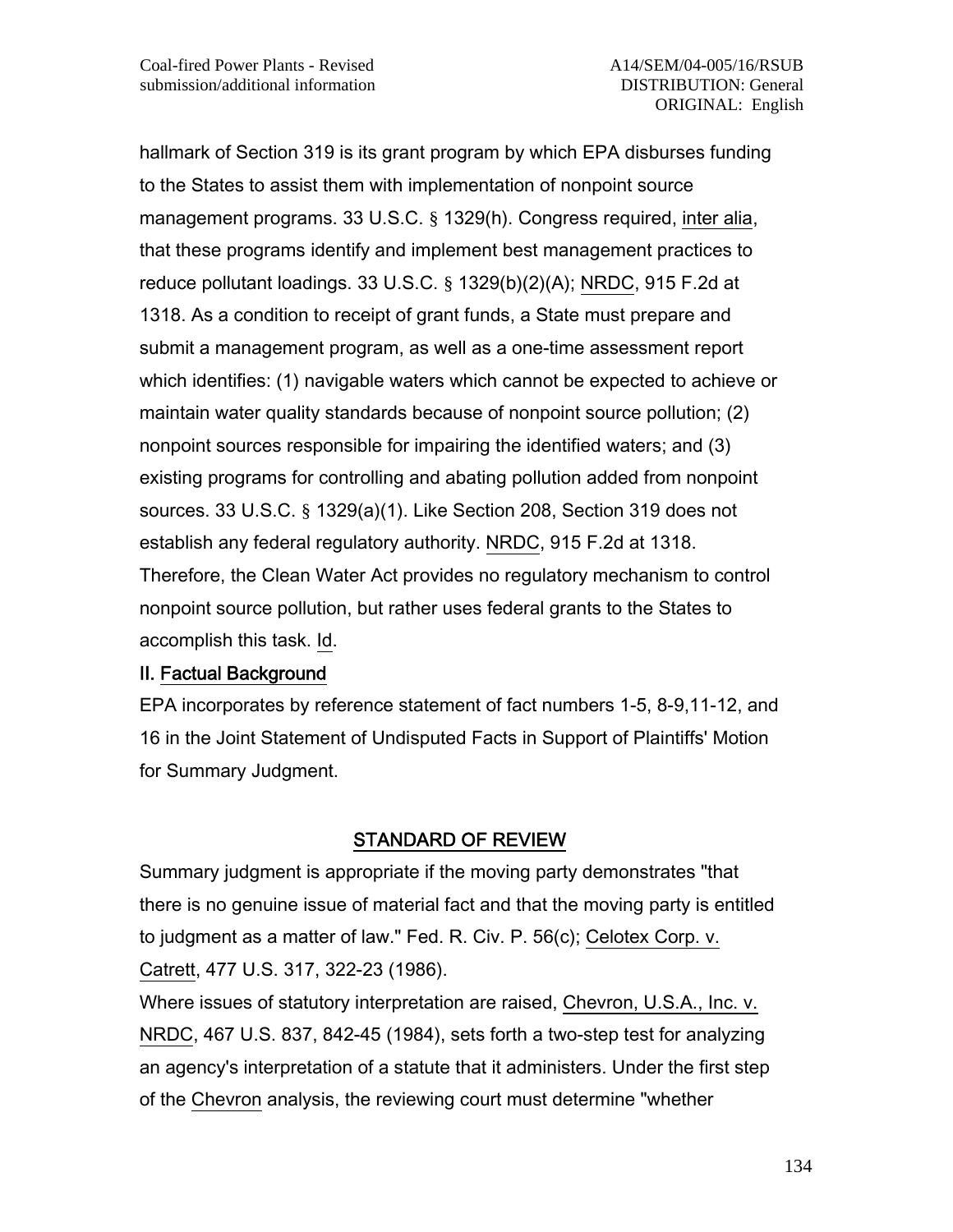hallmark of Section 319 is its grant program by which EPA disburses funding to the States to assist them with implementation of nonpoint source management programs. 33 U.S.C. § 1329(h). Congress required, inter alia, that these programs identify and implement best management practices to reduce pollutant loadings. 33 U.S.C. § 1329(b)(2)(A); NRDC, 915 F.2d at 1318. As a condition to receipt of grant funds, a State must prepare and submit a management program, as well as a one-time assessment report which identifies: (1) navigable waters which cannot be expected to achieve or maintain water quality standards because of nonpoint source pollution; (2) nonpoint sources responsible for impairing the identified waters; and (3) existing programs for controlling and abating pollution added from nonpoint sources. 33 U.S.C. § 1329(a)(1). Like Section 208, Section 319 does not establish any federal regulatory authority. NRDC, 915 F.2d at 1318. Therefore, the Clean Water Act provides no regulatory mechanism to control nonpoint source pollution, but rather uses federal grants to the States to accomplish this task. Id.

## II. Factual Background

EPA incorporates by reference statement of fact numbers 1-5, 8-9,11-12, and 16 in the Joint Statement of Undisputed Facts in Support of Plaintiffs' Motion for Summary Judgment.

## STANDARD OF REVIEW

Summary judgment is appropriate if the moving party demonstrates "that there is no genuine issue of material fact and that the moving party is entitled to judgment as a matter of law." Fed. R. Civ. P. 56(c); Celotex Corp. v. Catrett, 477 U.S. 317, 322-23 (1986).

Where issues of statutory interpretation are raised, Chevron, U.S.A., Inc. v. NRDC, 467 U.S. 837, 842-45 (1984), sets forth a two-step test for analyzing an agency's interpretation of a statute that it administers. Under the first step of the Chevron analysis, the reviewing court must determine "whether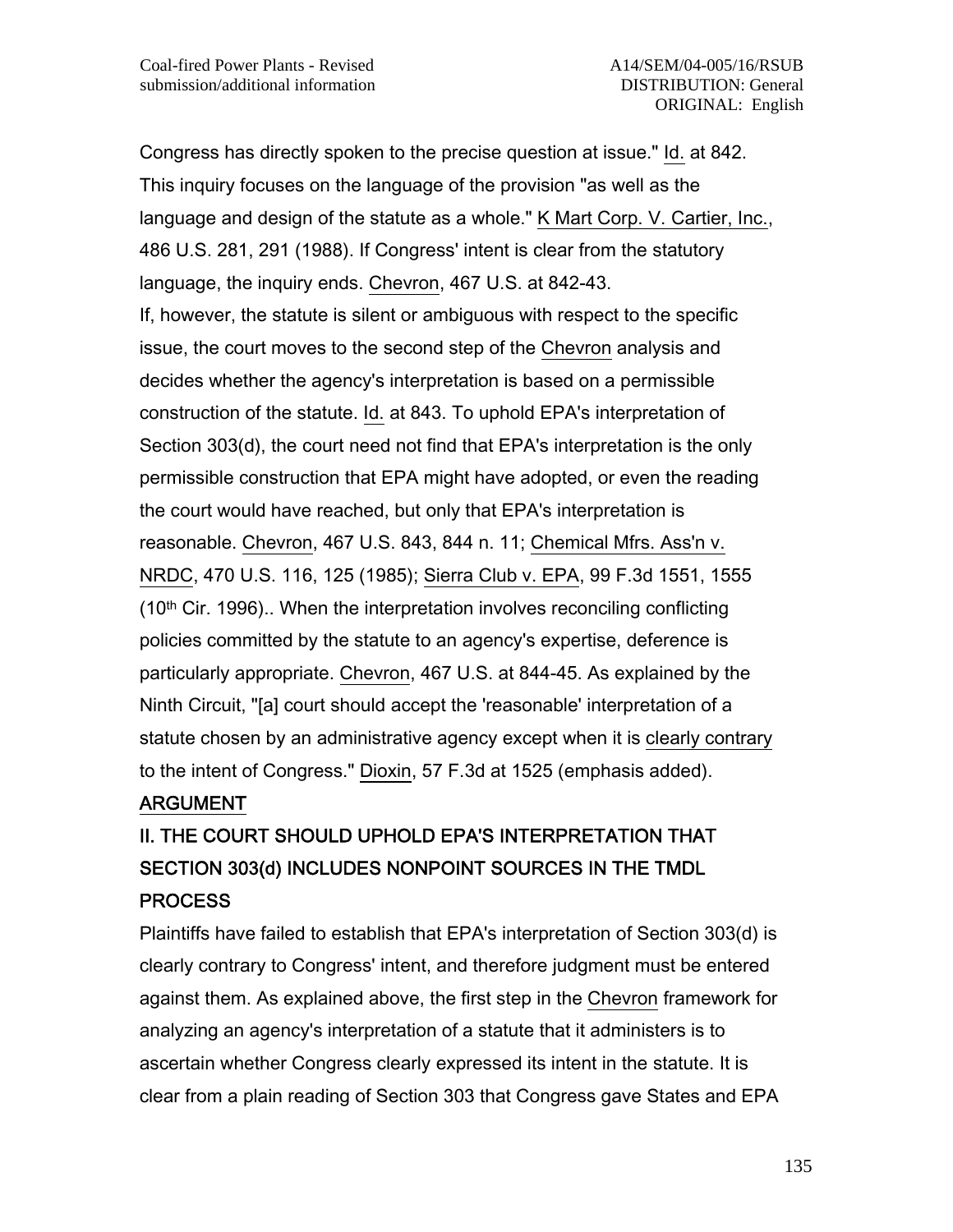Congress has directly spoken to the precise question at issue." Id. at 842. This inquiry focuses on the language of the provision "as well as the language and design of the statute as a whole." K Mart Corp. V. Cartier, Inc., 486 U.S. 281, 291 (1988). If Congress' intent is clear from the statutory language, the inquiry ends. Chevron, 467 U.S. at 842-43.

If, however, the statute is silent or ambiguous with respect to the specific issue, the court moves to the second step of the Chevron analysis and decides whether the agency's interpretation is based on a permissible construction of the statute. Id. at 843. To uphold EPA's interpretation of Section 303(d), the court need not find that EPA's interpretation is the only permissible construction that EPA might have adopted, or even the reading the court would have reached, but only that EPA's interpretation is reasonable. Chevron, 467 U.S. 843, 844 n. 11; Chemical Mfrs. Ass'n v. NRDC, 470 U.S. 116, 125 (1985); Sierra Club v. EPA, 99 F.3d 1551, 1555 (10th Cir. 1996).. When the interpretation involves reconciling conflicting policies committed by the statute to an agency's expertise, deference is particularly appropriate. Chevron, 467 U.S. at 844-45. As explained by the Ninth Circuit, "[a] court should accept the 'reasonable' interpretation of a statute chosen by an administrative agency except when it is clearly contrary to the intent of Congress." Dioxin, 57 F.3d at 1525 (emphasis added).

## ARGUMENT

## II. THE COURT SHOULD UPHOLD EPA'S INTERPRETATION THAT SECTION 303(d) INCLUDES NONPOINT SOURCES IN THE TMDL PROCESS

Plaintiffs have failed to establish that EPA's interpretation of Section 303(d) is clearly contrary to Congress' intent, and therefore judgment must be entered against them. As explained above, the first step in the Chevron framework for analyzing an agency's interpretation of a statute that it administers is to ascertain whether Congress clearly expressed its intent in the statute. It is clear from a plain reading of Section 303 that Congress gave States and EPA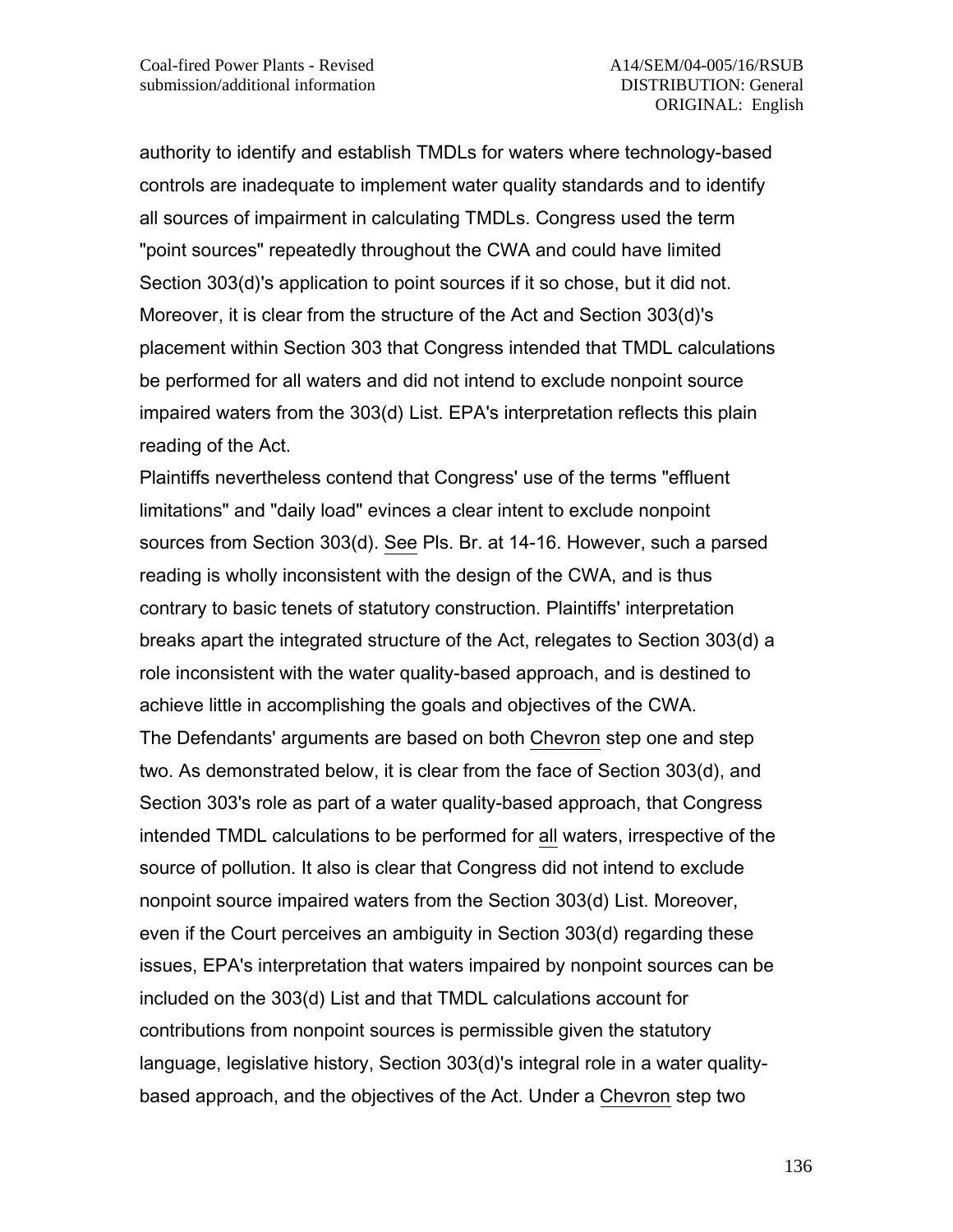authority to identify and establish TMDLs for waters where technology-based controls are inadequate to implement water quality standards and to identify all sources of impairment in calculating TMDLs. Congress used the term "point sources" repeatedly throughout the CWA and could have limited Section 303(d)'s application to point sources if it so chose, but it did not. Moreover, it is clear from the structure of the Act and Section 303(d)'s placement within Section 303 that Congress intended that TMDL calculations be performed for all waters and did not intend to exclude nonpoint source impaired waters from the 303(d) List. EPA's interpretation reflects this plain reading of the Act.

Plaintiffs nevertheless contend that Congress' use of the terms "effluent limitations" and "daily load" evinces a clear intent to exclude nonpoint sources from Section 303(d). See Pls. Br. at 14-16. However, such a parsed reading is wholly inconsistent with the design of the CWA, and is thus contrary to basic tenets of statutory construction. Plaintiffs' interpretation breaks apart the integrated structure of the Act, relegates to Section 303(d) a role inconsistent with the water quality-based approach, and is destined to achieve little in accomplishing the goals and objectives of the CWA.

The Defendants' arguments are based on both Chevron step one and step two. As demonstrated below, it is clear from the face of Section 303(d), and Section 303's role as part of a water quality-based approach, that Congress intended TMDL calculations to be performed for all waters, irrespective of the source of pollution. It also is clear that Congress did not intend to exclude nonpoint source impaired waters from the Section 303(d) List. Moreover, even if the Court perceives an ambiguity in Section 303(d) regarding these issues, EPA's interpretation that waters impaired by nonpoint sources can be included on the 303(d) List and that TMDL calculations account for contributions from nonpoint sources is permissible given the statutory language, legislative history, Section 303(d)'s integral role in a water quality-based approach, and the objectives of the Act. Under a Chevron step two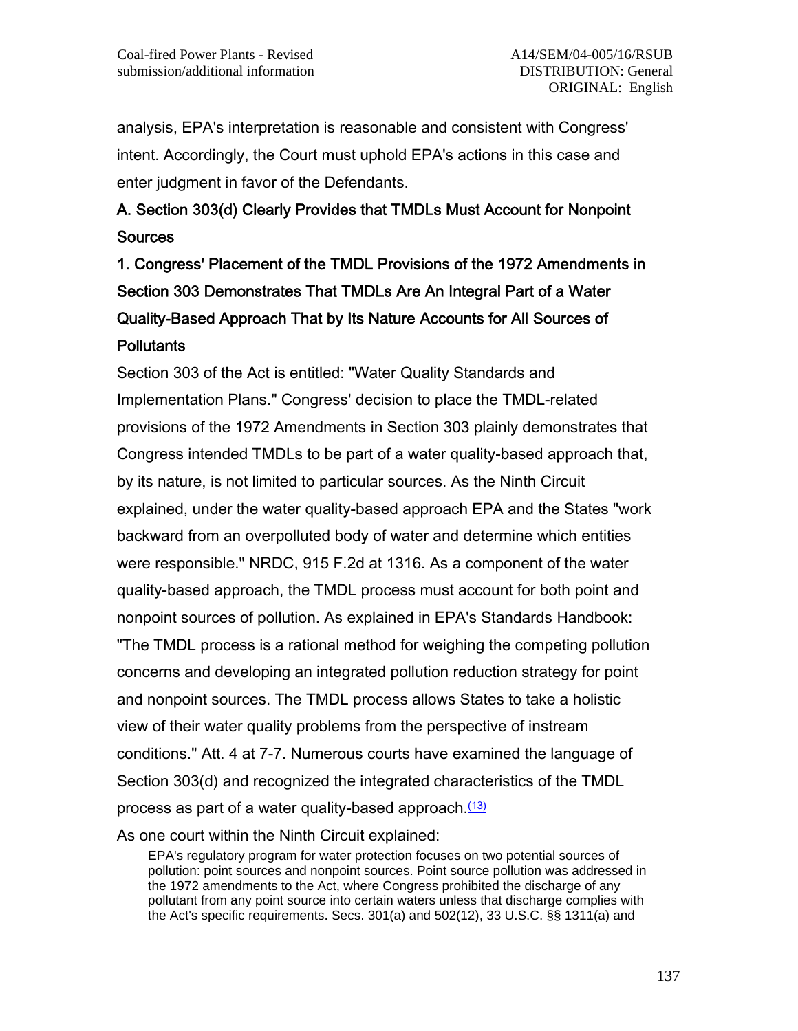analysis, EPA's interpretation is reasonable and consistent with Congress' intent. Accordingly, the Court must uphold EPA's actions in this case and enter judgment in favor of the Defendants.

### A. Section 303(d) Clearly Provides that TMDLs Must Account for Nonpoint Sources

#### 1. Congress' Placement of the TMDL Provisions of the 1972 Amendments in Section 303 Demonstrates That TMDLs Are An Integral Part of a Water Quality-Based Approach That by Its Nature Accounts for All Sources of Pollutants

Section 303 of the Act is entitled: "Water Quality Standards and Implementation Plans." Congress' decision to place the TMDL-related provisions of the 1972 Amendments in Section 303 plainly demonstrates that Congress intended TMDLs to be part of a water quality-based approach that, by its nature, is not limited to particular sources. As the Ninth Circuit explained, under the water quality-based approach EPA and the States "work backward from an overpolluted body of water and determine which entities were responsible." NRDC, 915 F.2d at 1316. As a component of the water quality-based approach, the TMDL process must account for both point and nonpoint sources of pollution. As explained in EPA's Standards Handbook: "The TMDL process is a rational method for weighing the competing pollution concerns and developing an integrated pollution reduction strategy for point and nonpoint sources. The TMDL process allows States to take a holistic view of their water quality problems from the perspective of instream conditions." Att. 4 at 7-7. Numerous courts have examined the language of Section 303(d) and recognized the integrated characteristics of the TMDL process as part of a water quality-based approach.(13)

As one court within the Ninth Circuit explained:

> EPA's regulatory program for water protection focuses on two potential sources of pollution: point sources and nonpoint sources. Point source pollution was addressed in the 1972 amendments to the Act, where Congress prohibited the discharge of any pollutant from any point source into certain waters unless that discharge complies with the Act's specific requirements. Secs. 301(a) and 502(12), 33 U.S.C. §§ 1311(a) and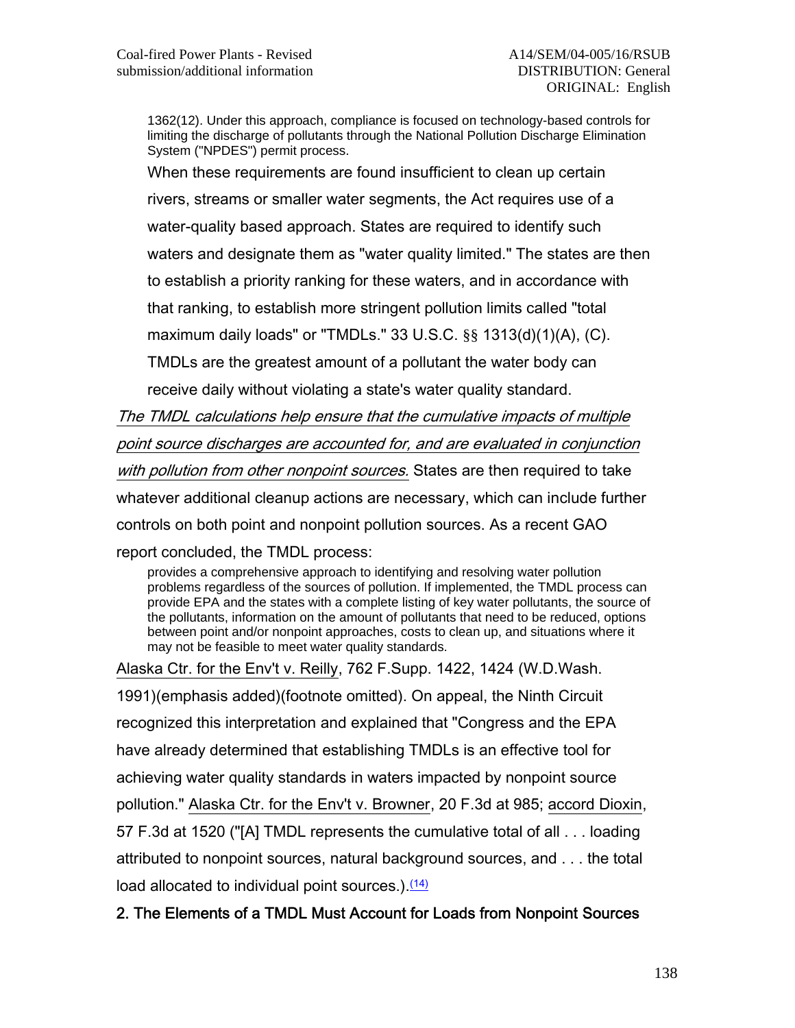1362(12). Under this approach, compliance is focused on technology-based controls for limiting the discharge of pollutants through the National Pollution Discharge Elimination System ("NPDES") permit process.

> When these requirements are found insufficient to clean up certain rivers, streams or smaller water segments, the Act requires use of a water-quality based approach. States are required to identify such waters and designate them as "water quality limited." The states are then to establish a priority ranking for these waters, and in accordance with that ranking, to establish more stringent pollution limits called "total maximum daily loads" or "TMDLs." 33 U.S.C. §§ 1313(d)(1)(A), (C). TMDLs are the greatest amount of a pollutant the water body can receive daily without violating a state's water quality standard.

*The TMDL calculations help ensure that the cumulative impacts of multiple point source discharges are accounted for, and are evaluated in conjunction with pollution from other nonpoint sources.* States are then required to take whatever additional cleanup actions are necessary, which can include further controls on both point and nonpoint pollution sources. As a recent GAO report concluded, the TMDL process:

> provides a comprehensive approach to identifying and resolving water pollution problems regardless of the sources of pollution. If implemented, the TMDL process can provide EPA and the states with a complete listing of key water pollutants, the source of the pollutants, information on the amount of pollutants that need to be reduced, options between point and/or nonpoint approaches, costs to clean up, and situations where it may not be feasible to meet water quality standards.

Alaska Ctr. for the Env't v. Reilly, 762 F.Supp. 1422, 1424 (W.D.Wash. 1991)(emphasis added)(footnote omitted). On appeal, the Ninth Circuit recognized this interpretation and explained that "Congress and the EPA have already determined that establishing TMDLs is an effective tool for achieving water quality standards in waters impacted by nonpoint source pollution." Alaska Ctr. for the Env't v. Browner, 20 F.3d at 985; accord Dioxin, 57 F.3d at 1520 ("[A] TMDL represents the cumulative total of all . . . loading attributed to nonpoint sources, natural background sources, and . . . the total load allocated to individual point sources.).[(14)]

## 2. The Elements of a TMDL Must Account for Loads from Nonpoint Sources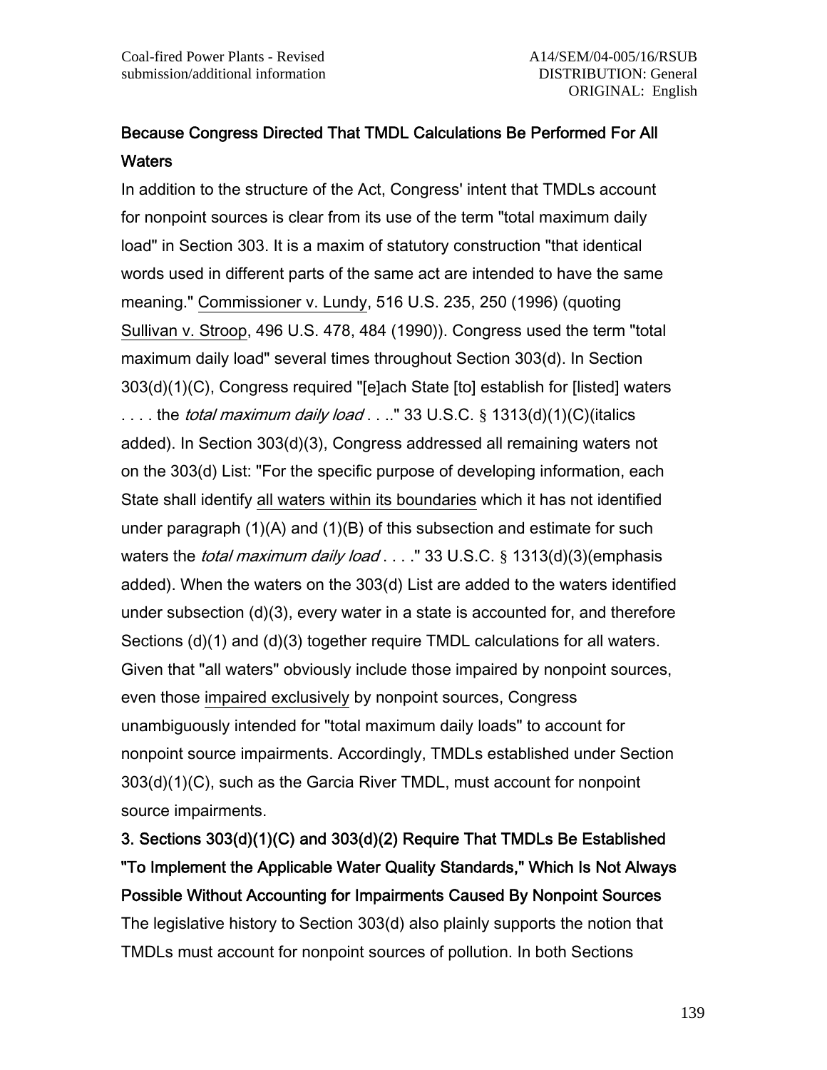**Because Congress Directed That TMDL Calculations Be Performed For All Waters**

In addition to the structure of the Act, Congress' intent that TMDLs account for nonpoint sources is clear from its use of the term "total maximum daily load" in Section 303. It is a maxim of statutory construction "that identical words used in different parts of the same act are intended to have the same meaning." Commissioner v. Lundy, 516 U.S. 235, 250 (1996) (quoting Sullivan v. Stroop, 496 U.S. 478, 484 (1990)). Congress used the term "total maximum daily load" several times throughout Section 303(d). In Section 303(d)(1)(C), Congress required "[e]ach State [to] establish for [listed] waters . . . . the *total maximum daily load* . . .." 33 U.S.C. § 1313(d)(1)(C)(italics added). In Section 303(d)(3), Congress addressed all remaining waters not on the 303(d) List: "For the specific purpose of developing information, each State shall identify all waters within its boundaries which it has not identified under paragraph (1)(A) and (1)(B) of this subsection and estimate for such waters the *total maximum daily load* . . . ." 33 U.S.C. § 1313(d)(3)(emphasis added). When the waters on the 303(d) List are added to the waters identified under subsection (d)(3), every water in a state is accounted for, and therefore Sections (d)(1) and (d)(3) together require TMDL calculations for all waters. Given that "all waters" obviously include those impaired by nonpoint sources, even those impaired exclusively by nonpoint sources, Congress unambiguously intended for "total maximum daily loads" to account for nonpoint source impairments. Accordingly, TMDLs established under Section 303(d)(1)(C), such as the Garcia River TMDL, must account for nonpoint source impairments.

**3. Sections 303(d)(1)(C) and 303(d)(2) Require That TMDLs Be Established "To Implement the Applicable Water Quality Standards," Which Is Not Always Possible Without Accounting for Impairments Caused By Nonpoint Sources**

The legislative history to Section 303(d) also plainly supports the notion that TMDLs must account for nonpoint sources of pollution. In both Sections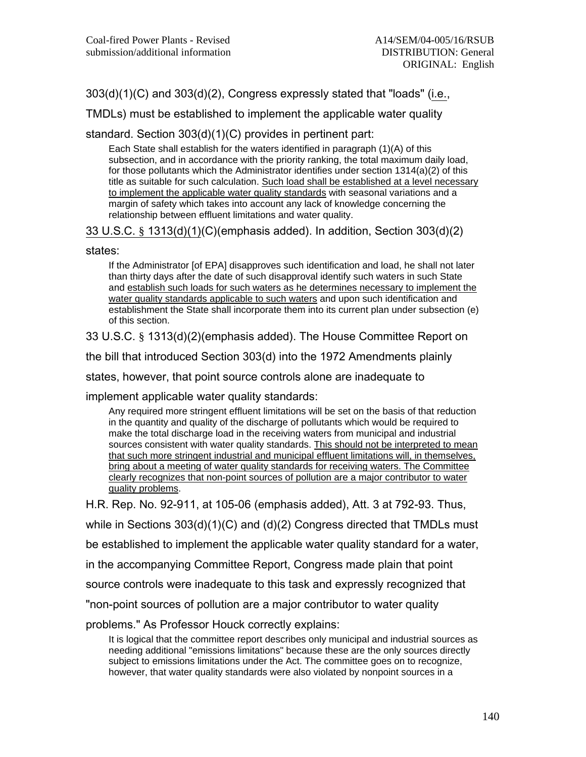303(d)(1)(C) and 303(d)(2), Congress expressly stated that "loads" (i.e., TMDLs) must be established to implement the applicable water quality standard. Section 303(d)(1)(C) provides in pertinent part:

> Each State shall establish for the waters identified in paragraph (1)(A) of this subsection, and in accordance with the priority ranking, the total maximum daily load, for those pollutants which the Administrator identifies under section 1314(a)(2) of this title as suitable for such calculation. Such load shall be established at a level necessary to implement the applicable water quality standards with seasonal variations and a margin of safety which takes into account any lack of knowledge concerning the relationship between effluent limitations and water quality.

33 U.S.C. § 1313(d)(1)(C)(emphasis added). In addition, Section 303(d)(2) states:

> If the Administrator [of EPA] disapproves such identification and load, he shall not later than thirty days after the date of such disapproval identify such waters in such State and establish such loads for such waters as he determines necessary to implement the water quality standards applicable to such waters and upon such identification and establishment the State shall incorporate them into its current plan under subsection (e) of this section.

33 U.S.C. § 1313(d)(2)(emphasis added). The House Committee Report on the bill that introduced Section 303(d) into the 1972 Amendments plainly states, however, that point source controls alone are inadequate to implement applicable water quality standards:

> Any required more stringent effluent limitations will be set on the basis of that reduction in the quantity and quality of the discharge of pollutants which would be required to make the total discharge load in the receiving waters from municipal and industrial sources consistent with water quality standards. This should not be interpreted to mean that such more stringent industrial and municipal effluent limitations will, in themselves, bring about a meeting of water quality standards for receiving waters. The Committee clearly recognizes that non-point sources of pollution are a major contributor to water quality problems.

H.R. Rep. No. 92-911, at 105-06 (emphasis added), Att. 3 at 792-93. Thus, while in Sections 303(d)(1)(C) and (d)(2) Congress directed that TMDLs must be established to implement the applicable water quality standard for a water, in the accompanying Committee Report, Congress made plain that point source controls were inadequate to this task and expressly recognized that "non-point sources of pollution are a major contributor to water quality problems." As Professor Houck correctly explains:

> It is logical that the committee report describes only municipal and industrial sources as needing additional "emissions limitations" because these are the only sources directly subject to emissions limitations under the Act. The committee goes on to recognize, however, that water quality standards were also violated by nonpoint sources in a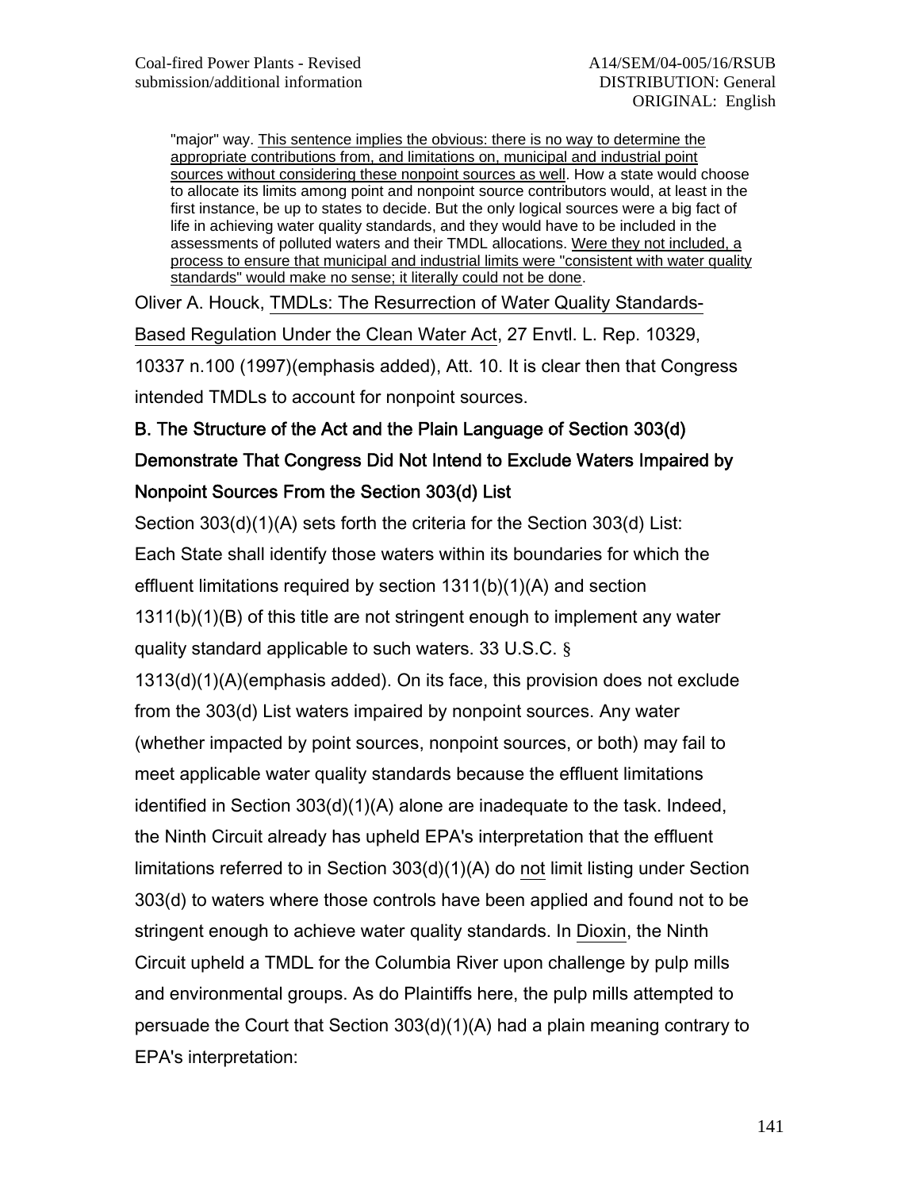"major" way. <u>This sentence implies the obvious: there is no way to determine the appropriate contributions from, and limitations on, municipal and industrial point sources without considering these nonpoint sources as well</u>. How a state would choose to allocate its limits among point and nonpoint source contributors would, at least in the first instance, be up to states to decide. But the only logical sources were a big fact of life in achieving water quality standards, and they would have to be included in the assessments of polluted waters and their TMDL allocations. <u>Were they not included, a process to ensure that municipal and industrial limits were "consistent with water quality standards" would make no sense; it literally could not be done</u>.

Oliver A. Houck, <u>TMDLs: The Resurrection of Water Quality Standards-Based Regulation Under the Clean Water Act</u>, 27 Envtl. L. Rep. 10329, 10337 n.100 (1997)(emphasis added), Att. 10. It is clear then that Congress intended TMDLs to account for nonpoint sources.

**B. The Structure of the Act and the Plain Language of Section 303(d) Demonstrate That Congress Did Not Intend to Exclude Waters Impaired by Nonpoint Sources From the Section 303(d) List**

Section 303(d)(1)(A) sets forth the criteria for the Section 303(d) List: Each State shall identify those waters within its boundaries for which the effluent limitations required by section 1311(b)(1)(A) and section 1311(b)(1)(B) of this title are not stringent enough to implement any water quality standard applicable to such waters. 33 U.S.C. § 1313(d)(1)(A)(emphasis added). On its face, this provision does not exclude from the 303(d) List waters impaired by nonpoint sources. Any water (whether impacted by point sources, nonpoint sources, or both) may fail to meet applicable water quality standards because the effluent limitations identified in Section 303(d)(1)(A) alone are inadequate to the task. Indeed, the Ninth Circuit already has upheld EPA's interpretation that the effluent limitations referred to in Section 303(d)(1)(A) do <u>not</u> limit listing under Section 303(d) to waters where those controls have been applied and found not to be stringent enough to achieve water quality standards. In <u>Dioxin</u>, the Ninth Circuit upheld a TMDL for the Columbia River upon challenge by pulp mills and environmental groups. As do Plaintiffs here, the pulp mills attempted to persuade the Court that Section 303(d)(1)(A) had a plain meaning contrary to EPA's interpretation: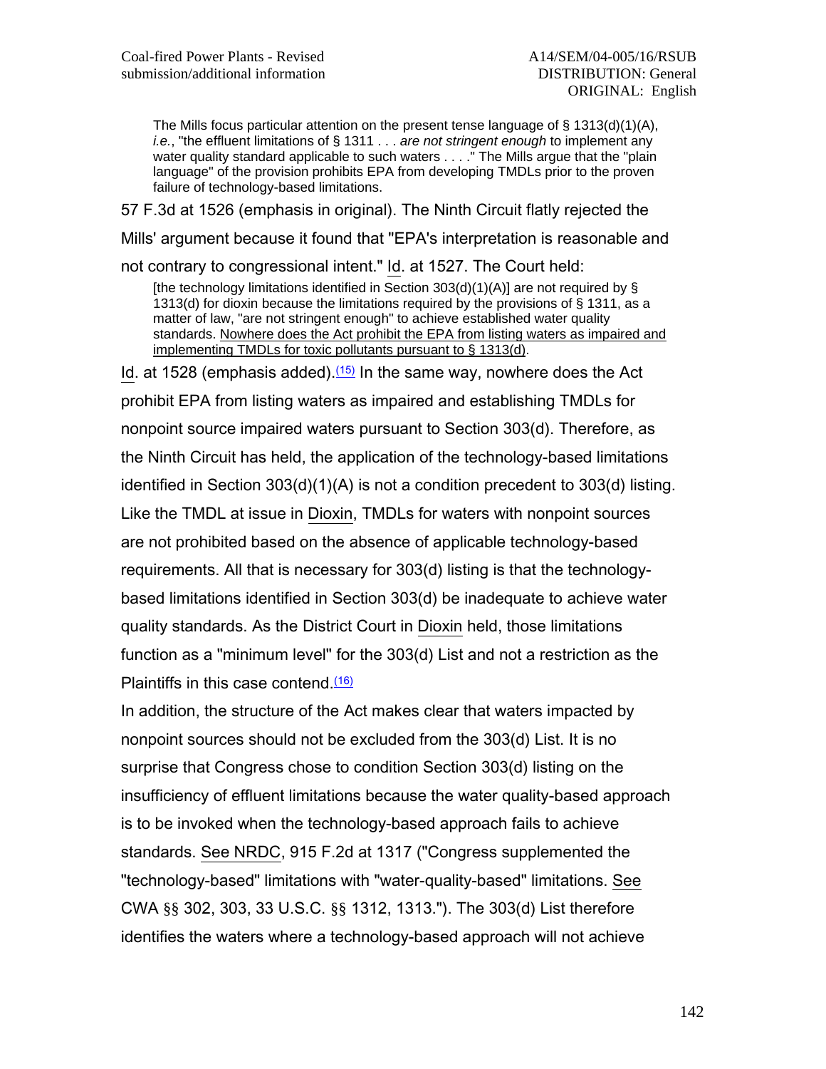> The Mills focus particular attention on the present tense language of § 1313(d)(1)(A), *i.e.*, "the effluent limitations of § 1311 . . . *are not stringent enough* to implement any water quality standard applicable to such waters . . . ." The Mills argue that the "plain language" of the provision prohibits EPA from developing TMDLs prior to the proven failure of technology-based limitations.

57 F.3d at 1526 (emphasis in original). The Ninth Circuit flatly rejected the Mills' argument because it found that "EPA's interpretation is reasonable and not contrary to congressional intent." Id. at 1527. The Court held:

> [the technology limitations identified in Section 303(d)(1)(A)] are not required by § 1313(d) for dioxin because the limitations required by the provisions of § 1311, as a matter of law, "are not stringent enough" to achieve established water quality standards. <u>Nowhere does the Act prohibit the EPA from listing waters as impaired and implementing TMDLs for toxic pollutants pursuant to § 1313(d)</u>.

Id. at 1528 (emphasis added).(15) In the same way, nowhere does the Act prohibit EPA from listing waters as impaired and establishing TMDLs for nonpoint source impaired waters pursuant to Section 303(d). Therefore, as the Ninth Circuit has held, the application of the technology-based limitations identified in Section 303(d)(1)(A) is not a condition precedent to 303(d) listing. Like the TMDL at issue in Dioxin, TMDLs for waters with nonpoint sources are not prohibited based on the absence of applicable technology-based requirements. All that is necessary for 303(d) listing is that the technology-based limitations identified in Section 303(d) be inadequate to achieve water quality standards. As the District Court in Dioxin held, those limitations function as a "minimum level" for the 303(d) List and not a restriction as the Plaintiffs in this case contend.(16)

In addition, the structure of the Act makes clear that waters impacted by nonpoint sources should not be excluded from the 303(d) List. It is no surprise that Congress chose to condition Section 303(d) listing on the insufficiency of effluent limitations because the water quality-based approach is to be invoked when the technology-based approach fails to achieve standards. See NRDC, 915 F.2d at 1317 ("Congress supplemented the "technology-based" limitations with "water-quality-based" limitations. See CWA §§ 302, 303, 33 U.S.C. §§ 1312, 1313."). The 303(d) List therefore identifies the waters where a technology-based approach will not achieve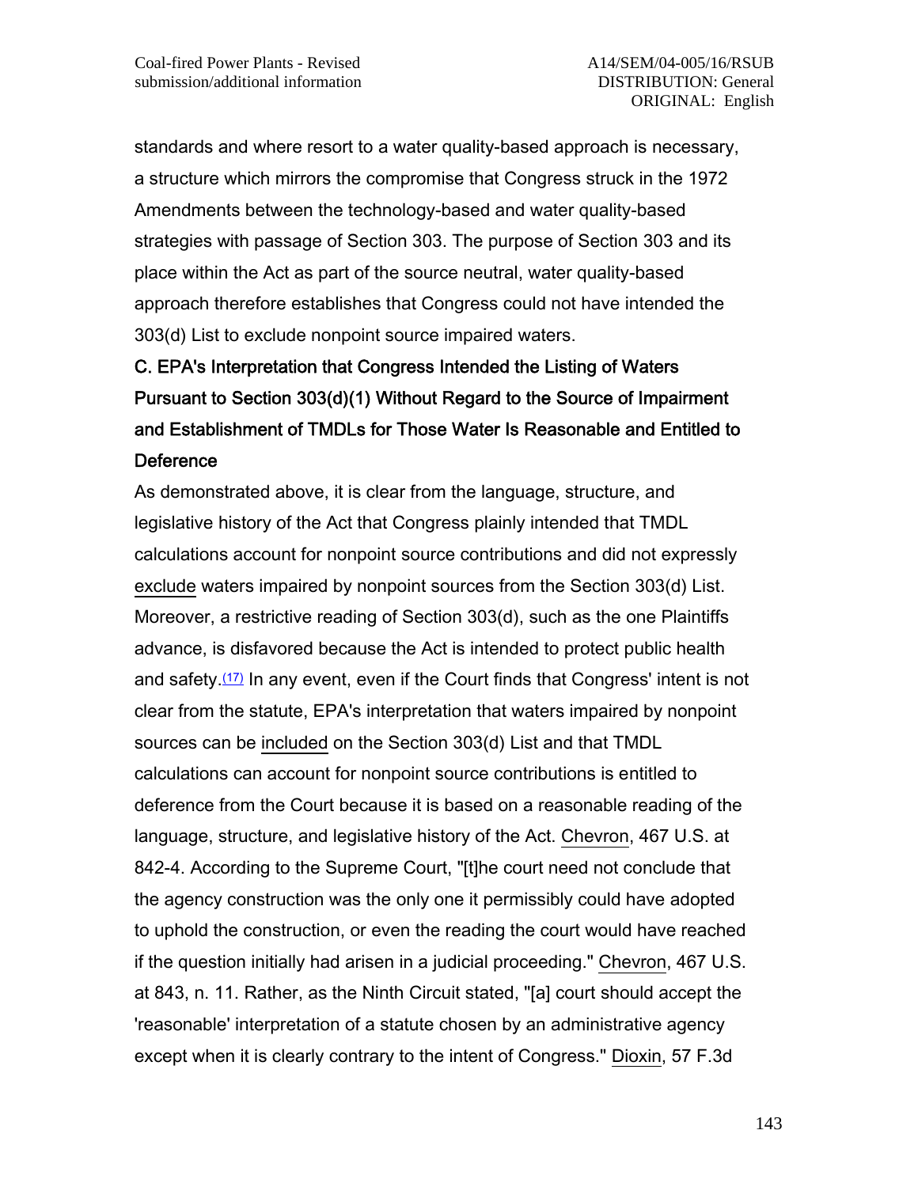standards and where resort to a water quality-based approach is necessary, a structure which mirrors the compromise that Congress struck in the 1972 Amendments between the technology-based and water quality-based strategies with passage of Section 303. The purpose of Section 303 and its place within the Act as part of the source neutral, water quality-based approach therefore establishes that Congress could not have intended the 303(d) List to exclude nonpoint source impaired waters.

### C. EPA's Interpretation that Congress Intended the Listing of Waters Pursuant to Section 303(d)(1) Without Regard to the Source of Impairment and Establishment of TMDLs for Those Water Is Reasonable and Entitled to Deference

As demonstrated above, it is clear from the language, structure, and legislative history of the Act that Congress plainly intended that TMDL calculations account for nonpoint source contributions and did not expressly exclude waters impaired by nonpoint sources from the Section 303(d) List. Moreover, a restrictive reading of Section 303(d), such as the one Plaintiffs advance, is disfavored because the Act is intended to protect public health and safety.[(17)] In any event, even if the Court finds that Congress' intent is not clear from the statute, EPA's interpretation that waters impaired by nonpoint sources can be included on the Section 303(d) List and that TMDL calculations can account for nonpoint source contributions is entitled to deference from the Court because it is based on a reasonable reading of the language, structure, and legislative history of the Act. Chevron, 467 U.S. at 842-4. According to the Supreme Court, "[t]he court need not conclude that the agency construction was the only one it permissibly could have adopted to uphold the construction, or even the reading the court would have reached if the question initially had arisen in a judicial proceeding." Chevron, 467 U.S. at 843, n. 11. Rather, as the Ninth Circuit stated, "[a] court should accept the 'reasonable' interpretation of a statute chosen by an administrative agency except when it is clearly contrary to the intent of Congress." Dioxin, 57 F.3d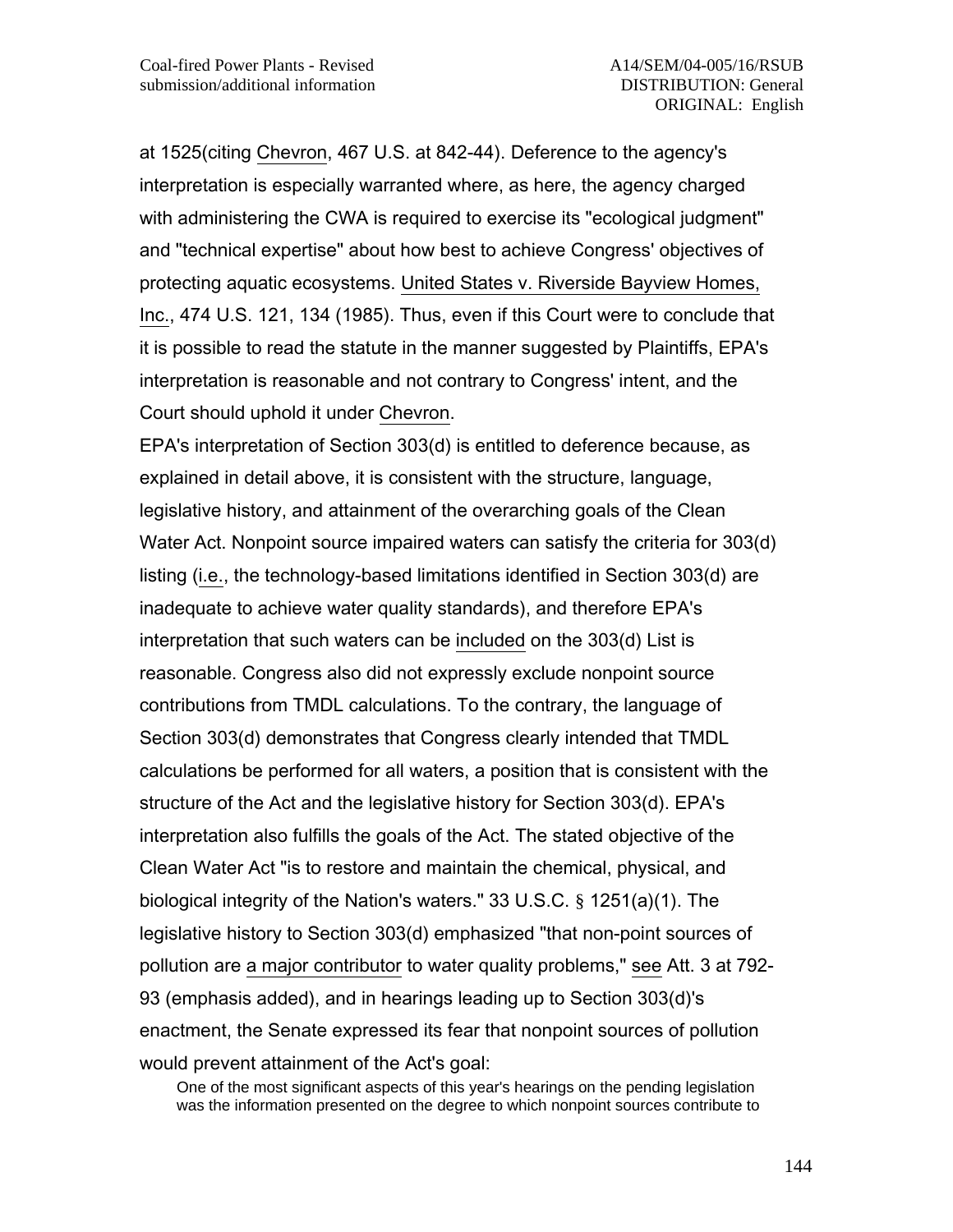at 1525(citing Chevron, 467 U.S. at 842-44). Deference to the agency's interpretation is especially warranted where, as here, the agency charged with administering the CWA is required to exercise its "ecological judgment" and "technical expertise" about how best to achieve Congress' objectives of protecting aquatic ecosystems. United States v. Riverside Bayview Homes, Inc., 474 U.S. 121, 134 (1985). Thus, even if this Court were to conclude that it is possible to read the statute in the manner suggested by Plaintiffs, EPA's interpretation is reasonable and not contrary to Congress' intent, and the Court should uphold it under Chevron.

EPA's interpretation of Section 303(d) is entitled to deference because, as explained in detail above, it is consistent with the structure, language, legislative history, and attainment of the overarching goals of the Clean Water Act. Nonpoint source impaired waters can satisfy the criteria for 303(d) listing (i.e., the technology-based limitations identified in Section 303(d) are inadequate to achieve water quality standards), and therefore EPA's interpretation that such waters can be included on the 303(d) List is reasonable. Congress also did not expressly exclude nonpoint source contributions from TMDL calculations. To the contrary, the language of Section 303(d) demonstrates that Congress clearly intended that TMDL calculations be performed for all waters, a position that is consistent with the structure of the Act and the legislative history for Section 303(d). EPA's interpretation also fulfills the goals of the Act. The stated objective of the Clean Water Act "is to restore and maintain the chemical, physical, and biological integrity of the Nation's waters." 33 U.S.C. § 1251(a)(1). The legislative history to Section 303(d) emphasized "that non-point sources of pollution are a major contributor to water quality problems," see Att. 3 at 792-93 (emphasis added), and in hearings leading up to Section 303(d)'s enactment, the Senate expressed its fear that nonpoint sources of pollution would prevent attainment of the Act's goal:

> One of the most significant aspects of this year's hearings on the pending legislation was the information presented on the degree to which nonpoint sources contribute to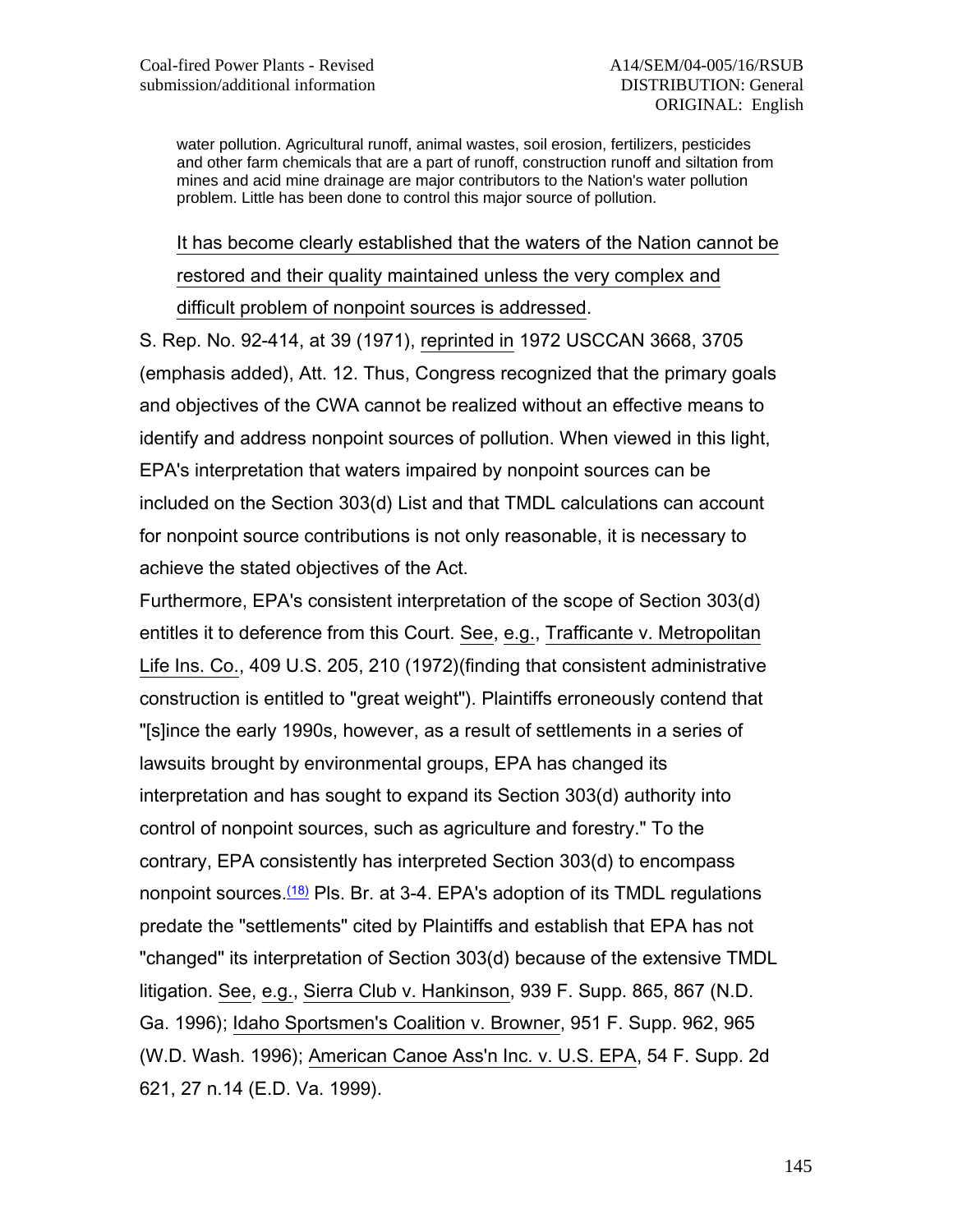> water pollution. Agricultural runoff, animal wastes, soil erosion, fertilizers, pesticides and other farm chemicals that are a part of runoff, construction runoff and siltation from mines and acid mine drainage are major contributors to the Nation's water pollution problem. Little has been done to control this major source of pollution.
>
> It has become clearly established that the waters of the Nation cannot be restored and their quality maintained unless the very complex and difficult problem of nonpoint sources is addressed.

S. Rep. No. 92-414, at 39 (1971), reprinted in 1972 USCCAN 3668, 3705 (emphasis added), Att. 12. Thus, Congress recognized that the primary goals and objectives of the CWA cannot be realized without an effective means to identify and address nonpoint sources of pollution. When viewed in this light, EPA's interpretation that waters impaired by nonpoint sources can be included on the Section 303(d) List and that TMDL calculations can account for nonpoint source contributions is not only reasonable, it is necessary to achieve the stated objectives of the Act.

Furthermore, EPA's consistent interpretation of the scope of Section 303(d) entitles it to deference from this Court. See, e.g., Trafficante v. Metropolitan Life Ins. Co., 409 U.S. 205, 210 (1972)(finding that consistent administrative construction is entitled to "great weight"). Plaintiffs erroneously contend that "[s]ince the early 1990s, however, as a result of settlements in a series of lawsuits brought by environmental groups, EPA has changed its interpretation and has sought to expand its Section 303(d) authority into control of nonpoint sources, such as agriculture and forestry." To the contrary, EPA consistently has interpreted Section 303(d) to encompass nonpoint sources.[18] Pls. Br. at 3-4. EPA's adoption of its TMDL regulations predate the "settlements" cited by Plaintiffs and establish that EPA has not "changed" its interpretation of Section 303(d) because of the extensive TMDL litigation. See, e.g., Sierra Club v. Hankinson, 939 F. Supp. 865, 867 (N.D. Ga. 1996); Idaho Sportsmen's Coalition v. Browner, 951 F. Supp. 962, 965 (W.D. Wash. 1996); American Canoe Ass'n Inc. v. U.S. EPA, 54 F. Supp. 2d 621, 27 n.14 (E.D. Va. 1999).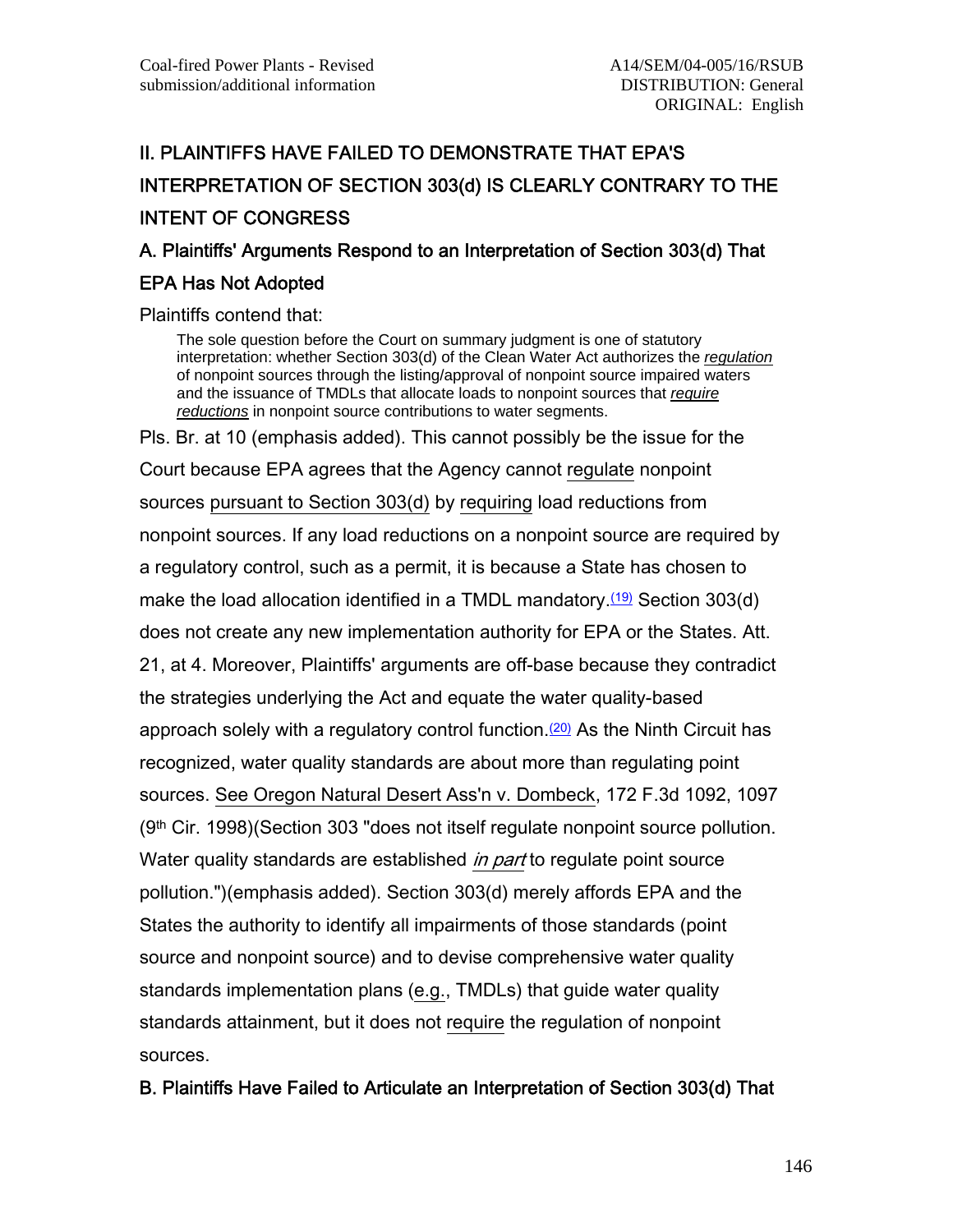## II. PLAINTIFFS HAVE FAILED TO DEMONSTRATE THAT EPA'S INTERPRETATION OF SECTION 303(d) IS CLEARLY CONTRARY TO THE INTENT OF CONGRESS

### A. Plaintiffs' Arguments Respond to an Interpretation of Section 303(d) That EPA Has Not Adopted

Plaintiffs contend that:

> The sole question before the Court on summary judgment is one of statutory interpretation: whether Section 303(d) of the Clean Water Act authorizes the ***regulation*** of nonpoint sources through the listing/approval of nonpoint source impaired waters and the issuance of TMDLs that allocate loads to nonpoint sources that ***require reductions*** in nonpoint source contributions to water segments.

Pls. Br. at 10 (emphasis added). This cannot possibly be the issue for the Court because EPA agrees that the Agency cannot regulate nonpoint sources pursuant to Section 303(d) by requiring load reductions from nonpoint sources. If any load reductions on a nonpoint source are required by a regulatory control, such as a permit, it is because a State has chosen to make the load allocation identified in a TMDL mandatory.[19] Section 303(d) does not create any new implementation authority for EPA or the States. Att. 21, at 4. Moreover, Plaintiffs' arguments are off-base because they contradict the strategies underlying the Act and equate the water quality-based approach solely with a regulatory control function.[20] As the Ninth Circuit has recognized, water quality standards are about more than regulating point sources. See Oregon Natural Desert Ass'n v. Dombeck, 172 F.3d 1092, 1097 (9th Cir. 1998)(Section 303 "does not itself regulate nonpoint source pollution. Water quality standards are established *in part* to regulate point source pollution.")(emphasis added). Section 303(d) merely affords EPA and the States the authority to identify all impairments of those standards (point source and nonpoint source) and to devise comprehensive water quality standards implementation plans (e.g., TMDLs) that guide water quality standards attainment, but it does not require the regulation of nonpoint sources.

### B. Plaintiffs Have Failed to Articulate an Interpretation of Section 303(d) That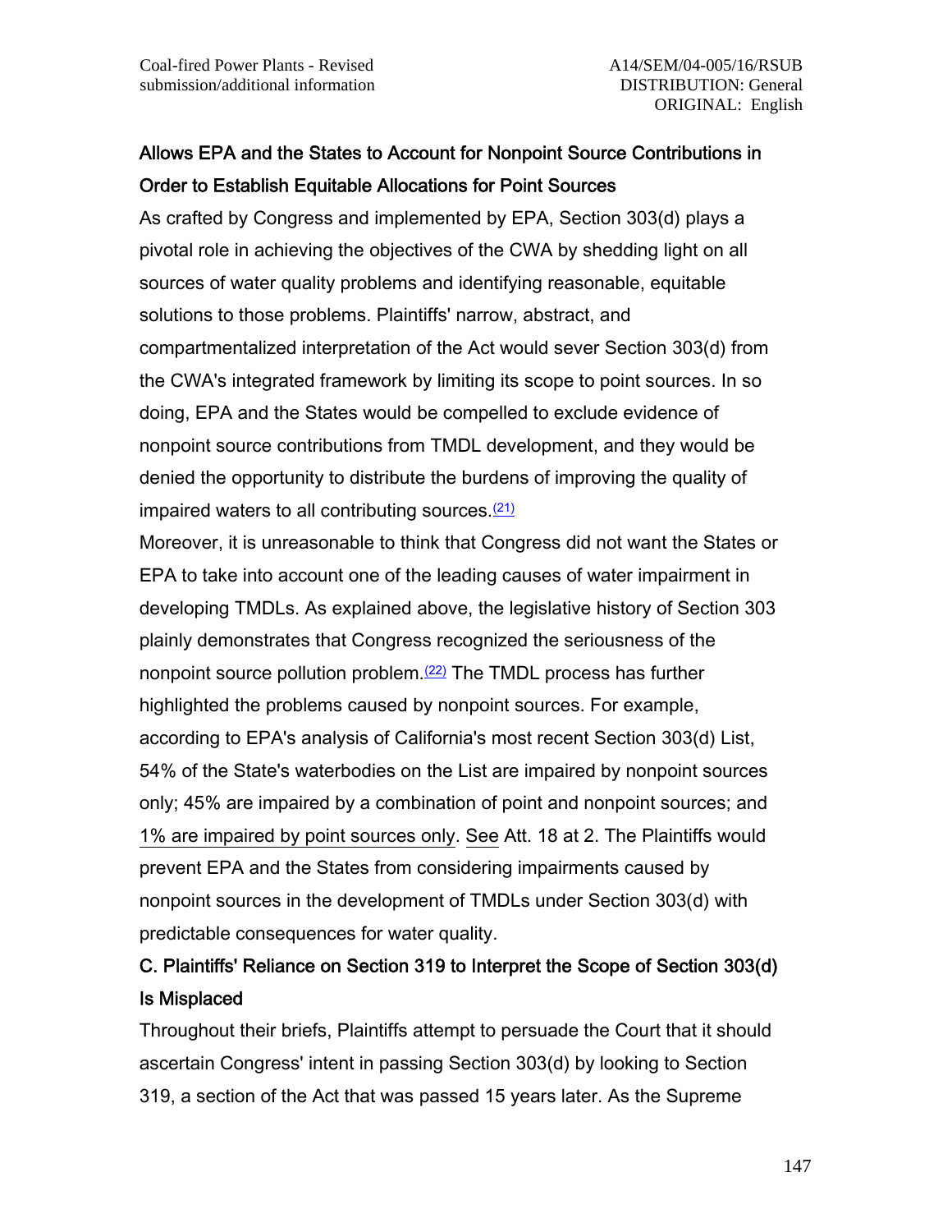**Allows EPA and the States to Account for Nonpoint Source Contributions in Order to Establish Equitable Allocations for Point Sources**

As crafted by Congress and implemented by EPA, Section 303(d) plays a pivotal role in achieving the objectives of the CWA by shedding light on all sources of water quality problems and identifying reasonable, equitable solutions to those problems. Plaintiffs' narrow, abstract, and compartmentalized interpretation of the Act would sever Section 303(d) from the CWA's integrated framework by limiting its scope to point sources. In so doing, EPA and the States would be compelled to exclude evidence of nonpoint source contributions from TMDL development, and they would be denied the opportunity to distribute the burdens of improving the quality of impaired waters to all contributing sources.[(21)]

Moreover, it is unreasonable to think that Congress did not want the States or EPA to take into account one of the leading causes of water impairment in developing TMDLs. As explained above, the legislative history of Section 303 plainly demonstrates that Congress recognized the seriousness of the nonpoint source pollution problem.[(22)] The TMDL process has further highlighted the problems caused by nonpoint sources. For example, according to EPA's analysis of California's most recent Section 303(d) List, 54% of the State's waterbodies on the List are impaired by nonpoint sources only; 45% are impaired by a combination of point and nonpoint sources; and 1% are impaired by point sources only. See Att. 18 at 2. The Plaintiffs would prevent EPA and the States from considering impairments caused by nonpoint sources in the development of TMDLs under Section 303(d) with predictable consequences for water quality.

**C. Plaintiffs' Reliance on Section 319 to Interpret the Scope of Section 303(d) Is Misplaced**

Throughout their briefs, Plaintiffs attempt to persuade the Court that it should ascertain Congress' intent in passing Section 303(d) by looking to Section 319, a section of the Act that was passed 15 years later. As the Supreme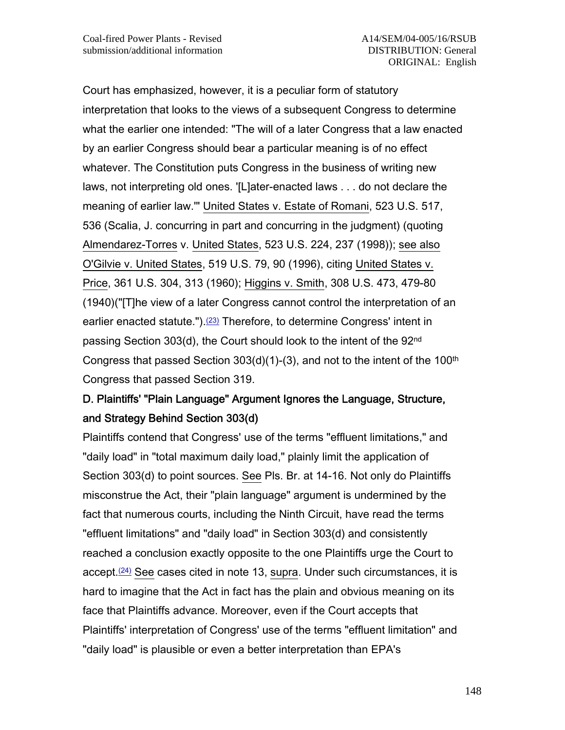Court has emphasized, however, it is a peculiar form of statutory interpretation that looks to the views of a subsequent Congress to determine what the earlier one intended: "The will of a later Congress that a law enacted by an earlier Congress should bear a particular meaning is of no effect whatever. The Constitution puts Congress in the business of writing new laws, not interpreting old ones. '[L]ater-enacted laws . . . do not declare the meaning of earlier law.'" United States v. Estate of Romani, 523 U.S. 517, 536 (Scalia, J. concurring in part and concurring in the judgment) (quoting Almendarez-Torres v. United States, 523 U.S. 224, 237 (1998)); see also O'Gilvie v. United States, 519 U.S. 79, 90 (1996), citing United States v. Price, 361 U.S. 304, 313 (1960); Higgins v. Smith, 308 U.S. 473, 479-80 (1940)("[T]he view of a later Congress cannot control the interpretation of an earlier enacted statute.").(23) Therefore, to determine Congress' intent in passing Section 303(d), the Court should look to the intent of the 92nd Congress that passed Section 303(d)(1)-(3), and not to the intent of the 100th Congress that passed Section 319.

**D. Plaintiffs' "Plain Language" Argument Ignores the Language, Structure, and Strategy Behind Section 303(d)**

Plaintiffs contend that Congress' use of the terms "effluent limitations," and "daily load" in "total maximum daily load," plainly limit the application of Section 303(d) to point sources. See Pls. Br. at 14-16. Not only do Plaintiffs misconstrue the Act, their "plain language" argument is undermined by the fact that numerous courts, including the Ninth Circuit, have read the terms "effluent limitations" and "daily load" in Section 303(d) and consistently reached a conclusion exactly opposite to the one Plaintiffs urge the Court to accept.(24) See cases cited in note 13, supra. Under such circumstances, it is hard to imagine that the Act in fact has the plain and obvious meaning on its face that Plaintiffs advance. Moreover, even if the Court accepts that Plaintiffs' interpretation of Congress' use of the terms "effluent limitation" and "daily load" is plausible or even a better interpretation than EPA's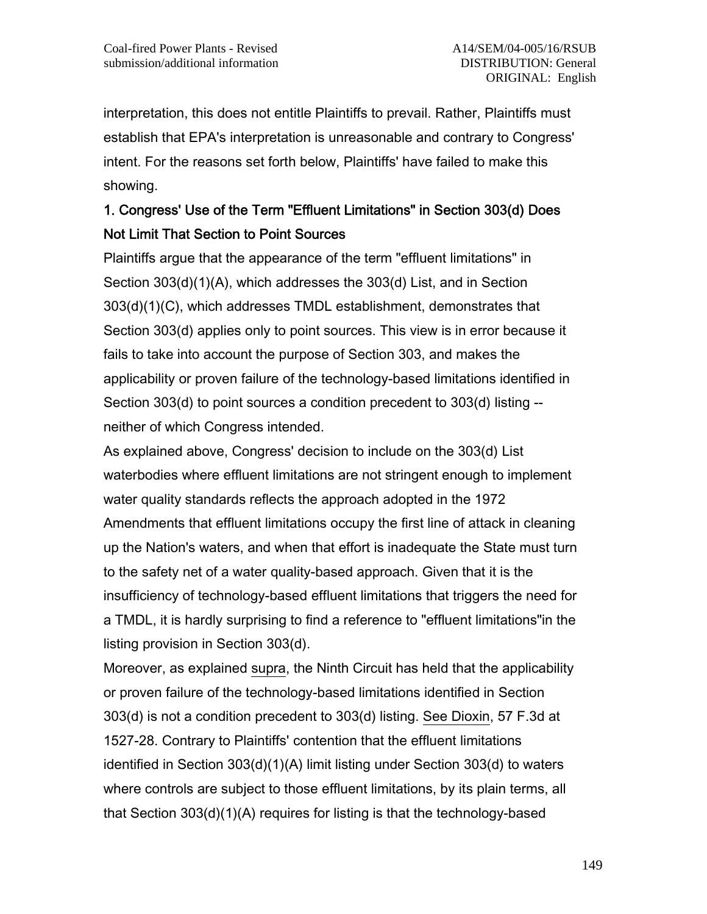interpretation, this does not entitle Plaintiffs to prevail. Rather, Plaintiffs must establish that EPA's interpretation is unreasonable and contrary to Congress' intent. For the reasons set forth below, Plaintiffs' have failed to make this showing.

### 1. Congress' Use of the Term "Effluent Limitations" in Section 303(d) Does Not Limit That Section to Point Sources

Plaintiffs argue that the appearance of the term "effluent limitations" in Section 303(d)(1)(A), which addresses the 303(d) List, and in Section 303(d)(1)(C), which addresses TMDL establishment, demonstrates that Section 303(d) applies only to point sources. This view is in error because it fails to take into account the purpose of Section 303, and makes the applicability or proven failure of the technology-based limitations identified in Section 303(d) to point sources a condition precedent to 303(d) listing -- neither of which Congress intended.

As explained above, Congress' decision to include on the 303(d) List waterbodies where effluent limitations are not stringent enough to implement water quality standards reflects the approach adopted in the 1972 Amendments that effluent limitations occupy the first line of attack in cleaning up the Nation's waters, and when that effort is inadequate the State must turn to the safety net of a water quality-based approach. Given that it is the insufficiency of technology-based effluent limitations that triggers the need for a TMDL, it is hardly surprising to find a reference to "effluent limitations"in the listing provision in Section 303(d).

Moreover, as explained supra, the Ninth Circuit has held that the applicability or proven failure of the technology-based limitations identified in Section 303(d) is not a condition precedent to 303(d) listing. See Dioxin, 57 F.3d at 1527-28. Contrary to Plaintiffs' contention that the effluent limitations identified in Section 303(d)(1)(A) limit listing under Section 303(d) to waters where controls are subject to those effluent limitations, by its plain terms, all that Section 303(d)(1)(A) requires for listing is that the technology-based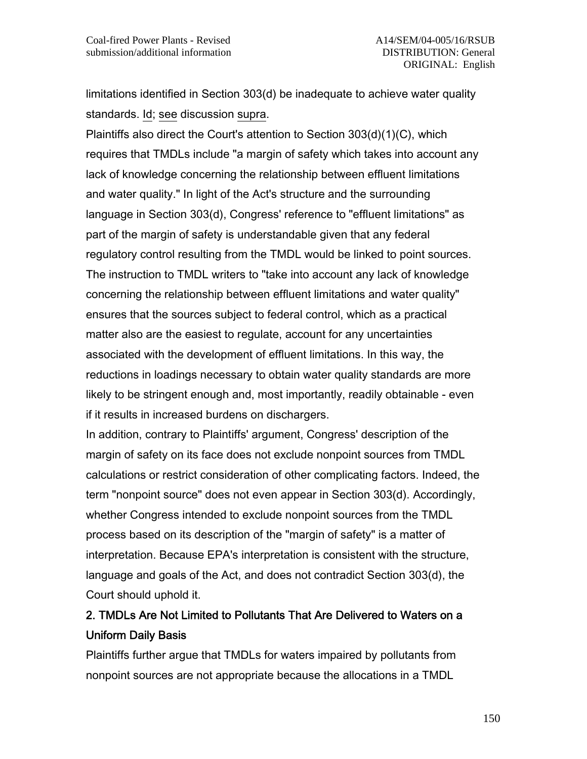limitations identified in Section 303(d) be inadequate to achieve water quality standards. Id; see discussion supra.

Plaintiffs also direct the Court's attention to Section 303(d)(1)(C), which requires that TMDLs include "a margin of safety which takes into account any lack of knowledge concerning the relationship between effluent limitations and water quality." In light of the Act's structure and the surrounding language in Section 303(d), Congress' reference to "effluent limitations" as part of the margin of safety is understandable given that any federal regulatory control resulting from the TMDL would be linked to point sources. The instruction to TMDL writers to "take into account any lack of knowledge concerning the relationship between effluent limitations and water quality" ensures that the sources subject to federal control, which as a practical matter also are the easiest to regulate, account for any uncertainties associated with the development of effluent limitations. In this way, the reductions in loadings necessary to obtain water quality standards are more likely to be stringent enough and, most importantly, readily obtainable - even if it results in increased burdens on dischargers.

In addition, contrary to Plaintiffs' argument, Congress' description of the margin of safety on its face does not exclude nonpoint sources from TMDL calculations or restrict consideration of other complicating factors. Indeed, the term "nonpoint source" does not even appear in Section 303(d). Accordingly, whether Congress intended to exclude nonpoint sources from the TMDL process based on its description of the "margin of safety" is a matter of interpretation. Because EPA's interpretation is consistent with the structure, language and goals of the Act, and does not contradict Section 303(d), the Court should uphold it.

## 2. TMDLs Are Not Limited to Pollutants That Are Delivered to Waters on a Uniform Daily Basis

Plaintiffs further argue that TMDLs for waters impaired by pollutants from nonpoint sources are not appropriate because the allocations in a TMDL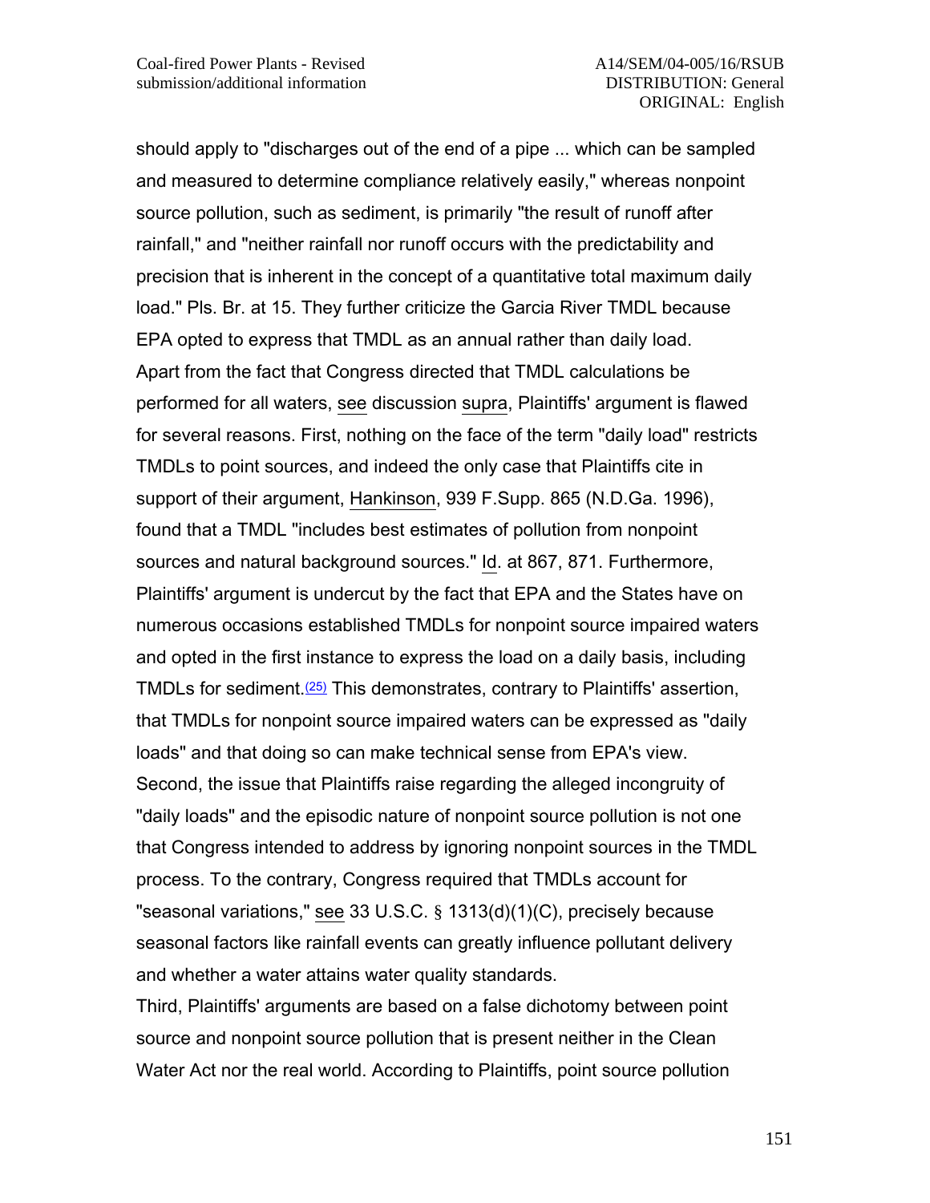should apply to "discharges out of the end of a pipe ... which can be sampled and measured to determine compliance relatively easily," whereas nonpoint source pollution, such as sediment, is primarily "the result of runoff after rainfall," and "neither rainfall nor runoff occurs with the predictability and precision that is inherent in the concept of a quantitative total maximum daily load." Pls. Br. at 15. They further criticize the Garcia River TMDL because EPA opted to express that TMDL as an annual rather than daily load.

Apart from the fact that Congress directed that TMDL calculations be performed for all waters, see discussion supra, Plaintiffs' argument is flawed for several reasons. First, nothing on the face of the term "daily load" restricts TMDLs to point sources, and indeed the only case that Plaintiffs cite in support of their argument, Hankinson, 939 F.Supp. 865 (N.D.Ga. 1996), found that a TMDL "includes best estimates of pollution from nonpoint sources and natural background sources." Id. at 867, 871. Furthermore, Plaintiffs' argument is undercut by the fact that EPA and the States have on numerous occasions established TMDLs for nonpoint source impaired waters and opted in the first instance to express the load on a daily basis, including TMDLs for sediment.(25) This demonstrates, contrary to Plaintiffs' assertion, that TMDLs for nonpoint source impaired waters can be expressed as "daily loads" and that doing so can make technical sense from EPA's view.

Second, the issue that Plaintiffs raise regarding the alleged incongruity of "daily loads" and the episodic nature of nonpoint source pollution is not one that Congress intended to address by ignoring nonpoint sources in the TMDL process. To the contrary, Congress required that TMDLs account for "seasonal variations," see 33 U.S.C. § 1313(d)(1)(C), precisely because seasonal factors like rainfall events can greatly influence pollutant delivery and whether a water attains water quality standards.

Third, Plaintiffs' arguments are based on a false dichotomy between point source and nonpoint source pollution that is present neither in the Clean Water Act nor the real world. According to Plaintiffs, point source pollution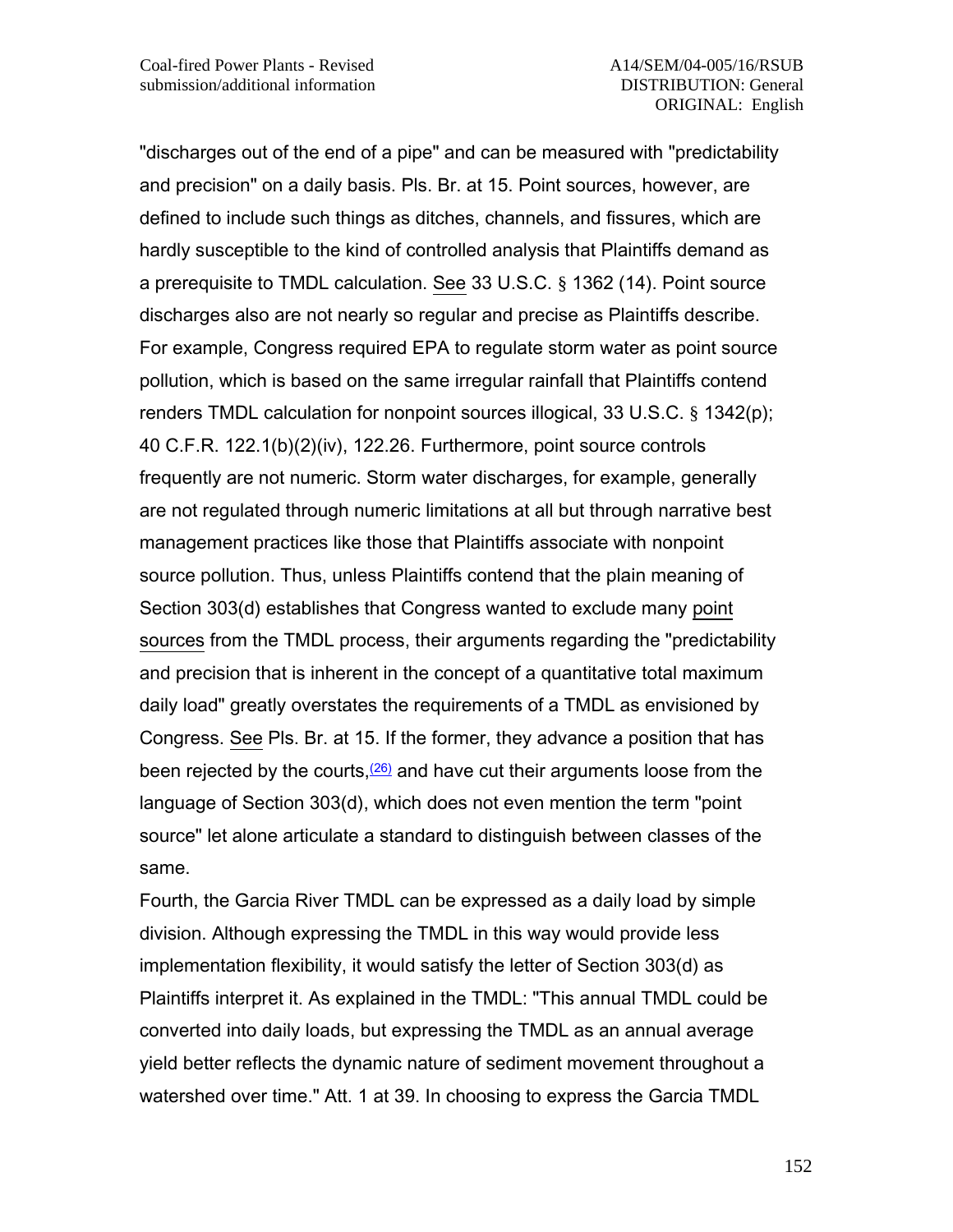"discharges out of the end of a pipe" and can be measured with "predictability and precision" on a daily basis. Pls. Br. at 15. Point sources, however, are defined to include such things as ditches, channels, and fissures, which are hardly susceptible to the kind of controlled analysis that Plaintiffs demand as a prerequisite to TMDL calculation. See 33 U.S.C. § 1362 (14). Point source discharges also are not nearly so regular and precise as Plaintiffs describe. For example, Congress required EPA to regulate storm water as point source pollution, which is based on the same irregular rainfall that Plaintiffs contend renders TMDL calculation for nonpoint sources illogical, 33 U.S.C. § 1342(p); 40 C.F.R. 122.1(b)(2)(iv), 122.26. Furthermore, point source controls frequently are not numeric. Storm water discharges, for example, generally are not regulated through numeric limitations at all but through narrative best management practices like those that Plaintiffs associate with nonpoint source pollution. Thus, unless Plaintiffs contend that the plain meaning of Section 303(d) establishes that Congress wanted to exclude many point sources from the TMDL process, their arguments regarding the "predictability and precision that is inherent in the concept of a quantitative total maximum daily load" greatly overstates the requirements of a TMDL as envisioned by Congress. See Pls. Br. at 15. If the former, they advance a position that has been rejected by the courts,[26] and have cut their arguments loose from the language of Section 303(d), which does not even mention the term "point source" let alone articulate a standard to distinguish between classes of the same.

Fourth, the Garcia River TMDL can be expressed as a daily load by simple division. Although expressing the TMDL in this way would provide less implementation flexibility, it would satisfy the letter of Section 303(d) as Plaintiffs interpret it. As explained in the TMDL: "This annual TMDL could be converted into daily loads, but expressing the TMDL as an annual average yield better reflects the dynamic nature of sediment movement throughout a watershed over time." Att. 1 at 39. In choosing to express the Garcia TMDL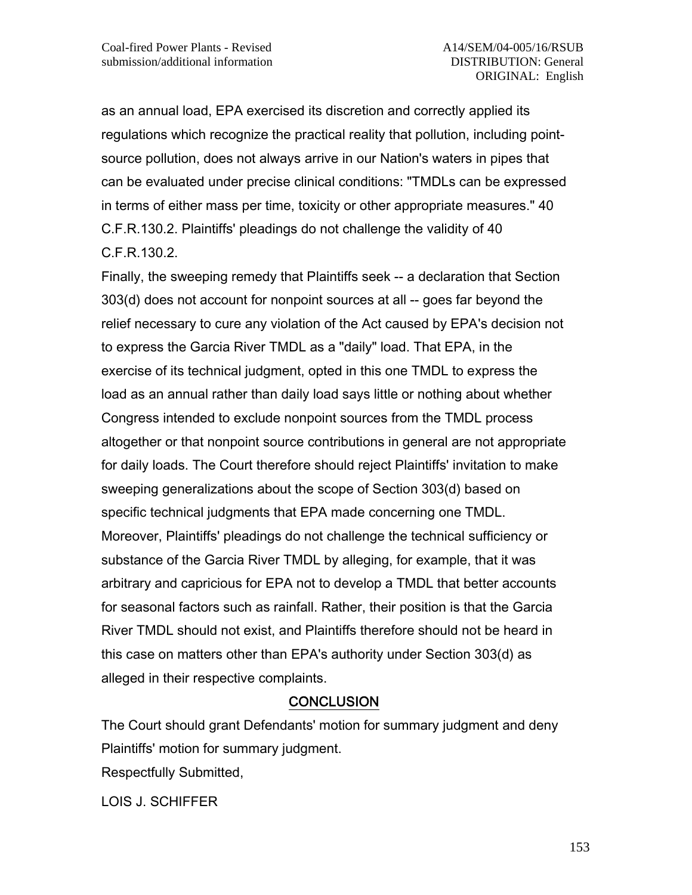as an annual load, EPA exercised its discretion and correctly applied its regulations which recognize the practical reality that pollution, including point-source pollution, does not always arrive in our Nation's waters in pipes that can be evaluated under precise clinical conditions: "TMDLs can be expressed in terms of either mass per time, toxicity or other appropriate measures." 40 C.F.R.130.2. Plaintiffs' pleadings do not challenge the validity of 40 C.F.R.130.2.

Finally, the sweeping remedy that Plaintiffs seek -- a declaration that Section 303(d) does not account for nonpoint sources at all -- goes far beyond the relief necessary to cure any violation of the Act caused by EPA's decision not to express the Garcia River TMDL as a "daily" load. That EPA, in the exercise of its technical judgment, opted in this one TMDL to express the load as an annual rather than daily load says little or nothing about whether Congress intended to exclude nonpoint sources from the TMDL process altogether or that nonpoint source contributions in general are not appropriate for daily loads. The Court therefore should reject Plaintiffs' invitation to make sweeping generalizations about the scope of Section 303(d) based on specific technical judgments that EPA made concerning one TMDL. Moreover, Plaintiffs' pleadings do not challenge the technical sufficiency or substance of the Garcia River TMDL by alleging, for example, that it was arbitrary and capricious for EPA not to develop a TMDL that better accounts for seasonal factors such as rainfall. Rather, their position is that the Garcia River TMDL should not exist, and Plaintiffs therefore should not be heard in this case on matters other than EPA's authority under Section 303(d) as alleged in their respective complaints.

## CONCLUSION

The Court should grant Defendants' motion for summary judgment and deny Plaintiffs' motion for summary judgment.

Respectfully Submitted,

LOIS J. SCHIFFER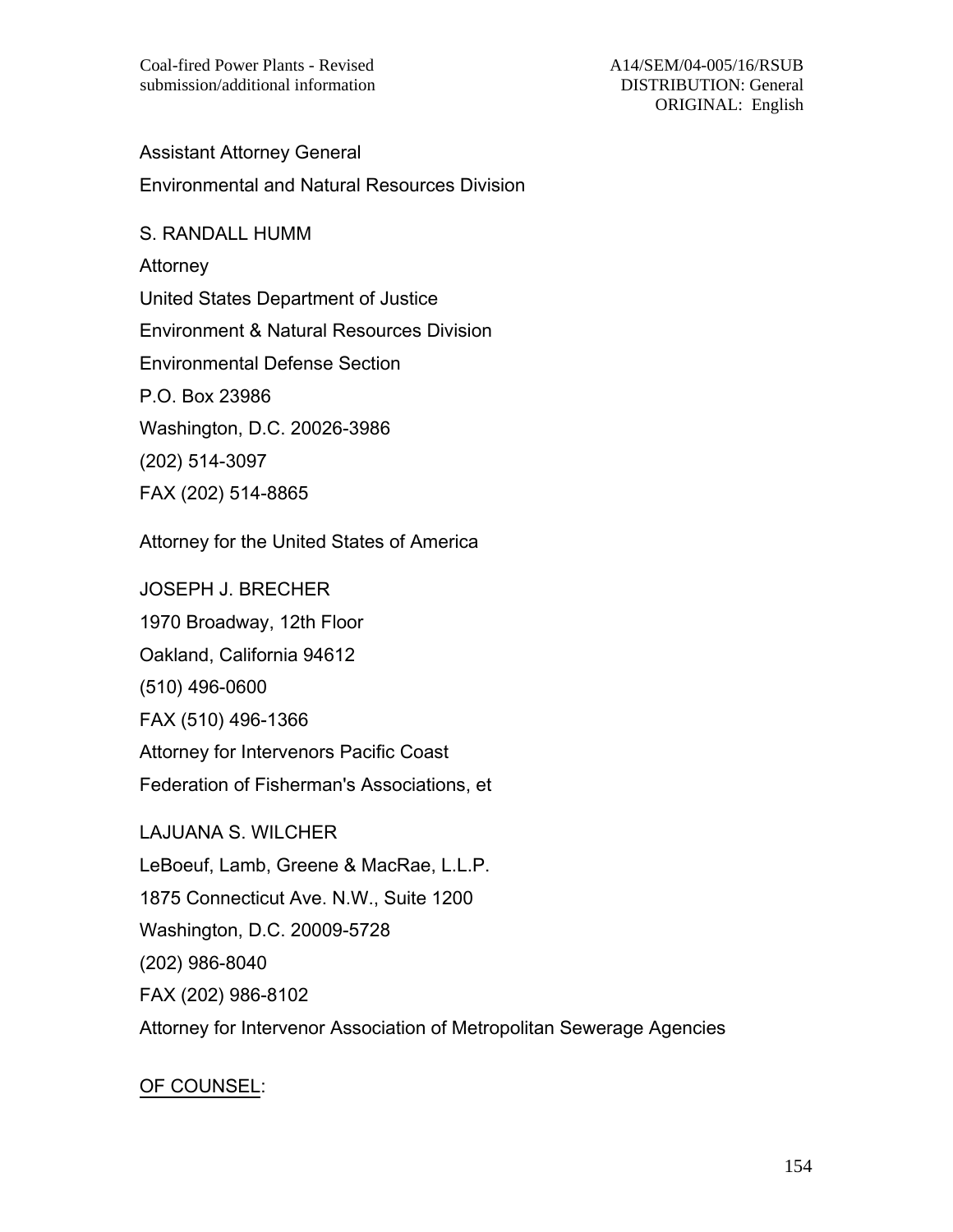Assistant Attorney General

Environmental and Natural Resources Division

S. RANDALL HUMM

Attorney

United States Department of Justice

Environment & Natural Resources Division

Environmental Defense Section

P.O. Box 23986

Washington, D.C. 20026-3986

(202) 514-3097

FAX (202) 514-8865

Attorney for the United States of America

JOSEPH J. BRECHER

1970 Broadway, 12th Floor

Oakland, California 94612

(510) 496-0600

FAX (510) 496-1366

Attorney for Intervenors Pacific Coast

Federation of Fisherman's Associations, et

LAJUANA S. WILCHER

LeBoeuf, Lamb, Greene & MacRae, L.L.P.

1875 Connecticut Ave. N.W., Suite 1200

Washington, D.C. 20009-5728

(202) 986-8040

FAX (202) 986-8102

Attorney for Intervenor Association of Metropolitan Sewerage Agencies

<u>OF COUNSEL</u>: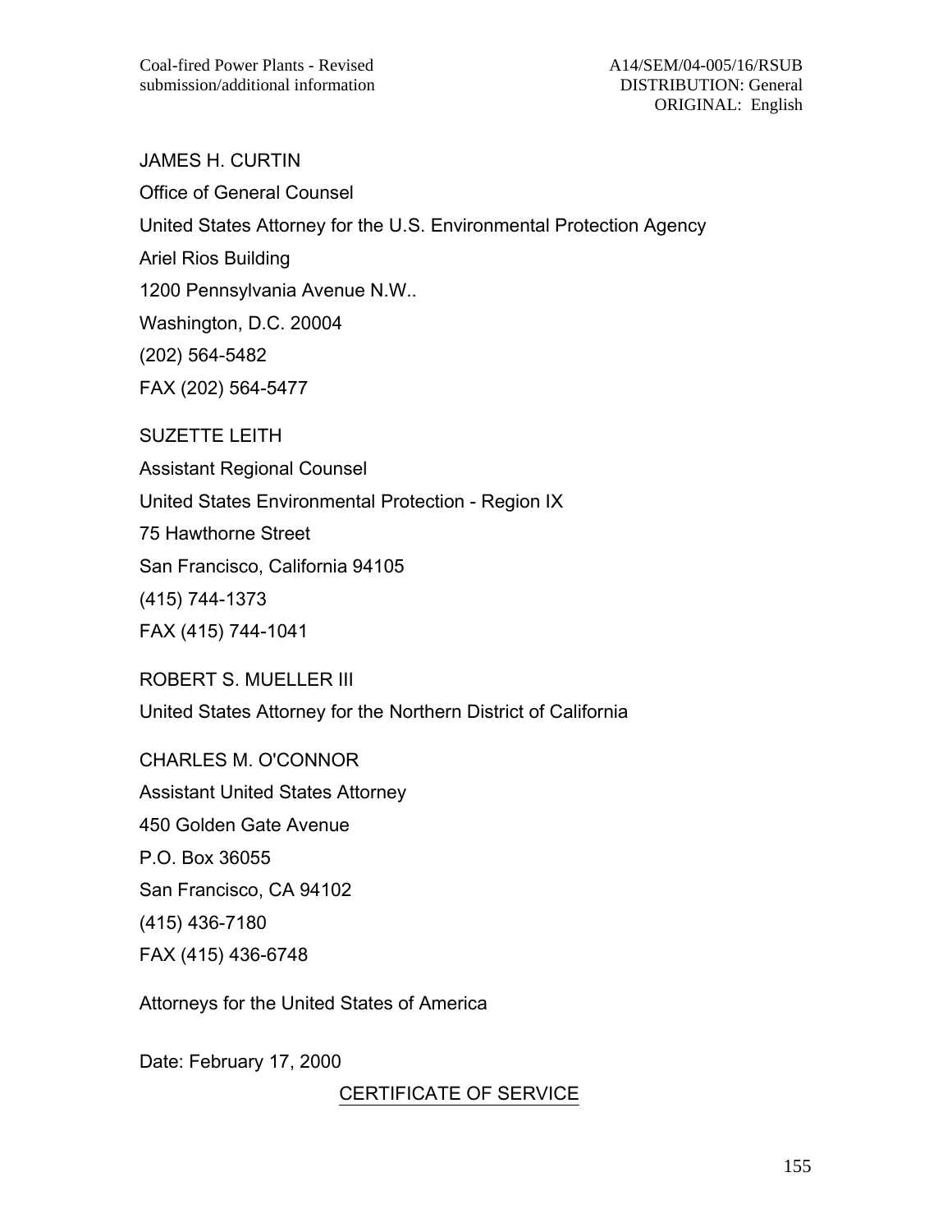JAMES H. CURTIN

Office of General Counsel

United States Attorney for the U.S. Environmental Protection Agency

Ariel Rios Building

1200 Pennsylvania Avenue N.W..

Washington, D.C. 20004

(202) 564-5482

FAX (202) 564-5477

SUZETTE LEITH

Assistant Regional Counsel

United States Environmental Protection - Region IX

75 Hawthorne Street

San Francisco, California 94105

(415) 744-1373

FAX (415) 744-1041

ROBERT S. MUELLER III

United States Attorney for the Northern District of California

CHARLES M. O'CONNOR

Assistant United States Attorney

450 Golden Gate Avenue

P.O. Box 36055

San Francisco, CA 94102

(415) 436-7180

FAX (415) 436-6748

Attorneys for the United States of America

Date: February 17, 2000

CERTIFICATE OF SERVICE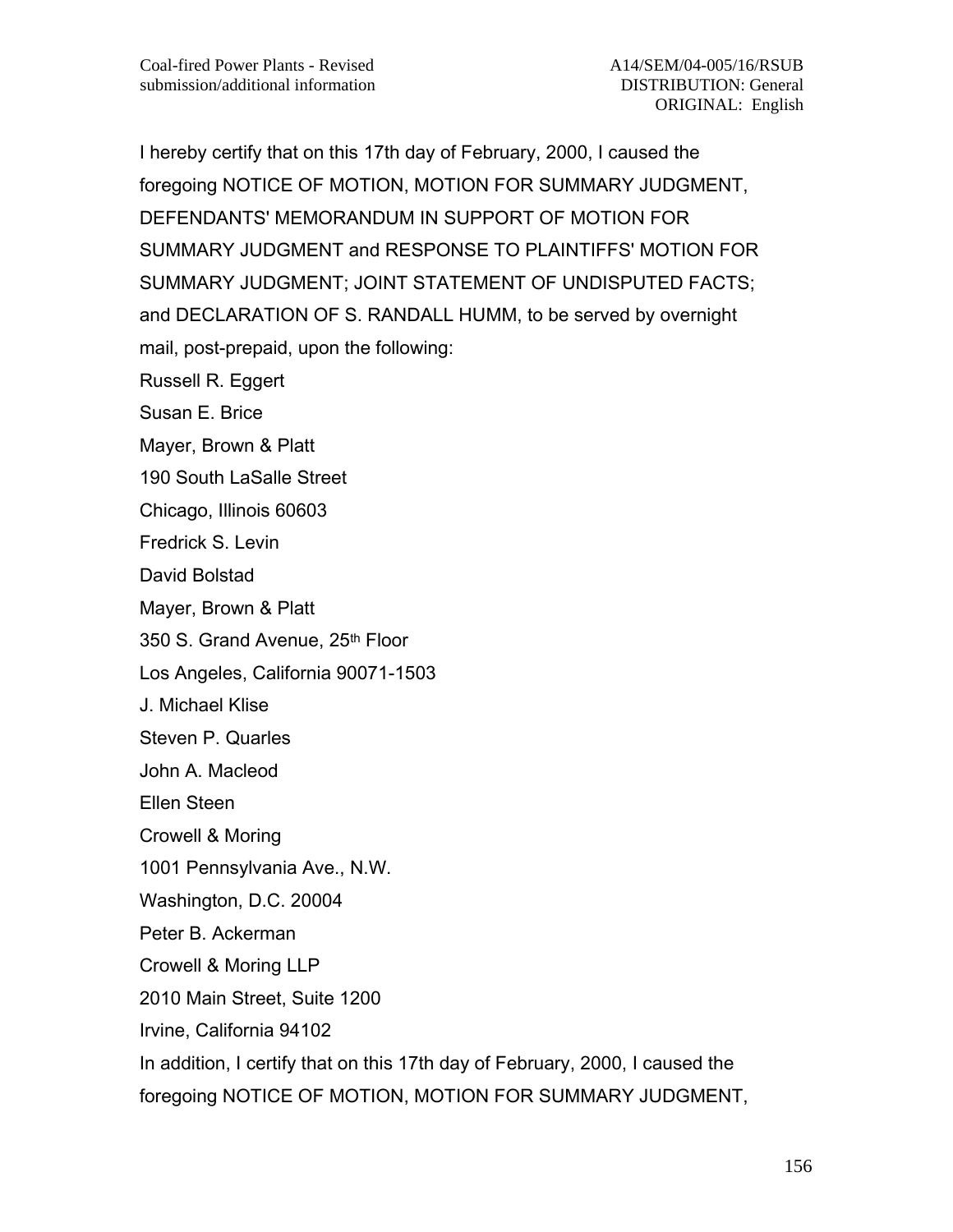I hereby certify that on this 17th day of February, 2000, I caused the foregoing NOTICE OF MOTION, MOTION FOR SUMMARY JUDGMENT, DEFENDANTS' MEMORANDUM IN SUPPORT OF MOTION FOR SUMMARY JUDGMENT and RESPONSE TO PLAINTIFFS' MOTION FOR SUMMARY JUDGMENT; JOINT STATEMENT OF UNDISPUTED FACTS; and DECLARATION OF S. RANDALL HUMM, to be served by overnight mail, post-prepaid, upon the following:

Russell R. Eggert

Susan E. Brice

Mayer, Brown & Platt

190 South LaSalle Street

Chicago, Illinois 60603

Fredrick S. Levin

David Bolstad

Mayer, Brown & Platt

350 S. Grand Avenue, 25th Floor

Los Angeles, California 90071-1503

J. Michael Klise

Steven P. Quarles

John A. Macleod

Ellen Steen

Crowell & Moring

1001 Pennsylvania Ave., N.W.

Washington, D.C. 20004

Peter B. Ackerman

Crowell & Moring LLP

2010 Main Street, Suite 1200

Irvine, California 94102

In addition, I certify that on this 17th day of February, 2000, I caused the foregoing NOTICE OF MOTION, MOTION FOR SUMMARY JUDGMENT,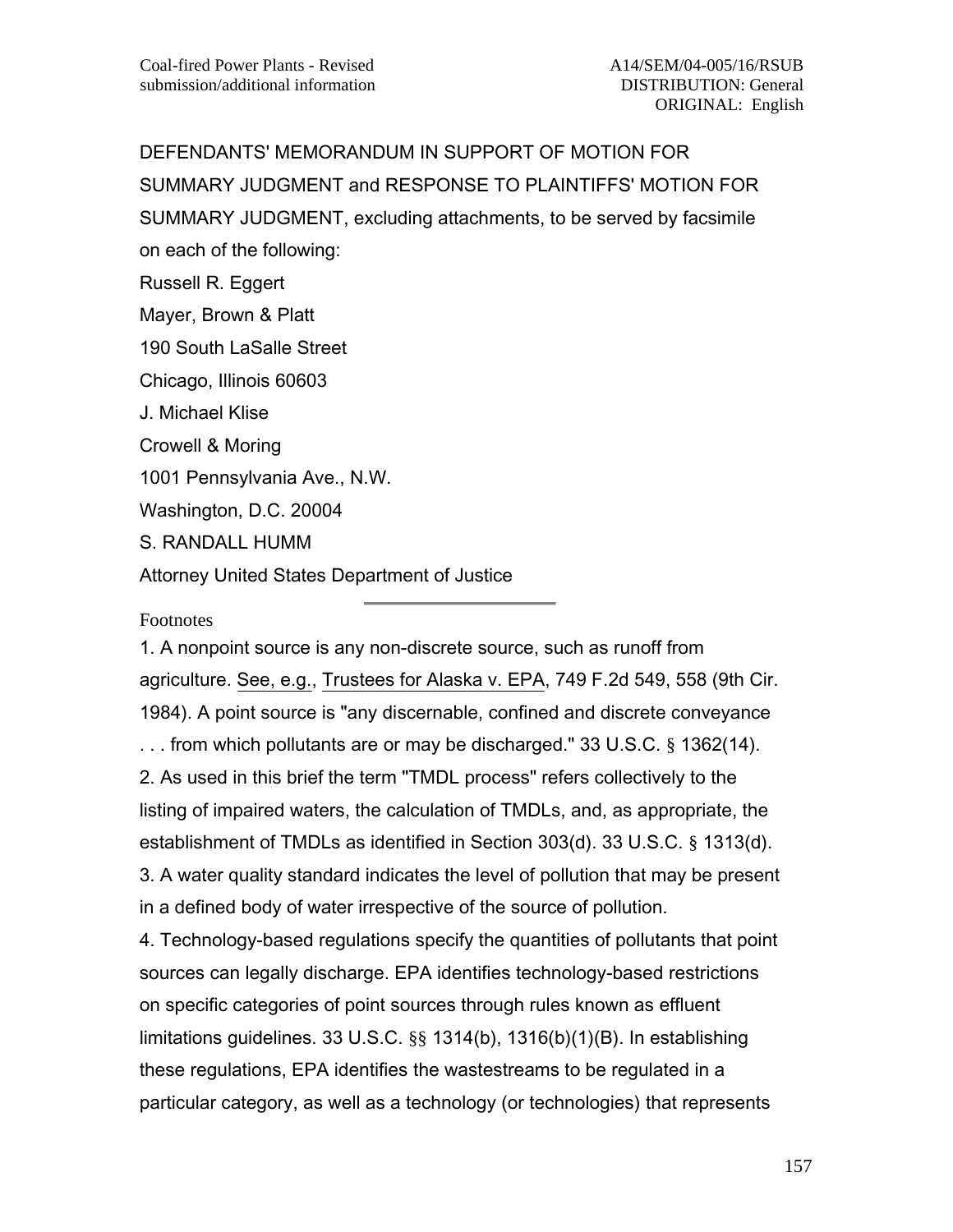DEFENDANTS' MEMORANDUM IN SUPPORT OF MOTION FOR SUMMARY JUDGMENT and RESPONSE TO PLAINTIFFS' MOTION FOR SUMMARY JUDGMENT, excluding attachments, to be served by facsimile on each of the following:

Russell R. Eggert  
Mayer, Brown & Platt  
190 South LaSalle Street  
Chicago, Illinois 60603

J. Michael Klise  
Crowell & Moring  
1001 Pennsylvania Ave., N.W.  
Washington, D.C. 20004

S. RANDALL HUMM  
Attorney United States Department of Justice

---

Footnotes

1. A nonpoint source is any non-discrete source, such as runoff from agriculture. See, e.g., Trustees for Alaska v. EPA, 749 F.2d 549, 558 (9th Cir. 1984). A point source is "any discernable, confined and discrete conveyance . . . from which pollutants are or may be discharged." 33 U.S.C. § 1362(14).

2. As used in this brief the term "TMDL process" refers collectively to the listing of impaired waters, the calculation of TMDLs, and, as appropriate, the establishment of TMDLs as identified in Section 303(d). 33 U.S.C. § 1313(d).

3. A water quality standard indicates the level of pollution that may be present in a defined body of water irrespective of the source of pollution.

4. Technology-based regulations specify the quantities of pollutants that point sources can legally discharge. EPA identifies technology-based restrictions on specific categories of point sources through rules known as effluent limitations guidelines. 33 U.S.C. §§ 1314(b), 1316(b)(1)(B). In establishing these regulations, EPA identifies the wastestreams to be regulated in a particular category, as well as a technology (or technologies) that represents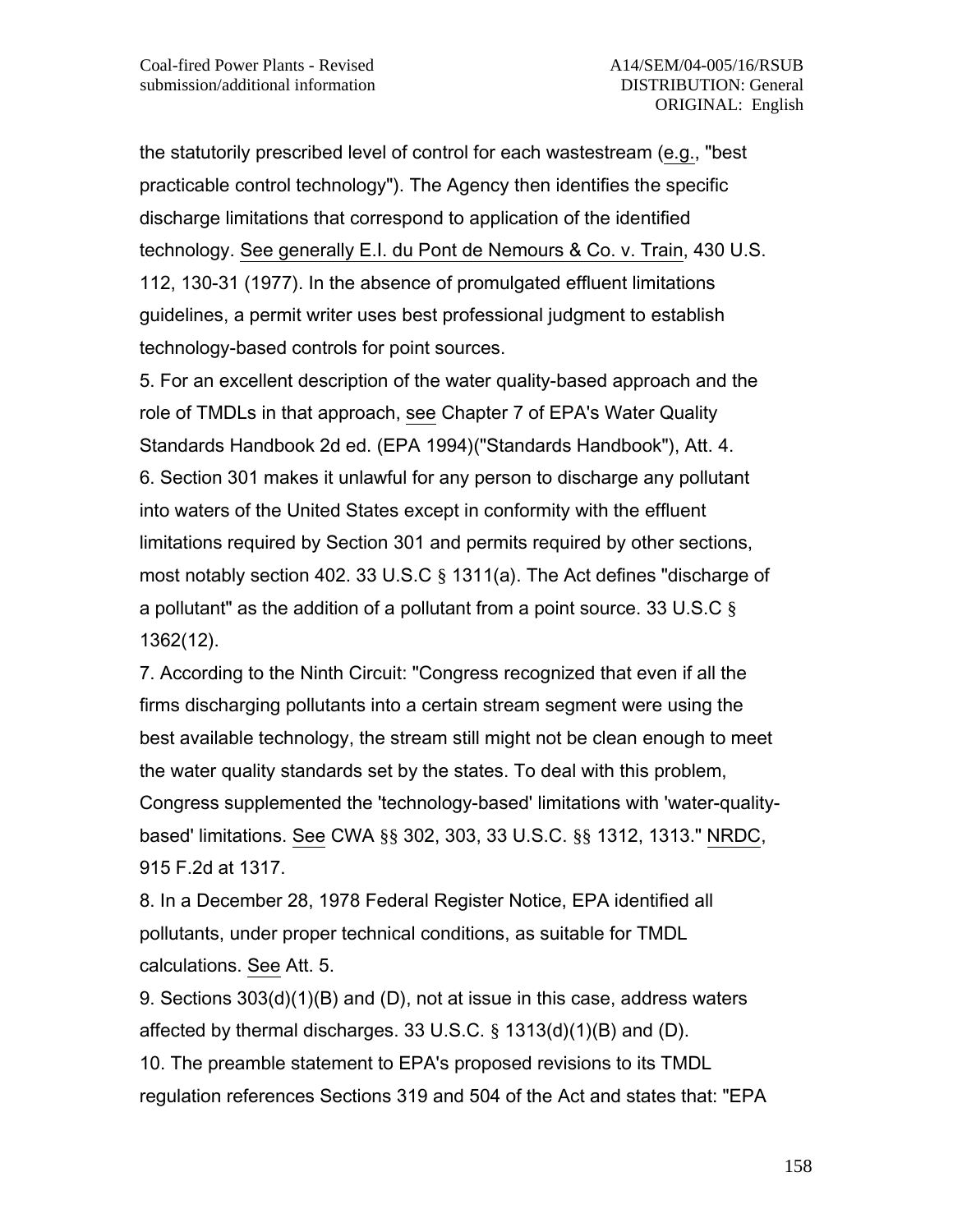the statutorily prescribed level of control for each wastestream (e.g., "best practicable control technology"). The Agency then identifies the specific discharge limitations that correspond to application of the identified technology. See generally E.I. du Pont de Nemours & Co. v. Train, 430 U.S. 112, 130-31 (1977). In the absence of promulgated effluent limitations guidelines, a permit writer uses best professional judgment to establish technology-based controls for point sources.

5. For an excellent description of the water quality-based approach and the role of TMDLs in that approach, see Chapter 7 of EPA's Water Quality Standards Handbook 2d ed. (EPA 1994)("Standards Handbook"), Att. 4.

6. Section 301 makes it unlawful for any person to discharge any pollutant into waters of the United States except in conformity with the effluent limitations required by Section 301 and permits required by other sections, most notably section 402. 33 U.S.C § 1311(a). The Act defines "discharge of a pollutant" as the addition of a pollutant from a point source. 33 U.S.C § 1362(12).

7. According to the Ninth Circuit: "Congress recognized that even if all the firms discharging pollutants into a certain stream segment were using the best available technology, the stream still might not be clean enough to meet the water quality standards set by the states. To deal with this problem, Congress supplemented the 'technology-based' limitations with 'water-quality-based' limitations. See CWA §§ 302, 303, 33 U.S.C. §§ 1312, 1313." NRDC, 915 F.2d at 1317.

8. In a December 28, 1978 Federal Register Notice, EPA identified all pollutants, under proper technical conditions, as suitable for TMDL calculations. See Att. 5.

9. Sections 303(d)(1)(B) and (D), not at issue in this case, address waters affected by thermal discharges. 33 U.S.C. § 1313(d)(1)(B) and (D).

10. The preamble statement to EPA's proposed revisions to its TMDL regulation references Sections 319 and 504 of the Act and states that: "EPA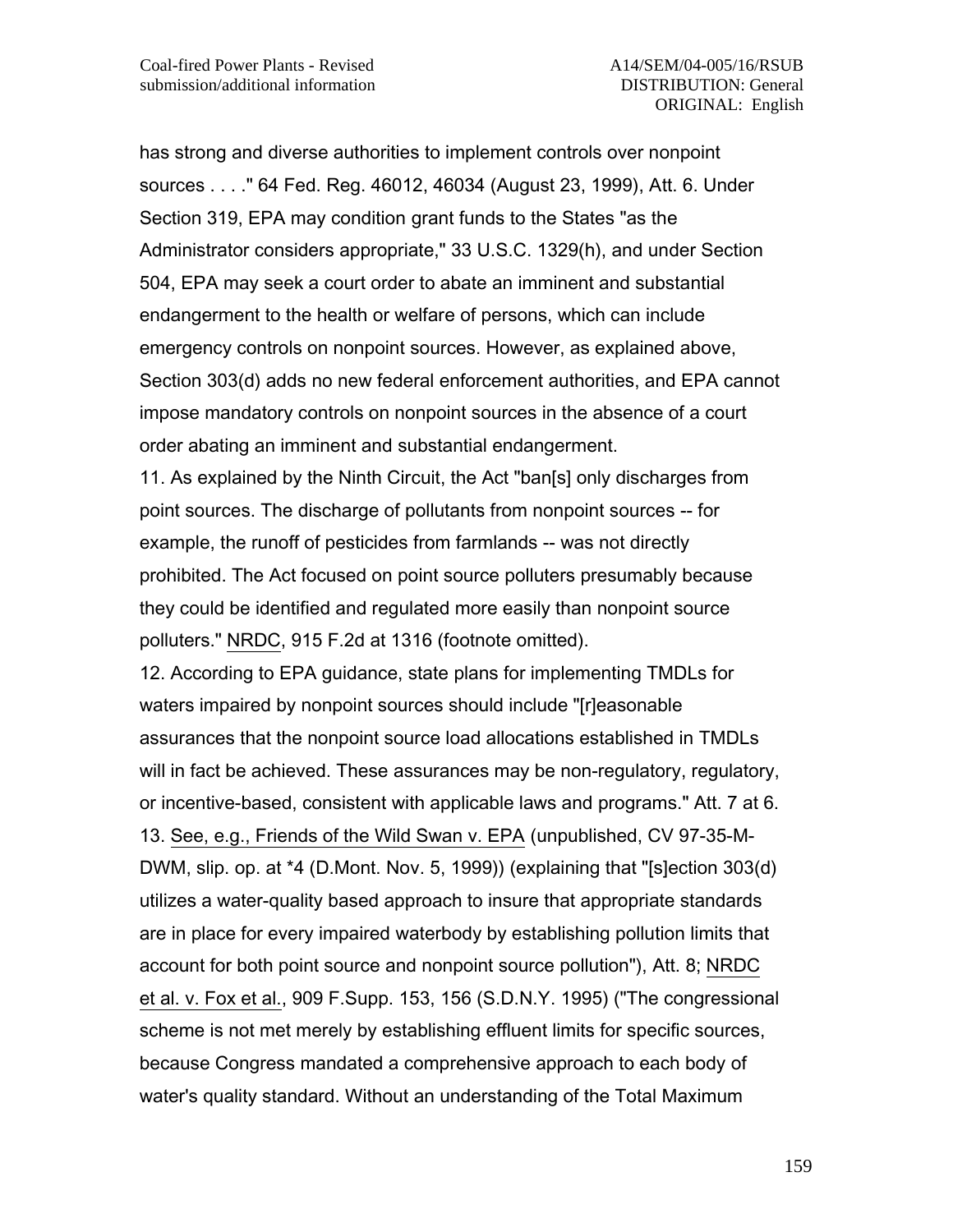has strong and diverse authorities to implement controls over nonpoint sources . . . ." 64 Fed. Reg. 46012, 46034 (August 23, 1999), Att. 6. Under Section 319, EPA may condition grant funds to the States "as the Administrator considers appropriate," 33 U.S.C. 1329(h), and under Section 504, EPA may seek a court order to abate an imminent and substantial endangerment to the health or welfare of persons, which can include emergency controls on nonpoint sources. However, as explained above, Section 303(d) adds no new federal enforcement authorities, and EPA cannot impose mandatory controls on nonpoint sources in the absence of a court order abating an imminent and substantial endangerment.

11. As explained by the Ninth Circuit, the Act "ban[s] only discharges from point sources. The discharge of pollutants from nonpoint sources -- for example, the runoff of pesticides from farmlands -- was not directly prohibited. The Act focused on point source polluters presumably because they could be identified and regulated more easily than nonpoint source polluters." NRDC, 915 F.2d at 1316 (footnote omitted).

12. According to EPA guidance, state plans for implementing TMDLs for waters impaired by nonpoint sources should include "[r]easonable assurances that the nonpoint source load allocations established in TMDLs will in fact be achieved. These assurances may be non-regulatory, regulatory, or incentive-based, consistent with applicable laws and programs." Att. 7 at 6.

13. See, e.g., Friends of the Wild Swan v. EPA (unpublished, CV 97-35-M-DWM, slip. op. at *4 (D.Mont. Nov. 5, 1999)) (explaining that "[s]ection 303(d) utilizes a water-quality based approach to insure that appropriate standards are in place for every impaired waterbody by establishing pollution limits that account for both point source and nonpoint source pollution"), Att. 8; NRDC et al. v. Fox et al., 909 F.Supp. 153, 156 (S.D.N.Y. 1995) ("The congressional scheme is not met merely by establishing effluent limits for specific sources, because Congress mandated a comprehensive approach to each body of water's quality standard. Without an understanding of the Total Maximum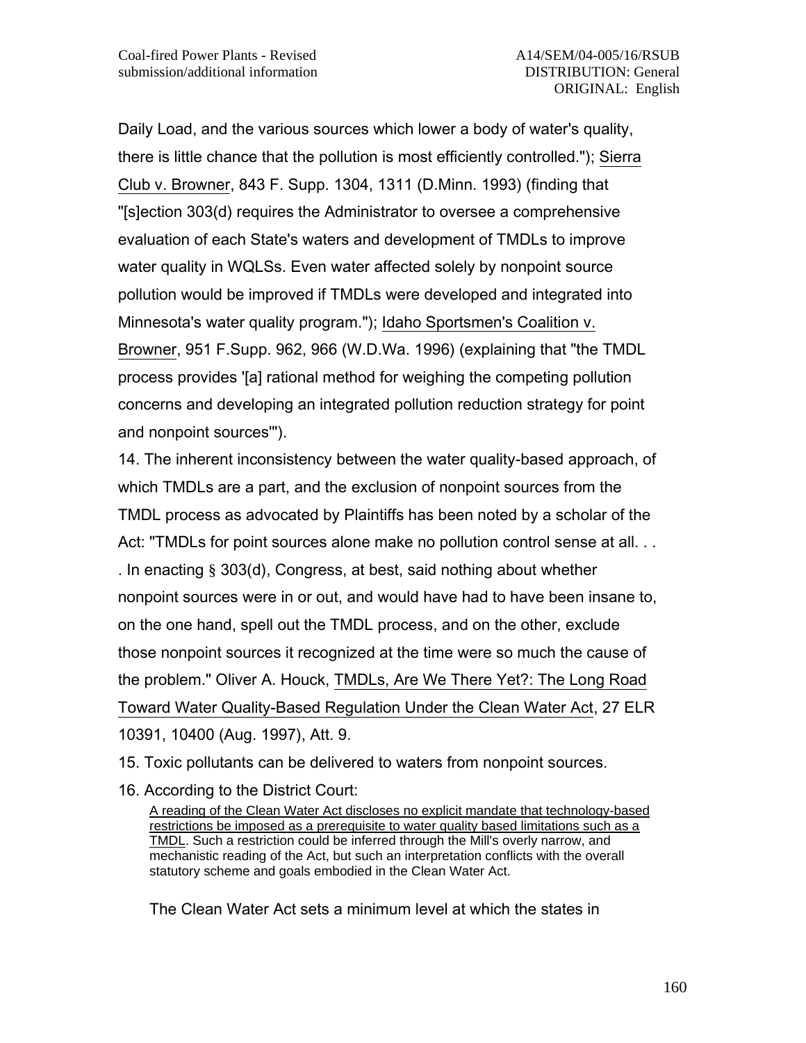Daily Load, and the various sources which lower a body of water's quality, there is little chance that the pollution is most efficiently controlled."); Sierra Club v. Browner, 843 F. Supp. 1304, 1311 (D.Minn. 1993) (finding that "[s]ection 303(d) requires the Administrator to oversee a comprehensive evaluation of each State's waters and development of TMDLs to improve water quality in WQLSs. Even water affected solely by nonpoint source pollution would be improved if TMDLs were developed and integrated into Minnesota's water quality program."); Idaho Sportsmen's Coalition v. Browner, 951 F.Supp. 962, 966 (W.D.Wa. 1996) (explaining that "the TMDL process provides '[a] rational method for weighing the competing pollution concerns and developing an integrated pollution reduction strategy for point and nonpoint sources'").

14. The inherent inconsistency between the water quality-based approach, of which TMDLs are a part, and the exclusion of nonpoint sources from the TMDL process as advocated by Plaintiffs has been noted by a scholar of the Act: "TMDLs for point sources alone make no pollution control sense at all. . . . In enacting § 303(d), Congress, at best, said nothing about whether nonpoint sources were in or out, and would have had to have been insane to, on the one hand, spell out the TMDL process, and on the other, exclude those nonpoint sources it recognized at the time were so much the cause of the problem." Oliver A. Houck, TMDLs, Are We There Yet?: The Long Road Toward Water Quality-Based Regulation Under the Clean Water Act, 27 ELR 10391, 10400 (Aug. 1997), Att. 9.

15. Toxic pollutants can be delivered to waters from nonpoint sources.

16. According to the District Court:

> A reading of the Clean Water Act discloses no explicit mandate that technology-based restrictions be imposed as a prerequisite to water quality based limitations such as a TMDL. Such a restriction could be inferred through the Mill's overly narrow, and mechanistic reading of the Act, but such an interpretation conflicts with the overall statutory scheme and goals embodied in the Clean Water Act.

The Clean Water Act sets a minimum level at which the states in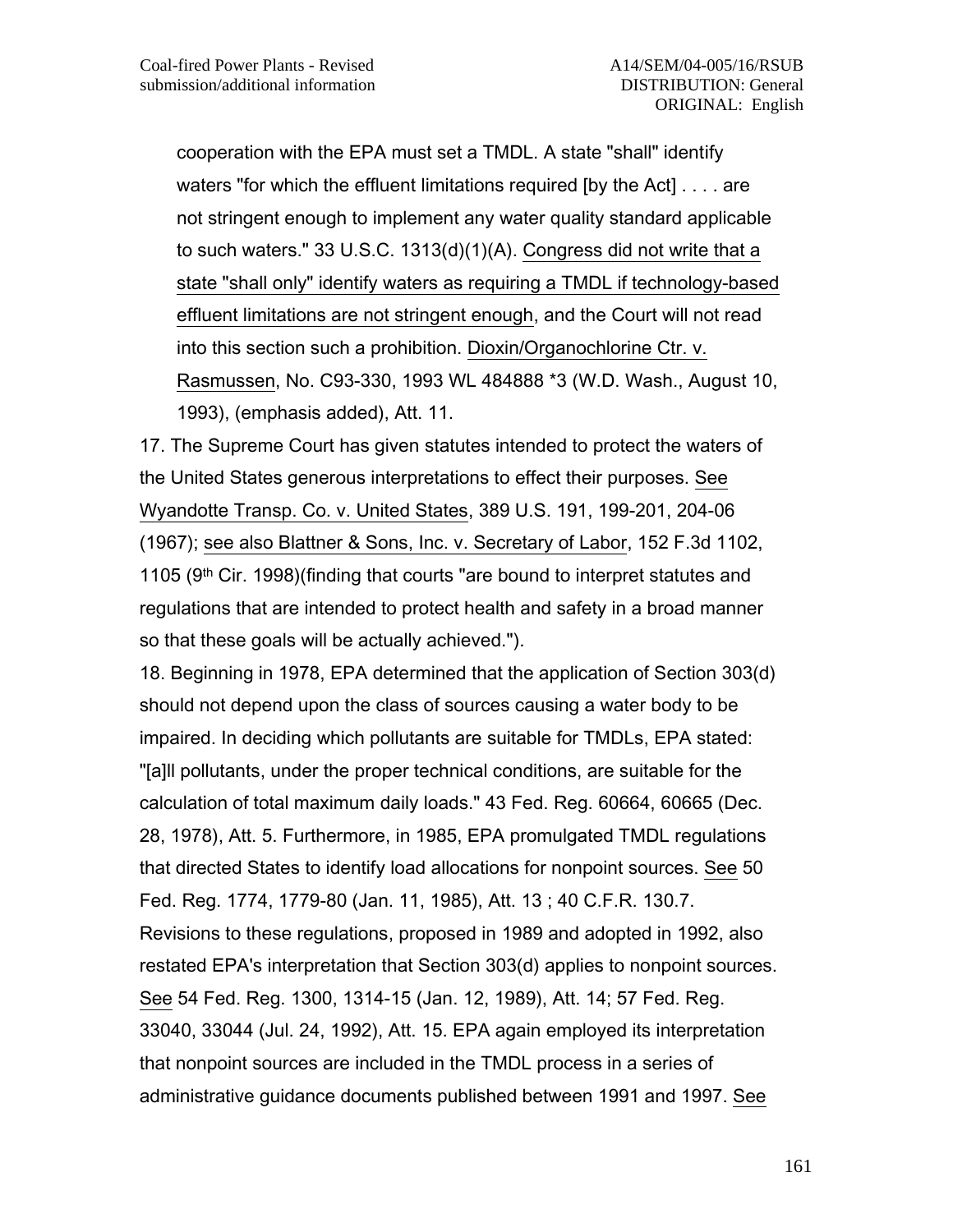> cooperation with the EPA must set a TMDL. A state "shall" identify waters "for which the effluent limitations required [by the Act] . . . . are not stringent enough to implement any water quality standard applicable to such waters." 33 U.S.C. 1313(d)(1)(A). Congress did not write that a state "shall only" identify waters as requiring a TMDL if technology-based effluent limitations are not stringent enough, and the Court will not read into this section such a prohibition. Dioxin/Organochlorine Ctr. v. Rasmussen, No. C93-330, 1993 WL 484888 *3 (W.D. Wash., August 10, 1993), (emphasis added), Att. 11.

17. The Supreme Court has given statutes intended to protect the waters of the United States generous interpretations to effect their purposes. See Wyandotte Transp. Co. v. United States, 389 U.S. 191, 199-201, 204-06 (1967); see also Blattner & Sons, Inc. v. Secretary of Labor, 152 F.3d 1102, 1105 (9th Cir. 1998)(finding that courts "are bound to interpret statutes and regulations that are intended to protect health and safety in a broad manner so that these goals will be actually achieved.").

18. Beginning in 1978, EPA determined that the application of Section 303(d) should not depend upon the class of sources causing a water body to be impaired. In deciding which pollutants are suitable for TMDLs, EPA stated: "[a]ll pollutants, under the proper technical conditions, are suitable for the calculation of total maximum daily loads." 43 Fed. Reg. 60664, 60665 (Dec. 28, 1978), Att. 5. Furthermore, in 1985, EPA promulgated TMDL regulations that directed States to identify load allocations for nonpoint sources. See 50 Fed. Reg. 1774, 1779-80 (Jan. 11, 1985), Att. 13 ; 40 C.F.R. 130.7. Revisions to these regulations, proposed in 1989 and adopted in 1992, also restated EPA's interpretation that Section 303(d) applies to nonpoint sources. See 54 Fed. Reg. 1300, 1314-15 (Jan. 12, 1989), Att. 14; 57 Fed. Reg. 33040, 33044 (Jul. 24, 1992), Att. 15. EPA again employed its interpretation that nonpoint sources are included in the TMDL process in a series of administrative guidance documents published between 1991 and 1997. See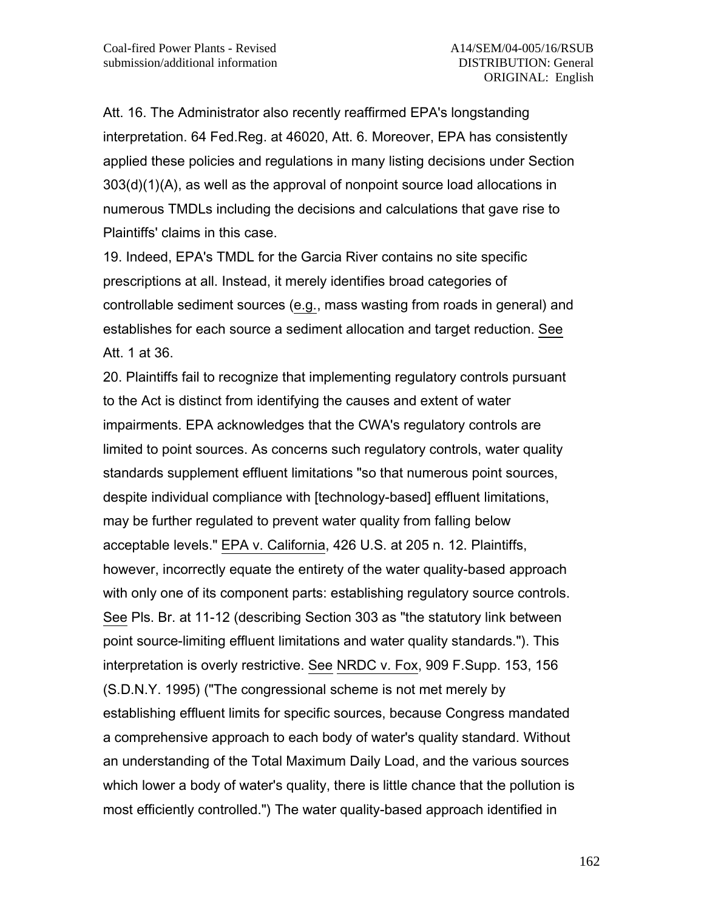Att. 16. The Administrator also recently reaffirmed EPA's longstanding interpretation. 64 Fed.Reg. at 46020, Att. 6. Moreover, EPA has consistently applied these policies and regulations in many listing decisions under Section 303(d)(1)(A), as well as the approval of nonpoint source load allocations in numerous TMDLs including the decisions and calculations that gave rise to Plaintiffs' claims in this case.

19. Indeed, EPA's TMDL for the Garcia River contains no site specific prescriptions at all. Instead, it merely identifies broad categories of controllable sediment sources (e.g., mass wasting from roads in general) and establishes for each source a sediment allocation and target reduction. See Att. 1 at 36.

20. Plaintiffs fail to recognize that implementing regulatory controls pursuant to the Act is distinct from identifying the causes and extent of water impairments. EPA acknowledges that the CWA's regulatory controls are limited to point sources. As concerns such regulatory controls, water quality standards supplement effluent limitations "so that numerous point sources, despite individual compliance with [technology-based] effluent limitations, may be further regulated to prevent water quality from falling below acceptable levels." EPA v. California, 426 U.S. at 205 n. 12. Plaintiffs, however, incorrectly equate the entirety of the water quality-based approach with only one of its component parts: establishing regulatory source controls. See Pls. Br. at 11-12 (describing Section 303 as "the statutory link between point source-limiting effluent limitations and water quality standards."). This interpretation is overly restrictive. See NRDC v. Fox, 909 F.Supp. 153, 156 (S.D.N.Y. 1995) ("The congressional scheme is not met merely by establishing effluent limits for specific sources, because Congress mandated a comprehensive approach to each body of water's quality standard. Without an understanding of the Total Maximum Daily Load, and the various sources which lower a body of water's quality, there is little chance that the pollution is most efficiently controlled.") The water quality-based approach identified in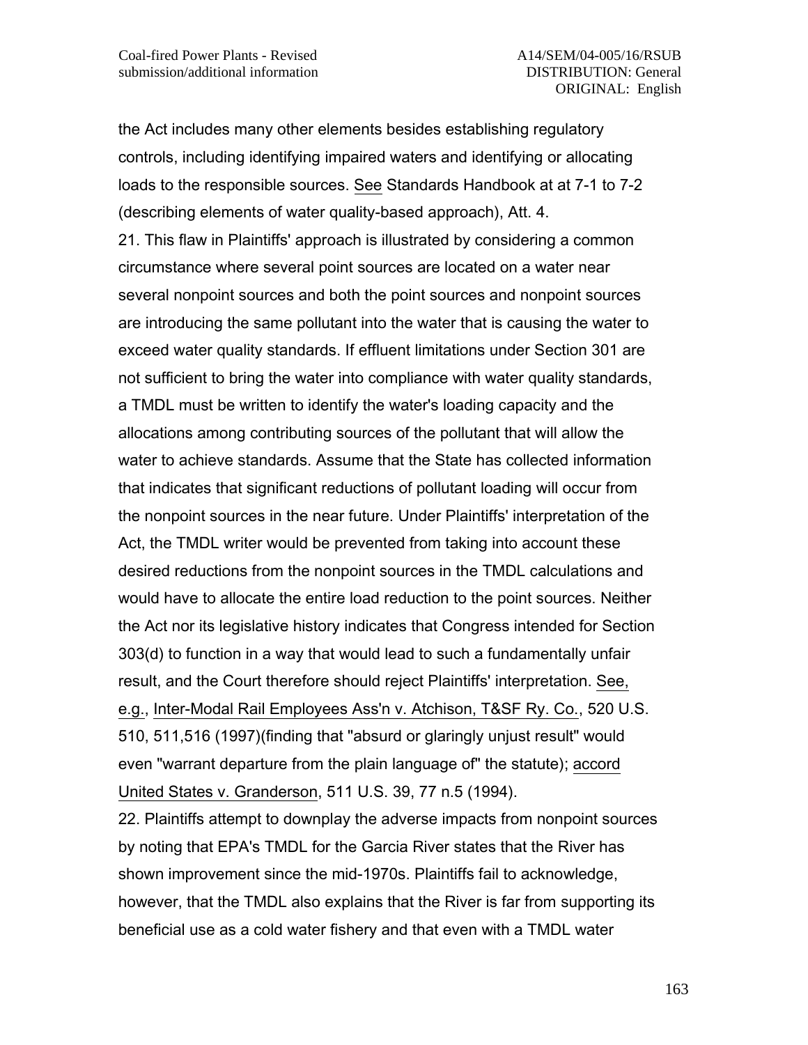the Act includes many other elements besides establishing regulatory controls, including identifying impaired waters and identifying or allocating loads to the responsible sources. See Standards Handbook at at 7-1 to 7-2 (describing elements of water quality-based approach), Att. 4.

21. This flaw in Plaintiffs' approach is illustrated by considering a common circumstance where several point sources are located on a water near several nonpoint sources and both the point sources and nonpoint sources are introducing the same pollutant into the water that is causing the water to exceed water quality standards. If effluent limitations under Section 301 are not sufficient to bring the water into compliance with water quality standards, a TMDL must be written to identify the water's loading capacity and the allocations among contributing sources of the pollutant that will allow the water to achieve standards. Assume that the State has collected information that indicates that significant reductions of pollutant loading will occur from the nonpoint sources in the near future. Under Plaintiffs' interpretation of the Act, the TMDL writer would be prevented from taking into account these desired reductions from the nonpoint sources in the TMDL calculations and would have to allocate the entire load reduction to the point sources. Neither the Act nor its legislative history indicates that Congress intended for Section 303(d) to function in a way that would lead to such a fundamentally unfair result, and the Court therefore should reject Plaintiffs' interpretation. See, e.g., Inter-Modal Rail Employees Ass'n v. Atchison, T&SF Ry. Co., 520 U.S. 510, 511,516 (1997)(finding that "absurd or glaringly unjust result" would even "warrant departure from the plain language of" the statute); accord United States v. Granderson, 511 U.S. 39, 77 n.5 (1994).

22. Plaintiffs attempt to downplay the adverse impacts from nonpoint sources by noting that EPA's TMDL for the Garcia River states that the River has shown improvement since the mid-1970s. Plaintiffs fail to acknowledge, however, that the TMDL also explains that the River is far from supporting its beneficial use as a cold water fishery and that even with a TMDL water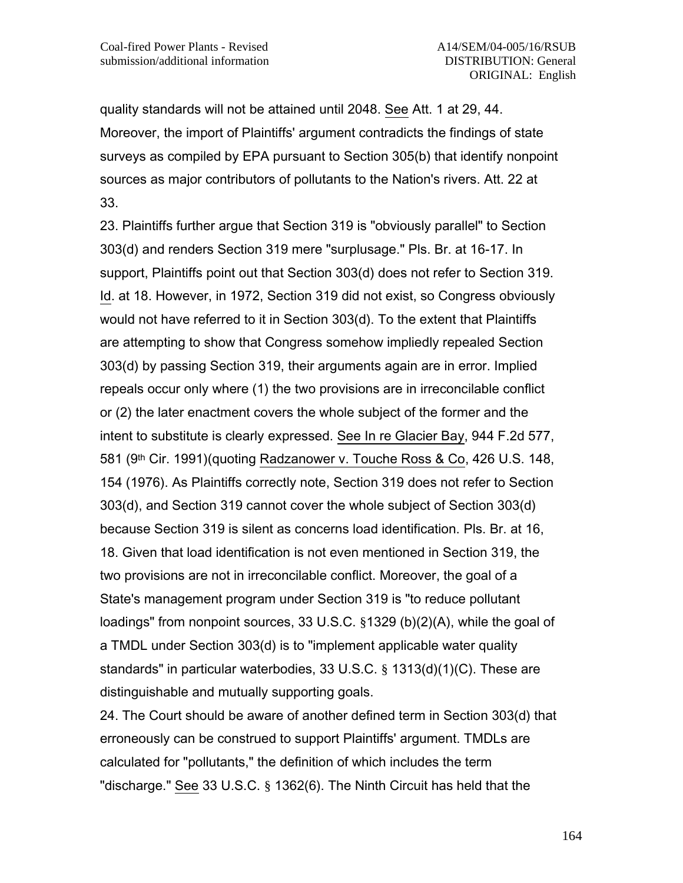quality standards will not be attained until 2048. See Att. 1 at 29, 44. Moreover, the import of Plaintiffs' argument contradicts the findings of state surveys as compiled by EPA pursuant to Section 305(b) that identify nonpoint sources as major contributors of pollutants to the Nation's rivers. Att. 22 at 33.

23. Plaintiffs further argue that Section 319 is "obviously parallel" to Section 303(d) and renders Section 319 mere "surplusage." Pls. Br. at 16-17. In support, Plaintiffs point out that Section 303(d) does not refer to Section 319. Id. at 18. However, in 1972, Section 319 did not exist, so Congress obviously would not have referred to it in Section 303(d). To the extent that Plaintiffs are attempting to show that Congress somehow impliedly repealed Section 303(d) by passing Section 319, their arguments again are in error. Implied repeals occur only where (1) the two provisions are in irreconcilable conflict or (2) the later enactment covers the whole subject of the former and the intent to substitute is clearly expressed. See In re Glacier Bay, 944 F.2d 577, 581 (9th Cir. 1991)(quoting Radzanower v. Touche Ross & Co, 426 U.S. 148, 154 (1976). As Plaintiffs correctly note, Section 319 does not refer to Section 303(d), and Section 319 cannot cover the whole subject of Section 303(d) because Section 319 is silent as concerns load identification. Pls. Br. at 16, 18. Given that load identification is not even mentioned in Section 319, the two provisions are not in irreconcilable conflict. Moreover, the goal of a State's management program under Section 319 is "to reduce pollutant loadings" from nonpoint sources, 33 U.S.C. §1329 (b)(2)(A), while the goal of a TMDL under Section 303(d) is to "implement applicable water quality standards" in particular waterbodies, 33 U.S.C. § 1313(d)(1)(C). These are distinguishable and mutually supporting goals.

24. The Court should be aware of another defined term in Section 303(d) that erroneously can be construed to support Plaintiffs' argument. TMDLs are calculated for "pollutants," the definition of which includes the term "discharge." See 33 U.S.C. § 1362(6). The Ninth Circuit has held that the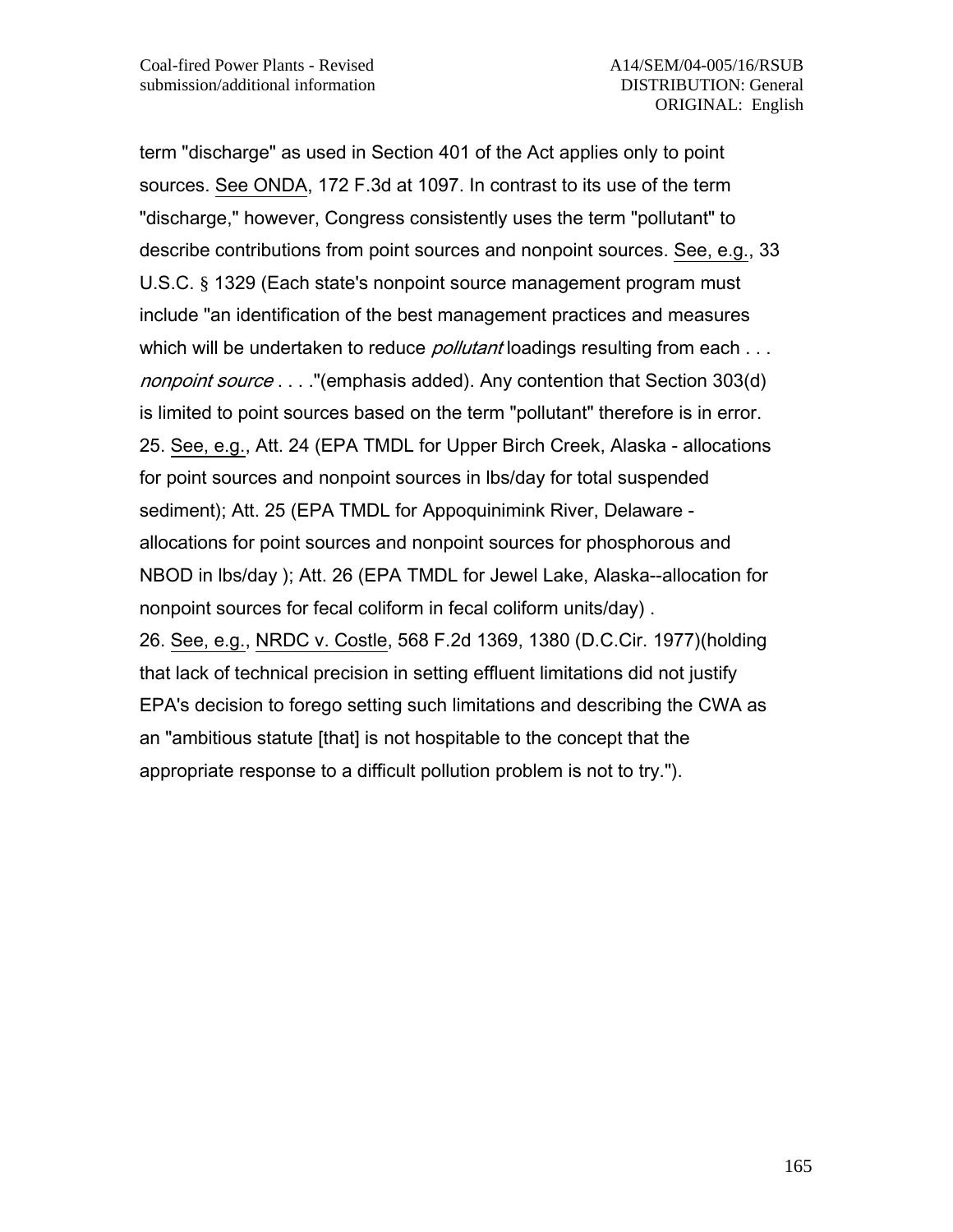term "discharge" as used in Section 401 of the Act applies only to point sources. See ONDA, 172 F.3d at 1097. In contrast to its use of the term "discharge," however, Congress consistently uses the term "pollutant" to describe contributions from point sources and nonpoint sources. See, e.g., 33 U.S.C. § 1329 (Each state's nonpoint source management program must include "an identification of the best management practices and measures which will be undertaken to reduce *pollutant* loadings resulting from each . . . *nonpoint source* . . . ."(emphasis added). Any contention that Section 303(d) is limited to point sources based on the term "pollutant" therefore is in error.

25. See, e.g., Att. 24 (EPA TMDL for Upper Birch Creek, Alaska - allocations for point sources and nonpoint sources in lbs/day for total suspended sediment); Att. 25 (EPA TMDL for Appoquinimink River, Delaware - allocations for point sources and nonpoint sources for phosphorous and NBOD in lbs/day ); Att. 26 (EPA TMDL for Jewel Lake, Alaska--allocation for nonpoint sources for fecal coliform in fecal coliform units/day) .

26. See, e.g., NRDC v. Costle, 568 F.2d 1369, 1380 (D.C.Cir. 1977)(holding that lack of technical precision in setting effluent limitations did not justify EPA's decision to forego setting such limitations and describing the CWA as an "ambitious statute [that] is not hospitable to the concept that the appropriate response to a difficult pollution problem is not to try.").